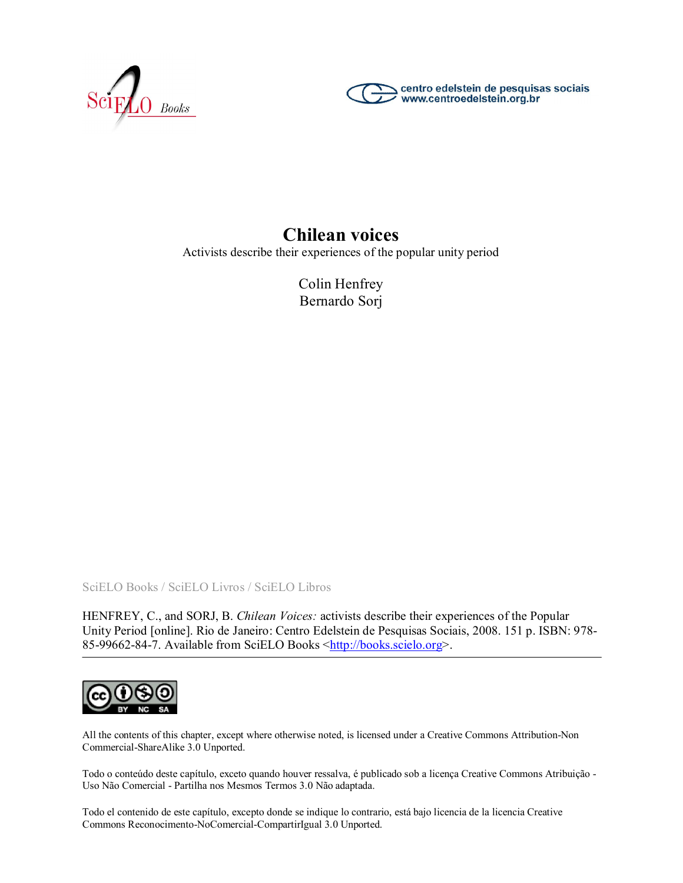SciELO Books

centro edelstein de pesquisas sociais
www.centroedelstein.org.br

# Chilean voices

Activists describe their experiences of the popular unity period

Colin Henfrey
Bernardo Sorj

SciELO Books / SciELO Livros / SciELO Libros

HENFREY, C., and SORJ, B. *Chilean Voices:* activists describe their experiences of the Popular Unity Period [online]. Rio de Janeiro: Centro Edelstein de Pesquisas Sociais, 2008. 151 p. ISBN: 978-85-99662-84-7. Available from SciELO Books <http://books.scielo.org>.

---

All the contents of this chapter, except where otherwise noted, is licensed under a Creative Commons Attribution-Non Commercial-ShareAlike 3.0 Unported.

Todo o conteúdo deste capítulo, exceto quando houver ressalva, é publicado sob a licença Creative Commons Atribuição - Uso Não Comercial - Partilha nos Mesmos Termos 3.0 Não adaptada.

Todo el contenido de este capítulo, excepto donde se indique lo contrario, está bajo licencia de la licencia Creative Commons Reconocimento-NoComercial-CompartirIgual 3.0 Unported.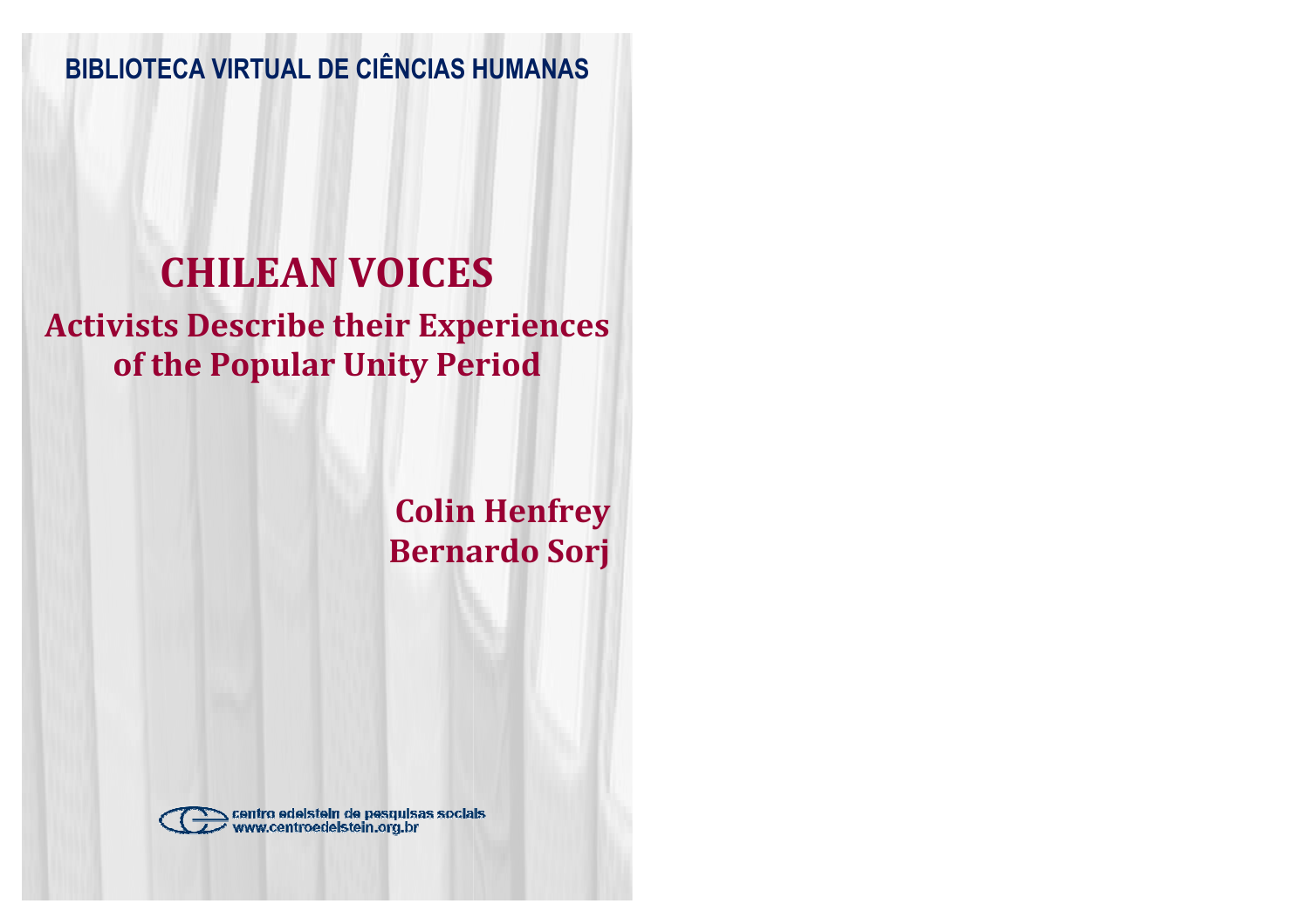BIBLIOTECA VIRTUAL DE CIÊNCIAS HUMANAS

# CHILEAN VOICES

## Activists Describe their Experiences of the Popular Unity Period

**Colin Henfrey**
**Bernardo Sorj**

centro edelstein de pesquisas sociais
www.centroedelstein.org.br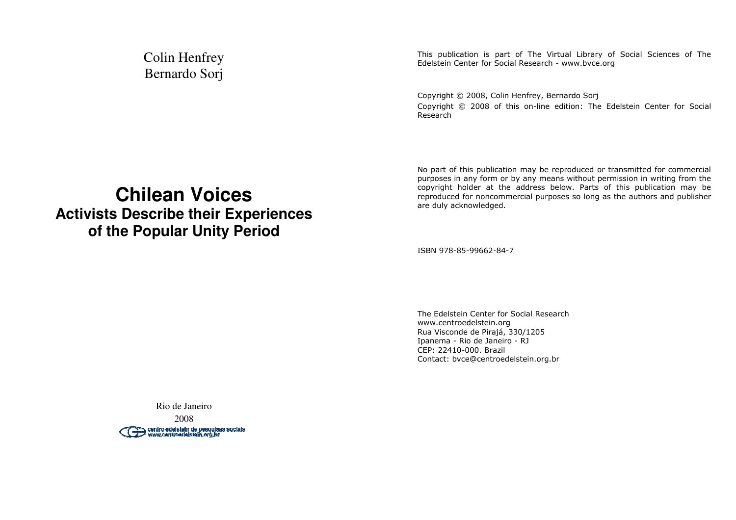Colin Henfrey
Bernardo Sorj

# Chilean Voices

## Activists Describe their Experiences of the Popular Unity Period

Rio de Janeiro
2008

centro edelstein de pesquisas sociais
www.centroedelstein.org.br

This publication is part of The Virtual Library of Social Sciences of The Edelstein Center for Social Research - www.bvce.org

Copyright © 2008, Colin Henfrey, Bernardo Sorj

Copyright © 2008 of this on-line edition: The Edelstein Center for Social Research

No part of this publication may be reproduced or transmitted for commercial purposes in any form or by any means without permission in writing from the copyright holder at the address below. Parts of this publication may be reproduced for noncommercial purposes so long as the authors and publisher are duly acknowledged.

ISBN 978-85-99662-84-7

The Edelstein Center for Social Research
www.centroedelstein.org
Rua Visconde de Pirajá, 330/1205
Ipanema - Rio de Janeiro - RJ
CEP: 22410-000. Brazil
Contact: bvce@centroedelstein.org.br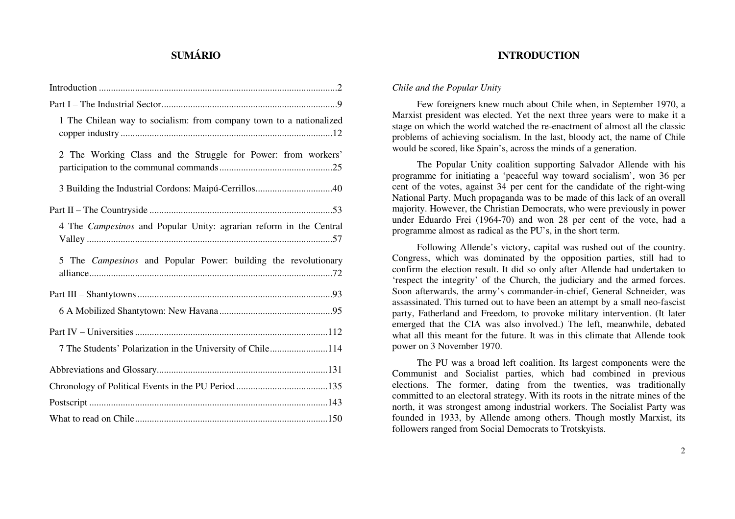# SUMÁRIO

Introduction ..................................................................................................2

Part I – The Industrial Sector.........................................................................9

1 The Chilean way to socialism: from company town to a nationalized copper industry .......................................................................................12

2 The Working Class and the Struggle for Power: from workers' participation to the communal commands...............................................25

3 Building the Industrial Cordons: Maipú-Cerrillos................................40

Part II – The Countryside ...........................................................................53

4 The *Campesinos* and Popular Unity: agrarian reform in the Central Valley .....................................................................................................57

5 The *Campesinos* and Popular Power: building the revolutionary alliance....................................................................................................72

Part III – Shantytowns.................................................................................93

6 A Mobilized Shantytown: New Havana...............................................95

Part IV – Universities ................................................................................112

7 The Students' Polarization in the University of Chile........................114

Abbreviations and Glossary.......................................................................131

Chronology of Political Events in the PU Period......................................135

Postscript ..................................................................................................143

What to read on Chile................................................................................150

# INTRODUCTION

*Chile and the Popular Unity*

Few foreigners knew much about Chile when, in September 1970, a Marxist president was elected. Yet the next three years were to make it a stage on which the world watched the re-enactment of almost all the classic problems of achieving socialism. In the last, bloody act, the name of Chile would be scored, like Spain's, across the minds of a generation.

The Popular Unity coalition supporting Salvador Allende with his programme for initiating a 'peaceful way toward socialism', won 36 per cent of the votes, against 34 per cent for the candidate of the right-wing National Party. Much propaganda was to be made of this lack of an overall majority. However, the Christian Democrats, who were previously in power under Eduardo Frei (1964-70) and won 28 per cent of the vote, had a programme almost as radical as the PU's, in the short term.

Following Allende's victory, capital was rushed out of the country. Congress, which was dominated by the opposition parties, still had to confirm the election result. It did so only after Allende had undertaken to 'respect the integrity' of the Church, the judiciary and the armed forces. Soon afterwards, the army's commander-in-chief, General Schneider, was assassinated. This turned out to have been an attempt by a small neo-fascist party, Fatherland and Freedom, to provoke military intervention. (It later emerged that the CIA was also involved.) The left, meanwhile, debated what all this meant for the future. It was in this climate that Allende took power on 3 November 1970.

The PU was a broad left coalition. Its largest components were the Communist and Socialist parties, which had combined in previous elections. The former, dating from the twenties, was traditionally committed to an electoral strategy. With its roots in the nitrate mines of the north, it was strongest among industrial workers. The Socialist Party was founded in 1933, by Allende among others. Though mostly Marxist, its followers ranged from Social Democrats to Trotskyists.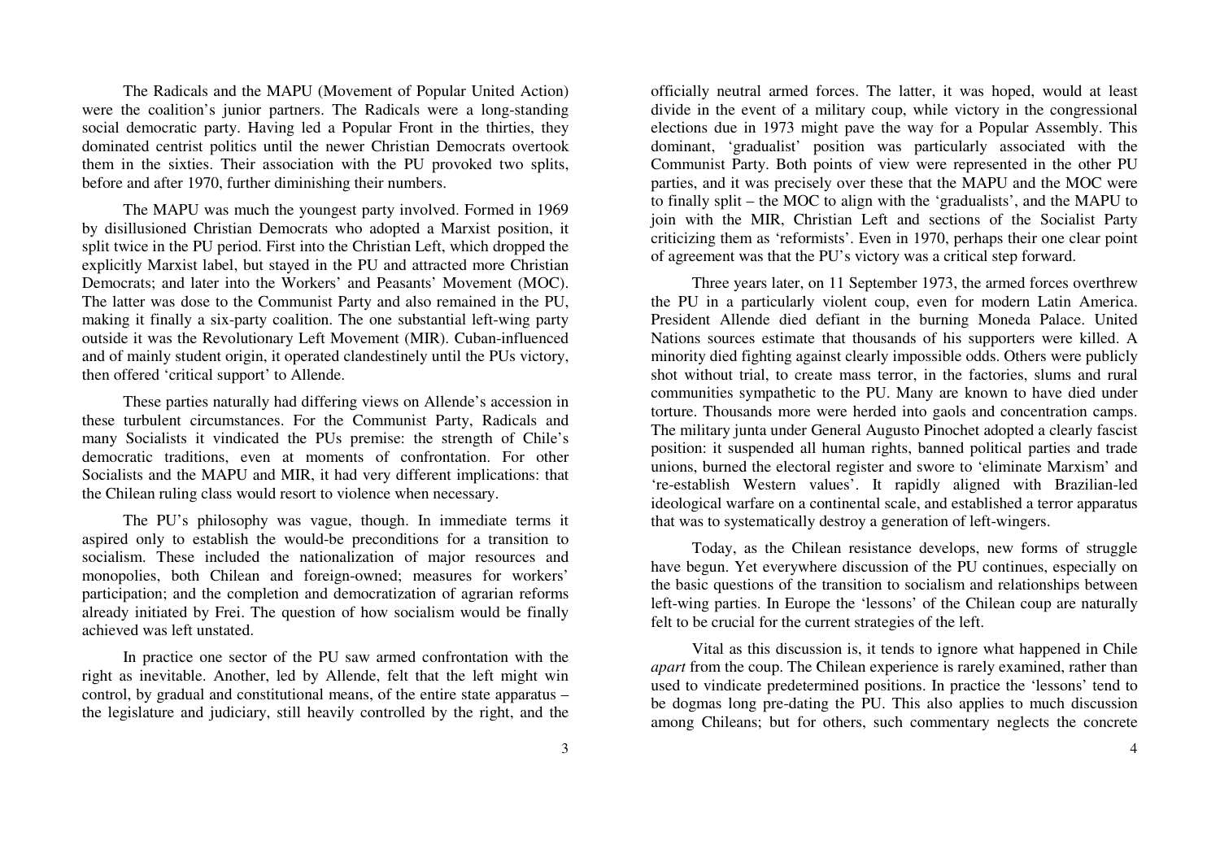The Radicals and the MAPU (Movement of Popular United Action) were the coalition's junior partners. The Radicals were a long-standing social democratic party. Having led a Popular Front in the thirties, they dominated centrist politics until the newer Christian Democrats overtook them in the sixties. Their association with the PU provoked two splits, before and after 1970, further diminishing their numbers.

The MAPU was much the youngest party involved. Formed in 1969 by disillusioned Christian Democrats who adopted a Marxist position, it split twice in the PU period. First into the Christian Left, which dropped the explicitly Marxist label, but stayed in the PU and attracted more Christian Democrats; and later into the Workers' and Peasants' Movement (MOC). The latter was dose to the Communist Party and also remained in the PU, making it finally a six-party coalition. The one substantial left-wing party outside it was the Revolutionary Left Movement (MIR). Cuban-influenced and of mainly student origin, it operated clandestinely until the PUs victory, then offered 'critical support' to Allende.

These parties naturally had differing views on Allende's accession in these turbulent circumstances. For the Communist Party, Radicals and many Socialists it vindicated the PUs premise: the strength of Chile's democratic traditions, even at moments of confrontation. For other Socialists and the MAPU and MIR, it had very different implications: that the Chilean ruling class would resort to violence when necessary.

The PU's philosophy was vague, though. In immediate terms it aspired only to establish the would-be preconditions for a transition to socialism. These included the nationalization of major resources and monopolies, both Chilean and foreign-owned; measures for workers' participation; and the completion and democratization of agrarian reforms already initiated by Frei. The question of how socialism would be finally achieved was left unstated.

In practice one sector of the PU saw armed confrontation with the right as inevitable. Another, led by Allende, felt that the left might win control, by gradual and constitutional means, of the entire state apparatus – the legislature and judiciary, still heavily controlled by the right, and the officially neutral armed forces. The latter, it was hoped, would at least divide in the event of a military coup, while victory in the congressional elections due in 1973 might pave the way for a Popular Assembly. This dominant, 'gradualist' position was particularly associated with the Communist Party. Both points of view were represented in the other PU parties, and it was precisely over these that the MAPU and the MOC were to finally split – the MOC to align with the 'gradualists', and the MAPU to join with the MIR, Christian Left and sections of the Socialist Party criticizing them as 'reformists'. Even in 1970, perhaps their one clear point of agreement was that the PU's victory was a critical step forward.

Three years later, on 11 September 1973, the armed forces overthrew the PU in a particularly violent coup, even for modern Latin America. President Allende died defiant in the burning Moneda Palace. United Nations sources estimate that thousands of his supporters were killed. A minority died fighting against clearly impossible odds. Others were publicly shot without trial, to create mass terror, in the factories, slums and rural communities sympathetic to the PU. Many are known to have died under torture. Thousands more were herded into gaols and concentration camps. The military junta under General Augusto Pinochet adopted a clearly fascist position: it suspended all human rights, banned political parties and trade unions, burned the electoral register and swore to 'eliminate Marxism' and 're-establish Western values'. It rapidly aligned with Brazilian-led ideological warfare on a continental scale, and established a terror apparatus that was to systematically destroy a generation of left-wingers.

Today, as the Chilean resistance develops, new forms of struggle have begun. Yet everywhere discussion of the PU continues, especially on the basic questions of the transition to socialism and relationships between left-wing parties. In Europe the 'lessons' of the Chilean coup are naturally felt to be crucial for the current strategies of the left.

Vital as this discussion is, it tends to ignore what happened in Chile *apart* from the coup. The Chilean experience is rarely examined, rather than used to vindicate predetermined positions. In practice the 'lessons' tend to be dogmas long pre-dating the PU. This also applies to much discussion among Chileans; but for others, such commentary neglects the concrete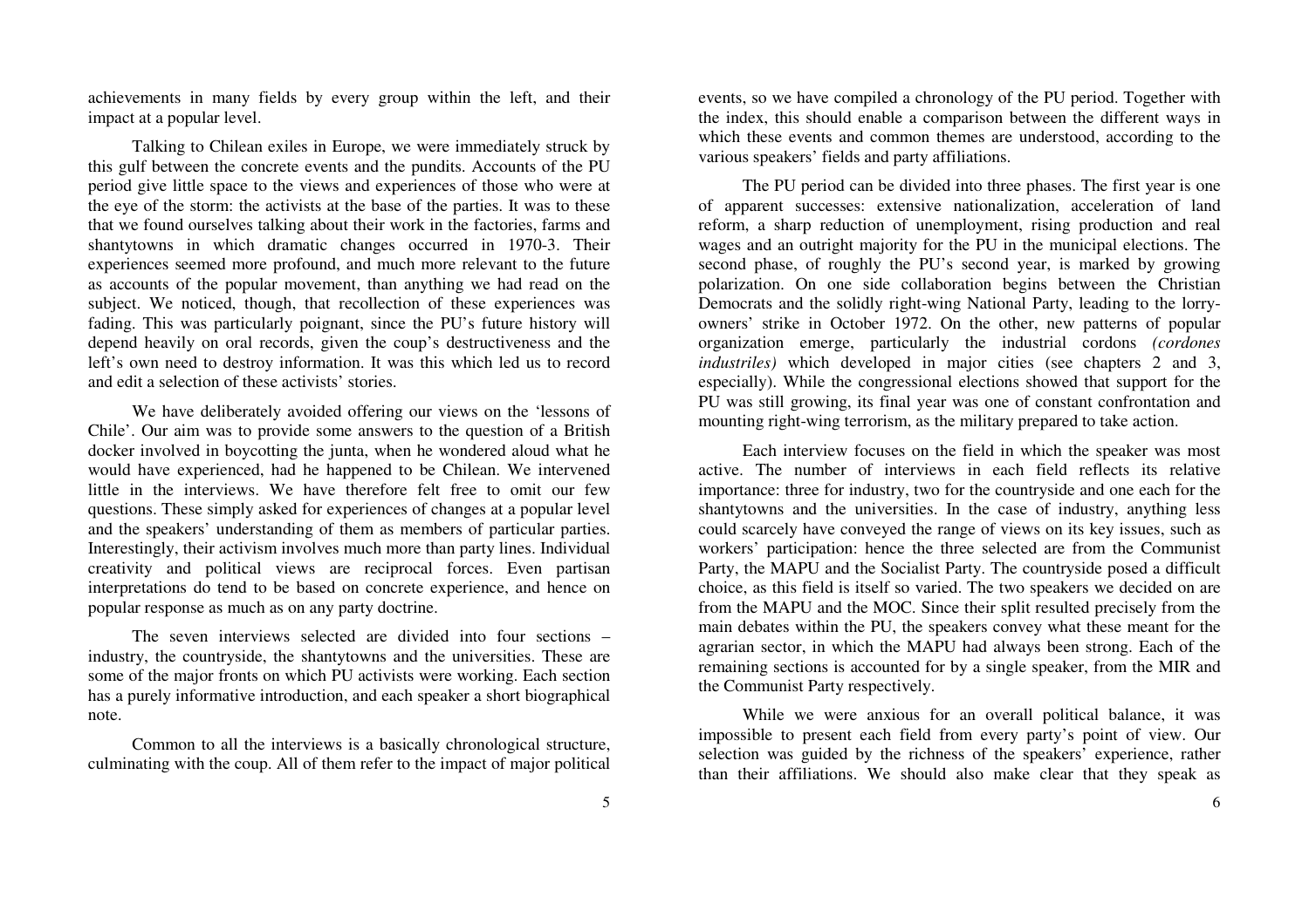achievements in many fields by every group within the left, and their impact at a popular level.

Talking to Chilean exiles in Europe, we were immediately struck by this gulf between the concrete events and the pundits. Accounts of the PU period give little space to the views and experiences of those who were at the eye of the storm: the activists at the base of the parties. It was to these that we found ourselves talking about their work in the factories, farms and shantytowns in which dramatic changes occurred in 1970-3. Their experiences seemed more profound, and much more relevant to the future as accounts of the popular movement, than anything we had read on the subject. We noticed, though, that recollection of these experiences was fading. This was particularly poignant, since the PU's future history will depend heavily on oral records, given the coup's destructiveness and the left's own need to destroy information. It was this which led us to record and edit a selection of these activists' stories.

We have deliberately avoided offering our views on the 'lessons of Chile'. Our aim was to provide some answers to the question of a British docker involved in boycotting the junta, when he wondered aloud what he would have experienced, had he happened to be Chilean. We intervened little in the interviews. We have therefore felt free to omit our few questions. These simply asked for experiences of changes at a popular level and the speakers' understanding of them as members of particular parties. Interestingly, their activism involves much more than party lines. Individual creativity and political views are reciprocal forces. Even partisan interpretations do tend to be based on concrete experience, and hence on popular response as much as on any party doctrine.

The seven interviews selected are divided into four sections – industry, the countryside, the shantytowns and the universities. These are some of the major fronts on which PU activists were working. Each section has a purely informative introduction, and each speaker a short biographical note.

Common to all the interviews is a basically chronological structure, culminating with the coup. All of them refer to the impact of major political events, so we have compiled a chronology of the PU period. Together with the index, this should enable a comparison between the different ways in which these events and common themes are understood, according to the various speakers' fields and party affiliations.

The PU period can be divided into three phases. The first year is one of apparent successes: extensive nationalization, acceleration of land reform, a sharp reduction of unemployment, rising production and real wages and an outright majority for the PU in the municipal elections. The second phase, of roughly the PU's second year, is marked by growing polarization. On one side collaboration begins between the Christian Democrats and the solidly right-wing National Party, leading to the lorry-owners' strike in October 1972. On the other, new patterns of popular organization emerge, particularly the industrial cordons *(cordones industriles)* which developed in major cities (see chapters 2 and 3, especially). While the congressional elections showed that support for the PU was still growing, its final year was one of constant confrontation and mounting right-wing terrorism, as the military prepared to take action.

Each interview focuses on the field in which the speaker was most active. The number of interviews in each field reflects its relative importance: three for industry, two for the countryside and one each for the shantytowns and the universities. In the case of industry, anything less could scarcely have conveyed the range of views on its key issues, such as workers' participation: hence the three selected are from the Communist Party, the MAPU and the Socialist Party. The countryside posed a difficult choice, as this field is itself so varied. The two speakers we decided on are from the MAPU and the MOC. Since their split resulted precisely from the main debates within the PU, the speakers convey what these meant for the agrarian sector, in which the MAPU had always been strong. Each of the remaining sections is accounted for by a single speaker, from the MIR and the Communist Party respectively.

While we were anxious for an overall political balance, it was impossible to present each field from every party's point of view. Our selection was guided by the richness of the speakers' experience, rather than their affiliations. We should also make clear that they speak as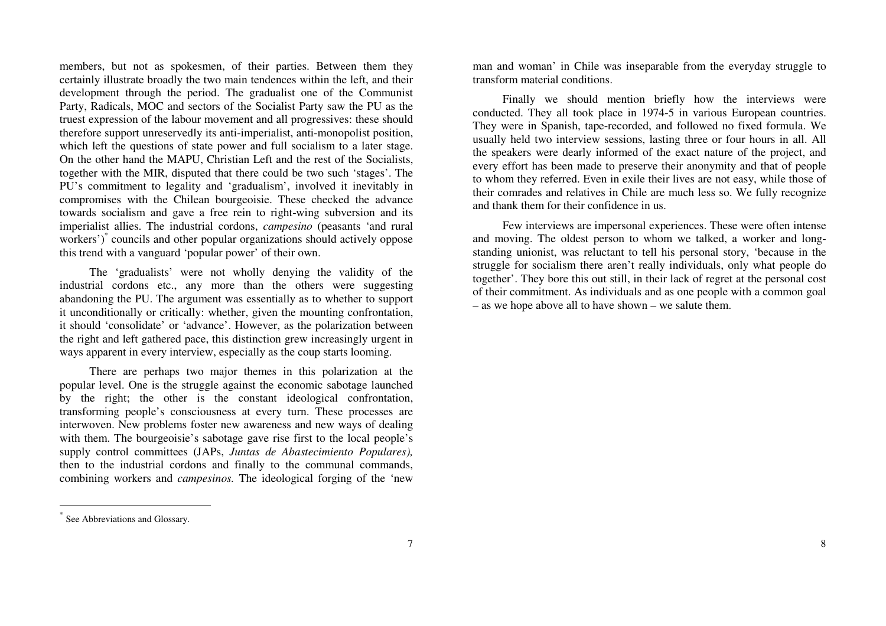members, but not as spokesmen, of their parties. Between them they certainly illustrate broadly the two main tendences within the left, and their development through the period. The gradualist one of the Communist Party, Radicals, MOC and sectors of the Socialist Party saw the PU as the truest expression of the labour movement and all progressives: these should therefore support unreservedly its anti-imperialist, anti-monopolist position, which left the questions of state power and full socialism to a later stage. On the other hand the MAPU, Christian Left and the rest of the Socialists, together with the MIR, disputed that there could be two such 'stages'. The PU's commitment to legality and 'gradualism', involved it inevitably in compromises with the Chilean bourgeoisie. These checked the advance towards socialism and gave a free rein to right-wing subversion and its imperialist allies. The industrial cordons, *campesino* (peasants 'and rural workers')* councils and other popular organizations should actively oppose this trend with a vanguard 'popular power' of their own.

The 'gradualists' were not wholly denying the validity of the industrial cordons etc., any more than the others were suggesting abandoning the PU. The argument was essentially as to whether to support it unconditionally or critically: whether, given the mounting confrontation, it should 'consolidate' or 'advance'. However, as the polarization between the right and left gathered pace, this distinction grew increasingly urgent in ways apparent in every interview, especially as the coup starts looming.

There are perhaps two major themes in this polarization at the popular level. One is the struggle against the economic sabotage launched by the right; the other is the constant ideological confrontation, transforming people's consciousness at every turn. These processes are interwoven. New problems foster new awareness and new ways of dealing with them. The bourgeoisie's sabotage gave rise first to the local people's supply control committees (JAPs, *Juntas de Abastecimiento Populares),* then to the industrial cordons and finally to the communal commands, combining workers and *campesinos.* The ideological forging of the 'new man and woman' in Chile was inseparable from the everyday struggle to transform material conditions.

Finally we should mention briefly how the interviews were conducted. They all took place in 1974-5 in various European countries. They were in Spanish, tape-recorded, and followed no fixed formula. We usually held two interview sessions, lasting three or four hours in all. All the speakers were dearly informed of the exact nature of the project, and every effort has been made to preserve their anonymity and that of people to whom they referred. Even in exile their lives are not easy, while those of their comrades and relatives in Chile are much less so. We fully recognize and thank them for their confidence in us.

Few interviews are impersonal experiences. These were often intense and moving. The oldest person to whom we talked, a worker and long-standing unionist, was reluctant to tell his personal story, 'because in the struggle for socialism there aren't really individuals, only what people do together'. They bore this out still, in their lack of regret at the personal cost of their commitment. As individuals and as one people with a common goal – as we hope above all to have shown – we salute them.

---

* See Abbreviations and Glossary.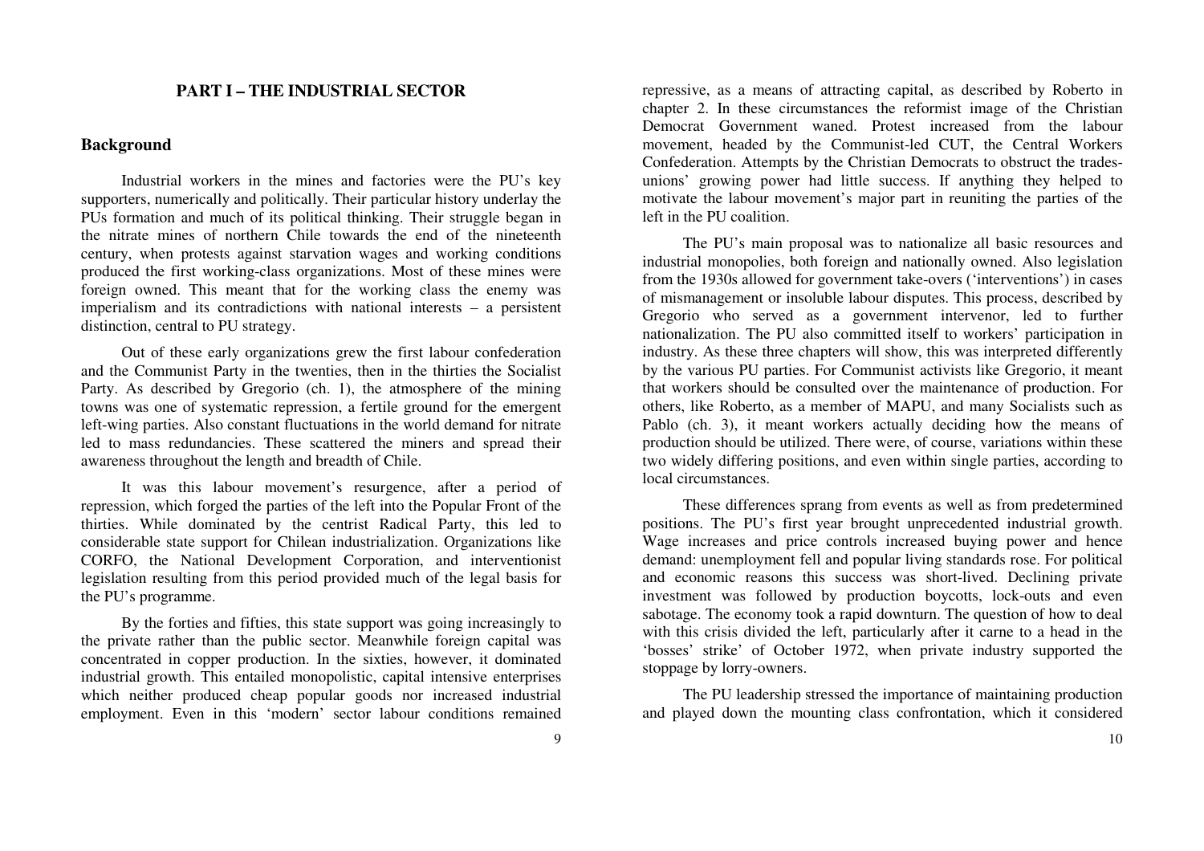## PART I – THE INDUSTRIAL SECTOR

### Background

Industrial workers in the mines and factories were the PU's key supporters, numerically and politically. Their particular history underlay the PUs formation and much of its political thinking. Their struggle began in the nitrate mines of northern Chile towards the end of the nineteenth century, when protests against starvation wages and working conditions produced the first working-class organizations. Most of these mines were foreign owned. This meant that for the working class the enemy was imperialism and its contradictions with national interests – a persistent distinction, central to PU strategy.

Out of these early organizations grew the first labour confederation and the Communist Party in the twenties, then in the thirties the Socialist Party. As described by Gregorio (ch. 1), the atmosphere of the mining towns was one of systematic repression, a fertile ground for the emergent left-wing parties. Also constant fluctuations in the world demand for nitrate led to mass redundancies. These scattered the miners and spread their awareness throughout the length and breadth of Chile.

It was this labour movement's resurgence, after a period of repression, which forged the parties of the left into the Popular Front of the thirties. While dominated by the centrist Radical Party, this led to considerable state support for Chilean industrialization. Organizations like CORFO, the National Development Corporation, and interventionist legislation resulting from this period provided much of the legal basis for the PU's programme.

By the forties and fifties, this state support was going increasingly to the private rather than the public sector. Meanwhile foreign capital was concentrated in copper production. In the sixties, however, it dominated industrial growth. This entailed monopolistic, capital intensive enterprises which neither produced cheap popular goods nor increased industrial employment. Even in this 'modern' sector labour conditions remained repressive, as a means of attracting capital, as described by Roberto in chapter 2. In these circumstances the reformist image of the Christian Democrat Government waned. Protest increased from the labour movement, headed by the Communist-led CUT, the Central Workers Confederation. Attempts by the Christian Democrats to obstruct the trades-unions' growing power had little success. If anything they helped to motivate the labour movement's major part in reuniting the parties of the left in the PU coalition.

The PU's main proposal was to nationalize all basic resources and industrial monopolies, both foreign and nationally owned. Also legislation from the 1930s allowed for government take-overs ('interventions') in cases of mismanagement or insoluble labour disputes. This process, described by Gregorio who served as a government intervenor, led to further nationalization. The PU also committed itself to workers' participation in industry. As these three chapters will show, this was interpreted differently by the various PU parties. For Communist activists like Gregorio, it meant that workers should be consulted over the maintenance of production. For others, like Roberto, as a member of MAPU, and many Socialists such as Pablo (ch. 3), it meant workers actually deciding how the means of production should be utilized. There were, of course, variations within these two widely differing positions, and even within single parties, according to local circumstances.

These differences sprang from events as well as from predetermined positions. The PU's first year brought unprecedented industrial growth. Wage increases and price controls increased buying power and hence demand: unemployment fell and popular living standards rose. For political and economic reasons this success was short-lived. Declining private investment was followed by production boycotts, lock-outs and even sabotage. The economy took a rapid downturn. The question of how to deal with this crisis divided the left, particularly after it carne to a head in the 'bosses' strike' of October 1972, when private industry supported the stoppage by lorry-owners.

The PU leadership stressed the importance of maintaining production and played down the mounting class confrontation, which it considered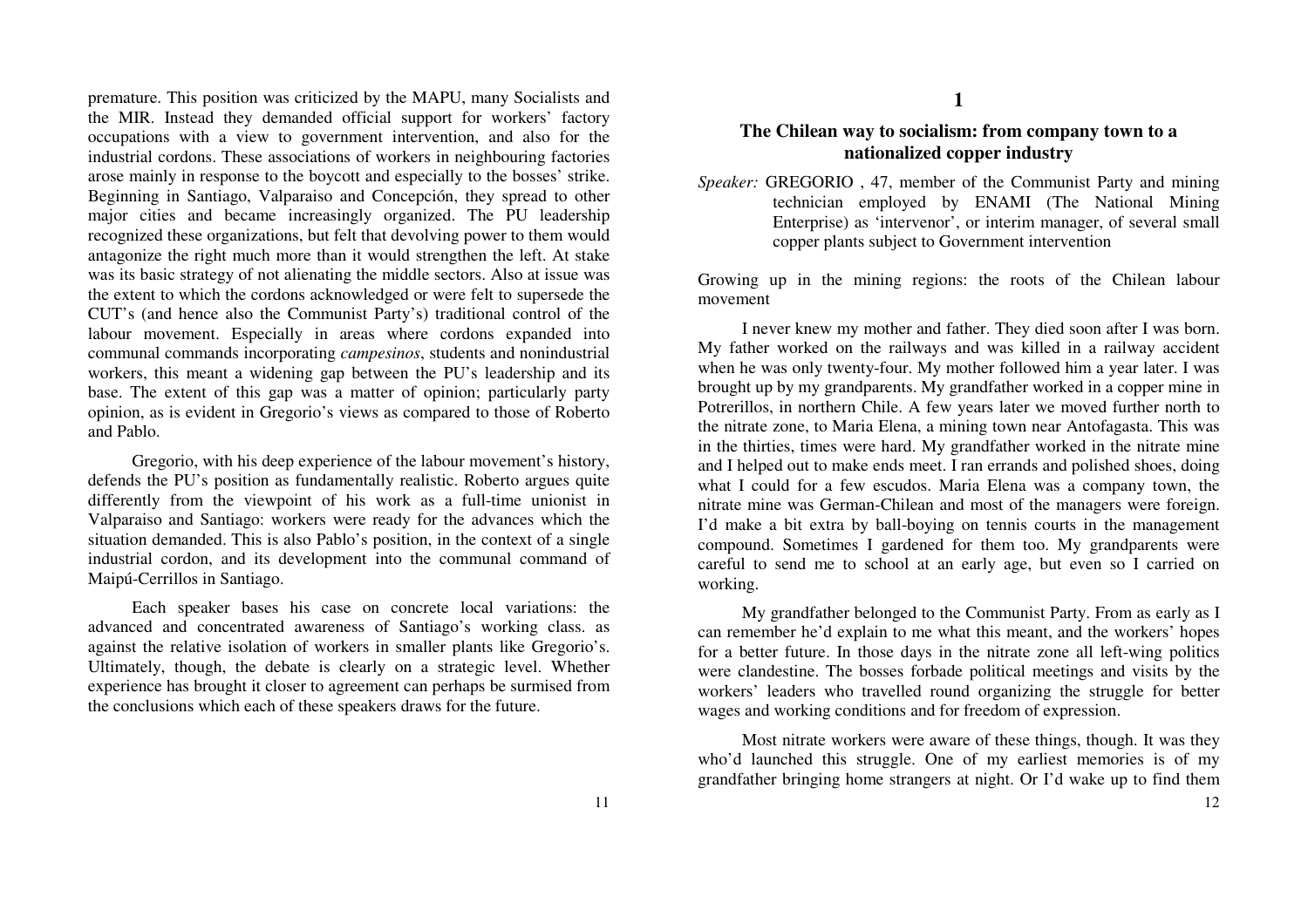premature. This position was criticized by the MAPU, many Socialists and the MIR. Instead they demanded official support for workers' factory occupations with a view to government intervention, and also for the industrial cordons. These associations of workers in neighbouring factories arose mainly in response to the boycott and especially to the bosses' strike. Beginning in Santiago, Valparaiso and Concepción, they spread to other major cities and became increasingly organized. The PU leadership recognized these organizations, but felt that devolving power to them would antagonize the right much more than it would strengthen the left. At stake was its basic strategy of not alienating the middle sectors. Also at issue was the extent to which the cordons acknowledged or were felt to supersede the CUT's (and hence also the Communist Party's) traditional control of the labour movement. Especially in areas where cordons expanded into communal commands incorporating *campesinos*, students and nonindustrial workers, this meant a widening gap between the PU's leadership and its base. The extent of this gap was a matter of opinion; particularly party opinion, as is evident in Gregorio's views as compared to those of Roberto and Pablo.

Gregorio, with his deep experience of the labour movement's history, defends the PU's position as fundamentally realistic. Roberto argues quite differently from the viewpoint of his work as a full-time unionist in Valparaiso and Santiago: workers were ready for the advances which the situation demanded. This is also Pablo's position, in the context of a single industrial cordon, and its development into the communal command of Maipú-Cerrillos in Santiago.

Each speaker bases his case on concrete local variations: the advanced and concentrated awareness of Santiago's working class. as against the relative isolation of workers in smaller plants like Gregorio's. Ultimately, though, the debate is clearly on a strategic level. Whether experience has brought it closer to agreement can perhaps be surmised from the conclusions which each of these speakers draws for the future.

# 1

## The Chilean way to socialism: from company town to a nationalized copper industry

*Speaker:* GREGORIO , 47, member of the Communist Party and mining technician employed by ENAMI (The National Mining Enterprise) as 'intervenor', or interim manager, of several small copper plants subject to Government intervention

### Growing up in the mining regions: the roots of the Chilean labour movement

I never knew my mother and father. They died soon after I was born. My father worked on the railways and was killed in a railway accident when he was only twenty-four. My mother followed him a year later. I was brought up by my grandparents. My grandfather worked in a copper mine in Potrerillos, in northern Chile. A few years later we moved further north to the nitrate zone, to Maria Elena, a mining town near Antofagasta. This was in the thirties, times were hard. My grandfather worked in the nitrate mine and I helped out to make ends meet. I ran errands and polished shoes, doing what I could for a few escudos. Maria Elena was a company town, the nitrate mine was German-Chilean and most of the managers were foreign. I'd make a bit extra by ball-boying on tennis courts in the management compound. Sometimes I gardened for them too. My grandparents were careful to send me to school at an early age, but even so I carried on working.

My grandfather belonged to the Communist Party. From as early as I can remember he'd explain to me what this meant, and the workers' hopes for a better future. In those days in the nitrate zone all left-wing politics were clandestine. The bosses forbade political meetings and visits by the workers' leaders who travelled round organizing the struggle for better wages and working conditions and for freedom of expression.

Most nitrate workers were aware of these things, though. It was they who'd launched this struggle. One of my earliest memories is of my grandfather bringing home strangers at night. Or I'd wake up to find them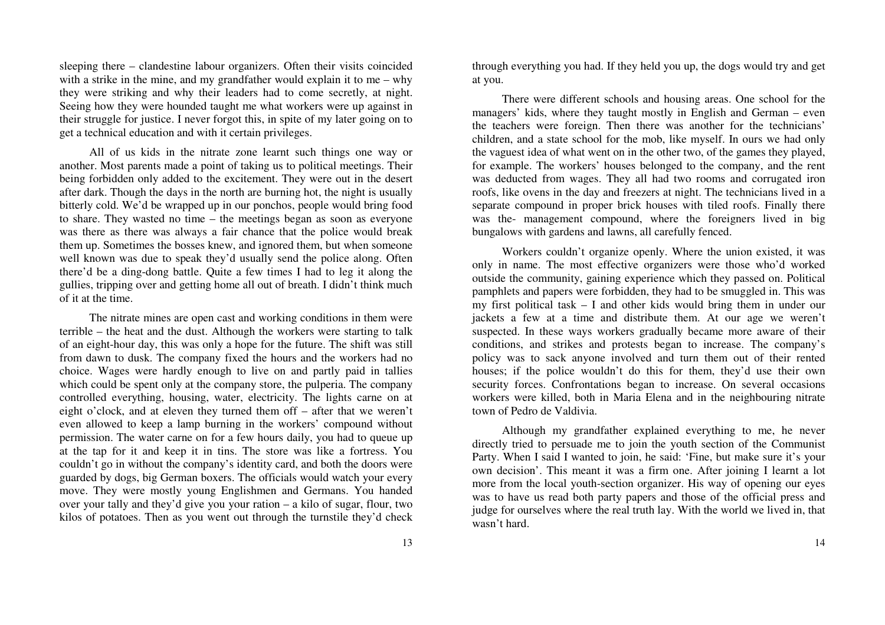sleeping there – clandestine labour organizers. Often their visits coincided with a strike in the mine, and my grandfather would explain it to me – why they were striking and why their leaders had to come secretly, at night. Seeing how they were hounded taught me what workers were up against in their struggle for justice. I never forgot this, in spite of my later going on to get a technical education and with it certain privileges.

All of us kids in the nitrate zone learnt such things one way or another. Most parents made a point of taking us to political meetings. Their being forbidden only added to the excitement. They were out in the desert after dark. Though the days in the north are burning hot, the night is usually bitterly cold. We'd be wrapped up in our ponchos, people would bring food to share. They wasted no time – the meetings began as soon as everyone was there as there was always a fair chance that the police would break them up. Sometimes the bosses knew, and ignored them, but when someone well known was due to speak they'd usually send the police along. Often there'd be a ding-dong battle. Quite a few times I had to leg it along the gullies, tripping over and getting home all out of breath. I didn't think much of it at the time.

The nitrate mines are open cast and working conditions in them were terrible – the heat and the dust. Although the workers were starting to talk of an eight-hour day, this was only a hope for the future. The shift was still from dawn to dusk. The company fixed the hours and the workers had no choice. Wages were hardly enough to live on and partly paid in tallies which could be spent only at the company store, the pulperia. The company controlled everything, housing, water, electricity. The lights carne on at eight o'clock, and at eleven they turned them off – after that we weren't even allowed to keep a lamp burning in the workers' compound without permission. The water carne on for a few hours daily, you had to queue up at the tap for it and keep it in tins. The store was like a fortress. You couldn't go in without the company's identity card, and both the doors were guarded by dogs, big German boxers. The officials would watch your every move. They were mostly young Englishmen and Germans. You handed over your tally and they'd give you your ration – a kilo of sugar, flour, two kilos of potatoes. Then as you went out through the turnstile they'd check through everything you had. If they held you up, the dogs would try and get at you.

There were different schools and housing areas. One school for the managers' kids, where they taught mostly in English and German – even the teachers were foreign. Then there was another for the technicians' children, and a state school for the mob, like myself. In ours we had only the vaguest idea of what went on in the other two, of the games they played, for example. The workers' houses belonged to the company, and the rent was deducted from wages. They all had two rooms and corrugated iron roofs, like ovens in the day and freezers at night. The technicians lived in a separate compound in proper brick houses with tiled roofs. Finally there was the- management compound, where the foreigners lived in big bungalows with gardens and lawns, all carefully fenced.

Workers couldn't organize openly. Where the union existed, it was only in name. The most effective organizers were those who'd worked outside the community, gaining experience which they passed on. Political pamphlets and papers were forbidden, they had to be smuggled in. This was my first political task – I and other kids would bring them in under our jackets a few at a time and distribute them. At our age we weren't suspected. In these ways workers gradually became more aware of their conditions, and strikes and protests began to increase. The company's policy was to sack anyone involved and turn them out of their rented houses; if the police wouldn't do this for them, they'd use their own security forces. Confrontations began to increase. On several occasions workers were killed, both in Maria Elena and in the neighbouring nitrate town of Pedro de Valdivia.

Although my grandfather explained everything to me, he never directly tried to persuade me to join the youth section of the Communist Party. When I said I wanted to join, he said: 'Fine, but make sure it's your own decision'. This meant it was a firm one. After joining I learnt a lot more from the local youth-section organizer. His way of opening our eyes was to have us read both party papers and those of the official press and judge for ourselves where the real truth lay. With the world we lived in, that wasn't hard.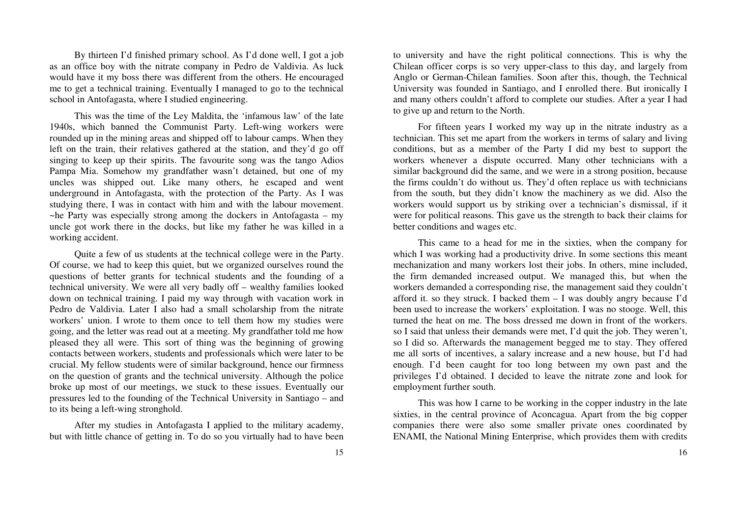By thirteen I'd finished primary school. As I'd done well, I got a job as an office boy with the nitrate company in Pedro de Valdivia. As luck would have it my boss there was different from the others. He encouraged me to get a technical training. Eventually I managed to go to the technical school in Antofagasta, where I studied engineering.

This was the time of the Ley Maldita, the 'infamous law' of the late 1940s, which banned the Communist Party. Left-wing workers were rounded up in the mining areas and shipped off to labour camps. When they left on the train, their relatives gathered at the station, and they'd go off singing to keep up their spirits. The favourite song was the tango Adios Pampa Mia. Somehow my grandfather wasn't detained, but one of my uncles was shipped out. Like many others, he escaped and went underground in Antofagasta, with the protection of the Party. As I was studying there, I was in contact with him and with the labour movement. ~he Party was especially strong among the dockers in Antofagasta – my uncle got work there in the docks, but like my father he was killed in a working accident.

Quite a few of us students at the technical college were in the Party. Of course, we had to keep this quiet, but we organized ourselves round the questions of better grants for technical students and the founding of a technical university. We were all very badly off – wealthy families looked down on technical training. I paid my way through with vacation work in Pedro de Valdivia. Later I also had a small scholarship from the nitrate workers' union. I wrote to them once to tell them how my studies were going, and the letter was read out at a meeting. My grandfather told me how pleased they all were. This sort of thing was the beginning of growing contacts between workers, students and professionals which were later to be crucial. My fellow students were of similar background, hence our firmness on the question of grants and the technical university. Although the police broke up most of our meetings, we stuck to these issues. Eventually our pressures led to the founding of the Technical University in Santiago – and to its being a left-wing stronghold.

After my studies in Antofagasta I applied to the military academy, but with little chance of getting in. To do so you virtually had to have been to university and have the right political connections. This is why the Chilean officer corps is so very upper-class to this day, and largely from Anglo or German-Chilean families. Soon after this, though, the Technical University was founded in Santiago, and I enrolled there. But ironically I and many others couldn't afford to complete our studies. After a year I had to give up and return to the North.

For fifteen years I worked my way up in the nitrate industry as a technician. This set me apart from the workers in terms of salary and living conditions, but as a member of the Party I did my best to support the workers whenever a dispute occurred. Many other technicians with a similar background did the same, and we were in a strong position, because the firms couldn't do without us. They'd often replace us with technicians from the south, but they didn't know the machinery as we did. Also the workers would support us by striking over a technician's dismissal, if it were for political reasons. This gave us the strength to back their claims for better conditions and wages etc.

This came to a head for me in the sixties, when the company for which I was working had a productivity drive. In some sections this meant mechanization and many workers lost their jobs. In others, mine included, the firm demanded increased output. We managed this, but when the workers demanded a corresponding rise, the management said they couldn't afford it. so they struck. I backed them – I was doubly angry because I'd been used to increase the workers' exploitation. I was no stooge. Well, this turned the heat on me. The boss dressed me down in front of the workers. so I said that unless their demands were met, I'd quit the job. They weren't, so I did so. Afterwards the management begged me to stay. They offered me all sorts of incentives, a salary increase and a new house, but I'd had enough. I'd been caught for too long between my own past and the privileges I'd obtained. I decided to leave the nitrate zone and look for employment further south.

This was how I carne to be working in the copper industry in the late sixties, in the central province of Aconcagua. Apart from the big copper companies there were also some smaller private ones coordinated by ENAMI, the National Mining Enterprise, which provides them with credits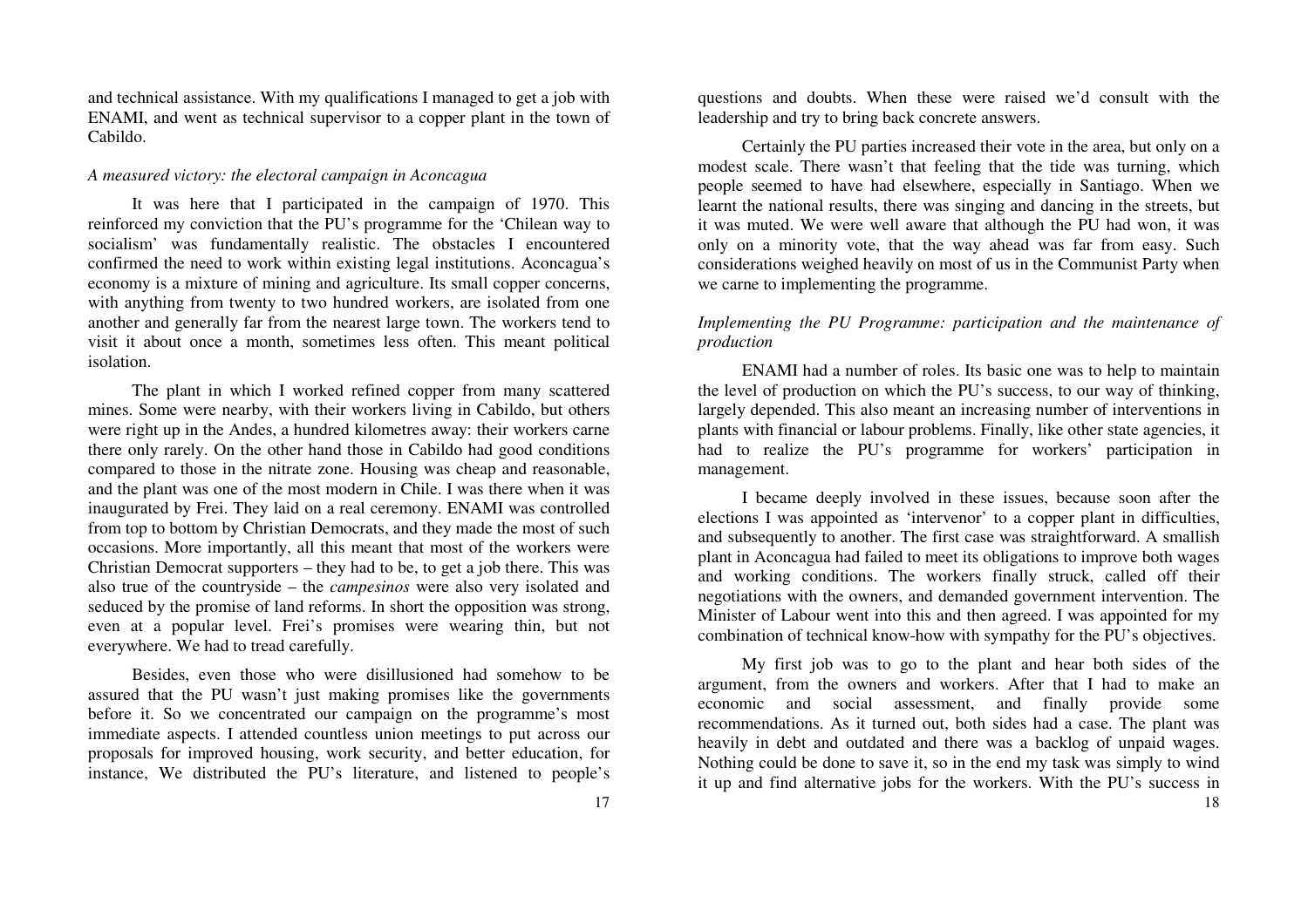and technical assistance. With my qualifications I managed to get a job with ENAMI, and went as technical supervisor to a copper plant in the town of Cabildo.

*A measured victory: the electoral campaign in Aconcagua*

It was here that I participated in the campaign of 1970. This reinforced my conviction that the PU's programme for the 'Chilean way to socialism' was fundamentally realistic. The obstacles I encountered confirmed the need to work within existing legal institutions. Aconcagua's economy is a mixture of mining and agriculture. Its small copper concerns, with anything from twenty to two hundred workers, are isolated from one another and generally far from the nearest large town. The workers tend to visit it about once a month, sometimes less often. This meant political isolation.

The plant in which I worked refined copper from many scattered mines. Some were nearby, with their workers living in Cabildo, but others were right up in the Andes, a hundred kilometres away: their workers carne there only rarely. On the other hand those in Cabildo had good conditions compared to those in the nitrate zone. Housing was cheap and reasonable, and the plant was one of the most modern in Chile. I was there when it was inaugurated by Frei. They laid on a real ceremony. ENAMI was controlled from top to bottom by Christian Democrats, and they made the most of such occasions. More importantly, all this meant that most of the workers were Christian Democrat supporters – they had to be, to get a job there. This was also true of the countryside – the *campesinos* were also very isolated and seduced by the promise of land reforms. In short the opposition was strong, even at a popular level. Frei's promises were wearing thin, but not everywhere. We had to tread carefully.

Besides, even those who were disillusioned had somehow to be assured that the PU wasn't just making promises like the governments before it. So we concentrated our campaign on the programme's most immediate aspects. I attended countless union meetings to put across our proposals for improved housing, work security, and better education, for instance, We distributed the PU's literature, and listened to people's questions and doubts. When these were raised we'd consult with the leadership and try to bring back concrete answers.

Certainly the PU parties increased their vote in the area, but only on a modest scale. There wasn't that feeling that the tide was turning, which people seemed to have had elsewhere, especially in Santiago. When we learnt the national results, there was singing and dancing in the streets, but it was muted. We were well aware that although the PU had won, it was only on a minority vote, that the way ahead was far from easy. Such considerations weighed heavily on most of us in the Communist Party when we carne to implementing the programme.

*Implementing the PU Programme: participation and the maintenance of production*

ENAMI had a number of roles. Its basic one was to help to maintain the level of production on which the PU's success, to our way of thinking, largely depended. This also meant an increasing number of interventions in plants with financial or labour problems. Finally, like other state agencies, it had to realize the PU's programme for workers' participation in management.

I became deeply involved in these issues, because soon after the elections I was appointed as 'intervenor' to a copper plant in difficulties, and subsequently to another. The first case was straightforward. A smallish plant in Aconcagua had failed to meet its obligations to improve both wages and working conditions. The workers finally struck, called off their negotiations with the owners, and demanded government intervention. The Minister of Labour went into this and then agreed. I was appointed for my combination of technical know-how with sympathy for the PU's objectives.

My first job was to go to the plant and hear both sides of the argument, from the owners and workers. After that I had to make an economic and social assessment, and finally provide some recommendations. As it turned out, both sides had a case. The plant was heavily in debt and outdated and there was a backlog of unpaid wages. Nothing could be done to save it, so in the end my task was simply to wind it up and find alternative jobs for the workers. With the PU's success in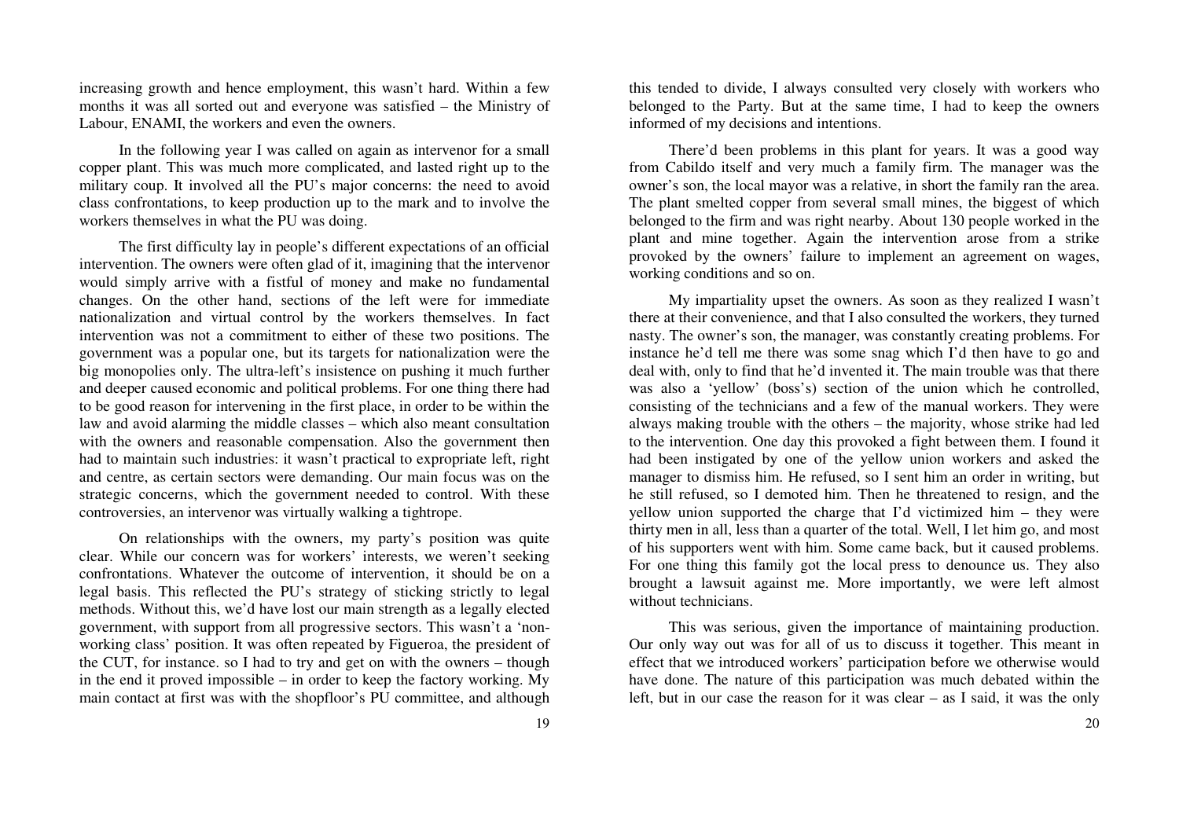increasing growth and hence employment, this wasn't hard. Within a few months it was all sorted out and everyone was satisfied – the Ministry of Labour, ENAMI, the workers and even the owners.

In the following year I was called on again as intervenor for a small copper plant. This was much more complicated, and lasted right up to the military coup. It involved all the PU's major concerns: the need to avoid class confrontations, to keep production up to the mark and to involve the workers themselves in what the PU was doing.

The first difficulty lay in people's different expectations of an official intervention. The owners were often glad of it, imagining that the intervenor would simply arrive with a fistful of money and make no fundamental changes. On the other hand, sections of the left were for immediate nationalization and virtual control by the workers themselves. In fact intervention was not a commitment to either of these two positions. The government was a popular one, but its targets for nationalization were the big monopolies only. The ultra-left's insistence on pushing it much further and deeper caused economic and political problems. For one thing there had to be good reason for intervening in the first place, in order to be within the law and avoid alarming the middle classes – which also meant consultation with the owners and reasonable compensation. Also the government then had to maintain such industries: it wasn't practical to expropriate left, right and centre, as certain sectors were demanding. Our main focus was on the strategic concerns, which the government needed to control. With these controversies, an intervenor was virtually walking a tightrope.

On relationships with the owners, my party's position was quite clear. While our concern was for workers' interests, we weren't seeking confrontations. Whatever the outcome of intervention, it should be on a legal basis. This reflected the PU's strategy of sticking strictly to legal methods. Without this, we'd have lost our main strength as a legally elected government, with support from all progressive sectors. This wasn't a 'non-working class' position. It was often repeated by Figueroa, the president of the CUT, for instance. so I had to try and get on with the owners – though in the end it proved impossible – in order to keep the factory working. My main contact at first was with the shopfloor's PU committee, and although this tended to divide, I always consulted very closely with workers who belonged to the Party. But at the same time, I had to keep the owners informed of my decisions and intentions.

There'd been problems in this plant for years. It was a good way from Cabildo itself and very much a family firm. The manager was the owner's son, the local mayor was a relative, in short the family ran the area. The plant smelted copper from several small mines, the biggest of which belonged to the firm and was right nearby. About 130 people worked in the plant and mine together. Again the intervention arose from a strike provoked by the owners' failure to implement an agreement on wages, working conditions and so on.

My impartiality upset the owners. As soon as they realized I wasn't there at their convenience, and that I also consulted the workers, they turned nasty. The owner's son, the manager, was constantly creating problems. For instance he'd tell me there was some snag which I'd then have to go and deal with, only to find that he'd invented it. The main trouble was that there was also a 'yellow' (boss's) section of the union which he controlled, consisting of the technicians and a few of the manual workers. They were always making trouble with the others – the majority, whose strike had led to the intervention. One day this provoked a fight between them. I found it had been instigated by one of the yellow union workers and asked the manager to dismiss him. He refused, so I sent him an order in writing, but he still refused, so I demoted him. Then he threatened to resign, and the yellow union supported the charge that I'd victimized him – they were thirty men in all, less than a quarter of the total. Well, I let him go, and most of his supporters went with him. Some came back, but it caused problems. For one thing this family got the local press to denounce us. They also brought a lawsuit against me. More importantly, we were left almost without technicians.

This was serious, given the importance of maintaining production. Our only way out was for all of us to discuss it together. This meant in effect that we introduced workers' participation before we otherwise would have done. The nature of this participation was much debated within the left, but in our case the reason for it was clear – as I said, it was the only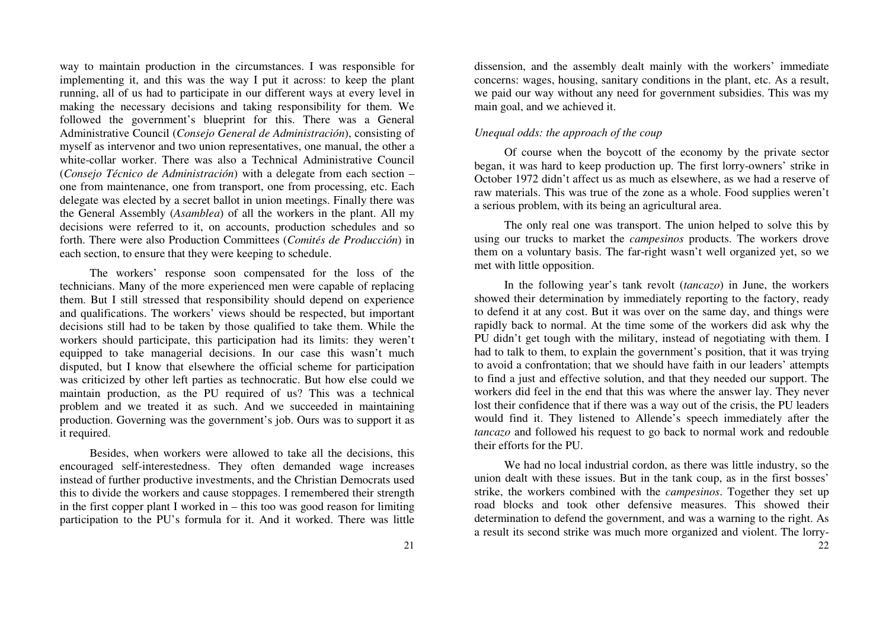way to maintain production in the circumstances. I was responsible for implementing it, and this was the way I put it across: to keep the plant running, all of us had to participate in our different ways at every level in making the necessary decisions and taking responsibility for them. We followed the government's blueprint for this. There was a General Administrative Council (*Consejo General de Administración*), consisting of myself as intervenor and two union representatives, one manual, the other a white-collar worker. There was also a Technical Administrative Council (*Consejo Técnico de Administración*) with a delegate from each section – one from maintenance, one from transport, one from processing, etc. Each delegate was elected by a secret ballot in union meetings. Finally there was the General Assembly (*Asamblea*) of all the workers in the plant. All my decisions were referred to it, on accounts, production schedules and so forth. There were also Production Committees (*Comités de Producción*) in each section, to ensure that they were keeping to schedule.

The workers' response soon compensated for the loss of the technicians. Many of the more experienced men were capable of replacing them. But I still stressed that responsibility should depend on experience and qualifications. The workers' views should be respected, but important decisions still had to be taken by those qualified to take them. While the workers should participate, this participation had its limits: they weren't equipped to take managerial decisions. In our case this wasn't much disputed, but I know that elsewhere the official scheme for participation was criticized by other left parties as technocratic. But how else could we maintain production, as the PU required of us? This was a technical problem and we treated it as such. And we succeeded in maintaining production. Governing was the government's job. Ours was to support it as it required.

Besides, when workers were allowed to take all the decisions, this encouraged self-interestedness. They often demanded wage increases instead of further productive investments, and the Christian Democrats used this to divide the workers and cause stoppages. I remembered their strength in the first copper plant I worked in – this too was good reason for limiting participation to the PU's formula for it. And it worked. There was little dissension, and the assembly dealt mainly with the workers' immediate concerns: wages, housing, sanitary conditions in the plant, etc. As a result, we paid our way without any need for government subsidies. This was my main goal, and we achieved it.

*Unequal odds: the approach of the coup*

Of course when the boycott of the economy by the private sector began, it was hard to keep production up. The first lorry-owners' strike in October 1972 didn't affect us as much as elsewhere, as we had a reserve of raw materials. This was true of the zone as a whole. Food supplies weren't a serious problem, with its being an agricultural area.

The only real one was transport. The union helped to solve this by using our trucks to market the *campesinos* products. The workers drove them on a voluntary basis. The far-right wasn't well organized yet, so we met with little opposition.

In the following year's tank revolt (*tancazo*) in June, the workers showed their determination by immediately reporting to the factory, ready to defend it at any cost. But it was over on the same day, and things were rapidly back to normal. At the time some of the workers did ask why the PU didn't get tough with the military, instead of negotiating with them. I had to talk to them, to explain the government's position, that it was trying to avoid a confrontation; that we should have faith in our leaders' attempts to find a just and effective solution, and that they needed our support. The workers did feel in the end that this was where the answer lay. They never lost their confidence that if there was a way out of the crisis, the PU leaders would find it. They listened to Allende's speech immediately after the *tancazo* and followed his request to go back to normal work and redouble their efforts for the PU.

We had no local industrial cordon, as there was little industry, so the union dealt with these issues. But in the tank coup, as in the first bosses' strike, the workers combined with the *campesinos*. Together they set up road blocks and took other defensive measures. This showed their determination to defend the government, and was a warning to the right. As a result its second strike was much more organized and violent. The lorry-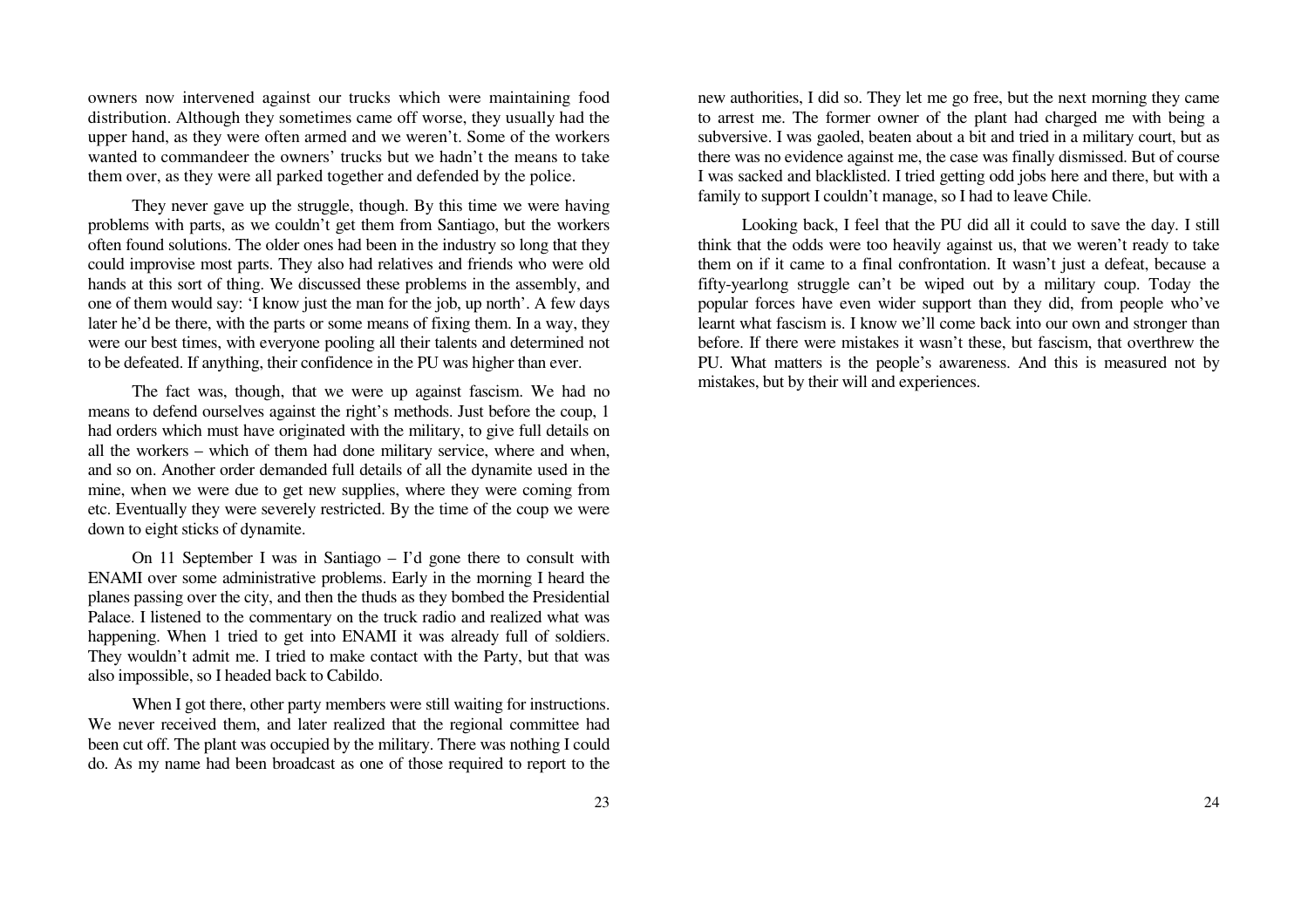owners now intervened against our trucks which were maintaining food distribution. Although they sometimes came off worse, they usually had the upper hand, as they were often armed and we weren't. Some of the workers wanted to commandeer the owners' trucks but we hadn't the means to take them over, as they were all parked together and defended by the police.

They never gave up the struggle, though. By this time we were having problems with parts, as we couldn't get them from Santiago, but the workers often found solutions. The older ones had been in the industry so long that they could improvise most parts. They also had relatives and friends who were old hands at this sort of thing. We discussed these problems in the assembly, and one of them would say: 'I know just the man for the job, up north'. A few days later he'd be there, with the parts or some means of fixing them. In a way, they were our best times, with everyone pooling all their talents and determined not to be defeated. If anything, their confidence in the PU was higher than ever.

The fact was, though, that we were up against fascism. We had no means to defend ourselves against the right's methods. Just before the coup, 1 had orders which must have originated with the military, to give full details on all the workers – which of them had done military service, where and when, and so on. Another order demanded full details of all the dynamite used in the mine, when we were due to get new supplies, where they were coming from etc. Eventually they were severely restricted. By the time of the coup we were down to eight sticks of dynamite.

On 11 September I was in Santiago – I'd gone there to consult with ENAMI over some administrative problems. Early in the morning I heard the planes passing over the city, and then the thuds as they bombed the Presidential Palace. I listened to the commentary on the truck radio and realized what was happening. When 1 tried to get into ENAMI it was already full of soldiers. They wouldn't admit me. I tried to make contact with the Party, but that was also impossible, so I headed back to Cabildo.

When I got there, other party members were still waiting for instructions. We never received them, and later realized that the regional committee had been cut off. The plant was occupied by the military. There was nothing I could do. As my name had been broadcast as one of those required to report to the new authorities, I did so. They let me go free, but the next morning they came to arrest me. The former owner of the plant had charged me with being a subversive. I was gaoled, beaten about a bit and tried in a military court, but as there was no evidence against me, the case was finally dismissed. But of course I was sacked and blacklisted. I tried getting odd jobs here and there, but with a family to support I couldn't manage, so I had to leave Chile.

Looking back, I feel that the PU did all it could to save the day. I still think that the odds were too heavily against us, that we weren't ready to take them on if it came to a final confrontation. It wasn't just a defeat, because a fifty-yearlong struggle can't be wiped out by a military coup. Today the popular forces have even wider support than they did, from people who've learnt what fascism is. I know we'll come back into our own and stronger than before. If there were mistakes it wasn't these, but fascism, that overthrew the PU. What matters is the people's awareness. And this is measured not by mistakes, but by their will and experiences.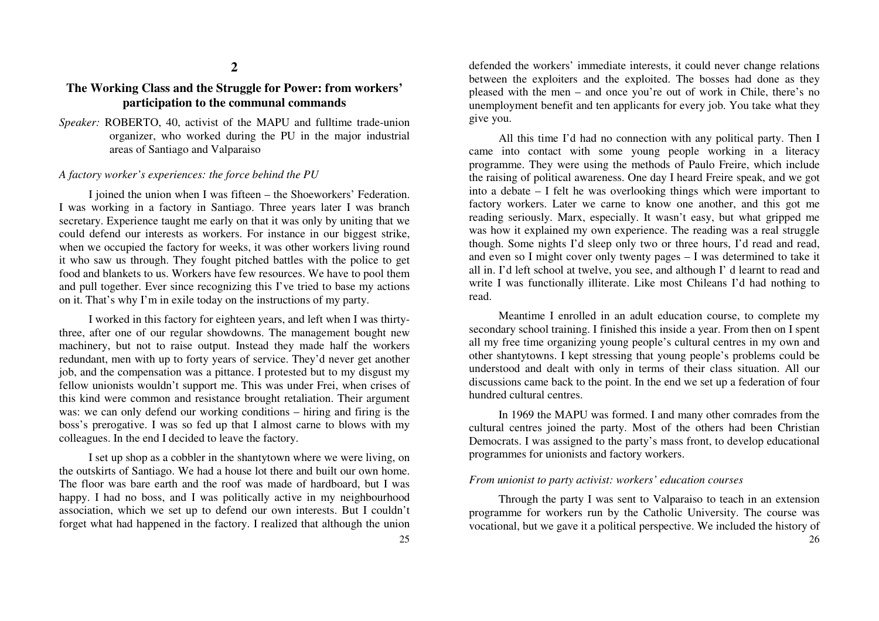## 2

## The Working Class and the Struggle for Power: from workers' participation to the communal commands

*Speaker:* ROBERTO, 40, activist of the MAPU and fulltime trade-union organizer, who worked during the PU in the major industrial areas of Santiago and Valparaiso

### *A factory worker's experiences: the force behind the PU*

I joined the union when I was fifteen – the Shoeworkers' Federation. I was working in a factory in Santiago. Three years later I was branch secretary. Experience taught me early on that it was only by uniting that we could defend our interests as workers. For instance in our biggest strike, when we occupied the factory for weeks, it was other workers living round it who saw us through. They fought pitched battles with the police to get food and blankets to us. Workers have few resources. We have to pool them and pull together. Ever since recognizing this I've tried to base my actions on it. That's why I'm in exile today on the instructions of my party.

I worked in this factory for eighteen years, and left when I was thirty-three, after one of our regular showdowns. The management bought new machinery, but not to raise output. Instead they made half the workers redundant, men with up to forty years of service. They'd never get another job, and the compensation was a pittance. I protested but to my disgust my fellow unionists wouldn't support me. This was under Frei, when crises of this kind were common and resistance brought retaliation. Their argument was: we can only defend our working conditions – hiring and firing is the boss's prerogative. I was so fed up that I almost carne to blows with my colleagues. In the end I decided to leave the factory.

I set up shop as a cobbler in the shantytown where we were living, on the outskirts of Santiago. We had a house lot there and built our own home. The floor was bare earth and the roof was made of hardboard, but I was happy. I had no boss, and I was politically active in my neighbourhood association, which we set up to defend our own interests. But I couldn't forget what had happened in the factory. I realized that although the union defended the workers' immediate interests, it could never change relations between the exploiters and the exploited. The bosses had done as they pleased with the men – and once you're out of work in Chile, there's no unemployment benefit and ten applicants for every job. You take what they give you.

All this time I'd had no connection with any political party. Then I came into contact with some young people working in a literacy programme. They were using the methods of Paulo Freire, which include the raising of political awareness. One day I heard Freire speak, and we got into a debate – I felt he was overlooking things which were important to factory workers. Later we carne to know one another, and this got me reading seriously. Marx, especially. It wasn't easy, but what gripped me was how it explained my own experience. The reading was a real struggle though. Some nights I'd sleep only two or three hours, I'd read and read, and even so I might cover only twenty pages – I was determined to take it all in. I'd left school at twelve, you see, and although I' d learnt to read and write I was functionally illiterate. Like most Chileans I'd had nothing to read.

Meantime I enrolled in an adult education course, to complete my secondary school training. I finished this inside a year. From then on I spent all my free time organizing young people's cultural centres in my own and other shantytowns. I kept stressing that young people's problems could be understood and dealt with only in terms of their class situation. All our discussions came back to the point. In the end we set up a federation of four hundred cultural centres.

In 1969 the MAPU was formed. I and many other comrades from the cultural centres joined the party. Most of the others had been Christian Democrats. I was assigned to the party's mass front, to develop educational programmes for unionists and factory workers.

### *From unionist to party activist: workers' education courses*

Through the party I was sent to Valparaiso to teach in an extension programme for workers run by the Catholic University. The course was vocational, but we gave it a political perspective. We included the history of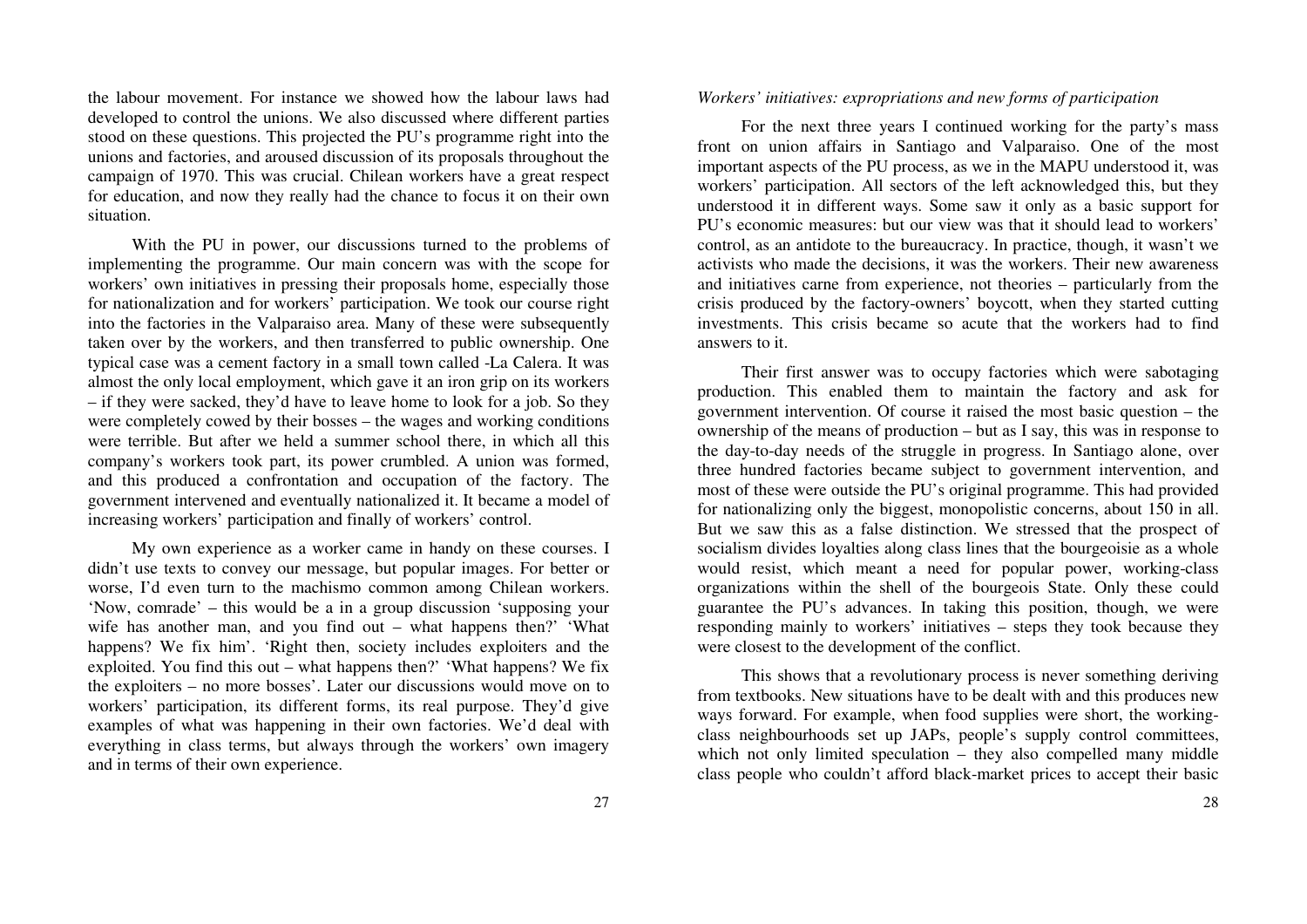the labour movement. For instance we showed how the labour laws had developed to control the unions. We also discussed where different parties stood on these questions. This projected the PU's programme right into the unions and factories, and aroused discussion of its proposals throughout the campaign of 1970. This was crucial. Chilean workers have a great respect for education, and now they really had the chance to focus it on their own situation.

With the PU in power, our discussions turned to the problems of implementing the programme. Our main concern was with the scope for workers' own initiatives in pressing their proposals home, especially those for nationalization and for workers' participation. We took our course right into the factories in the Valparaiso area. Many of these were subsequently taken over by the workers, and then transferred to public ownership. One typical case was a cement factory in a small town called -La Calera. It was almost the only local employment, which gave it an iron grip on its workers – if they were sacked, they'd have to leave home to look for a job. So they were completely cowed by their bosses – the wages and working conditions were terrible. But after we held a summer school there, in which all this company's workers took part, its power crumbled. A union was formed, and this produced a confrontation and occupation of the factory. The government intervened and eventually nationalized it. It became a model of increasing workers' participation and finally of workers' control.

My own experience as a worker came in handy on these courses. I didn't use texts to convey our message, but popular images. For better or worse, I'd even turn to the machismo common among Chilean workers. 'Now, comrade' – this would be a in a group discussion 'supposing your wife has another man, and you find out – what happens then?' 'What happens? We fix him'. 'Right then, society includes exploiters and the exploited. You find this out – what happens then?' 'What happens? We fix the exploiters – no more bosses'. Later our discussions would move on to workers' participation, its different forms, its real purpose. They'd give examples of what was happening in their own factories. We'd deal with everything in class terms, but always through the workers' own imagery and in terms of their own experience.

*Workers' initiatives: expropriations and new forms of participation*

For the next three years I continued working for the party's mass front on union affairs in Santiago and Valparaiso. One of the most important aspects of the PU process, as we in the MAPU understood it, was workers' participation. All sectors of the left acknowledged this, but they understood it in different ways. Some saw it only as a basic support for PU's economic measures: but our view was that it should lead to workers' control, as an antidote to the bureaucracy. In practice, though, it wasn't we activists who made the decisions, it was the workers. Their new awareness and initiatives carne from experience, not theories – particularly from the crisis produced by the factory-owners' boycott, when they started cutting investments. This crisis became so acute that the workers had to find answers to it.

Their first answer was to occupy factories which were sabotaging production. This enabled them to maintain the factory and ask for government intervention. Of course it raised the most basic question – the ownership of the means of production – but as I say, this was in response to the day-to-day needs of the struggle in progress. In Santiago alone, over three hundred factories became subject to government intervention, and most of these were outside the PU's original programme. This had provided for nationalizing only the biggest, monopolistic concerns, about 150 in all. But we saw this as a false distinction. We stressed that the prospect of socialism divides loyalties along class lines that the bourgeoisie as a whole would resist, which meant a need for popular power, working-class organizations within the shell of the bourgeois State. Only these could guarantee the PU's advances. In taking this position, though, we were responding mainly to workers' initiatives – steps they took because they were closest to the development of the conflict.

This shows that a revolutionary process is never something deriving from textbooks. New situations have to be dealt with and this produces new ways forward. For example, when food supplies were short, the working-class neighbourhoods set up JAPs, people's supply control committees, which not only limited speculation – they also compelled many middle class people who couldn't afford black-market prices to accept their basic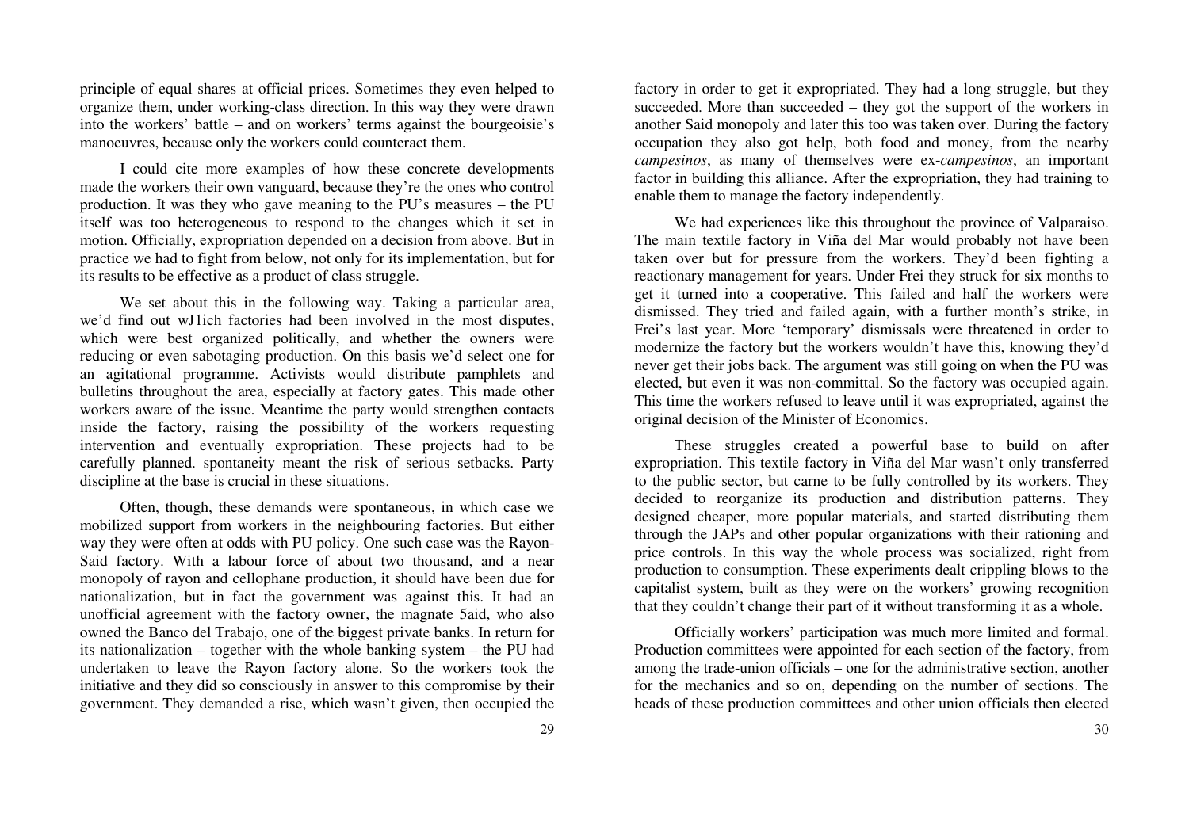principle of equal shares at official prices. Sometimes they even helped to organize them, under working-class direction. In this way they were drawn into the workers' battle – and on workers' terms against the bourgeoisie's manoeuvres, because only the workers could counteract them.

I could cite more examples of how these concrete developments made the workers their own vanguard, because they're the ones who control production. It was they who gave meaning to the PU's measures – the PU itself was too heterogeneous to respond to the changes which it set in motion. Officially, expropriation depended on a decision from above. But in practice we had to fight from below, not only for its implementation, but for its results to be effective as a product of class struggle.

We set about this in the following way. Taking a particular area, we'd find out wJ1ich factories had been involved in the most disputes, which were best organized politically, and whether the owners were reducing or even sabotaging production. On this basis we'd select one for an agitational programme. Activists would distribute pamphlets and bulletins throughout the area, especially at factory gates. This made other workers aware of the issue. Meantime the party would strengthen contacts inside the factory, raising the possibility of the workers requesting intervention and eventually expropriation. These projects had to be carefully planned. spontaneity meant the risk of serious setbacks. Party discipline at the base is crucial in these situations.

Often, though, these demands were spontaneous, in which case we mobilized support from workers in the neighbouring factories. But either way they were often at odds with PU policy. One such case was the Rayon-Said factory. With a labour force of about two thousand, and a near monopoly of rayon and cellophane production, it should have been due for nationalization, but in fact the government was against this. It had an unofficial agreement with the factory owner, the magnate 5aid, who also owned the Banco del Trabajo, one of the biggest private banks. In return for its nationalization – together with the whole banking system – the PU had undertaken to leave the Rayon factory alone. So the workers took the initiative and they did so consciously in answer to this compromise by their government. They demanded a rise, which wasn't given, then occupied the factory in order to get it expropriated. They had a long struggle, but they succeeded. More than succeeded – they got the support of the workers in another Said monopoly and later this too was taken over. During the factory occupation they also got help, both food and money, from the nearby *campesinos*, as many of themselves were ex-*campesinos*, an important factor in building this alliance. After the expropriation, they had training to enable them to manage the factory independently.

We had experiences like this throughout the province of Valparaiso. The main textile factory in Viña del Mar would probably not have been taken over but for pressure from the workers. They'd been fighting a reactionary management for years. Under Frei they struck for six months to get it turned into a cooperative. This failed and half the workers were dismissed. They tried and failed again, with a further month's strike, in Frei's last year. More 'temporary' dismissals were threatened in order to modernize the factory but the workers wouldn't have this, knowing they'd never get their jobs back. The argument was still going on when the PU was elected, but even it was non-committal. So the factory was occupied again. This time the workers refused to leave until it was expropriated, against the original decision of the Minister of Economics.

These struggles created a powerful base to build on after expropriation. This textile factory in Viña del Mar wasn't only transferred to the public sector, but carne to be fully controlled by its workers. They decided to reorganize its production and distribution patterns. They designed cheaper, more popular materials, and started distributing them through the JAPs and other popular organizations with their rationing and price controls. In this way the whole process was socialized, right from production to consumption. These experiments dealt crippling blows to the capitalist system, built as they were on the workers' growing recognition that they couldn't change their part of it without transforming it as a whole.

Officially workers' participation was much more limited and formal. Production committees were appointed for each section of the factory, from among the trade-union officials – one for the administrative section, another for the mechanics and so on, depending on the number of sections. The heads of these production committees and other union officials then elected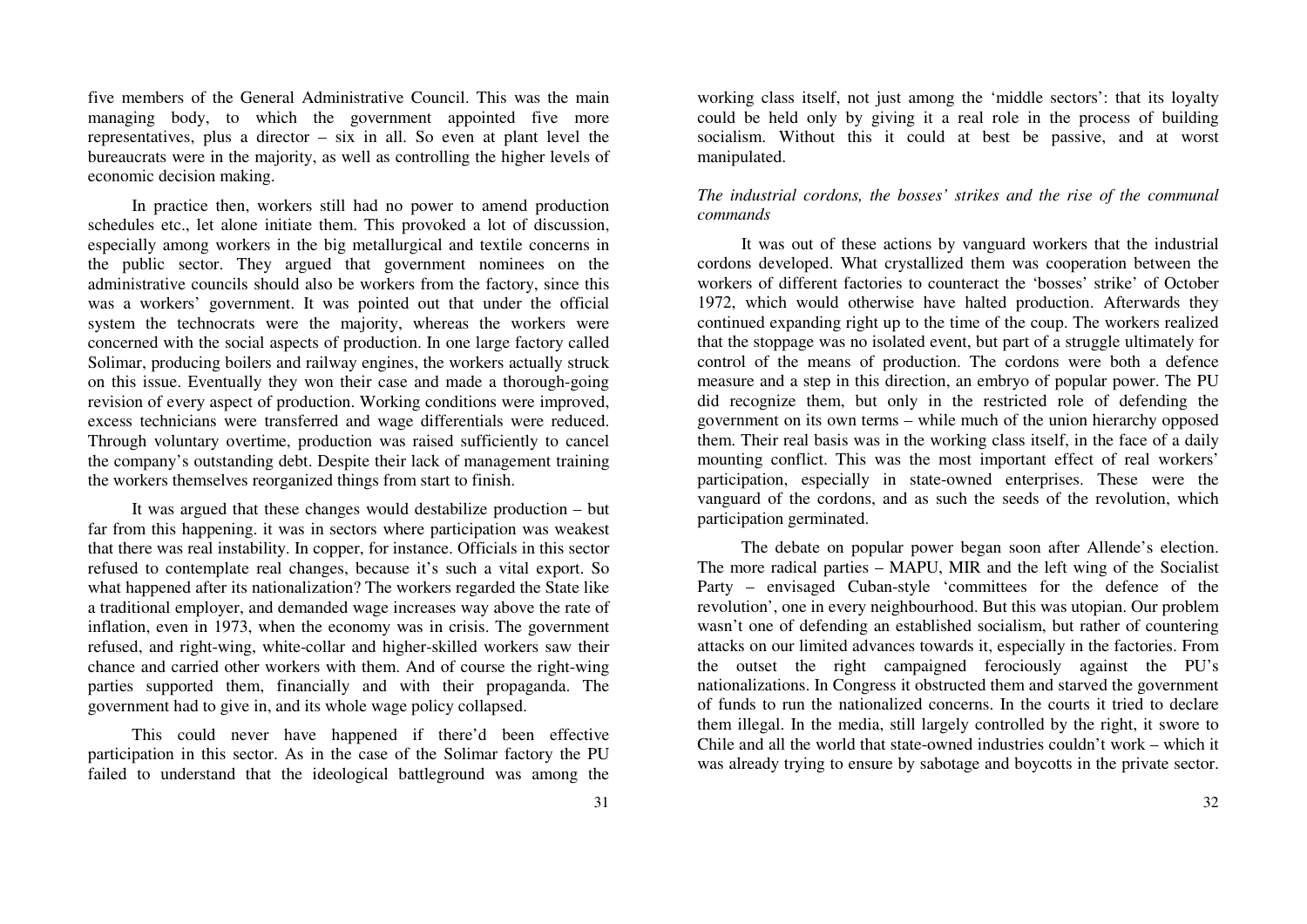five members of the General Administrative Council. This was the main managing body, to which the government appointed five more representatives, plus a director – six in all. So even at plant level the bureaucrats were in the majority, as well as controlling the higher levels of economic decision making.

In practice then, workers still had no power to amend production schedules etc., let alone initiate them. This provoked a lot of discussion, especially among workers in the big metallurgical and textile concerns in the public sector. They argued that government nominees on the administrative councils should also be workers from the factory, since this was a workers' government. It was pointed out that under the official system the technocrats were the majority, whereas the workers were concerned with the social aspects of production. In one large factory called Solimar, producing boilers and railway engines, the workers actually struck on this issue. Eventually they won their case and made a thorough-going revision of every aspect of production. Working conditions were improved, excess technicians were transferred and wage differentials were reduced. Through voluntary overtime, production was raised sufficiently to cancel the company's outstanding debt. Despite their lack of management training the workers themselves reorganized things from start to finish.

It was argued that these changes would destabilize production – but far from this happening. it was in sectors where participation was weakest that there was real instability. In copper, for instance. Officials in this sector refused to contemplate real changes, because it's such a vital export. So what happened after its nationalization? The workers regarded the State like a traditional employer, and demanded wage increases way above the rate of inflation, even in 1973, when the economy was in crisis. The government refused, and right-wing, white-collar and higher-skilled workers saw their chance and carried other workers with them. And of course the right-wing parties supported them, financially and with their propaganda. The government had to give in, and its whole wage policy collapsed.

This could never have happened if there'd been effective participation in this sector. As in the case of the Solimar factory the PU failed to understand that the ideological battleground was among the working class itself, not just among the 'middle sectors': that its loyalty could be held only by giving it a real role in the process of building socialism. Without this it could at best be passive, and at worst manipulated.

*The industrial cordons, the bosses' strikes and the rise of the communal commands*

It was out of these actions by vanguard workers that the industrial cordons developed. What crystallized them was cooperation between the workers of different factories to counteract the 'bosses' strike' of October 1972, which would otherwise have halted production. Afterwards they continued expanding right up to the time of the coup. The workers realized that the stoppage was no isolated event, but part of a struggle ultimately for control of the means of production. The cordons were both a defence measure and a step in this direction, an embryo of popular power. The PU did recognize them, but only in the restricted role of defending the government on its own terms – while much of the union hierarchy opposed them. Their real basis was in the working class itself, in the face of a daily mounting conflict. This was the most important effect of real workers' participation, especially in state-owned enterprises. These were the vanguard of the cordons, and as such the seeds of the revolution, which participation germinated.

The debate on popular power began soon after Allende's election. The more radical parties – MAPU, MIR and the left wing of the Socialist Party – envisaged Cuban-style 'committees for the defence of the revolution', one in every neighbourhood. But this was utopian. Our problem wasn't one of defending an established socialism, but rather of countering attacks on our limited advances towards it, especially in the factories. From the outset the right campaigned ferociously against the PU's nationalizations. In Congress it obstructed them and starved the government of funds to run the nationalized concerns. In the courts it tried to declare them illegal. In the media, still largely controlled by the right, it swore to Chile and all the world that state-owned industries couldn't work – which it was already trying to ensure by sabotage and boycotts in the private sector.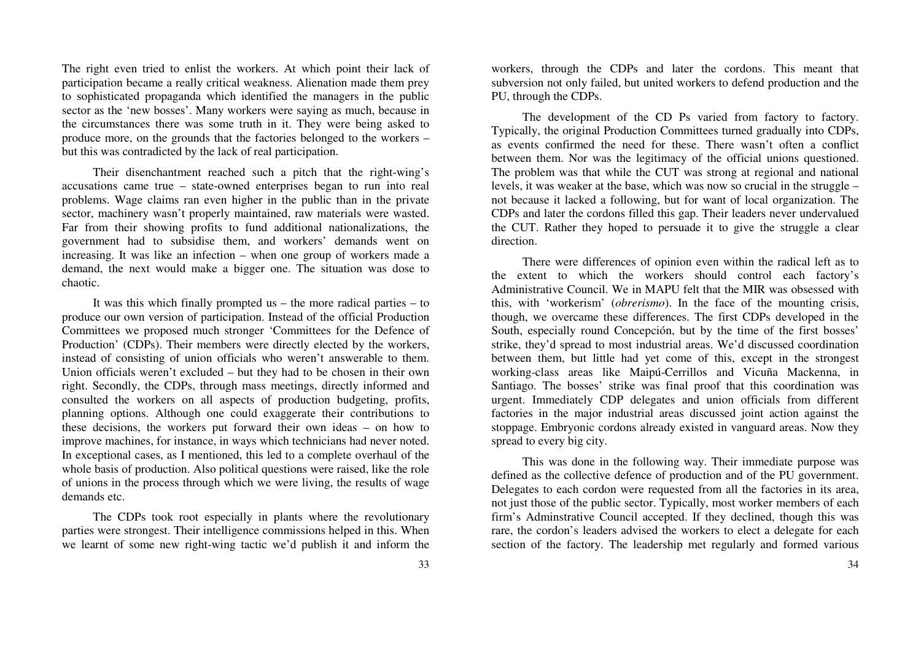The right even tried to enlist the workers. At which point their lack of participation became a really critical weakness. Alienation made them prey to sophisticated propaganda which identified the managers in the public sector as the 'new bosses'. Many workers were saying as much, because in the circumstances there was some truth in it. They were being asked to produce more, on the grounds that the factories belonged to the workers – but this was contradicted by the lack of real participation.

Their disenchantment reached such a pitch that the right-wing's accusations came true – state-owned enterprises began to run into real problems. Wage claims ran even higher in the public than in the private sector, machinery wasn't properly maintained, raw materials were wasted. Far from their showing profits to fund additional nationalizations, the government had to subsidise them, and workers' demands went on increasing. It was like an infection – when one group of workers made a demand, the next would make a bigger one. The situation was dose to chaotic.

It was this which finally prompted us – the more radical parties – to produce our own version of participation. Instead of the official Production Committees we proposed much stronger 'Committees for the Defence of Production' (CDPs). Their members were directly elected by the workers, instead of consisting of union officials who weren't answerable to them. Union officials weren't excluded – but they had to be chosen in their own right. Secondly, the CDPs, through mass meetings, directly informed and consulted the workers on all aspects of production budgeting, profits, planning options. Although one could exaggerate their contributions to these decisions, the workers put forward their own ideas – on how to improve machines, for instance, in ways which technicians had never noted. In exceptional cases, as I mentioned, this led to a complete overhaul of the whole basis of production. Also political questions were raised, like the role of unions in the process through which we were living, the results of wage demands etc.

The CDPs took root especially in plants where the revolutionary parties were strongest. Their intelligence commissions helped in this. When we learnt of some new right-wing tactic we'd publish it and inform the workers, through the CDPs and later the cordons. This meant that subversion not only failed, but united workers to defend production and the PU, through the CDPs.

The development of the CD Ps varied from factory to factory. Typically, the original Production Committees turned gradually into CDPs, as events confirmed the need for these. There wasn't often a conflict between them. Nor was the legitimacy of the official unions questioned. The problem was that while the CUT was strong at regional and national levels, it was weaker at the base, which was now so crucial in the struggle – not because it lacked a following, but for want of local organization. The CDPs and later the cordons filled this gap. Their leaders never undervalued the CUT. Rather they hoped to persuade it to give the struggle a clear direction.

There were differences of opinion even within the radical left as to the extent to which the workers should control each factory's Administrative Council. We in MAPU felt that the MIR was obsessed with this, with 'workerism' (*obrerismo*). In the face of the mounting crisis, though, we overcame these differences. The first CDPs developed in the South, especially round Concepción, but by the time of the first bosses' strike, they'd spread to most industrial areas. We'd discussed coordination between them, but little had yet come of this, except in the strongest working-class areas like Maipú-Cerrillos and Vicuña Mackenna, in Santiago. The bosses' strike was final proof that this coordination was urgent. Immediately CDP delegates and union officials from different factories in the major industrial areas discussed joint action against the stoppage. Embryonic cordons already existed in vanguard areas. Now they spread to every big city.

This was done in the following way. Their immediate purpose was defined as the collective defence of production and of the PU government. Delegates to each cordon were requested from all the factories in its area, not just those of the public sector. Typically, most worker members of each firm's Adminstrative Council accepted. If they declined, though this was rare, the cordon's leaders advised the workers to elect a delegate for each section of the factory. The leadership met regularly and formed various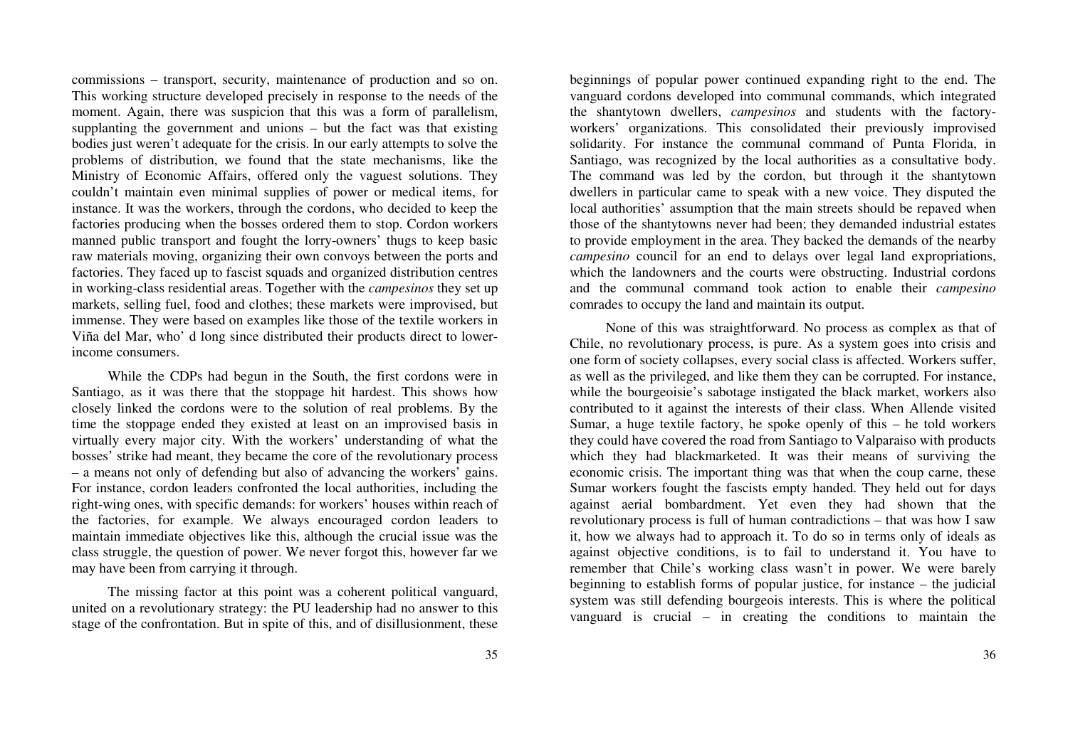commissions – transport, security, maintenance of production and so on. This working structure developed precisely in response to the needs of the moment. Again, there was suspicion that this was a form of parallelism, supplanting the government and unions – but the fact was that existing bodies just weren't adequate for the crisis. In our early attempts to solve the problems of distribution, we found that the state mechanisms, like the Ministry of Economic Affairs, offered only the vaguest solutions. They couldn't maintain even minimal supplies of power or medical items, for instance. It was the workers, through the cordons, who decided to keep the factories producing when the bosses ordered them to stop. Cordon workers manned public transport and fought the lorry-owners' thugs to keep basic raw materials moving, organizing their own convoys between the ports and factories. They faced up to fascist squads and organized distribution centres in working-class residential areas. Together with the *campesinos* they set up markets, selling fuel, food and clothes; these markets were improvised, but immense. They were based on examples like those of the textile workers in Viña del Mar, who' d long since distributed their products direct to lower-income consumers.

While the CDPs had begun in the South, the first cordons were in Santiago, as it was there that the stoppage hit hardest. This shows how closely linked the cordons were to the solution of real problems. By the time the stoppage ended they existed at least on an improvised basis in virtually every major city. With the workers' understanding of what the bosses' strike had meant, they became the core of the revolutionary process – a means not only of defending but also of advancing the workers' gains. For instance, cordon leaders confronted the local authorities, including the right-wing ones, with specific demands: for workers' houses within reach of the factories, for example. We always encouraged cordon leaders to maintain immediate objectives like this, although the crucial issue was the class struggle, the question of power. We never forgot this, however far we may have been from carrying it through.

The missing factor at this point was a coherent political vanguard, united on a revolutionary strategy: the PU leadership had no answer to this stage of the confrontation. But in spite of this, and of disillusionment, these beginnings of popular power continued expanding right to the end. The vanguard cordons developed into communal commands, which integrated the shantytown dwellers, *campesinos* and students with the factory-workers' organizations. This consolidated their previously improvised solidarity. For instance the communal command of Punta Florida, in Santiago, was recognized by the local authorities as a consultative body. The command was led by the cordon, but through it the shantytown dwellers in particular came to speak with a new voice. They disputed the local authorities' assumption that the main streets should be repaved when those of the shantytowns never had been; they demanded industrial estates to provide employment in the area. They backed the demands of the nearby *campesino* council for an end to delays over legal land expropriations, which the landowners and the courts were obstructing. Industrial cordons and the communal command took action to enable their *campesino* comrades to occupy the land and maintain its output.

None of this was straightforward. No process as complex as that of Chile, no revolutionary process, is pure. As a system goes into crisis and one form of society collapses, every social class is affected. Workers suffer, as well as the privileged, and like them they can be corrupted. For instance, while the bourgeoisie's sabotage instigated the black market, workers also contributed to it against the interests of their class. When Allende visited Sumar, a huge textile factory, he spoke openly of this – he told workers they could have covered the road from Santiago to Valparaiso with products which they had blackmarketed. It was their means of surviving the economic crisis. The important thing was that when the coup carne, these Sumar workers fought the fascists empty handed. They held out for days against aerial bombardment. Yet even they had shown that the revolutionary process is full of human contradictions – that was how I saw it, how we always had to approach it. To do so in terms only of ideals as against objective conditions, is to fail to understand it. You have to remember that Chile's working class wasn't in power. We were barely beginning to establish forms of popular justice, for instance – the judicial system was still defending bourgeois interests. This is where the political vanguard is crucial – in creating the conditions to maintain the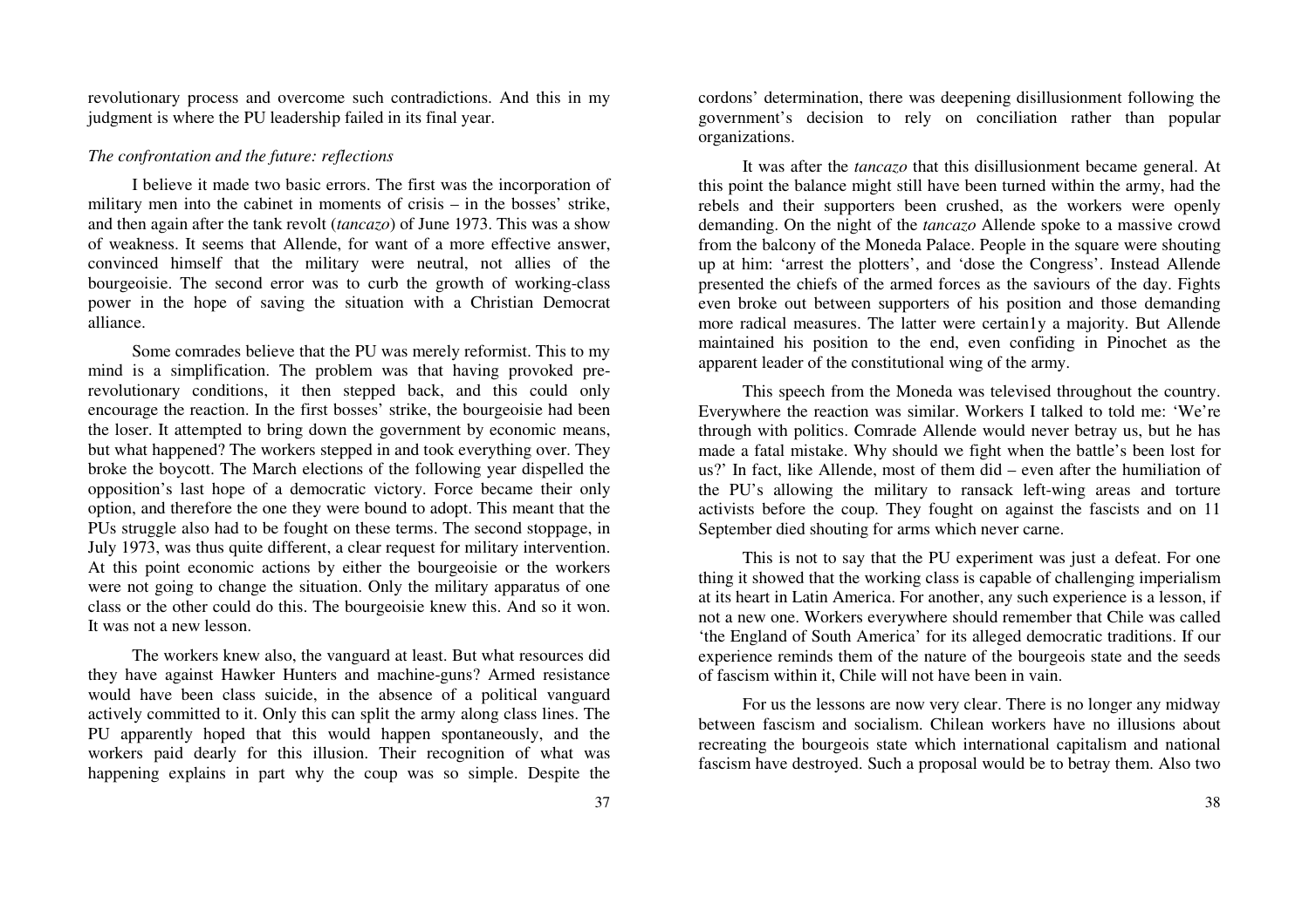revolutionary process and overcome such contradictions. And this in my judgment is where the PU leadership failed in its final year.

*The confrontation and the future: reflections*

I believe it made two basic errors. The first was the incorporation of military men into the cabinet in moments of crisis – in the bosses' strike, and then again after the tank revolt (*tancazo*) of June 1973. This was a show of weakness. It seems that Allende, for want of a more effective answer, convinced himself that the military were neutral, not allies of the bourgeoisie. The second error was to curb the growth of working-class power in the hope of saving the situation with a Christian Democrat alliance.

Some comrades believe that the PU was merely reformist. This to my mind is a simplification. The problem was that having provoked pre-revolutionary conditions, it then stepped back, and this could only encourage the reaction. In the first bosses' strike, the bourgeoisie had been the loser. It attempted to bring down the government by economic means, but what happened? The workers stepped in and took everything over. They broke the boycott. The March elections of the following year dispelled the opposition's last hope of a democratic victory. Force became their only option, and therefore the one they were bound to adopt. This meant that the PUs struggle also had to be fought on these terms. The second stoppage, in July 1973, was thus quite different, a clear request for military intervention. At this point economic actions by either the bourgeoisie or the workers were not going to change the situation. Only the military apparatus of one class or the other could do this. The bourgeoisie knew this. And so it won. It was not a new lesson.

The workers knew also, the vanguard at least. But what resources did they have against Hawker Hunters and machine-guns? Armed resistance would have been class suicide, in the absence of a political vanguard actively committed to it. Only this can split the army along class lines. The PU apparently hoped that this would happen spontaneously, and the workers paid dearly for this illusion. Their recognition of what was happening explains in part why the coup was so simple. Despite the cordons' determination, there was deepening disillusionment following the government's decision to rely on conciliation rather than popular organizations.

It was after the *tancazo* that this disillusionment became general. At this point the balance might still have been turned within the army, had the rebels and their supporters been crushed, as the workers were openly demanding. On the night of the *tancazo* Allende spoke to a massive crowd from the balcony of the Moneda Palace. People in the square were shouting up at him: 'arrest the plotters', and 'dose the Congress'. Instead Allende presented the chiefs of the armed forces as the saviours of the day. Fights even broke out between supporters of his position and those demanding more radical measures. The latter were certain1y a majority. But Allende maintained his position to the end, even confiding in Pinochet as the apparent leader of the constitutional wing of the army.

This speech from the Moneda was televised throughout the country. Everywhere the reaction was similar. Workers I talked to told me: 'We're through with politics. Comrade Allende would never betray us, but he has made a fatal mistake. Why should we fight when the battle's been lost for us?' In fact, like Allende, most of them did – even after the humiliation of the PU's allowing the military to ransack left-wing areas and torture activists before the coup. They fought on against the fascists and on 11 September died shouting for arms which never carne.

This is not to say that the PU experiment was just a defeat. For one thing it showed that the working class is capable of challenging imperialism at its heart in Latin America. For another, any such experience is a lesson, if not a new one. Workers everywhere should remember that Chile was called 'the England of South America' for its alleged democratic traditions. If our experience reminds them of the nature of the bourgeois state and the seeds of fascism within it, Chile will not have been in vain.

For us the lessons are now very clear. There is no longer any midway between fascism and socialism. Chilean workers have no illusions about recreating the bourgeois state which international capitalism and national fascism have destroyed. Such a proposal would be to betray them. Also two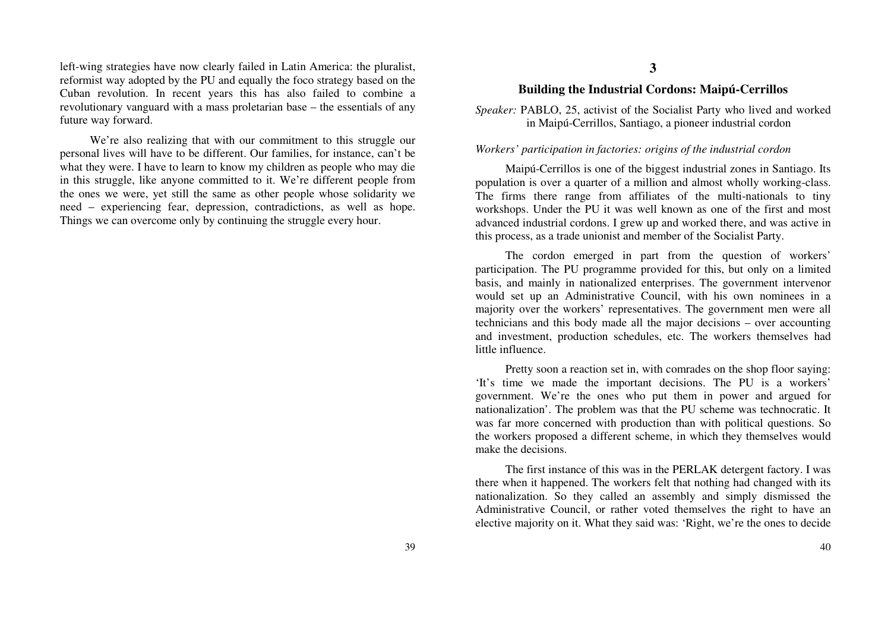left-wing strategies have now clearly failed in Latin America: the pluralist, reformist way adopted by the PU and equally the foco strategy based on the Cuban revolution. In recent years this has also failed to combine a revolutionary vanguard with a mass proletarian base – the essentials of any future way forward.

We're also realizing that with our commitment to this struggle our personal lives will have to be different. Our families, for instance, can't be what they were. I have to learn to know my children as people who may die in this struggle, like anyone committed to it. We're different people from the ones we were, yet still the same as other people whose solidarity we need – experiencing fear, depression, contradictions, as well as hope. Things we can overcome only by continuing the struggle every hour.

# 3

## Building the Industrial Cordons: Maipú-Cerrillos

*Speaker:* PABLO, 25, activist of the Socialist Party who lived and worked in Maipú-Cerrillos, Santiago, a pioneer industrial cordon

### *Workers' participation in factories: origins of the industrial cordon*

Maipú-Cerrillos is one of the biggest industrial zones in Santiago. Its population is over a quarter of a million and almost wholly working-class. The firms there range from affiliates of the multi-nationals to tiny workshops. Under the PU it was well known as one of the first and most advanced industrial cordons. I grew up and worked there, and was active in this process, as a trade unionist and member of the Socialist Party.

The cordon emerged in part from the question of workers' participation. The PU programme provided for this, but only on a limited basis, and mainly in nationalized enterprises. The government intervenor would set up an Administrative Council, with his own nominees in a majority over the workers' representatives. The government men were all technicians and this body made all the major decisions – over accounting and investment, production schedules, etc. The workers themselves had little influence.

Pretty soon a reaction set in, with comrades on the shop floor saying: 'It's time we made the important decisions. The PU is a workers' government. We're the ones who put them in power and argued for nationalization'. The problem was that the PU scheme was technocratic. It was far more concerned with production than with political questions. So the workers proposed a different scheme, in which they themselves would make the decisions.

The first instance of this was in the PERLAK detergent factory. I was there when it happened. The workers felt that nothing had changed with its nationalization. So they called an assembly and simply dismissed the Administrative Council, or rather voted themselves the right to have an elective majority on it. What they said was: 'Right, we're the ones to decide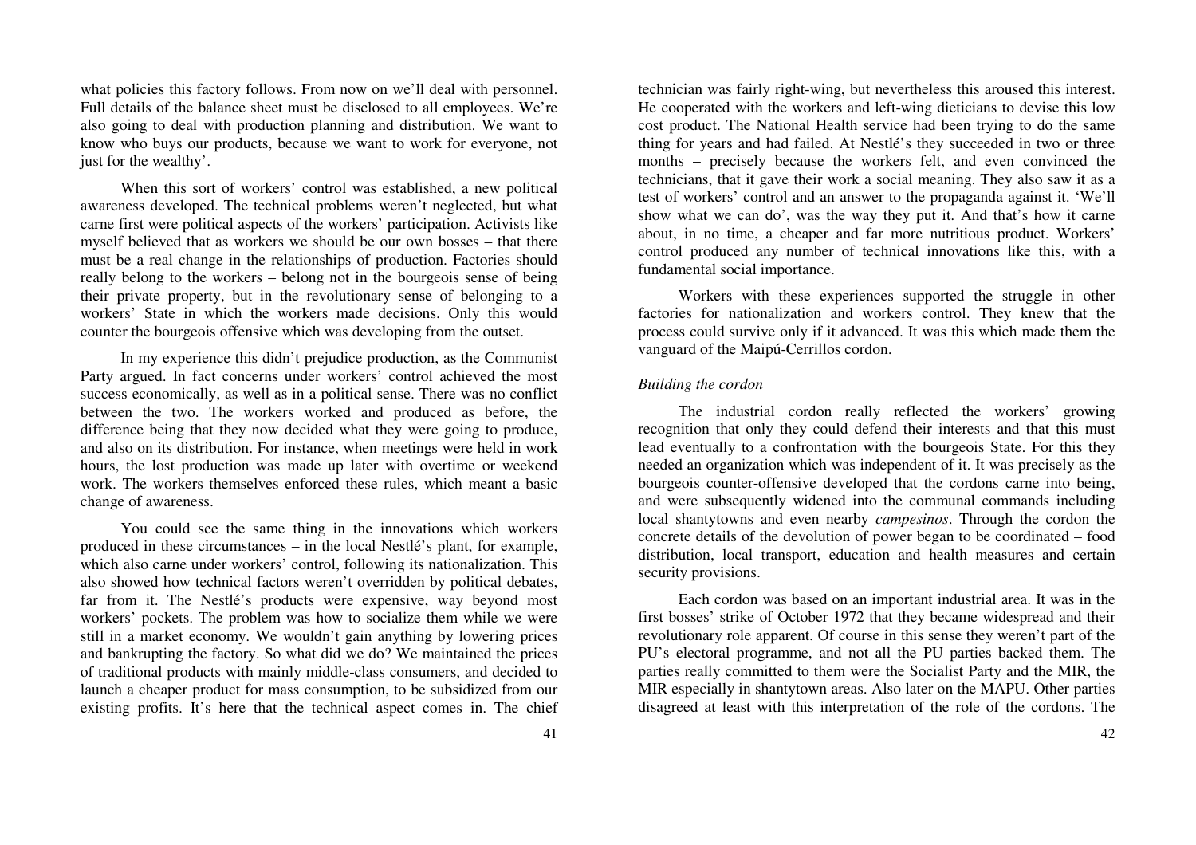what policies this factory follows. From now on we'll deal with personnel. Full details of the balance sheet must be disclosed to all employees. We're also going to deal with production planning and distribution. We want to know who buys our products, because we want to work for everyone, not just for the wealthy'.

When this sort of workers' control was established, a new political awareness developed. The technical problems weren't neglected, but what carne first were political aspects of the workers' participation. Activists like myself believed that as workers we should be our own bosses – that there must be a real change in the relationships of production. Factories should really belong to the workers – belong not in the bourgeois sense of being their private property, but in the revolutionary sense of belonging to a workers' State in which the workers made decisions. Only this would counter the bourgeois offensive which was developing from the outset.

In my experience this didn't prejudice production, as the Communist Party argued. In fact concerns under workers' control achieved the most success economically, as well as in a political sense. There was no conflict between the two. The workers worked and produced as before, the difference being that they now decided what they were going to produce, and also on its distribution. For instance, when meetings were held in work hours, the lost production was made up later with overtime or weekend work. The workers themselves enforced these rules, which meant a basic change of awareness.

You could see the same thing in the innovations which workers produced in these circumstances – in the local Nestlé's plant, for example, which also carne under workers' control, following its nationalization. This also showed how technical factors weren't overridden by political debates, far from it. The Nestlé's products were expensive, way beyond most workers' pockets. The problem was how to socialize them while we were still in a market economy. We wouldn't gain anything by lowering prices and bankrupting the factory. So what did we do? We maintained the prices of traditional products with mainly middle-class consumers, and decided to launch a cheaper product for mass consumption, to be subsidized from our existing profits. It's here that the technical aspect comes in. The chief technician was fairly right-wing, but nevertheless this aroused this interest. He cooperated with the workers and left-wing dieticians to devise this low cost product. The National Health service had been trying to do the same thing for years and had failed. At Nestlé's they succeeded in two or three months – precisely because the workers felt, and even convinced the technicians, that it gave their work a social meaning. They also saw it as a test of workers' control and an answer to the propaganda against it. 'We'll show what we can do', was the way they put it. And that's how it carne about, in no time, a cheaper and far more nutritious product. Workers' control produced any number of technical innovations like this, with a fundamental social importance.

Workers with these experiences supported the struggle in other factories for nationalization and workers control. They knew that the process could survive only if it advanced. It was this which made them the vanguard of the Maipú-Cerrillos cordon.

*Building the cordon*

The industrial cordon really reflected the workers' growing recognition that only they could defend their interests and that this must lead eventually to a confrontation with the bourgeois State. For this they needed an organization which was independent of it. It was precisely as the bourgeois counter-offensive developed that the cordons carne into being, and were subsequently widened into the communal commands including local shantytowns and even nearby *campesinos*. Through the cordon the concrete details of the devolution of power began to be coordinated – food distribution, local transport, education and health measures and certain security provisions.

Each cordon was based on an important industrial area. It was in the first bosses' strike of October 1972 that they became widespread and their revolutionary role apparent. Of course in this sense they weren't part of the PU's electoral programme, and not all the PU parties backed them. The parties really committed to them were the Socialist Party and the MIR, the MIR especially in shantytown areas. Also later on the MAPU. Other parties disagreed at least with this interpretation of the role of the cordons. The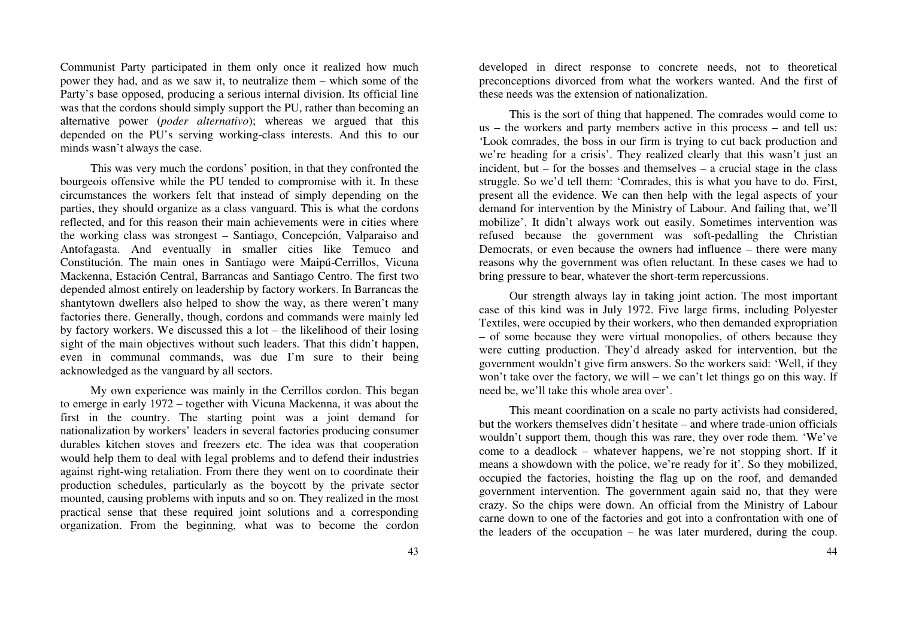Communist Party participated in them only once it realized how much power they had, and as we saw it, to neutralize them – which some of the Party's base opposed, producing a serious internal division. Its official line was that the cordons should simply support the PU, rather than becoming an alternative power (*poder alternativo*); whereas we argued that this depended on the PU's serving working-class interests. And this to our minds wasn't always the case.

This was very much the cordons' position, in that they confronted the bourgeois offensive while the PU tended to compromise with it. In these circumstances the workers felt that instead of simply depending on the parties, they should organize as a class vanguard. This is what the cordons reflected, and for this reason their main achievements were in cities where the working class was strongest – Santiago, Concepción, Valparaiso and Antofagasta. And eventually in smaller cities like Temuco and Constitución. The main ones in Santiago were Maipú-Cerrillos, Vicuna Mackenna, Estación Central, Barrancas and Santiago Centro. The first two depended almost entirely on leadership by factory workers. In Barrancas the shantytown dwellers also helped to show the way, as there weren't many factories there. Generally, though, cordons and commands were mainly led by factory workers. We discussed this a lot – the likelihood of their losing sight of the main objectives without such leaders. That this didn't happen, even in communal commands, was due I'm sure to their being acknowledged as the vanguard by all sectors.

My own experience was mainly in the Cerrillos cordon. This began to emerge in early 1972 – together with Vicuna Mackenna, it was about the first in the country. The starting point was a joint demand for nationalization by workers' leaders in several factories producing consumer durables kitchen stoves and freezers etc. The idea was that cooperation would help them to deal with legal problems and to defend their industries against right-wing retaliation. From there they went on to coordinate their production schedules, particularly as the boycott by the private sector mounted, causing problems with inputs and so on. They realized in the most practical sense that these required joint solutions and a corresponding organization. From the beginning, what was to become the cordon developed in direct response to concrete needs, not to theoretical preconceptions divorced from what the workers wanted. And the first of these needs was the extension of nationalization.

This is the sort of thing that happened. The comrades would come to us – the workers and party members active in this process – and tell us: 'Look comrades, the boss in our firm is trying to cut back production and we're heading for a crisis'. They realized clearly that this wasn't just an incident, but – for the bosses and themselves – a crucial stage in the class struggle. So we'd tell them: 'Comrades, this is what you have to do. First, present all the evidence. We can then help with the legal aspects of your demand for intervention by the Ministry of Labour. And failing that, we'll mobilize'. It didn't always work out easily. Sometimes intervention was refused because the government was soft-pedalling the Christian Democrats, or even because the owners had influence – there were many reasons why the government was often reluctant. In these cases we had to bring pressure to bear, whatever the short-term repercussions.

Our strength always lay in taking joint action. The most important case of this kind was in July 1972. Five large firms, including Polyester Textiles, were occupied by their workers, who then demanded expropriation – of some because they were virtual monopolies, of others because they were cutting production. They'd already asked for intervention, but the government wouldn't give firm answers. So the workers said: 'Well, if they won't take over the factory, we will – we can't let things go on this way. If need be, we'll take this whole area over'.

This meant coordination on a scale no party activists had considered, but the workers themselves didn't hesitate – and where trade-union officials wouldn't support them, though this was rare, they over rode them. 'We've come to a deadlock – whatever happens, we're not stopping short. If it means a showdown with the police, we're ready for it'. So they mobilized, occupied the factories, hoisting the flag up on the roof, and demanded government intervention. The government again said no, that they were crazy. So the chips were down. An official from the Ministry of Labour carne down to one of the factories and got into a confrontation with one of the leaders of the occupation – he was later murdered, during the coup.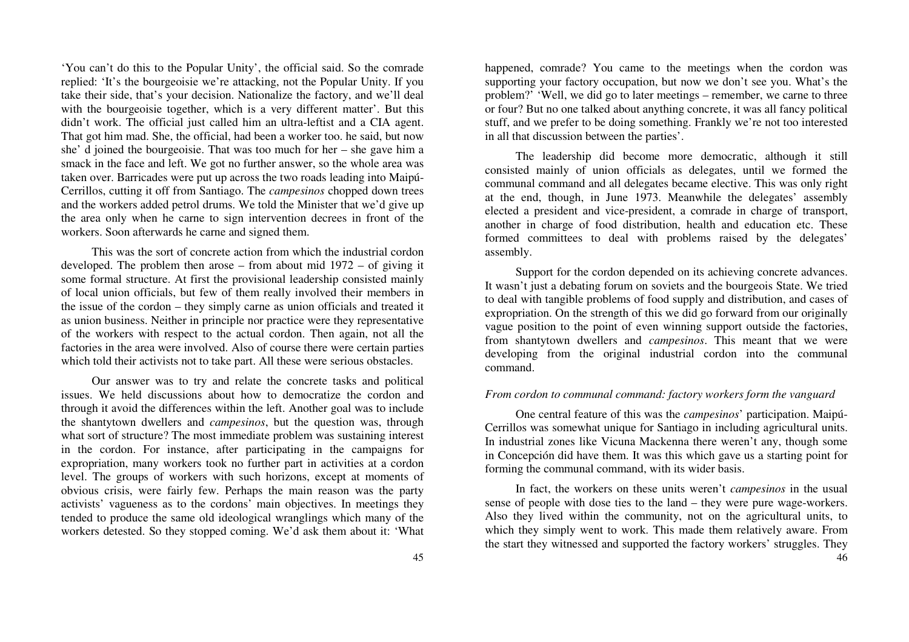'You can't do this to the Popular Unity', the official said. So the comrade replied: 'It's the bourgeoisie we're attacking, not the Popular Unity. If you take their side, that's your decision. Nationalize the factory, and we'll deal with the bourgeoisie together, which is a very different matter'. But this didn't work. The official just called him an ultra-leftist and a CIA agent. That got him mad. She, the official, had been a worker too. he said, but now she' d joined the bourgeoisie. That was too much for her – she gave him a smack in the face and left. We got no further answer, so the whole area was taken over. Barricades were put up across the two roads leading into Maipú-Cerrillos, cutting it off from Santiago. The *campesinos* chopped down trees and the workers added petrol drums. We told the Minister that we'd give up the area only when he carne to sign intervention decrees in front of the workers. Soon afterwards he carne and signed them.

This was the sort of concrete action from which the industrial cordon developed. The problem then arose – from about mid 1972 – of giving it some formal structure. At first the provisional leadership consisted mainly of local union officials, but few of them really involved their members in the issue of the cordon – they simply carne as union officials and treated it as union business. Neither in principle nor practice were they representative of the workers with respect to the actual cordon. Then again, not all the factories in the area were involved. Also of course there were certain parties which told their activists not to take part. All these were serious obstacles.

Our answer was to try and relate the concrete tasks and political issues. We held discussions about how to democratize the cordon and through it avoid the differences within the left. Another goal was to include the shantytown dwellers and *campesinos*, but the question was, through what sort of structure? The most immediate problem was sustaining interest in the cordon. For instance, after participating in the campaigns for expropriation, many workers took no further part in activities at a cordon level. The groups of workers with such horizons, except at moments of obvious crisis, were fairly few. Perhaps the main reason was the party activists' vagueness as to the cordons' main objectives. In meetings they tended to produce the same old ideological wranglings which many of the workers detested. So they stopped coming. We'd ask them about it: 'What happened, comrade? You came to the meetings when the cordon was supporting your factory occupation, but now we don't see you. What's the problem?' 'Well, we did go to later meetings – remember, we carne to three or four? But no one talked about anything concrete, it was all fancy political stuff, and we prefer to be doing something. Frankly we're not too interested in all that discussion between the parties'.

The leadership did become more democratic, although it still consisted mainly of union officials as delegates, until we formed the communal command and all delegates became elective. This was only right at the end, though, in June 1973. Meanwhile the delegates' assembly elected a president and vice-president, a comrade in charge of transport, another in charge of food distribution, health and education etc. These formed committees to deal with problems raised by the delegates' assembly.

Support for the cordon depended on its achieving concrete advances. It wasn't just a debating forum on soviets and the bourgeois State. We tried to deal with tangible problems of food supply and distribution, and cases of expropriation. On the strength of this we did go forward from our originally vague position to the point of even winning support outside the factories, from shantytown dwellers and *campesinos*. This meant that we were developing from the original industrial cordon into the communal command.

*From cordon to communal command: factory workers form the vanguard*

One central feature of this was the *campesinos*' participation. Maipú-Cerrillos was somewhat unique for Santiago in including agricultural units. In industrial zones like Vicuna Mackenna there weren't any, though some in Concepción did have them. It was this which gave us a starting point for forming the communal command, with its wider basis.

In fact, the workers on these units weren't *campesinos* in the usual sense of people with dose ties to the land – they were pure wage-workers. Also they lived within the community, not on the agricultural units, to which they simply went to work. This made them relatively aware. From the start they witnessed and supported the factory workers' struggles. They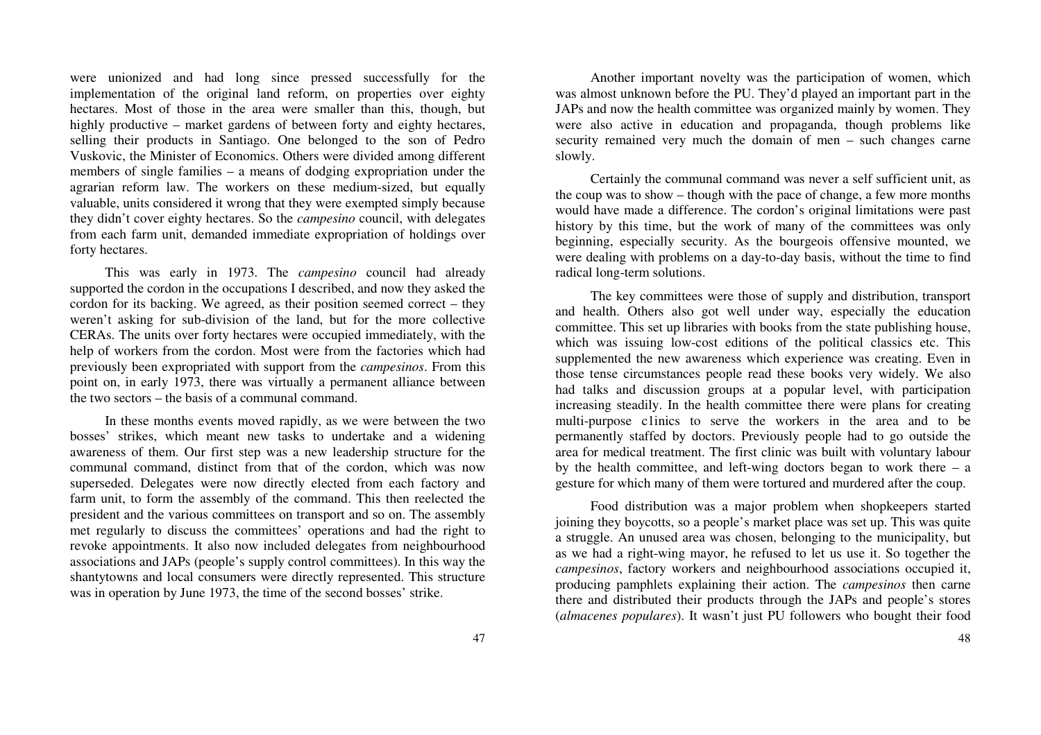were unionized and had long since pressed successfully for the implementation of the original land reform, on properties over eighty hectares. Most of those in the area were smaller than this, though, but highly productive – market gardens of between forty and eighty hectares, selling their products in Santiago. One belonged to the son of Pedro Vuskovic, the Minister of Economics. Others were divided among different members of single families – a means of dodging expropriation under the agrarian reform law. The workers on these medium-sized, but equally valuable, units considered it wrong that they were exempted simply because they didn't cover eighty hectares. So the *campesino* council, with delegates from each farm unit, demanded immediate expropriation of holdings over forty hectares.

This was early in 1973. The *campesino* council had already supported the cordon in the occupations I described, and now they asked the cordon for its backing. We agreed, as their position seemed correct – they weren't asking for sub-division of the land, but for the more collective CERAs. The units over forty hectares were occupied immediately, with the help of workers from the cordon. Most were from the factories which had previously been expropriated with support from the *campesinos*. From this point on, in early 1973, there was virtually a permanent alliance between the two sectors – the basis of a communal command.

In these months events moved rapidly, as we were between the two bosses' strikes, which meant new tasks to undertake and a widening awareness of them. Our first step was a new leadership structure for the communal command, distinct from that of the cordon, which was now superseded. Delegates were now directly elected from each factory and farm unit, to form the assembly of the command. This then reelected the president and the various committees on transport and so on. The assembly met regularly to discuss the committees' operations and had the right to revoke appointments. It also now included delegates from neighbourhood associations and JAPs (people's supply control committees). In this way the shantytowns and local consumers were directly represented. This structure was in operation by June 1973, the time of the second bosses' strike.

Another important novelty was the participation of women, which was almost unknown before the PU. They'd played an important part in the JAPs and now the health committee was organized mainly by women. They were also active in education and propaganda, though problems like security remained very much the domain of men – such changes carne slowly.

Certainly the communal command was never a self sufficient unit, as the coup was to show – though with the pace of change, a few more months would have made a difference. The cordon's original limitations were past history by this time, but the work of many of the committees was only beginning, especially security. As the bourgeois offensive mounted, we were dealing with problems on a day-to-day basis, without the time to find radical long-term solutions.

The key committees were those of supply and distribution, transport and health. Others also got well under way, especially the education committee. This set up libraries with books from the state publishing house, which was issuing low-cost editions of the political classics etc. This supplemented the new awareness which experience was creating. Even in those tense circumstances people read these books very widely. We also had talks and discussion groups at a popular level, with participation increasing steadily. In the health committee there were plans for creating multi-purpose c1inics to serve the workers in the area and to be permanently staffed by doctors. Previously people had to go outside the area for medical treatment. The first clinic was built with voluntary labour by the health committee, and left-wing doctors began to work there – a gesture for which many of them were tortured and murdered after the coup.

Food distribution was a major problem when shopkeepers started joining they boycotts, so a people's market place was set up. This was quite a struggle. An unused area was chosen, belonging to the municipality, but as we had a right-wing mayor, he refused to let us use it. So together the *campesinos*, factory workers and neighbourhood associations occupied it, producing pamphlets explaining their action. The *campesinos* then carne there and distributed their products through the JAPs and people's stores (*almacenes populares*). It wasn't just PU followers who bought their food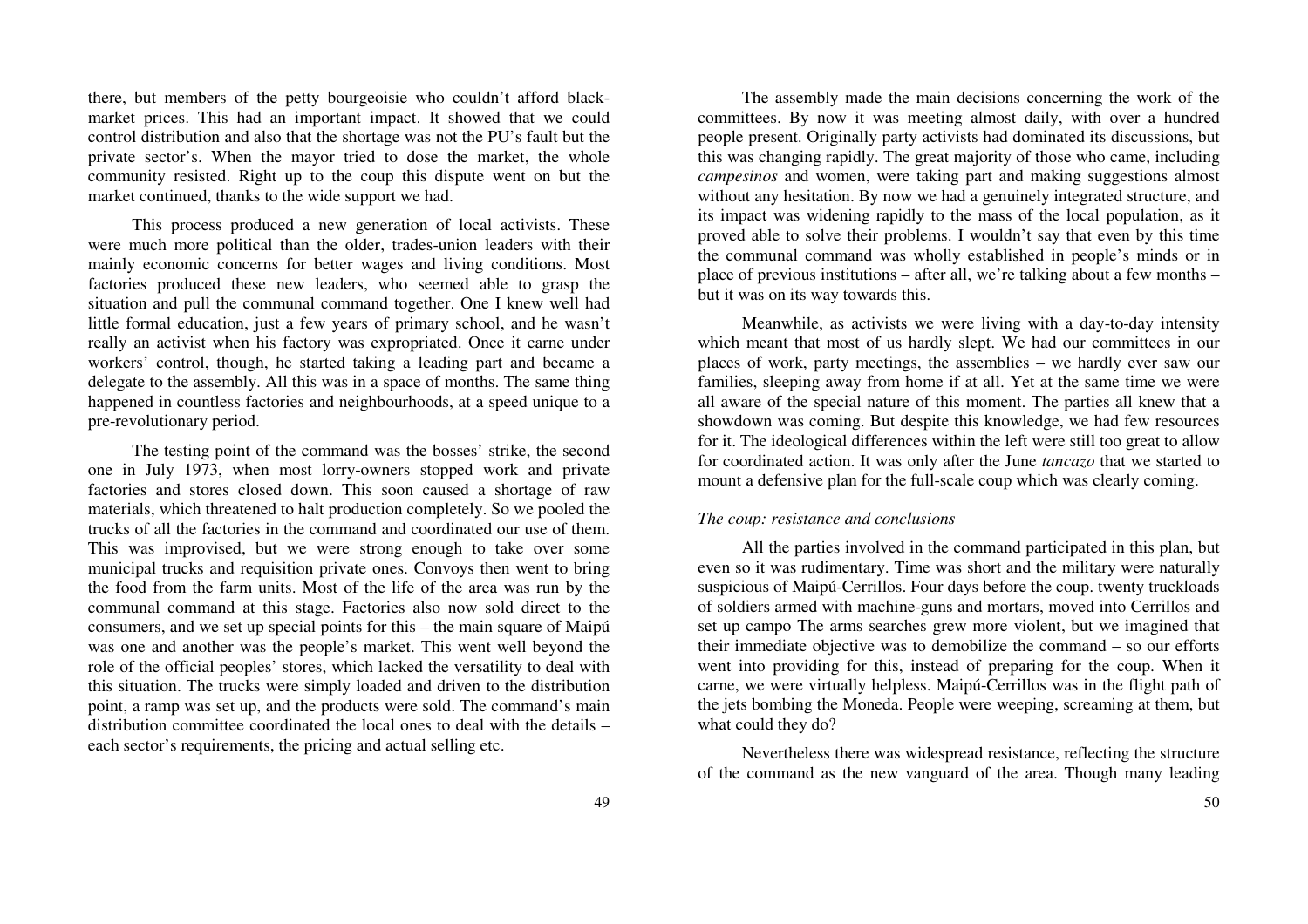there, but members of the petty bourgeoisie who couldn't afford black-market prices. This had an important impact. It showed that we could control distribution and also that the shortage was not the PU's fault but the private sector's. When the mayor tried to dose the market, the whole community resisted. Right up to the coup this dispute went on but the market continued, thanks to the wide support we had.

This process produced a new generation of local activists. These were much more political than the older, trades-union leaders with their mainly economic concerns for better wages and living conditions. Most factories produced these new leaders, who seemed able to grasp the situation and pull the communal command together. One I knew well had little formal education, just a few years of primary school, and he wasn't really an activist when his factory was expropriated. Once it carne under workers' control, though, he started taking a leading part and became a delegate to the assembly. All this was in a space of months. The same thing happened in countless factories and neighbourhoods, at a speed unique to a pre-revolutionary period.

The testing point of the command was the bosses' strike, the second one in July 1973, when most lorry-owners stopped work and private factories and stores closed down. This soon caused a shortage of raw materials, which threatened to halt production completely. So we pooled the trucks of all the factories in the command and coordinated our use of them. This was improvised, but we were strong enough to take over some municipal trucks and requisition private ones. Convoys then went to bring the food from the farm units. Most of the life of the area was run by the communal command at this stage. Factories also now sold direct to the consumers, and we set up special points for this – the main square of Maipú was one and another was the people's market. This went well beyond the role of the official peoples' stores, which lacked the versatility to deal with this situation. The trucks were simply loaded and driven to the distribution point, a ramp was set up, and the products were sold. The command's main distribution committee coordinated the local ones to deal with the details – each sector's requirements, the pricing and actual selling etc.

The assembly made the main decisions concerning the work of the committees. By now it was meeting almost daily, with over a hundred people present. Originally party activists had dominated its discussions, but this was changing rapidly. The great majority of those who came, including *campesinos* and women, were taking part and making suggestions almost without any hesitation. By now we had a genuinely integrated structure, and its impact was widening rapidly to the mass of the local population, as it proved able to solve their problems. I wouldn't say that even by this time the communal command was wholly established in people's minds or in place of previous institutions – after all, we're talking about a few months – but it was on its way towards this.

Meanwhile, as activists we were living with a day-to-day intensity which meant that most of us hardly slept. We had our committees in our places of work, party meetings, the assemblies – we hardly ever saw our families, sleeping away from home if at all. Yet at the same time we were all aware of the special nature of this moment. The parties all knew that a showdown was coming. But despite this knowledge, we had few resources for it. The ideological differences within the left were still too great to allow for coordinated action. It was only after the June *tancazo* that we started to mount a defensive plan for the full-scale coup which was clearly coming.

### *The coup: resistance and conclusions*

All the parties involved in the command participated in this plan, but even so it was rudimentary. Time was short and the military were naturally suspicious of Maipú-Cerrillos. Four days before the coup. twenty truckloads of soldiers armed with machine-guns and mortars, moved into Cerrillos and set up campo The arms searches grew more violent, but we imagined that their immediate objective was to demobilize the command – so our efforts went into providing for this, instead of preparing for the coup. When it carne, we were virtually helpless. Maipú-Cerrillos was in the flight path of the jets bombing the Moneda. People were weeping, screaming at them, but what could they do?

Nevertheless there was widespread resistance, reflecting the structure of the command as the new vanguard of the area. Though many leading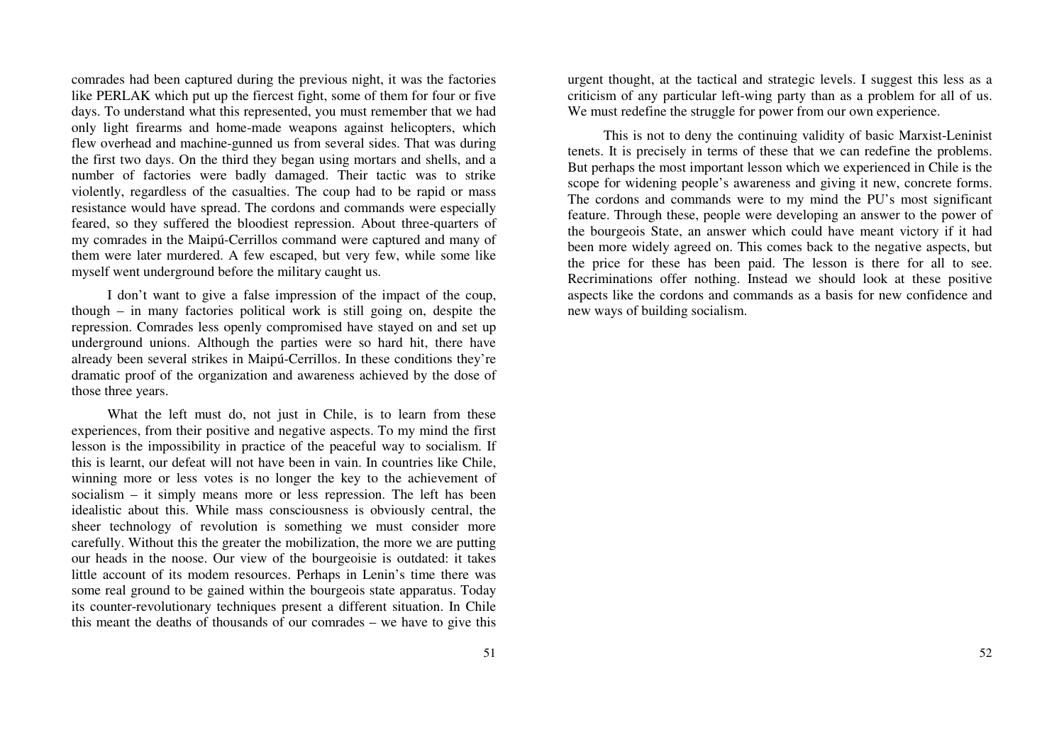comrades had been captured during the previous night, it was the factories like PERLAK which put up the fiercest fight, some of them for four or five days. To understand what this represented, you must remember that we had only light firearms and home-made weapons against helicopters, which flew overhead and machine-gunned us from several sides. That was during the first two days. On the third they began using mortars and shells, and a number of factories were badly damaged. Their tactic was to strike violently, regardless of the casualties. The coup had to be rapid or mass resistance would have spread. The cordons and commands were especially feared, so they suffered the bloodiest repression. About three-quarters of my comrades in the Maipú-Cerrillos command were captured and many of them were later murdered. A few escaped, but very few, while some like myself went underground before the military caught us.

I don't want to give a false impression of the impact of the coup, though – in many factories political work is still going on, despite the repression. Comrades less openly compromised have stayed on and set up underground unions. Although the parties were so hard hit, there have already been several strikes in Maipú-Cerrillos. In these conditions they're dramatic proof of the organization and awareness achieved by the dose of those three years.

What the left must do, not just in Chile, is to learn from these experiences, from their positive and negative aspects. To my mind the first lesson is the impossibility in practice of the peaceful way to socialism. If this is learnt, our defeat will not have been in vain. In countries like Chile, winning more or less votes is no longer the key to the achievement of socialism – it simply means more or less repression. The left has been idealistic about this. While mass consciousness is obviously central, the sheer technology of revolution is something we must consider more carefully. Without this the greater the mobilization, the more we are putting our heads in the noose. Our view of the bourgeoisie is outdated: it takes little account of its modem resources. Perhaps in Lenin's time there was some real ground to be gained within the bourgeois state apparatus. Today its counter-revolutionary techniques present a different situation. In Chile this meant the deaths of thousands of our comrades – we have to give this urgent thought, at the tactical and strategic levels. I suggest this less as a criticism of any particular left-wing party than as a problem for all of us. We must redefine the struggle for power from our own experience.

This is not to deny the continuing validity of basic Marxist-Leninist tenets. It is precisely in terms of these that we can redefine the problems. But perhaps the most important lesson which we experienced in Chile is the scope for widening people's awareness and giving it new, concrete forms. The cordons and commands were to my mind the PU's most significant feature. Through these, people were developing an answer to the power of the bourgeois State, an answer which could have meant victory if it had been more widely agreed on. This comes back to the negative aspects, but the price for these has been paid. The lesson is there for all to see. Recriminations offer nothing. Instead we should look at these positive aspects like the cordons and commands as a basis for new confidence and new ways of building socialism.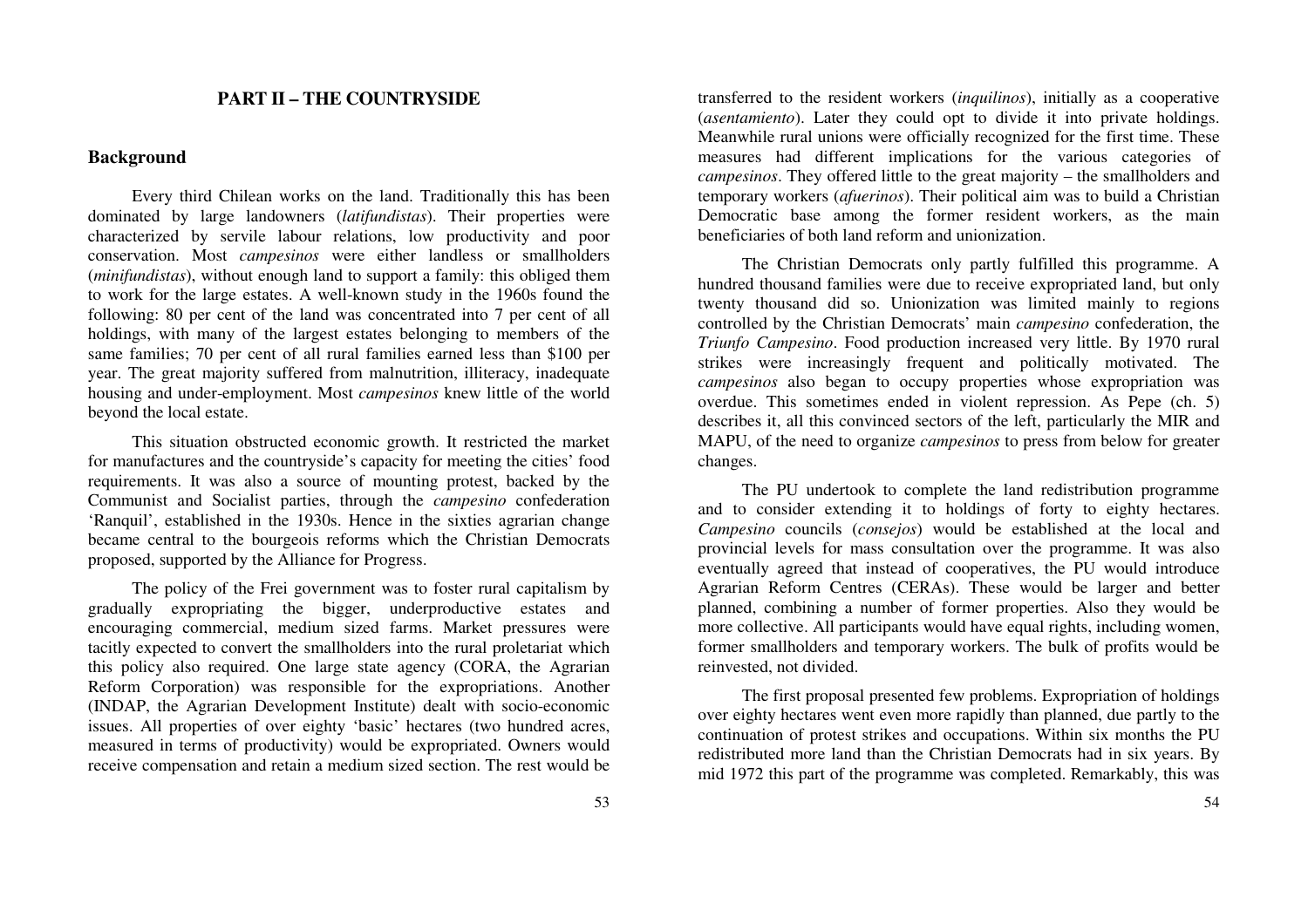# PART II – THE COUNTRYSIDE

## Background

Every third Chilean works on the land. Traditionally this has been dominated by large landowners (*latifundistas*). Their properties were characterized by servile labour relations, low productivity and poor conservation. Most *campesinos* were either landless or smallholders (*minifundistas*), without enough land to support a family: this obliged them to work for the large estates. A well-known study in the 1960s found the following: 80 per cent of the land was concentrated into 7 per cent of all holdings, with many of the largest estates belonging to members of the same families; 70 per cent of all rural families earned less than $100 per year. The great majority suffered from malnutrition, illiteracy, inadequate housing and under-employment. Most *campesinos* knew little of the world beyond the local estate.

This situation obstructed economic growth. It restricted the market for manufactures and the countryside's capacity for meeting the cities' food requirements. It was also a source of mounting protest, backed by the Communist and Socialist parties, through the *campesino* confederation 'Ranquil', established in the 1930s. Hence in the sixties agrarian change became central to the bourgeois reforms which the Christian Democrats proposed, supported by the Alliance for Progress.

The policy of the Frei government was to foster rural capitalism by gradually expropriating the bigger, underproductive estates and encouraging commercial, medium sized farms. Market pressures were tacitly expected to convert the smallholders into the rural proletariat which this policy also required. One large state agency (CORA, the Agrarian Reform Corporation) was responsible for the expropriations. Another (INDAP, the Agrarian Development Institute) dealt with socio-economic issues. All properties of over eighty 'basic' hectares (two hundred acres, measured in terms of productivity) would be expropriated. Owners would receive compensation and retain a medium sized section. The rest would be transferred to the resident workers (*inquilinos*), initially as a cooperative (*asentamiento*). Later they could opt to divide it into private holdings. Meanwhile rural unions were officially recognized for the first time. These measures had different implications for the various categories of *campesinos*. They offered little to the great majority – the smallholders and temporary workers (*afuerinos*). Their political aim was to build a Christian Democratic base among the former resident workers, as the main beneficiaries of both land reform and unionization.

The Christian Democrats only partly fulfilled this programme. A hundred thousand families were due to receive expropriated land, but only twenty thousand did so. Unionization was limited mainly to regions controlled by the Christian Democrats' main *campesino* confederation, the *Triunfo Campesino*. Food production increased very little. By 1970 rural strikes were increasingly frequent and politically motivated. The *campesinos* also began to occupy properties whose expropriation was overdue. This sometimes ended in violent repression. As Pepe (ch. 5) describes it, all this convinced sectors of the left, particularly the MIR and MAPU, of the need to organize *campesinos* to press from below for greater changes.

The PU undertook to complete the land redistribution programme and to consider extending it to holdings of forty to eighty hectares. *Campesino* councils (*consejos*) would be established at the local and provincial levels for mass consultation over the programme. It was also eventually agreed that instead of cooperatives, the PU would introduce Agrarian Reform Centres (CERAs). These would be larger and better planned, combining a number of former properties. Also they would be more collective. All participants would have equal rights, including women, former smallholders and temporary workers. The bulk of profits would be reinvested, not divided.

The first proposal presented few problems. Expropriation of holdings over eighty hectares went even more rapidly than planned, due partly to the continuation of protest strikes and occupations. Within six months the PU redistributed more land than the Christian Democrats had in six years. By mid 1972 this part of the programme was completed. Remarkably, this was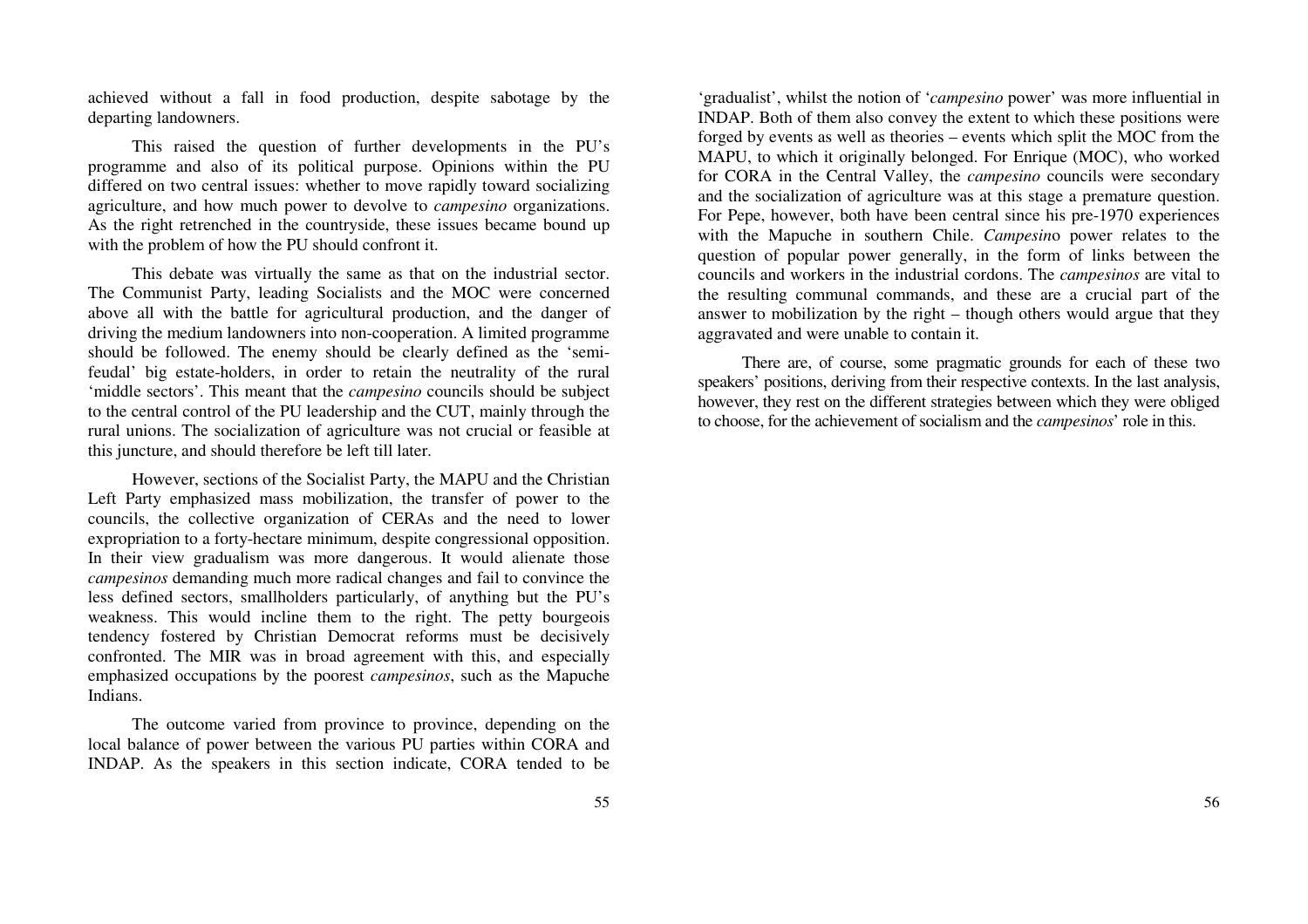achieved without a fall in food production, despite sabotage by the departing landowners.

This raised the question of further developments in the PU's programme and also of its political purpose. Opinions within the PU differed on two central issues: whether to move rapidly toward socializing agriculture, and how much power to devolve to *campesino* organizations. As the right retrenched in the countryside, these issues became bound up with the problem of how the PU should confront it.

This debate was virtually the same as that on the industrial sector. The Communist Party, leading Socialists and the MOC were concerned above all with the battle for agricultural production, and the danger of driving the medium landowners into non-cooperation. A limited programme should be followed. The enemy should be clearly defined as the 'semi-feudal' big estate-holders, in order to retain the neutrality of the rural 'middle sectors'. This meant that the *campesino* councils should be subject to the central control of the PU leadership and the CUT, mainly through the rural unions. The socialization of agriculture was not crucial or feasible at this juncture, and should therefore be left till later.

However, sections of the Socialist Party, the MAPU and the Christian Left Party emphasized mass mobilization, the transfer of power to the councils, the collective organization of CERAs and the need to lower expropriation to a forty-hectare minimum, despite congressional opposition. In their view gradualism was more dangerous. It would alienate those *campesinos* demanding much more radical changes and fail to convince the less defined sectors, smallholders particularly, of anything but the PU's weakness. This would incline them to the right. The petty bourgeois tendency fostered by Christian Democrat reforms must be decisively confronted. The MIR was in broad agreement with this, and especially emphasized occupations by the poorest *campesinos*, such as the Mapuche Indians.

The outcome varied from province to province, depending on the local balance of power between the various PU parties within CORA and INDAP. As the speakers in this section indicate, CORA tended to be 'gradualist', whilst the notion of '*campesino* power' was more influential in INDAP. Both of them also convey the extent to which these positions were forged by events as well as theories – events which split the MOC from the MAPU, to which it originally belonged. For Enrique (MOC), who worked for CORA in the Central Valley, the *campesino* councils were secondary and the socialization of agriculture was at this stage a premature question. For Pepe, however, both have been central since his pre-1970 experiences with the Mapuche in southern Chile. *Campesino* power relates to the question of popular power generally, in the form of links between the councils and workers in the industrial cordons. The *campesinos* are vital to the resulting communal commands, and these are a crucial part of the answer to mobilization by the right – though others would argue that they aggravated and were unable to contain it.

There are, of course, some pragmatic grounds for each of these two speakers' positions, deriving from their respective contexts. In the last analysis, however, they rest on the different strategies between which they were obliged to choose, for the achievement of socialism and the *campesinos*' role in this.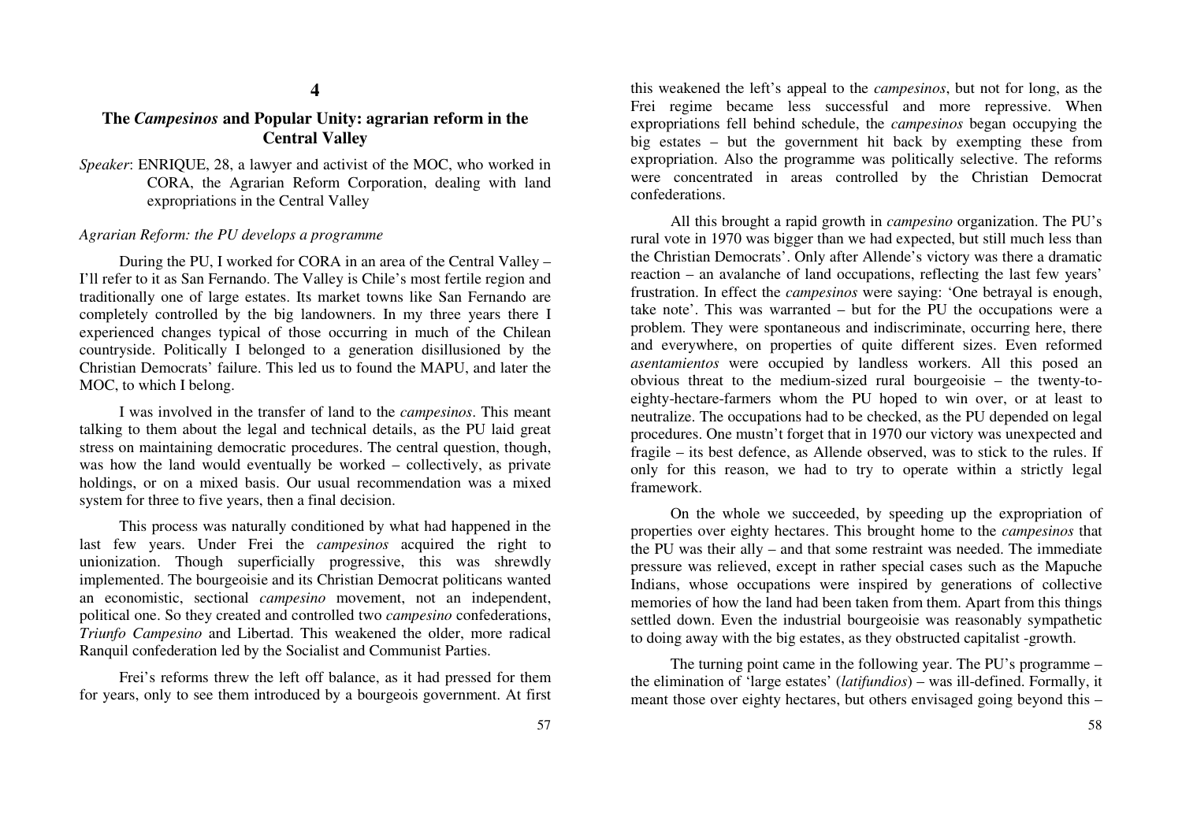# 4

## The *Campesinos* and Popular Unity: agrarian reform in the Central Valley

*Speaker*: ENRIQUE, 28, a lawyer and activist of the MOC, who worked in CORA, the Agrarian Reform Corporation, dealing with land expropriations in the Central Valley

### *Agrarian Reform: the PU develops a programme*

During the PU, I worked for CORA in an area of the Central Valley – I'll refer to it as San Fernando. The Valley is Chile's most fertile region and traditionally one of large estates. Its market towns like San Fernando are completely controlled by the big landowners. In my three years there I experienced changes typical of those occurring in much of the Chilean countryside. Politically I belonged to a generation disillusioned by the Christian Democrats' failure. This led us to found the MAPU, and later the MOC, to which I belong.

I was involved in the transfer of land to the *campesinos*. This meant talking to them about the legal and technical details, as the PU laid great stress on maintaining democratic procedures. The central question, though, was how the land would eventually be worked – collectively, as private holdings, or on a mixed basis. Our usual recommendation was a mixed system for three to five years, then a final decision.

This process was naturally conditioned by what had happened in the last few years. Under Frei the *campesinos* acquired the right to unionization. Though superficially progressive, this was shrewdly implemented. The bourgeoisie and its Christian Democrat politicans wanted an economistic, sectional *campesino* movement, not an independent, political one. So they created and controlled two *campesino* confederations, *Triunfo Campesino* and Libertad. This weakened the older, more radical Ranquil confederation led by the Socialist and Communist Parties.

Frei's reforms threw the left off balance, as it had pressed for them for years, only to see them introduced by a bourgeois government. At first this weakened the left's appeal to the *campesinos*, but not for long, as the Frei regime became less successful and more repressive. When expropriations fell behind schedule, the *campesinos* began occupying the big estates – but the government hit back by exempting these from expropriation. Also the programme was politically selective. The reforms were concentrated in areas controlled by the Christian Democrat confederations.

All this brought a rapid growth in *campesino* organization. The PU's rural vote in 1970 was bigger than we had expected, but still much less than the Christian Democrats'. Only after Allende's victory was there a dramatic reaction – an avalanche of land occupations, reflecting the last few years' frustration. In effect the *campesinos* were saying: 'One betrayal is enough, take note'. This was warranted – but for the PU the occupations were a problem. They were spontaneous and indiscriminate, occurring here, there and everywhere, on properties of quite different sizes. Even reformed *asentamientos* were occupied by landless workers. All this posed an obvious threat to the medium-sized rural bourgeoisie – the twenty-to-eighty-hectare-farmers whom the PU hoped to win over, or at least to neutralize. The occupations had to be checked, as the PU depended on legal procedures. One mustn't forget that in 1970 our victory was unexpected and fragile – its best defence, as Allende observed, was to stick to the rules. If only for this reason, we had to try to operate within a strictly legal framework.

On the whole we succeeded, by speeding up the expropriation of properties over eighty hectares. This brought home to the *campesinos* that the PU was their ally – and that some restraint was needed. The immediate pressure was relieved, except in rather special cases such as the Mapuche Indians, whose occupations were inspired by generations of collective memories of how the land had been taken from them. Apart from this things settled down. Even the industrial bourgeoisie was reasonably sympathetic to doing away with the big estates, as they obstructed capitalist -growth.

The turning point came in the following year. The PU's programme – the elimination of 'large estates' (*latifundios*) – was ill-defined. Formally, it meant those over eighty hectares, but others envisaged going beyond this –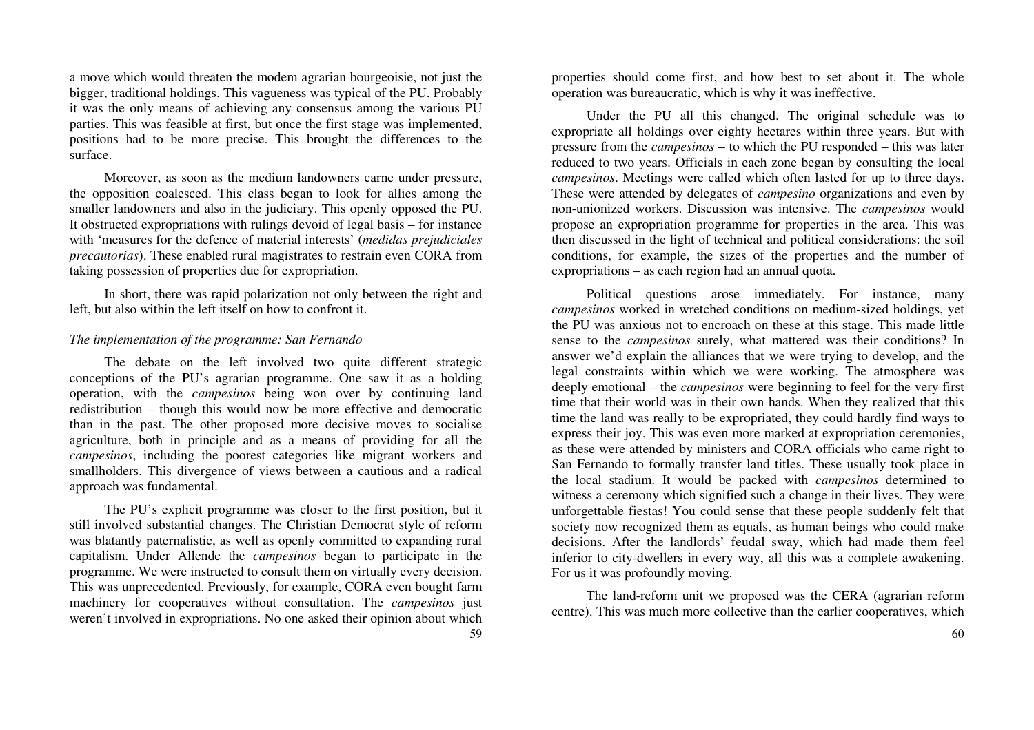a move which would threaten the modem agrarian bourgeoisie, not just the bigger, traditional holdings. This vagueness was typical of the PU. Probably it was the only means of achieving any consensus among the various PU parties. This was feasible at first, but once the first stage was implemented, positions had to be more precise. This brought the differences to the surface.

Moreover, as soon as the medium landowners carne under pressure, the opposition coalesced. This class began to look for allies among the smaller landowners and also in the judiciary. This openly opposed the PU. It obstructed expropriations with rulings devoid of legal basis – for instance with 'measures for the defence of material interests' (*medidas prejudiciales precautorias*). These enabled rural magistrates to restrain even CORA from taking possession of properties due for expropriation.

In short, there was rapid polarization not only between the right and left, but also within the left itself on how to confront it.

### *The implementation of the programme: San Fernando*

The debate on the left involved two quite different strategic conceptions of the PU's agrarian programme. One saw it as a holding operation, with the *campesinos* being won over by continuing land redistribution – though this would now be more effective and democratic than in the past. The other proposed more decisive moves to socialise agriculture, both in principle and as a means of providing for all the *campesinos*, including the poorest categories like migrant workers and smallholders. This divergence of views between a cautious and a radical approach was fundamental.

The PU's explicit programme was closer to the first position, but it still involved substantial changes. The Christian Democrat style of reform was blatantly paternalistic, as well as openly committed to expanding rural capitalism. Under Allende the *campesinos* began to participate in the programme. We were instructed to consult them on virtually every decision. This was unprecedented. Previously, for example, CORA even bought farm machinery for cooperatives without consultation. The *campesinos* just weren't involved in expropriations. No one asked their opinion about which properties should come first, and how best to set about it. The whole operation was bureaucratic, which is why it was ineffective.

Under the PU all this changed. The original schedule was to expropriate all holdings over eighty hectares within three years. But with pressure from the *campesinos* – to which the PU responded – this was later reduced to two years. Officials in each zone began by consulting the local *campesinos*. Meetings were called which often lasted for up to three days. These were attended by delegates of *campesino* organizations and even by non-unionized workers. Discussion was intensive. The *campesinos* would propose an expropriation programme for properties in the area. This was then discussed in the light of technical and political considerations: the soil conditions, for example, the sizes of the properties and the number of expropriations – as each region had an annual quota.

Political questions arose immediately. For instance, many *campesinos* worked in wretched conditions on medium-sized holdings, yet the PU was anxious not to encroach on these at this stage. This made little sense to the *campesinos* surely, what mattered was their conditions? In answer we'd explain the alliances that we were trying to develop, and the legal constraints within which we were working. The atmosphere was deeply emotional – the *campesinos* were beginning to feel for the very first time that their world was in their own hands. When they realized that this time the land was really to be expropriated, they could hardly find ways to express their joy. This was even more marked at expropriation ceremonies, as these were attended by ministers and CORA officials who came right to San Fernando to formally transfer land titles. These usually took place in the local stadium. It would be packed with *campesinos* determined to witness a ceremony which signified such a change in their lives. They were unforgettable fiestas! You could sense that these people suddenly felt that society now recognized them as equals, as human beings who could make decisions. After the landlords' feudal sway, which had made them feel inferior to city-dwellers in every way, all this was a complete awakening. For us it was profoundly moving.

The land-reform unit we proposed was the CERA (agrarian reform centre). This was much more collective than the earlier cooperatives, which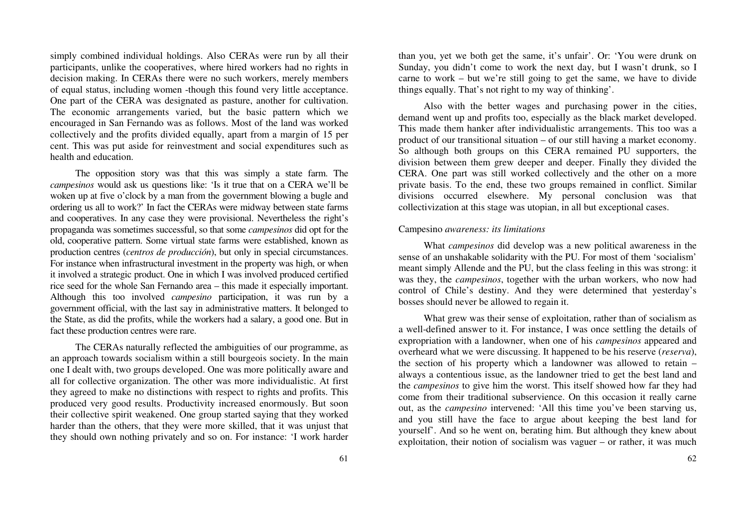simply combined individual holdings. Also CERAs were run by all their participants, unlike the cooperatives, where hired workers had no rights in decision making. In CERAs there were no such workers, merely members of equal status, including women -though this found very little acceptance. One part of the CERA was designated as pasture, another for cultivation. The economic arrangements varied, but the basic pattern which we encouraged in San Fernando was as follows. Most of the land was worked collectively and the profits divided equally, apart from a margin of 15 per cent. This was put aside for reinvestment and social expenditures such as health and education.

The opposition story was that this was simply a state farm. The *campesinos* would ask us questions like: 'Is it true that on a CERA we'll be woken up at five o'clock by a man from the government blowing a bugle and ordering us all to work?' In fact the CERAs were midway between state farms and cooperatives. In any case they were provisional. Nevertheless the right's propaganda was sometimes successful, so that some *campesinos* did opt for the old, cooperative pattern. Some virtual state farms were established, known as production centres (*centros de producción*), but only in special circumstances. For instance when infrastructural investment in the property was high, or when it involved a strategic product. One in which I was involved produced certified rice seed for the whole San Fernando area – this made it especially important. Although this too involved *campesino* participation, it was run by a government official, with the last say in administrative matters. It belonged to the State, as did the profits, while the workers had a salary, a good one. But in fact these production centres were rare.

The CERAs naturally reflected the ambiguities of our programme, as an approach towards socialism within a still bourgeois society. In the main one I dealt with, two groups developed. One was more politically aware and all for collective organization. The other was more individualistic. At first they agreed to make no distinctions with respect to rights and profits. This produced very good results. Productivity increased enormously. But soon their collective spirit weakened. One group started saying that they worked harder than the others, that they were more skilled, that it was unjust that they should own nothing privately and so on. For instance: 'I work harder than you, yet we both get the same, it's unfair'. Or: 'You were drunk on Sunday, you didn't come to work the next day, but I wasn't drunk, so I carne to work – but we're still going to get the same, we have to divide things equally. That's not right to my way of thinking'.

Also with the better wages and purchasing power in the cities, demand went up and profits too, especially as the black market developed. This made them hanker after individualistic arrangements. This too was a product of our transitional situation – of our still having a market economy. So although both groups on this CERA remained PU supporters, the division between them grew deeper and deeper. Finally they divided the CERA. One part was still worked collectively and the other on a more private basis. To the end, these two groups remained in conflict. Similar divisions occurred elsewhere. My personal conclusion was that collectivization at this stage was utopian, in all but exceptional cases.

### Campesino *awareness: its limitations*

What *campesinos* did develop was a new political awareness in the sense of an unshakable solidarity with the PU. For most of them 'socialism' meant simply Allende and the PU, but the class feeling in this was strong: it was they, the *campesinos*, together with the urban workers, who now had control of Chile's destiny. And they were determined that yesterday's bosses should never be allowed to regain it.

What grew was their sense of exploitation, rather than of socialism as a well-defined answer to it. For instance, I was once settling the details of expropriation with a landowner, when one of his *campesinos* appeared and overheard what we were discussing. It happened to be his reserve (*reserva*), the section of his property which a landowner was allowed to retain – always a contentious issue, as the landowner tried to get the best land and the *campesinos* to give him the worst. This itself showed how far they had come from their traditional subservience. On this occasion it really carne out, as the *campesino* intervened: 'All this time you've been starving us, and you still have the face to argue about keeping the best land for yourself'. And so he went on, berating him. But although they knew about exploitation, their notion of socialism was vaguer – or rather, it was much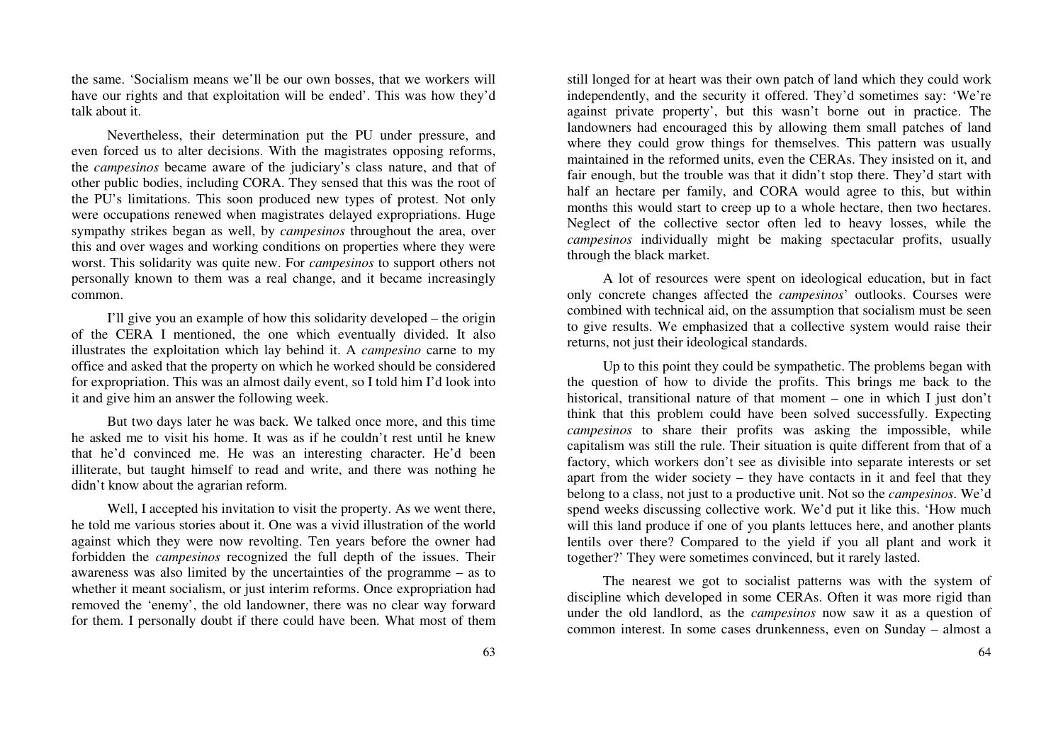the same. 'Socialism means we'll be our own bosses, that we workers will have our rights and that exploitation will be ended'. This was how they'd talk about it.

Nevertheless, their determination put the PU under pressure, and even forced us to alter decisions. With the magistrates opposing reforms, the *campesinos* became aware of the judiciary's class nature, and that of other public bodies, including CORA. They sensed that this was the root of the PU's limitations. This soon produced new types of protest. Not only were occupations renewed when magistrates delayed expropriations. Huge sympathy strikes began as well, by *campesinos* throughout the area, over this and over wages and working conditions on properties where they were worst. This solidarity was quite new. For *campesinos* to support others not personally known to them was a real change, and it became increasingly common.

I'll give you an example of how this solidarity developed – the origin of the CERA I mentioned, the one which eventually divided. It also illustrates the exploitation which lay behind it. A *campesino* carne to my office and asked that the property on which he worked should be considered for expropriation. This was an almost daily event, so I told him I'd look into it and give him an answer the following week.

But two days later he was back. We talked once more, and this time he asked me to visit his home. It was as if he couldn't rest until he knew that he'd convinced me. He was an interesting character. He'd been illiterate, but taught himself to read and write, and there was nothing he didn't know about the agrarian reform.

Well, I accepted his invitation to visit the property. As we went there, he told me various stories about it. One was a vivid illustration of the world against which they were now revolting. Ten years before the owner had forbidden the *campesinos* recognized the full depth of the issues. Their awareness was also limited by the uncertainties of the programme – as to whether it meant socialism, or just interim reforms. Once expropriation had removed the 'enemy', the old landowner, there was no clear way forward for them. I personally doubt if there could have been. What most of them still longed for at heart was their own patch of land which they could work independently, and the security it offered. They'd sometimes say: 'We're against private property', but this wasn't borne out in practice. The landowners had encouraged this by allowing them small patches of land where they could grow things for themselves. This pattern was usually maintained in the reformed units, even the CERAs. They insisted on it, and fair enough, but the trouble was that it didn't stop there. They'd start with half an hectare per family, and CORA would agree to this, but within months this would start to creep up to a whole hectare, then two hectares. Neglect of the collective sector often led to heavy losses, while the *campesinos* individually might be making spectacular profits, usually through the black market.

A lot of resources were spent on ideological education, but in fact only concrete changes affected the *campesinos*' outlooks. Courses were combined with technical aid, on the assumption that socialism must be seen to give results. We emphasized that a collective system would raise their returns, not just their ideological standards.

Up to this point they could be sympathetic. The problems began with the question of how to divide the profits. This brings me back to the historical, transitional nature of that moment – one in which I just don't think that this problem could have been solved successfully. Expecting *campesinos* to share their profits was asking the impossible, while capitalism was still the rule. Their situation is quite different from that of a factory, which workers don't see as divisible into separate interests or set apart from the wider society – they have contacts in it and feel that they belong to a class, not just to a productive unit. Not so the *campesinos*. We'd spend weeks discussing collective work. We'd put it like this. 'How much will this land produce if one of you plants lettuces here, and another plants lentils over there? Compared to the yield if you all plant and work it together?' They were sometimes convinced, but it rarely lasted.

The nearest we got to socialist patterns was with the system of discipline which developed in some CERAs. Often it was more rigid than under the old landlord, as the *campesinos* now saw it as a question of common interest. In some cases drunkenness, even on Sunday – almost a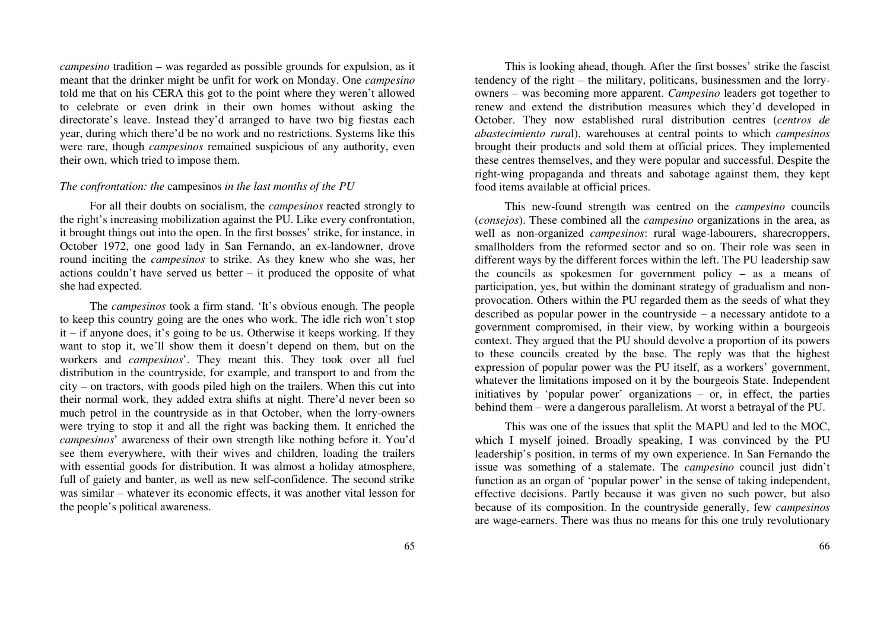*campesino* tradition – was regarded as possible grounds for expulsion, as it meant that the drinker might be unfit for work on Monday. One *campesino* told me that on his CERA this got to the point where they weren't allowed to celebrate or even drink in their own homes without asking the directorate's leave. Instead they'd arranged to have two big fiestas each year, during which there'd be no work and no restrictions. Systems like this were rare, though *campesinos* remained suspicious of any authority, even their own, which tried to impose them.

### *The confrontation: the* campesinos *in the last months of the PU*

For all their doubts on socialism, the *campesinos* reacted strongly to the right's increasing mobilization against the PU. Like every confrontation, it brought things out into the open. In the first bosses' strike, for instance, in October 1972, one good lady in San Fernando, an ex-landowner, drove round inciting the *campesinos* to strike. As they knew who she was, her actions couldn't have served us better – it produced the opposite of what she had expected.

The *campesinos* took a firm stand. 'It's obvious enough. The people to keep this country going are the ones who work. The idle rich won't stop it – if anyone does, it's going to be us. Otherwise it keeps working. If they want to stop it, we'll show them it doesn't depend on them, but on the workers and *campesinos*'. They meant this. They took over all fuel distribution in the countryside, for example, and transport to and from the city – on tractors, with goods piled high on the trailers. When this cut into their normal work, they added extra shifts at night. There'd never been so much petrol in the countryside as in that October, when the lorry-owners were trying to stop it and all the right was backing them. It enriched the *campesinos*' awareness of their own strength like nothing before it. You'd see them everywhere, with their wives and children, loading the trailers with essential goods for distribution. It was almost a holiday atmosphere, full of gaiety and banter, as well as new self-confidence. The second strike was similar – whatever its economic effects, it was another vital lesson for the people's political awareness.

This is looking ahead, though. After the first bosses' strike the fascist tendency of the right – the military, politicans, businessmen and the lorry-owners – was becoming more apparent. *Campesino* leaders got together to renew and extend the distribution measures which they'd developed in October. They now established rural distribution centres (*centros de abastecimiento rural*), warehouses at central points to which *campesinos* brought their products and sold them at official prices. They implemented these centres themselves, and they were popular and successful. Despite the right-wing propaganda and threats and sabotage against them, they kept food items available at official prices.

This new-found strength was centred on the *campesino* councils (*consejos*). These combined all the *campesino* organizations in the area, as well as non-organized *campesinos*: rural wage-labourers, sharecroppers, smallholders from the reformed sector and so on. Their role was seen in different ways by the different forces within the left. The PU leadership saw the councils as spokesmen for government policy – as a means of participation, yes, but within the dominant strategy of gradualism and non-provocation. Others within the PU regarded them as the seeds of what they described as popular power in the countryside – a necessary antidote to a government compromised, in their view, by working within a bourgeois context. They argued that the PU should devolve a proportion of its powers to these councils created by the base. The reply was that the highest expression of popular power was the PU itself, as a workers' government, whatever the limitations imposed on it by the bourgeois State. Independent initiatives by 'popular power' organizations – or, in effect, the parties behind them – were a dangerous parallelism. At worst a betrayal of the PU.

This was one of the issues that split the MAPU and led to the MOC, which I myself joined. Broadly speaking, I was convinced by the PU leadership's position, in terms of my own experience. In San Fernando the issue was something of a stalemate. The *campesino* council just didn't function as an organ of 'popular power' in the sense of taking independent, effective decisions. Partly because it was given no such power, but also because of its composition. In the countryside generally, few *campesinos* are wage-earners. There was thus no means for this one truly revolutionary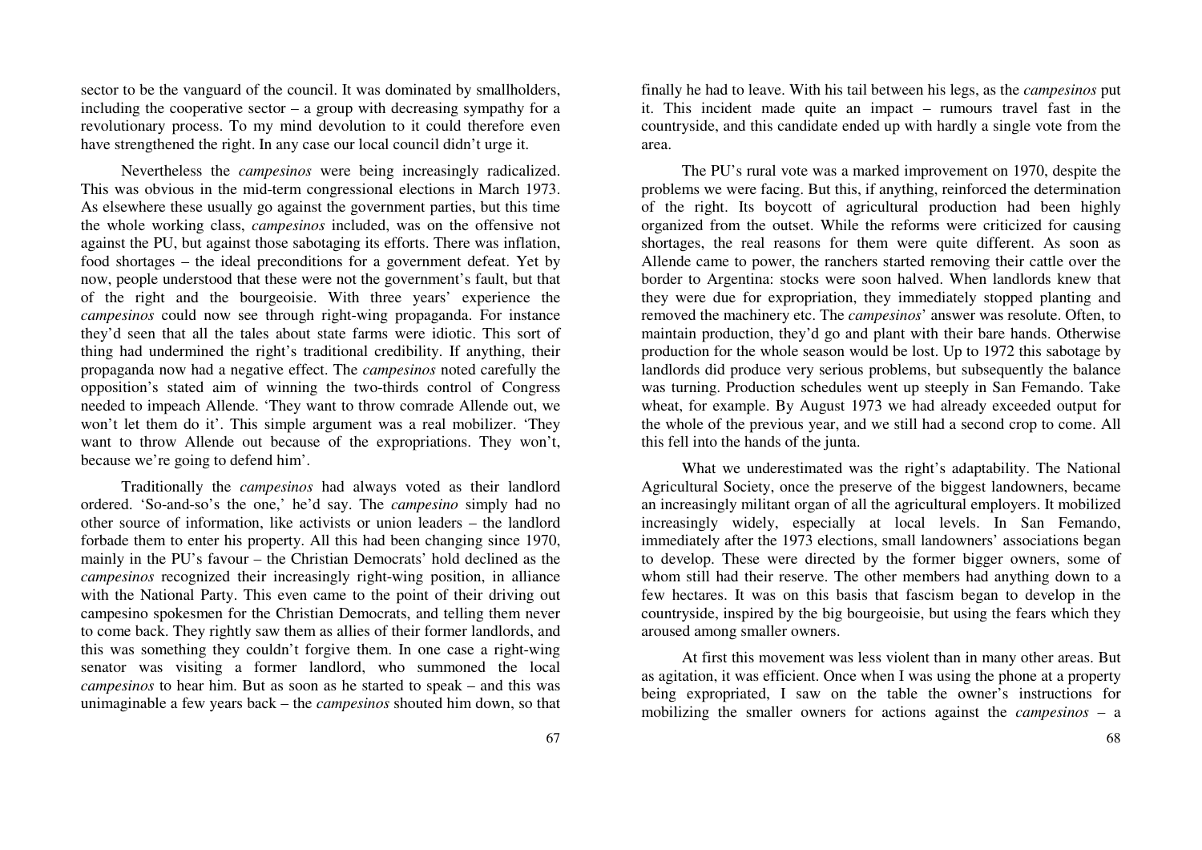sector to be the vanguard of the council. It was dominated by smallholders, including the cooperative sector – a group with decreasing sympathy for a revolutionary process. To my mind devolution to it could therefore even have strengthened the right. In any case our local council didn't urge it.

Nevertheless the *campesinos* were being increasingly radicalized. This was obvious in the mid-term congressional elections in March 1973. As elsewhere these usually go against the government parties, but this time the whole working class, *campesinos* included, was on the offensive not against the PU, but against those sabotaging its efforts. There was inflation, food shortages – the ideal preconditions for a government defeat. Yet by now, people understood that these were not the government's fault, but that of the right and the bourgeoisie. With three years' experience the *campesinos* could now see through right-wing propaganda. For instance they'd seen that all the tales about state farms were idiotic. This sort of thing had undermined the right's traditional credibility. If anything, their propaganda now had a negative effect. The *campesinos* noted carefully the opposition's stated aim of winning the two-thirds control of Congress needed to impeach Allende. 'They want to throw comrade Allende out, we won't let them do it'. This simple argument was a real mobilizer. 'They want to throw Allende out because of the expropriations. They won't, because we're going to defend him'.

Traditionally the *campesinos* had always voted as their landlord ordered. 'So-and-so's the one,' he'd say. The *campesino* simply had no other source of information, like activists or union leaders – the landlord forbade them to enter his property. All this had been changing since 1970, mainly in the PU's favour – the Christian Democrats' hold declined as the *campesinos* recognized their increasingly right-wing position, in alliance with the National Party. This even came to the point of their driving out campesino spokesmen for the Christian Democrats, and telling them never to come back. They rightly saw them as allies of their former landlords, and this was something they couldn't forgive them. In one case a right-wing senator was visiting a former landlord, who summoned the local *campesinos* to hear him. But as soon as he started to speak – and this was unimaginable a few years back – the *campesinos* shouted him down, so that finally he had to leave. With his tail between his legs, as the *campesinos* put it. This incident made quite an impact – rumours travel fast in the countryside, and this candidate ended up with hardly a single vote from the area.

The PU's rural vote was a marked improvement on 1970, despite the problems we were facing. But this, if anything, reinforced the determination of the right. Its boycott of agricultural production had been highly organized from the outset. While the reforms were criticized for causing shortages, the real reasons for them were quite different. As soon as Allende came to power, the ranchers started removing their cattle over the border to Argentina: stocks were soon halved. When landlords knew that they were due for expropriation, they immediately stopped planting and removed the machinery etc. The *campesinos*' answer was resolute. Often, to maintain production, they'd go and plant with their bare hands. Otherwise production for the whole season would be lost. Up to 1972 this sabotage by landlords did produce very serious problems, but subsequently the balance was turning. Production schedules went up steeply in San Femando. Take wheat, for example. By August 1973 we had already exceeded output for the whole of the previous year, and we still had a second crop to come. All this fell into the hands of the junta.

What we underestimated was the right's adaptability. The National Agricultural Society, once the preserve of the biggest landowners, became an increasingly militant organ of all the agricultural employers. It mobilized increasingly widely, especially at local levels. In San Femando, immediately after the 1973 elections, small landowners' associations began to develop. These were directed by the former bigger owners, some of whom still had their reserve. The other members had anything down to a few hectares. It was on this basis that fascism began to develop in the countryside, inspired by the big bourgeoisie, but using the fears which they aroused among smaller owners.

At first this movement was less violent than in many other areas. But as agitation, it was efficient. Once when I was using the phone at a property being expropriated, I saw on the table the owner's instructions for mobilizing the smaller owners for actions against the *campesinos* – a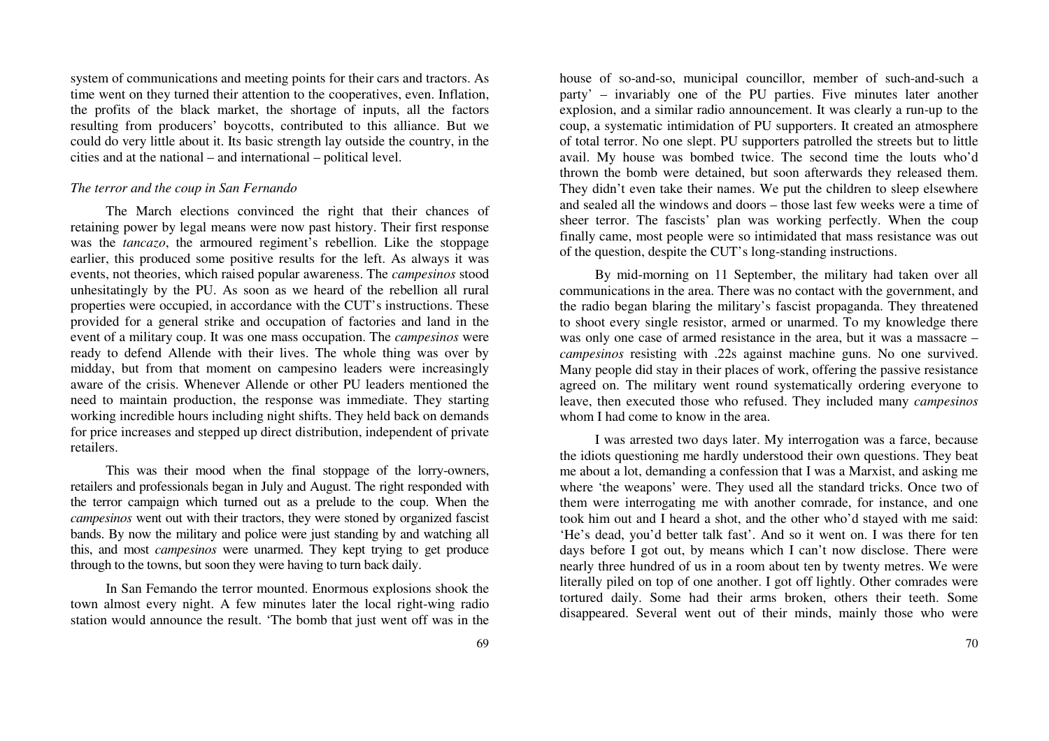system of communications and meeting points for their cars and tractors. As time went on they turned their attention to the cooperatives, even. Inflation, the profits of the black market, the shortage of inputs, all the factors resulting from producers' boycotts, contributed to this alliance. But we could do very little about it. Its basic strength lay outside the country, in the cities and at the national – and international – political level.

*The terror and the coup in San Fernando*

The March elections convinced the right that their chances of retaining power by legal means were now past history. Their first response was the *tancazo*, the armoured regiment's rebellion. Like the stoppage earlier, this produced some positive results for the left. As always it was events, not theories, which raised popular awareness. The *campesinos* stood unhesitatingly by the PU. As soon as we heard of the rebellion all rural properties were occupied, in accordance with the CUT's instructions. These provided for a general strike and occupation of factories and land in the event of a military coup. It was one mass occupation. The *campesinos* were ready to defend Allende with their lives. The whole thing was over by midday, but from that moment on campesino leaders were increasingly aware of the crisis. Whenever Allende or other PU leaders mentioned the need to maintain production, the response was immediate. They starting working incredible hours including night shifts. They held back on demands for price increases and stepped up direct distribution, independent of private retailers.

This was their mood when the final stoppage of the lorry-owners, retailers and professionals began in July and August. The right responded with the terror campaign which turned out as a prelude to the coup. When the *campesinos* went out with their tractors, they were stoned by organized fascist bands. By now the military and police were just standing by and watching all this, and most *campesinos* were unarmed. They kept trying to get produce through to the towns, but soon they were having to turn back daily.

In San Femando the terror mounted. Enormous explosions shook the town almost every night. A few minutes later the local right-wing radio station would announce the result. 'The bomb that just went off was in the house of so-and-so, municipal councillor, member of such-and-such a party' – invariably one of the PU parties. Five minutes later another explosion, and a similar radio announcement. It was clearly a run-up to the coup, a systematic intimidation of PU supporters. It created an atmosphere of total terror. No one slept. PU supporters patrolled the streets but to little avail. My house was bombed twice. The second time the louts who'd thrown the bomb were detained, but soon afterwards they released them. They didn't even take their names. We put the children to sleep elsewhere and sealed all the windows and doors – those last few weeks were a time of sheer terror. The fascists' plan was working perfectly. When the coup finally came, most people were so intimidated that mass resistance was out of the question, despite the CUT's long-standing instructions.

By mid-morning on 11 September, the military had taken over all communications in the area. There was no contact with the government, and the radio began blaring the military's fascist propaganda. They threatened to shoot every single resistor, armed or unarmed. To my knowledge there was only one case of armed resistance in the area, but it was a massacre – *campesinos* resisting with .22s against machine guns. No one survived. Many people did stay in their places of work, offering the passive resistance agreed on. The military went round systematically ordering everyone to leave, then executed those who refused. They included many *campesinos* whom I had come to know in the area.

I was arrested two days later. My interrogation was a farce, because the idiots questioning me hardly understood their own questions. They beat me about a lot, demanding a confession that I was a Marxist, and asking me where 'the weapons' were. They used all the standard tricks. Once two of them were interrogating me with another comrade, for instance, and one took him out and I heard a shot, and the other who'd stayed with me said: 'He's dead, you'd better talk fast'. And so it went on. I was there for ten days before I got out, by means which I can't now disclose. There were nearly three hundred of us in a room about ten by twenty metres. We were literally piled on top of one another. I got off lightly. Other comrades were tortured daily. Some had their arms broken, others their teeth. Some disappeared. Several went out of their minds, mainly those who were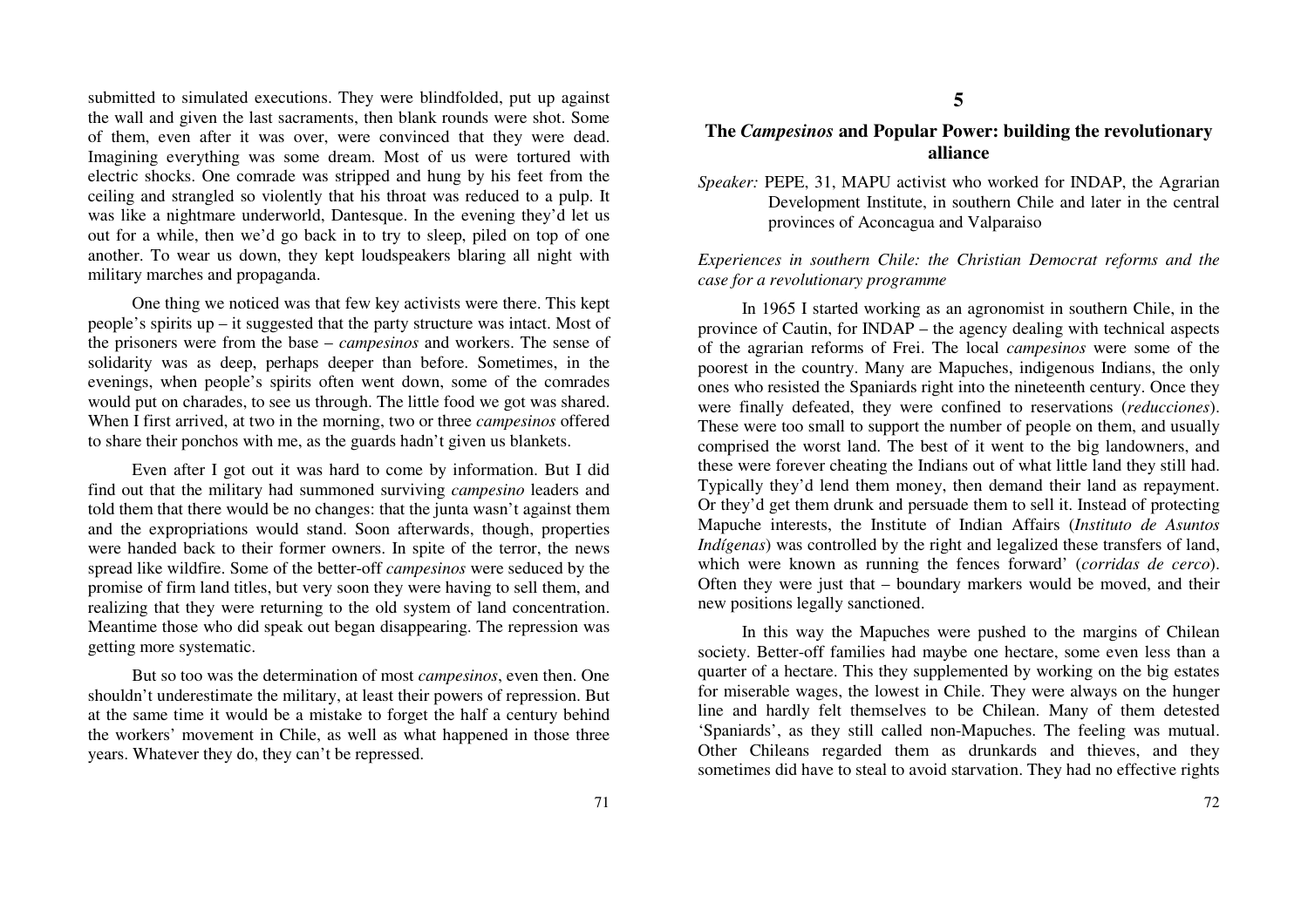submitted to simulated executions. They were blindfolded, put up against the wall and given the last sacraments, then blank rounds were shot. Some of them, even after it was over, were convinced that they were dead. Imagining everything was some dream. Most of us were tortured with electric shocks. One comrade was stripped and hung by his feet from the ceiling and strangled so violently that his throat was reduced to a pulp. It was like a nightmare underworld, Dantesque. In the evening they'd let us out for a while, then we'd go back in to try to sleep, piled on top of one another. To wear us down, they kept loudspeakers blaring all night with military marches and propaganda.

One thing we noticed was that few key activists were there. This kept people's spirits up – it suggested that the party structure was intact. Most of the prisoners were from the base – *campesinos* and workers. The sense of solidarity was as deep, perhaps deeper than before. Sometimes, in the evenings, when people's spirits often went down, some of the comrades would put on charades, to see us through. The little food we got was shared. When I first arrived, at two in the morning, two or three *campesinos* offered to share their ponchos with me, as the guards hadn't given us blankets.

Even after I got out it was hard to come by information. But I did find out that the military had summoned surviving *campesino* leaders and told them that there would be no changes: that the junta wasn't against them and the expropriations would stand. Soon afterwards, though, properties were handed back to their former owners. In spite of the terror, the news spread like wildfire. Some of the better-off *campesinos* were seduced by the promise of firm land titles, but very soon they were having to sell them, and realizing that they were returning to the old system of land concentration. Meantime those who did speak out began disappearing. The repression was getting more systematic.

But so too was the determination of most *campesinos*, even then. One shouldn't underestimate the military, at least their powers of repression. But at the same time it would be a mistake to forget the half a century behind the workers' movement in Chile, as well as what happened in those three years. Whatever they do, they can't be repressed.

# 5

## The *Campesinos* and Popular Power: building the revolutionary alliance

*Speaker:* PEPE, 31, MAPU activist who worked for INDAP, the Agrarian Development Institute, in southern Chile and later in the central provinces of Aconcagua and Valparaiso

### *Experiences in southern Chile: the Christian Democrat reforms and the case for a revolutionary programme*

In 1965 I started working as an agronomist in southern Chile, in the province of Cautin, for INDAP – the agency dealing with technical aspects of the agrarian reforms of Frei. The local *campesinos* were some of the poorest in the country. Many are Mapuches, indigenous Indians, the only ones who resisted the Spaniards right into the nineteenth century. Once they were finally defeated, they were confined to reservations (*reducciones*). These were too small to support the number of people on them, and usually comprised the worst land. The best of it went to the big landowners, and these were forever cheating the Indians out of what little land they still had. Typically they'd lend them money, then demand their land as repayment. Or they'd get them drunk and persuade them to sell it. Instead of protecting Mapuche interests, the Institute of Indian Affairs (*Instituto de Asuntos Indígenas*) was controlled by the right and legalized these transfers of land, which were known as running the fences forward' (*corridas de cerco*). Often they were just that – boundary markers would be moved, and their new positions legally sanctioned.

In this way the Mapuches were pushed to the margins of Chilean society. Better-off families had maybe one hectare, some even less than a quarter of a hectare. This they supplemented by working on the big estates for miserable wages, the lowest in Chile. They were always on the hunger line and hardly felt themselves to be Chilean. Many of them detested 'Spaniards', as they still called non-Mapuches. The feeling was mutual. Other Chileans regarded them as drunkards and thieves, and they sometimes did have to steal to avoid starvation. They had no effective rights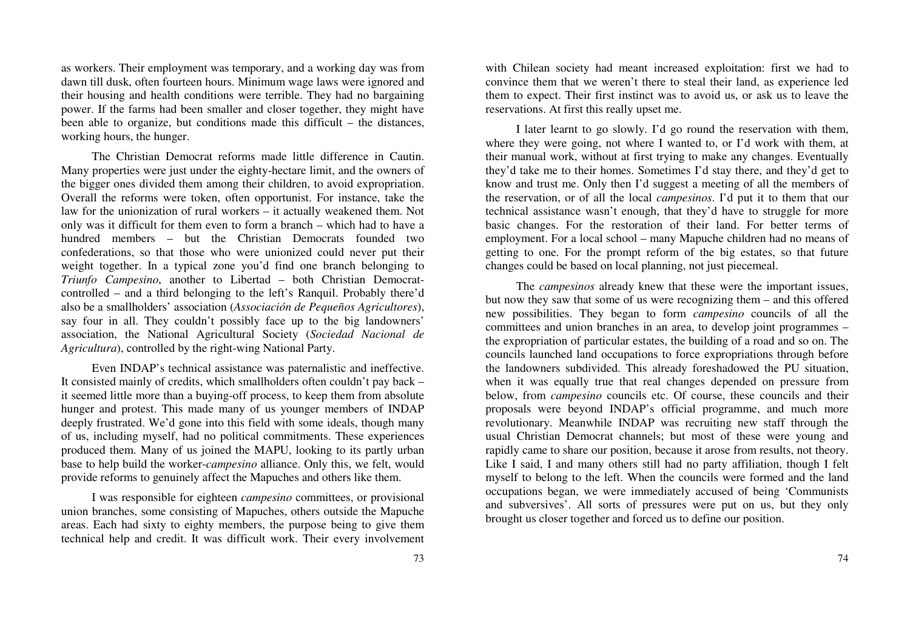as workers. Their employment was temporary, and a working day was from dawn till dusk, often fourteen hours. Minimum wage laws were ignored and their housing and health conditions were terrible. They had no bargaining power. If the farms had been smaller and closer together, they might have been able to organize, but conditions made this difficult – the distances, working hours, the hunger.

The Christian Democrat reforms made little difference in Cautin. Many properties were just under the eighty-hectare limit, and the owners of the bigger ones divided them among their children, to avoid expropriation. Overall the reforms were token, often opportunist. For instance, take the law for the unionization of rural workers – it actually weakened them. Not only was it difficult for them even to form a branch – which had to have a hundred members – but the Christian Democrats founded two confederations, so that those who were unionized could never put their weight together. In a typical zone you'd find one branch belonging to *Triunfo Campesino*, another to Libertad – both Christian Democrat-controlled – and a third belonging to the left's Ranquil. Probably there'd also be a smallholders' association (*Associación de Pequeños Agricultores*), say four in all. They couldn't possibly face up to the big landowners' association, the National Agricultural Society (*Sociedad Nacional de Agricultura*), controlled by the right-wing National Party.

Even INDAP's technical assistance was paternalistic and ineffective. It consisted mainly of credits, which smallholders often couldn't pay back – it seemed little more than a buying-off process, to keep them from absolute hunger and protest. This made many of us younger members of INDAP deeply frustrated. We'd gone into this field with some ideals, though many of us, including myself, had no political commitments. These experiences produced them. Many of us joined the MAPU, looking to its partly urban base to help build the worker-*campesino* alliance. Only this, we felt, would provide reforms to genuinely affect the Mapuches and others like them.

I was responsible for eighteen *campesino* committees, or provisional union branches, some consisting of Mapuches, others outside the Mapuche areas. Each had sixty to eighty members, the purpose being to give them technical help and credit. It was difficult work. Their every involvement with Chilean society had meant increased exploitation: first we had to convince them that we weren't there to steal their land, as experience led them to expect. Their first instinct was to avoid us, or ask us to leave the reservations. At first this really upset me.

I later learnt to go slowly. I'd go round the reservation with them, where they were going, not where I wanted to, or I'd work with them, at their manual work, without at first trying to make any changes. Eventually they'd take me to their homes. Sometimes I'd stay there, and they'd get to know and trust me. Only then I'd suggest a meeting of all the members of the reservation, or of all the local *campesinos*. I'd put it to them that our technical assistance wasn't enough, that they'd have to struggle for more basic changes. For the restoration of their land. For better terms of employment. For a local school – many Mapuche children had no means of getting to one. For the prompt reform of the big estates, so that future changes could be based on local planning, not just piecemeal.

The *campesinos* already knew that these were the important issues, but now they saw that some of us were recognizing them – and this offered new possibilities. They began to form *campesino* councils of all the committees and union branches in an area, to develop joint programmes – the expropriation of particular estates, the building of a road and so on. The councils launched land occupations to force expropriations through before the landowners subdivided. This already foreshadowed the PU situation, when it was equally true that real changes depended on pressure from below, from *campesino* councils etc. Of course, these councils and their proposals were beyond INDAP's official programme, and much more revolutionary. Meanwhile INDAP was recruiting new staff through the usual Christian Democrat channels; but most of these were young and rapidly came to share our position, because it arose from results, not theory. Like I said, I and many others still had no party affiliation, though I felt myself to belong to the left. When the councils were formed and the land occupations began, we were immediately accused of being 'Communists and subversives'. All sorts of pressures were put on us, but they only brought us closer together and forced us to define our position.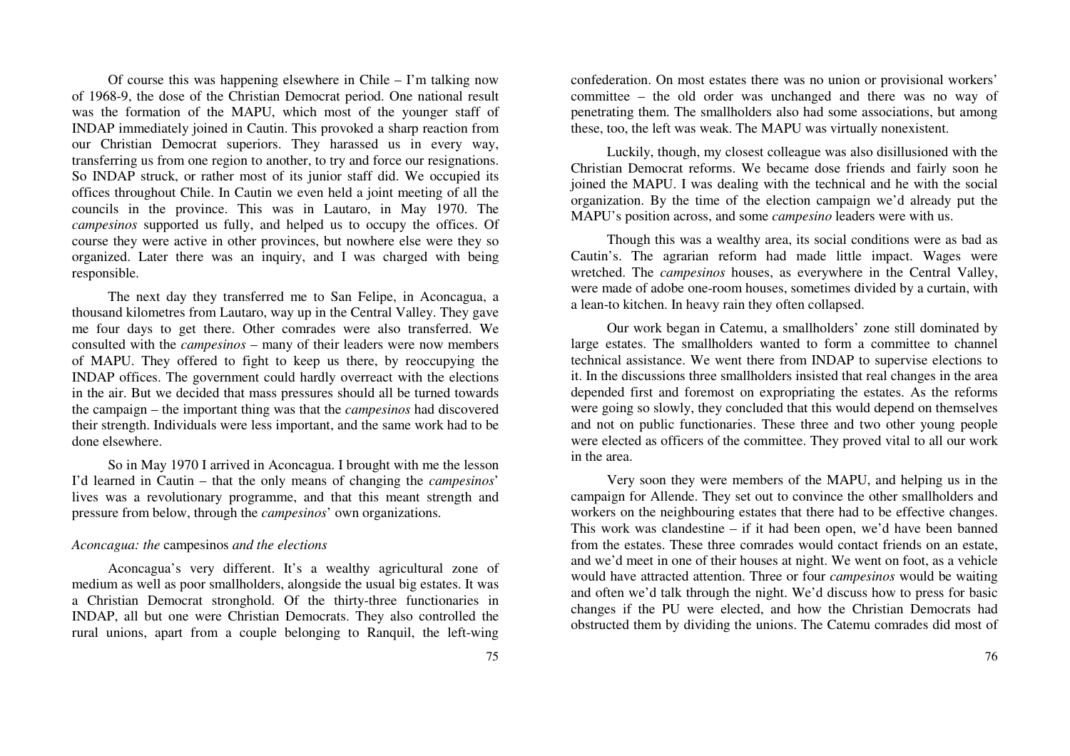Of course this was happening elsewhere in Chile – I'm talking now of 1968-9, the dose of the Christian Democrat period. One national result was the formation of the MAPU, which most of the younger staff of INDAP immediately joined in Cautin. This provoked a sharp reaction from our Christian Democrat superiors. They harassed us in every way, transferring us from one region to another, to try and force our resignations. So INDAP struck, or rather most of its junior staff did. We occupied its offices throughout Chile. In Cautin we even held a joint meeting of all the councils in the province. This was in Lautaro, in May 1970. The *campesinos* supported us fully, and helped us to occupy the offices. Of course they were active in other provinces, but nowhere else were they so organized. Later there was an inquiry, and I was charged with being responsible.

The next day they transferred me to San Felipe, in Aconcagua, a thousand kilometres from Lautaro, way up in the Central Valley. They gave me four days to get there. Other comrades were also transferred. We consulted with the *campesinos* – many of their leaders were now members of MAPU. They offered to fight to keep us there, by reoccupying the INDAP offices. The government could hardly overreact with the elections in the air. But we decided that mass pressures should all be turned towards the campaign – the important thing was that the *campesinos* had discovered their strength. Individuals were less important, and the same work had to be done elsewhere.

So in May 1970 I arrived in Aconcagua. I brought with me the lesson I'd learned in Cautin – that the only means of changing the *campesinos*' lives was a revolutionary programme, and that this meant strength and pressure from below, through the *campesinos*' own organizations.

*Aconcagua: the* campesinos *and the elections*

Aconcagua's very different. It's a wealthy agricultural zone of medium as well as poor smallholders, alongside the usual big estates. It was a Christian Democrat stronghold. Of the thirty-three functionaries in INDAP, all but one were Christian Democrats. They also controlled the rural unions, apart from a couple belonging to Ranquil, the left-wing confederation. On most estates there was no union or provisional workers' committee – the old order was unchanged and there was no way of penetrating them. The smallholders also had some associations, but among these, too, the left was weak. The MAPU was virtually nonexistent.

Luckily, though, my closest colleague was also disillusioned with the Christian Democrat reforms. We became dose friends and fairly soon he joined the MAPU. I was dealing with the technical and he with the social organization. By the time of the election campaign we'd already put the MAPU's position across, and some *campesino* leaders were with us.

Though this was a wealthy area, its social conditions were as bad as Cautin's. The agrarian reform had made little impact. Wages were wretched. The *campesinos* houses, as everywhere in the Central Valley, were made of adobe one-room houses, sometimes divided by a curtain, with a lean-to kitchen. In heavy rain they often collapsed.

Our work began in Catemu, a smallholders' zone still dominated by large estates. The smallholders wanted to form a committee to channel technical assistance. We went there from INDAP to supervise elections to it. In the discussions three smallholders insisted that real changes in the area depended first and foremost on expropriating the estates. As the reforms were going so slowly, they concluded that this would depend on themselves and not on public functionaries. These three and two other young people were elected as officers of the committee. They proved vital to all our work in the area.

Very soon they were members of the MAPU, and helping us in the campaign for Allende. They set out to convince the other smallholders and workers on the neighbouring estates that there had to be effective changes. This work was clandestine – if it had been open, we'd have been banned from the estates. These three comrades would contact friends on an estate, and we'd meet in one of their houses at night. We went on foot, as a vehicle would have attracted attention. Three or four *campesinos* would be waiting and often we'd talk through the night. We'd discuss how to press for basic changes if the PU were elected, and how the Christian Democrats had obstructed them by dividing the unions. The Catemu comrades did most of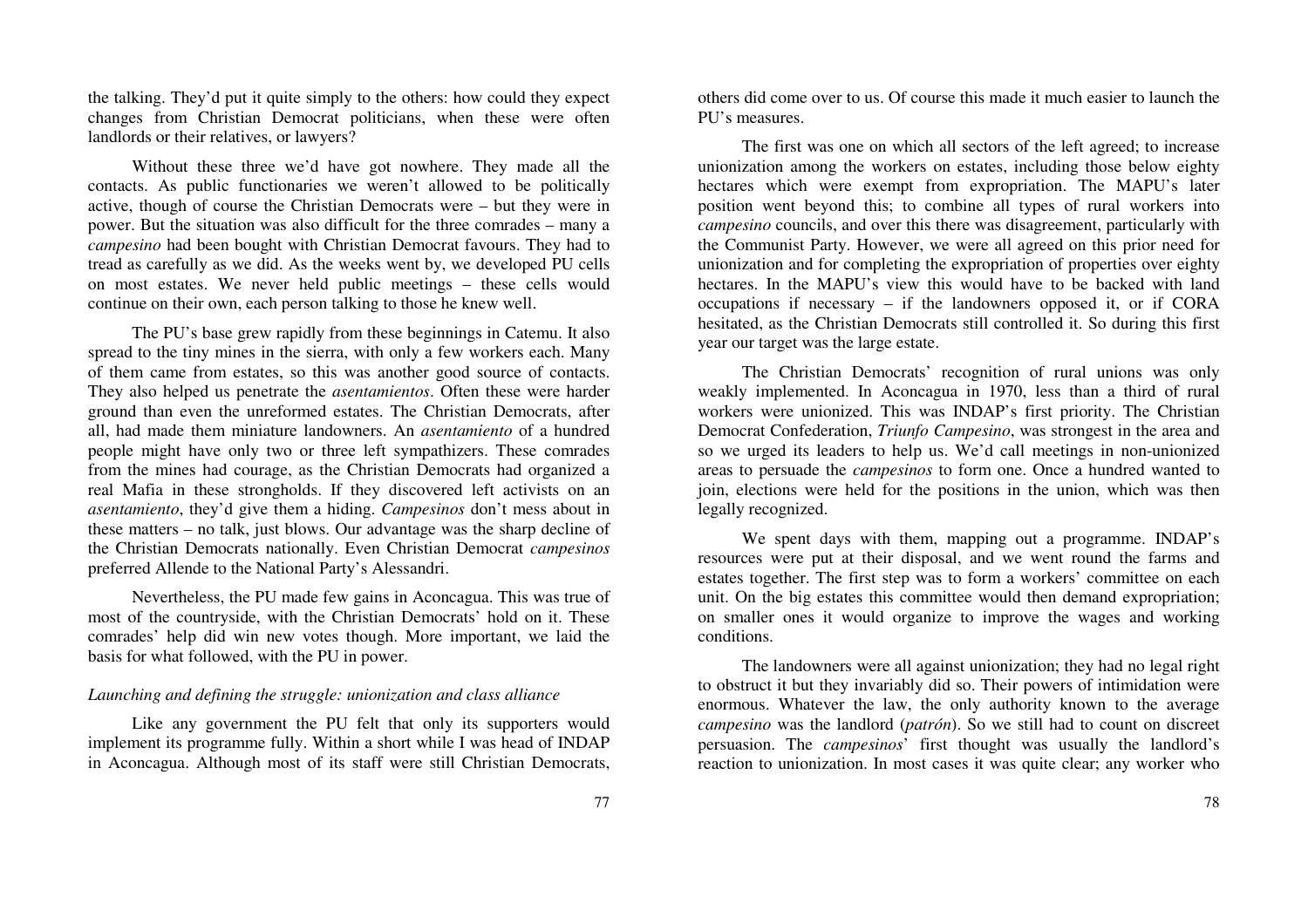the talking. They'd put it quite simply to the others: how could they expect changes from Christian Democrat politicians, when these were often landlords or their relatives, or lawyers?

Without these three we'd have got nowhere. They made all the contacts. As public functionaries we weren't allowed to be politically active, though of course the Christian Democrats were – but they were in power. But the situation was also difficult for the three comrades – many a *campesino* had been bought with Christian Democrat favours. They had to tread as carefully as we did. As the weeks went by, we developed PU cells on most estates. We never held public meetings – these cells would continue on their own, each person talking to those he knew well.

The PU's base grew rapidly from these beginnings in Catemu. It also spread to the tiny mines in the sierra, with only a few workers each. Many of them came from estates, so this was another good source of contacts. They also helped us penetrate the *asentamientos*. Often these were harder ground than even the unreformed estates. The Christian Democrats, after all, had made them miniature landowners. An *asentamiento* of a hundred people might have only two or three left sympathizers. These comrades from the mines had courage, as the Christian Democrats had organized a real Mafia in these strongholds. If they discovered left activists on an *asentamiento*, they'd give them a hiding. *Campesinos* don't mess about in these matters – no talk, just blows. Our advantage was the sharp decline of the Christian Democrats nationally. Even Christian Democrat *campesinos* preferred Allende to the National Party's Alessandri.

Nevertheless, the PU made few gains in Aconcagua. This was true of most of the countryside, with the Christian Democrats' hold on it. These comrades' help did win new votes though. More important, we laid the basis for what followed, with the PU in power.

*Launching and defining the struggle: unionization and class alliance*

Like any government the PU felt that only its supporters would implement its programme fully. Within a short while I was head of INDAP in Aconcagua. Although most of its staff were still Christian Democrats, others did come over to us. Of course this made it much easier to launch the PU's measures.

The first was one on which all sectors of the left agreed; to increase unionization among the workers on estates, including those below eighty hectares which were exempt from expropriation. The MAPU's later position went beyond this; to combine all types of rural workers into *campesino* councils, and over this there was disagreement, particularly with the Communist Party. However, we were all agreed on this prior need for unionization and for completing the expropriation of properties over eighty hectares. In the MAPU's view this would have to be backed with land occupations if necessary – if the landowners opposed it, or if CORA hesitated, as the Christian Democrats still controlled it. So during this first year our target was the large estate.

The Christian Democrats' recognition of rural unions was only weakly implemented. In Aconcagua in 1970, less than a third of rural workers were unionized. This was INDAP's first priority. The Christian Democrat Confederation, *Triunfo Campesino*, was strongest in the area and so we urged its leaders to help us. We'd call meetings in non-unionized areas to persuade the *campesinos* to form one. Once a hundred wanted to join, elections were held for the positions in the union, which was then legally recognized.

We spent days with them, mapping out a programme. INDAP's resources were put at their disposal, and we went round the farms and estates together. The first step was to form a workers' committee on each unit. On the big estates this committee would then demand expropriation; on smaller ones it would organize to improve the wages and working conditions.

The landowners were all against unionization; they had no legal right to obstruct it but they invariably did so. Their powers of intimidation were enormous. Whatever the law, the only authority known to the average *campesino* was the landlord (*patrón*). So we still had to count on discreet persuasion. The *campesinos*' first thought was usually the landlord's reaction to unionization. In most cases it was quite clear; any worker who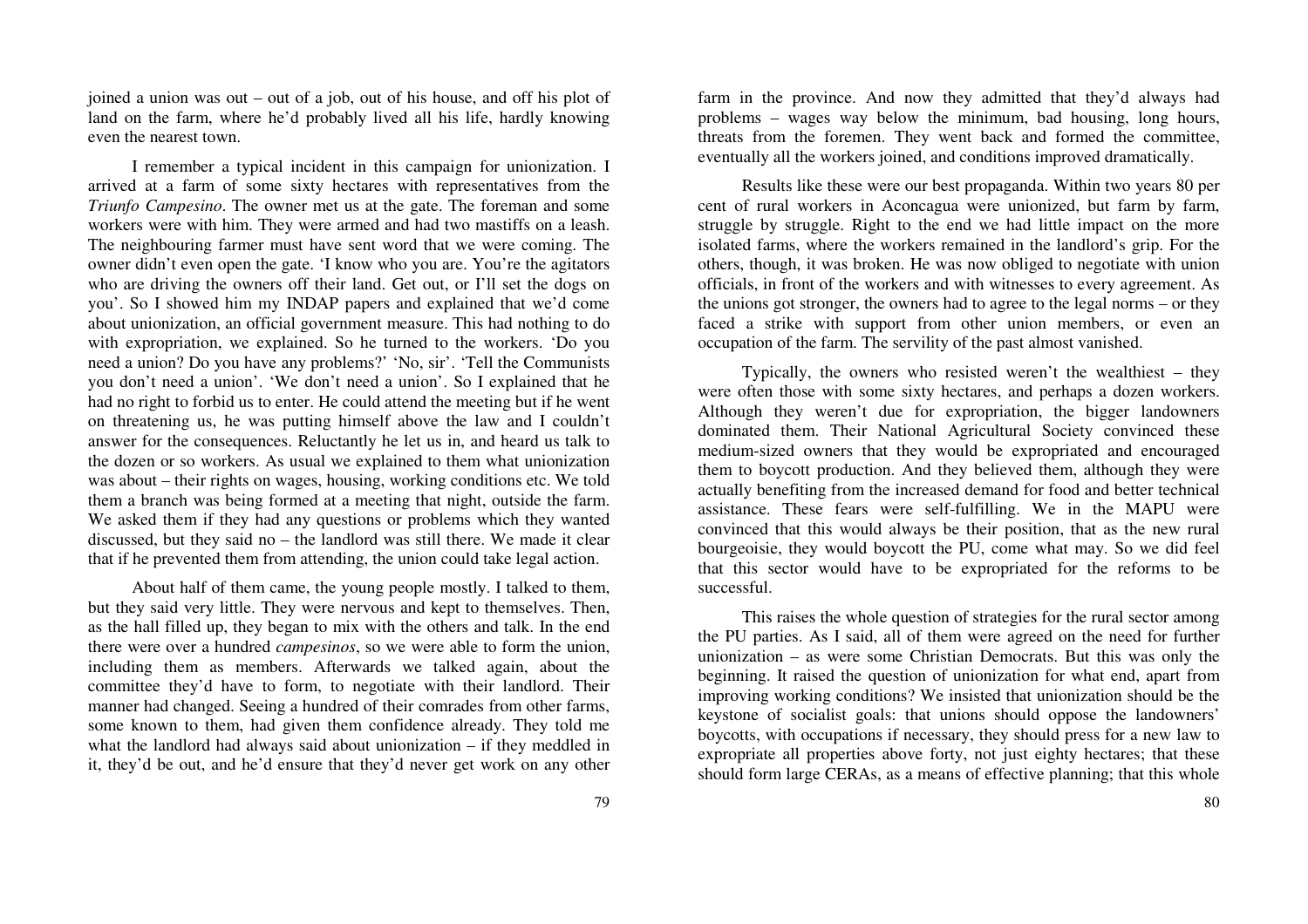joined a union was out – out of a job, out of his house, and off his plot of land on the farm, where he'd probably lived all his life, hardly knowing even the nearest town.

I remember a typical incident in this campaign for unionization. I arrived at a farm of some sixty hectares with representatives from the *Triunfo Campesino*. The owner met us at the gate. The foreman and some workers were with him. They were armed and had two mastiffs on a leash. The neighbouring farmer must have sent word that we were coming. The owner didn't even open the gate. 'I know who you are. You're the agitators who are driving the owners off their land. Get out, or I'll set the dogs on you'. So I showed him my INDAP papers and explained that we'd come about unionization, an official government measure. This had nothing to do with expropriation, we explained. So he turned to the workers. 'Do you need a union? Do you have any problems?' 'No, sir'. 'Tell the Communists you don't need a union'. 'We don't need a union'. So I explained that he had no right to forbid us to enter. He could attend the meeting but if he went on threatening us, he was putting himself above the law and I couldn't answer for the consequences. Reluctantly he let us in, and heard us talk to the dozen or so workers. As usual we explained to them what unionization was about – their rights on wages, housing, working conditions etc. We told them a branch was being formed at a meeting that night, outside the farm. We asked them if they had any questions or problems which they wanted discussed, but they said no – the landlord was still there. We made it clear that if he prevented them from attending, the union could take legal action.

About half of them came, the young people mostly. I talked to them, but they said very little. They were nervous and kept to themselves. Then, as the hall filled up, they began to mix with the others and talk. In the end there were over a hundred *campesinos*, so we were able to form the union, including them as members. Afterwards we talked again, about the committee they'd have to form, to negotiate with their landlord. Their manner had changed. Seeing a hundred of their comrades from other farms, some known to them, had given them confidence already. They told me what the landlord had always said about unionization – if they meddled in it, they'd be out, and he'd ensure that they'd never get work on any other farm in the province. And now they admitted that they'd always had problems – wages way below the minimum, bad housing, long hours, threats from the foremen. They went back and formed the committee, eventually all the workers joined, and conditions improved dramatically.

Results like these were our best propaganda. Within two years 80 per cent of rural workers in Aconcagua were unionized, but farm by farm, struggle by struggle. Right to the end we had little impact on the more isolated farms, where the workers remained in the landlord's grip. For the others, though, it was broken. He was now obliged to negotiate with union officials, in front of the workers and with witnesses to every agreement. As the unions got stronger, the owners had to agree to the legal norms – or they faced a strike with support from other union members, or even an occupation of the farm. The servility of the past almost vanished.

Typically, the owners who resisted weren't the wealthiest – they were often those with some sixty hectares, and perhaps a dozen workers. Although they weren't due for expropriation, the bigger landowners dominated them. Their National Agricultural Society convinced these medium-sized owners that they would be expropriated and encouraged them to boycott production. And they believed them, although they were actually benefiting from the increased demand for food and better technical assistance. These fears were self-fulfilling. We in the MAPU were convinced that this would always be their position, that as the new rural bourgeoisie, they would boycott the PU, come what may. So we did feel that this sector would have to be expropriated for the reforms to be successful.

This raises the whole question of strategies for the rural sector among the PU parties. As I said, all of them were agreed on the need for further unionization – as were some Christian Democrats. But this was only the beginning. It raised the question of unionization for what end, apart from improving working conditions? We insisted that unionization should be the keystone of socialist goals: that unions should oppose the landowners' boycotts, with occupations if necessary, they should press for a new law to expropriate all properties above forty, not just eighty hectares; that these should form large CERAs, as a means of effective planning; that this whole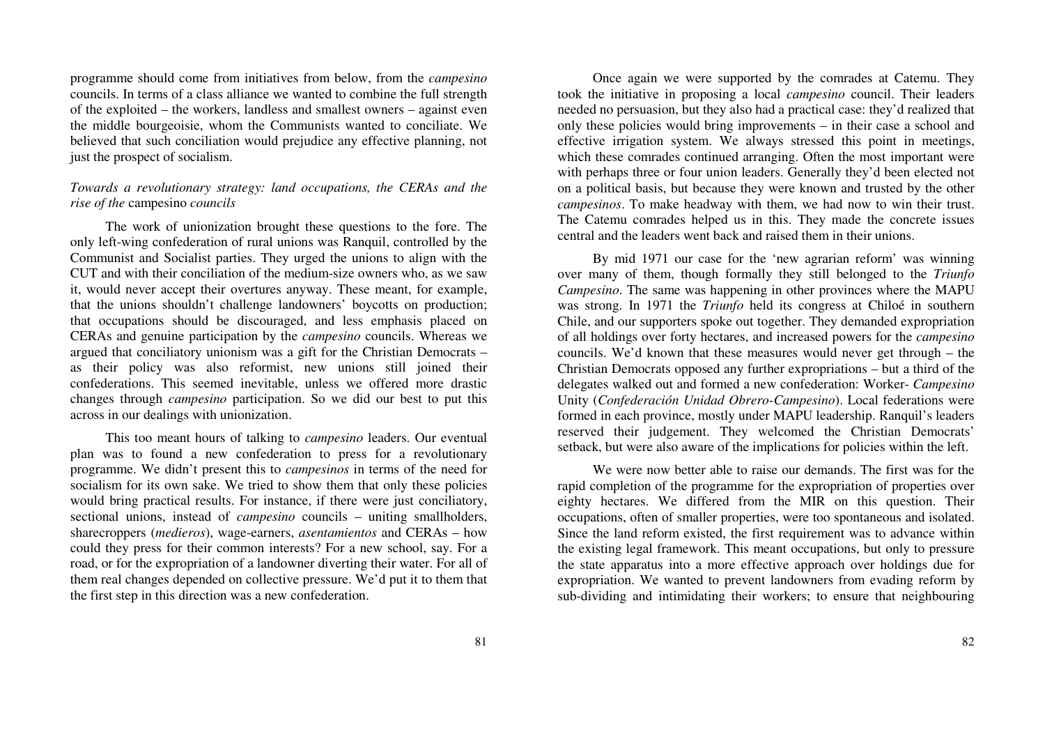programme should come from initiatives from below, from the *campesino* councils. In terms of a class alliance we wanted to combine the full strength of the exploited – the workers, landless and smallest owners – against even the middle bourgeoisie, whom the Communists wanted to conciliate. We believed that such conciliation would prejudice any effective planning, not just the prospect of socialism.

### *Towards a revolutionary strategy: land occupations, the CERAs and the rise of the* campesino *councils*

The work of unionization brought these questions to the fore. The only left-wing confederation of rural unions was Ranquil, controlled by the Communist and Socialist parties. They urged the unions to align with the CUT and with their conciliation of the medium-size owners who, as we saw it, would never accept their overtures anyway. These meant, for example, that the unions shouldn't challenge landowners' boycotts on production; that occupations should be discouraged, and less emphasis placed on CERAs and genuine participation by the *campesino* councils. Whereas we argued that conciliatory unionism was a gift for the Christian Democrats – as their policy was also reformist, new unions still joined their confederations. This seemed inevitable, unless we offered more drastic changes through *campesino* participation. So we did our best to put this across in our dealings with unionization.

This too meant hours of talking to *campesino* leaders. Our eventual plan was to found a new confederation to press for a revolutionary programme. We didn't present this to *campesinos* in terms of the need for socialism for its own sake. We tried to show them that only these policies would bring practical results. For instance, if there were just conciliatory, sectional unions, instead of *campesino* councils – uniting smallholders, sharecroppers (*medieros*), wage-earners, *asentamientos* and CERAs – how could they press for their common interests? For a new school, say. For a road, or for the expropriation of a landowner diverting their water. For all of them real changes depended on collective pressure. We'd put it to them that the first step in this direction was a new confederation.

Once again we were supported by the comrades at Catemu. They took the initiative in proposing a local *campesino* council. Their leaders needed no persuasion, but they also had a practical case: they'd realized that only these policies would bring improvements – in their case a school and effective irrigation system. We always stressed this point in meetings, which these comrades continued arranging. Often the most important were with perhaps three or four union leaders. Generally they'd been elected not on a political basis, but because they were known and trusted by the other *campesinos*. To make headway with them, we had now to win their trust. The Catemu comrades helped us in this. They made the concrete issues central and the leaders went back and raised them in their unions.

By mid 1971 our case for the 'new agrarian reform' was winning over many of them, though formally they still belonged to the *Triunfo Campesino*. The same was happening in other provinces where the MAPU was strong. In 1971 the *Triunfo* held its congress at Chiloé in southern Chile, and our supporters spoke out together. They demanded expropriation of all holdings over forty hectares, and increased powers for the *campesino* councils. We'd known that these measures would never get through – the Christian Democrats opposed any further expropriations – but a third of the delegates walked out and formed a new confederation: Worker- *Campesino* Unity (*Confederación Unidad Obrero-Campesino*). Local federations were formed in each province, mostly under MAPU leadership. Ranquil's leaders reserved their judgement. They welcomed the Christian Democrats' setback, but were also aware of the implications for policies within the left.

We were now better able to raise our demands. The first was for the rapid completion of the programme for the expropriation of properties over eighty hectares. We differed from the MIR on this question. Their occupations, often of smaller properties, were too spontaneous and isolated. Since the land reform existed, the first requirement was to advance within the existing legal framework. This meant occupations, but only to pressure the state apparatus into a more effective approach over holdings due for expropriation. We wanted to prevent landowners from evading reform by sub-dividing and intimidating their workers; to ensure that neighbouring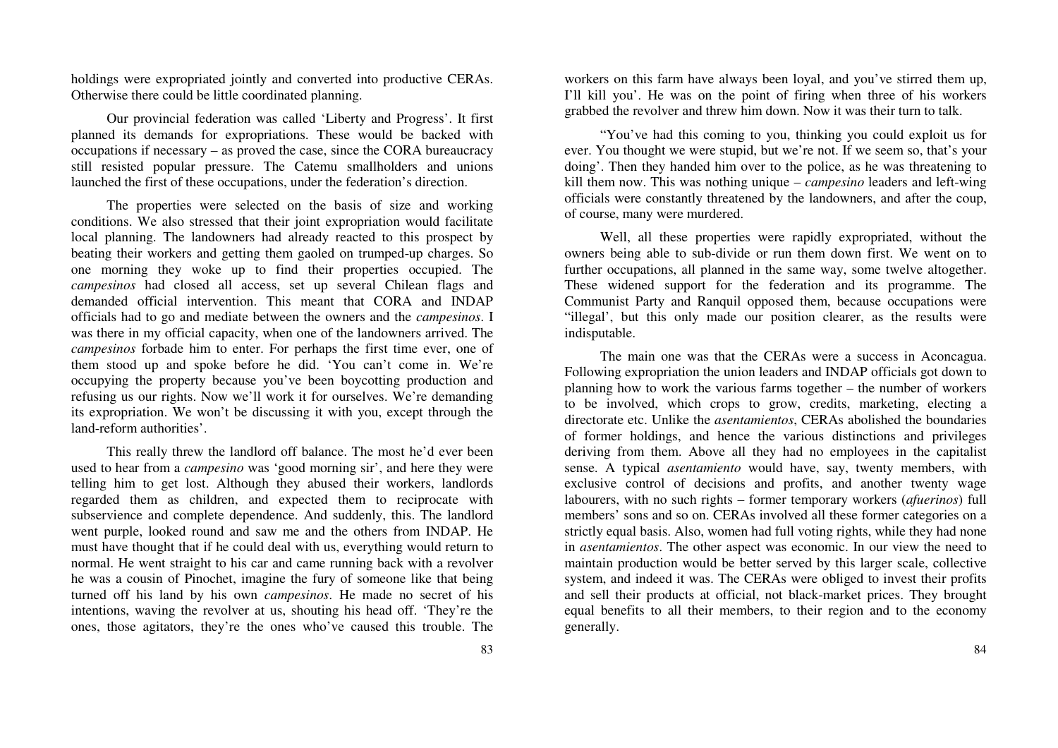holdings were expropriated jointly and converted into productive CERAs. Otherwise there could be little coordinated planning.

Our provincial federation was called 'Liberty and Progress'. It first planned its demands for expropriations. These would be backed with occupations if necessary – as proved the case, since the CORA bureaucracy still resisted popular pressure. The Catemu smallholders and unions launched the first of these occupations, under the federation's direction.

The properties were selected on the basis of size and working conditions. We also stressed that their joint expropriation would facilitate local planning. The landowners had already reacted to this prospect by beating their workers and getting them gaoled on trumped-up charges. So one morning they woke up to find their properties occupied. The *campesinos* had closed all access, set up several Chilean flags and demanded official intervention. This meant that CORA and INDAP officials had to go and mediate between the owners and the *campesinos*. I was there in my official capacity, when one of the landowners arrived. The *campesinos* forbade him to enter. For perhaps the first time ever, one of them stood up and spoke before he did. 'You can't come in. We're occupying the property because you've been boycotting production and refusing us our rights. Now we'll work it for ourselves. We're demanding its expropriation. We won't be discussing it with you, except through the land-reform authorities'.

This really threw the landlord off balance. The most he'd ever been used to hear from a *campesino* was 'good morning sir', and here they were telling him to get lost. Although they abused their workers, landlords regarded them as children, and expected them to reciprocate with subservience and complete dependence. And suddenly, this. The landlord went purple, looked round and saw me and the others from INDAP. He must have thought that if he could deal with us, everything would return to normal. He went straight to his car and came running back with a revolver he was a cousin of Pinochet, imagine the fury of someone like that being turned off his land by his own *campesinos*. He made no secret of his intentions, waving the revolver at us, shouting his head off. 'They're the ones, those agitators, they're the ones who've caused this trouble. The workers on this farm have always been loyal, and you've stirred them up, I'll kill you'. He was on the point of firing when three of his workers grabbed the revolver and threw him down. Now it was their turn to talk.

"You've had this coming to you, thinking you could exploit us for ever. You thought we were stupid, but we're not. If we seem so, that's your doing'. Then they handed him over to the police, as he was threatening to kill them now. This was nothing unique – *campesino* leaders and left-wing officials were constantly threatened by the landowners, and after the coup, of course, many were murdered.

Well, all these properties were rapidly expropriated, without the owners being able to sub-divide or run them down first. We went on to further occupations, all planned in the same way, some twelve altogether. These widened support for the federation and its programme. The Communist Party and Ranquil opposed them, because occupations were "illegal', but this only made our position clearer, as the results were indisputable.

The main one was that the CERAs were a success in Aconcagua. Following expropriation the union leaders and INDAP officials got down to planning how to work the various farms together – the number of workers to be involved, which crops to grow, credits, marketing, electing a directorate etc. Unlike the *asentamientos*, CERAs abolished the boundaries of former holdings, and hence the various distinctions and privileges deriving from them. Above all they had no employees in the capitalist sense. A typical *asentamiento* would have, say, twenty members, with exclusive control of decisions and profits, and another twenty wage labourers, with no such rights – former temporary workers (*afuerinos*) full members' sons and so on. CERAs involved all these former categories on a strictly equal basis. Also, women had full voting rights, while they had none in *asentamientos*. The other aspect was economic. In our view the need to maintain production would be better served by this larger scale, collective system, and indeed it was. The CERAs were obliged to invest their profits and sell their products at official, not black-market prices. They brought equal benefits to all their members, to their region and to the economy generally.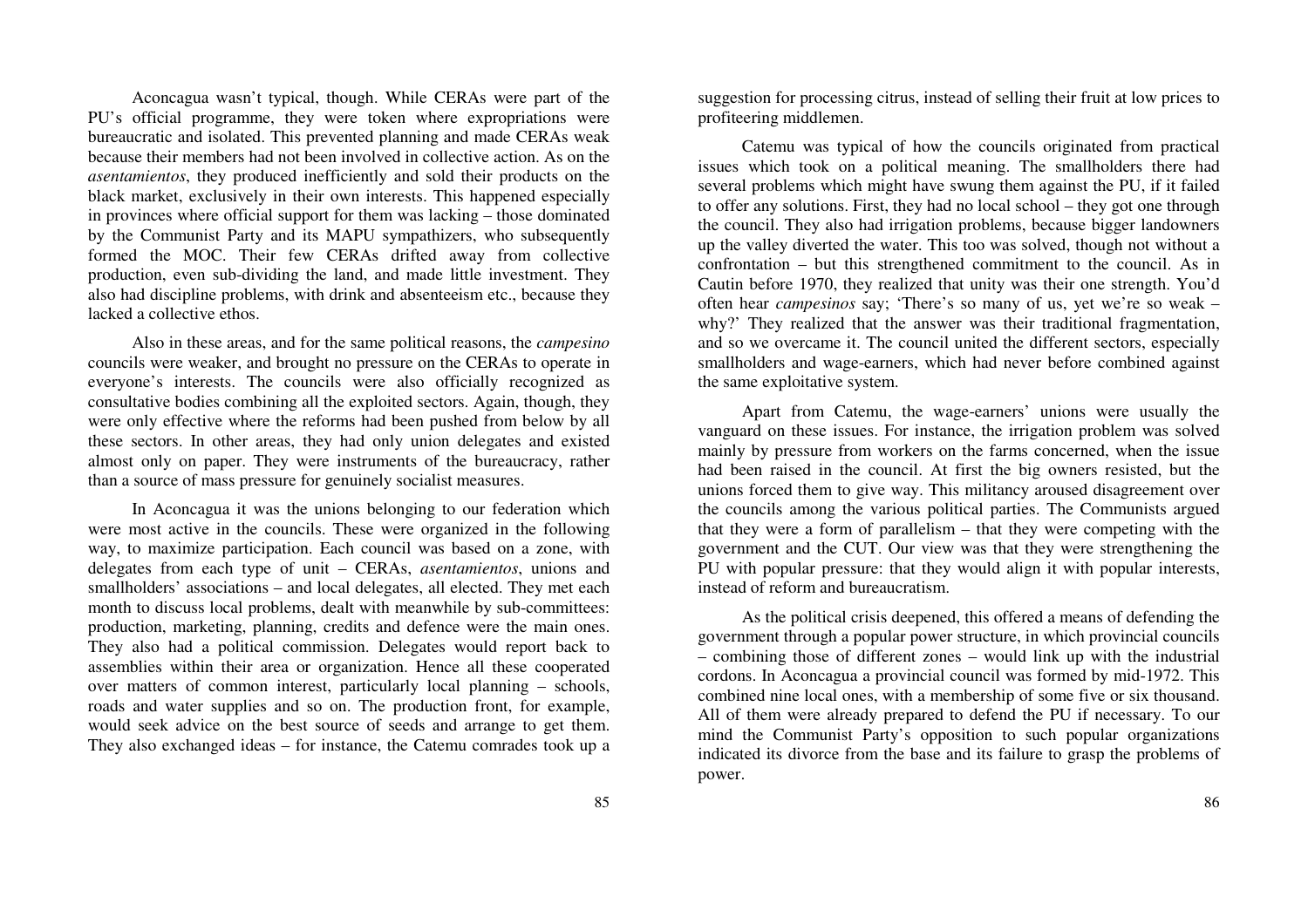Aconcagua wasn't typical, though. While CERAs were part of the PU's official programme, they were token where expropriations were bureaucratic and isolated. This prevented planning and made CERAs weak because their members had not been involved in collective action. As on the *asentamientos*, they produced inefficiently and sold their products on the black market, exclusively in their own interests. This happened especially in provinces where official support for them was lacking – those dominated by the Communist Party and its MAPU sympathizers, who subsequently formed the MOC. Their few CERAs drifted away from collective production, even sub-dividing the land, and made little investment. They also had discipline problems, with drink and absenteeism etc., because they lacked a collective ethos.

Also in these areas, and for the same political reasons, the *campesino* councils were weaker, and brought no pressure on the CERAs to operate in everyone's interests. The councils were also officially recognized as consultative bodies combining all the exploited sectors. Again, though, they were only effective where the reforms had been pushed from below by all these sectors. In other areas, they had only union delegates and existed almost only on paper. They were instruments of the bureaucracy, rather than a source of mass pressure for genuinely socialist measures.

In Aconcagua it was the unions belonging to our federation which were most active in the councils. These were organized in the following way, to maximize participation. Each council was based on a zone, with delegates from each type of unit – CERAs, *asentamientos*, unions and smallholders' associations – and local delegates, all elected. They met each month to discuss local problems, dealt with meanwhile by sub-committees: production, marketing, planning, credits and defence were the main ones. They also had a political commission. Delegates would report back to assemblies within their area or organization. Hence all these cooperated over matters of common interest, particularly local planning – schools, roads and water supplies and so on. The production front, for example, would seek advice on the best source of seeds and arrange to get them. They also exchanged ideas – for instance, the Catemu comrades took up a suggestion for processing citrus, instead of selling their fruit at low prices to profiteering middlemen.

Catemu was typical of how the councils originated from practical issues which took on a political meaning. The smallholders there had several problems which might have swung them against the PU, if it failed to offer any solutions. First, they had no local school – they got one through the council. They also had irrigation problems, because bigger landowners up the valley diverted the water. This too was solved, though not without a confrontation – but this strengthened commitment to the council. As in Cautin before 1970, they realized that unity was their one strength. You'd often hear *campesinos* say; 'There's so many of us, yet we're so weak – why?' They realized that the answer was their traditional fragmentation, and so we overcame it. The council united the different sectors, especially smallholders and wage-earners, which had never before combined against the same exploitative system.

Apart from Catemu, the wage-earners' unions were usually the vanguard on these issues. For instance, the irrigation problem was solved mainly by pressure from workers on the farms concerned, when the issue had been raised in the council. At first the big owners resisted, but the unions forced them to give way. This militancy aroused disagreement over the councils among the various political parties. The Communists argued that they were a form of parallelism – that they were competing with the government and the CUT. Our view was that they were strengthening the PU with popular pressure: that they would align it with popular interests, instead of reform and bureaucratism.

As the political crisis deepened, this offered a means of defending the government through a popular power structure, in which provincial councils – combining those of different zones – would link up with the industrial cordons. In Aconcagua a provincial council was formed by mid-1972. This combined nine local ones, with a membership of some five or six thousand. All of them were already prepared to defend the PU if necessary. To our mind the Communist Party's opposition to such popular organizations indicated its divorce from the base and its failure to grasp the problems of power.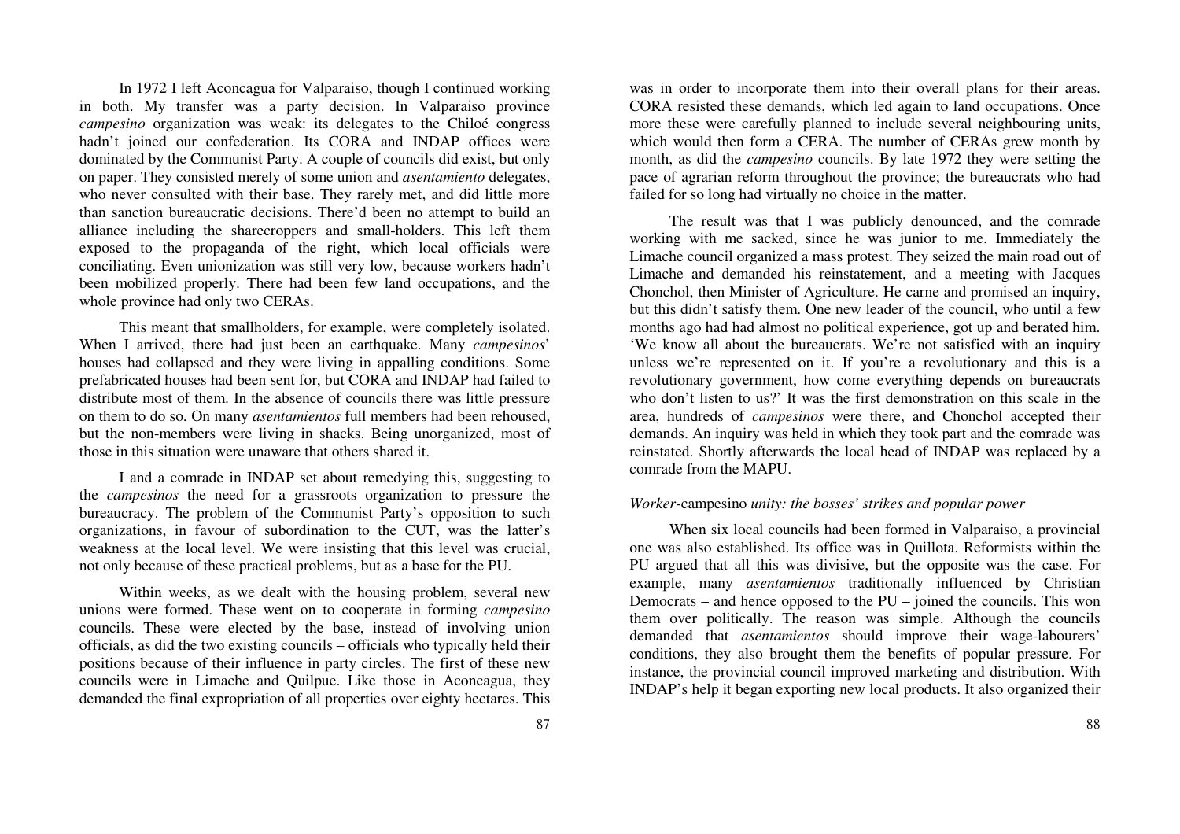In 1972 I left Aconcagua for Valparaiso, though I continued working in both. My transfer was a party decision. In Valparaiso province *campesino* organization was weak: its delegates to the Chiloé congress hadn't joined our confederation. Its CORA and INDAP offices were dominated by the Communist Party. A couple of councils did exist, but only on paper. They consisted merely of some union and *asentamiento* delegates, who never consulted with their base. They rarely met, and did little more than sanction bureaucratic decisions. There'd been no attempt to build an alliance including the sharecroppers and small-holders. This left them exposed to the propaganda of the right, which local officials were conciliating. Even unionization was still very low, because workers hadn't been mobilized properly. There had been few land occupations, and the whole province had only two CERAs.

This meant that smallholders, for example, were completely isolated. When I arrived, there had just been an earthquake. Many *campesinos*' houses had collapsed and they were living in appalling conditions. Some prefabricated houses had been sent for, but CORA and INDAP had failed to distribute most of them. In the absence of councils there was little pressure on them to do so. On many *asentamientos* full members had been rehoused, but the non-members were living in shacks. Being unorganized, most of those in this situation were unaware that others shared it.

I and a comrade in INDAP set about remedying this, suggesting to the *campesinos* the need for a grassroots organization to pressure the bureaucracy. The problem of the Communist Party's opposition to such organizations, in favour of subordination to the CUT, was the latter's weakness at the local level. We were insisting that this level was crucial, not only because of these practical problems, but as a base for the PU.

Within weeks, as we dealt with the housing problem, several new unions were formed. These went on to cooperate in forming *campesino* councils. These were elected by the base, instead of involving union officials, as did the two existing councils – officials who typically held their positions because of their influence in party circles. The first of these new councils were in Limache and Quilpue. Like those in Aconcagua, they demanded the final expropriation of all properties over eighty hectares. This was in order to incorporate them into their overall plans for their areas. CORA resisted these demands, which led again to land occupations. Once more these were carefully planned to include several neighbouring units, which would then form a CERA. The number of CERAs grew month by month, as did the *campesino* councils. By late 1972 they were setting the pace of agrarian reform throughout the province; the bureaucrats who had failed for so long had virtually no choice in the matter.

The result was that I was publicly denounced, and the comrade working with me sacked, since he was junior to me. Immediately the Limache council organized a mass protest. They seized the main road out of Limache and demanded his reinstatement, and a meeting with Jacques Chonchol, then Minister of Agriculture. He carne and promised an inquiry, but this didn't satisfy them. One new leader of the council, who until a few months ago had had almost no political experience, got up and berated him. 'We know all about the bureaucrats. We're not satisfied with an inquiry unless we're represented on it. If you're a revolutionary and this is a revolutionary government, how come everything depends on bureaucrats who don't listen to us?' It was the first demonstration on this scale in the area, hundreds of *campesinos* were there, and Chonchol accepted their demands. An inquiry was held in which they took part and the comrade was reinstated. Shortly afterwards the local head of INDAP was replaced by a comrade from the MAPU.

### *Worker-*campesino *unity: the bosses' strikes and popular power*

When six local councils had been formed in Valparaiso, a provincial one was also established. Its office was in Quillota. Reformists within the PU argued that all this was divisive, but the opposite was the case. For example, many *asentamientos* traditionally influenced by Christian Democrats – and hence opposed to the PU – joined the councils. This won them over politically. The reason was simple. Although the councils demanded that *asentamientos* should improve their wage-labourers' conditions, they also brought them the benefits of popular pressure. For instance, the provincial council improved marketing and distribution. With INDAP's help it began exporting new local products. It also organized their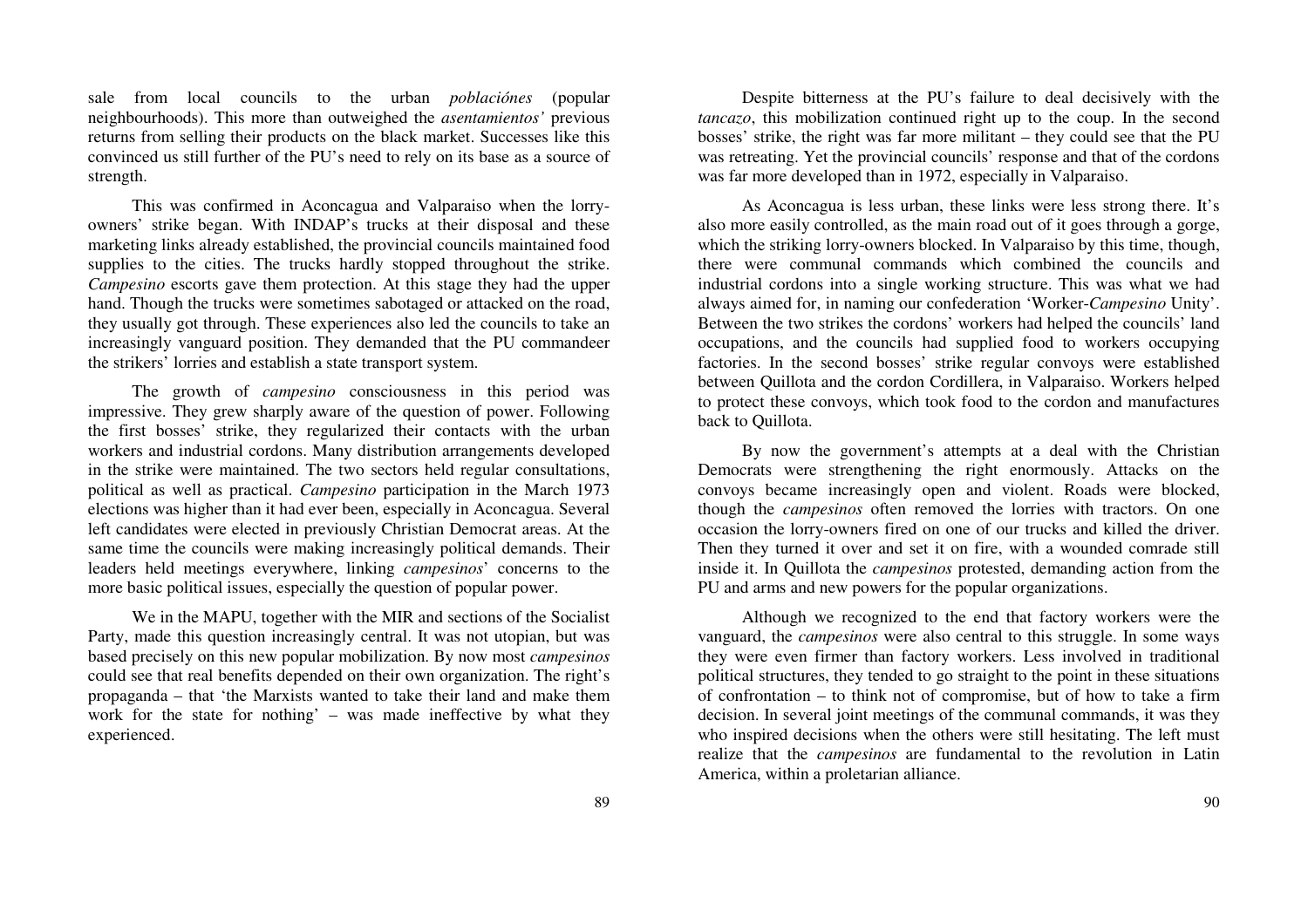sale from local councils to the urban *poblaciónes* (popular neighbourhoods). This more than outweighed the *asentamientos'* previous returns from selling their products on the black market. Successes like this convinced us still further of the PU's need to rely on its base as a source of strength.

This was confirmed in Aconcagua and Valparaiso when the lorry-owners' strike began. With INDAP's trucks at their disposal and these marketing links already established, the provincial councils maintained food supplies to the cities. The trucks hardly stopped throughout the strike. *Campesino* escorts gave them protection. At this stage they had the upper hand. Though the trucks were sometimes sabotaged or attacked on the road, they usually got through. These experiences also led the councils to take an increasingly vanguard position. They demanded that the PU commandeer the strikers' lorries and establish a state transport system.

The growth of *campesino* consciousness in this period was impressive. They grew sharply aware of the question of power. Following the first bosses' strike, they regularized their contacts with the urban workers and industrial cordons. Many distribution arrangements developed in the strike were maintained. The two sectors held regular consultations, political as well as practical. *Campesino* participation in the March 1973 elections was higher than it had ever been, especially in Aconcagua. Several left candidates were elected in previously Christian Democrat areas. At the same time the councils were making increasingly political demands. Their leaders held meetings everywhere, linking *campesinos*' concerns to the more basic political issues, especially the question of popular power.

We in the MAPU, together with the MIR and sections of the Socialist Party, made this question increasingly central. It was not utopian, but was based precisely on this new popular mobilization. By now most *campesinos* could see that real benefits depended on their own organization. The right's propaganda – that 'the Marxists wanted to take their land and make them work for the state for nothing' – was made ineffective by what they experienced.

Despite bitterness at the PU's failure to deal decisively with the *tancazo*, this mobilization continued right up to the coup. In the second bosses' strike, the right was far more militant – they could see that the PU was retreating. Yet the provincial councils' response and that of the cordons was far more developed than in 1972, especially in Valparaiso.

As Aconcagua is less urban, these links were less strong there. It's also more easily controlled, as the main road out of it goes through a gorge, which the striking lorry-owners blocked. In Valparaiso by this time, though, there were communal commands which combined the councils and industrial cordons into a single working structure. This was what we had always aimed for, in naming our confederation 'Worker-*Campesino* Unity'. Between the two strikes the cordons' workers had helped the councils' land occupations, and the councils had supplied food to workers occupying factories. In the second bosses' strike regular convoys were established between Quillota and the cordon Cordillera, in Valparaiso. Workers helped to protect these convoys, which took food to the cordon and manufactures back to Quillota.

By now the government's attempts at a deal with the Christian Democrats were strengthening the right enormously. Attacks on the convoys became increasingly open and violent. Roads were blocked, though the *campesinos* often removed the lorries with tractors. On one occasion the lorry-owners fired on one of our trucks and killed the driver. Then they turned it over and set it on fire, with a wounded comrade still inside it. In Quillota the *campesinos* protested, demanding action from the PU and arms and new powers for the popular organizations.

Although we recognized to the end that factory workers were the vanguard, the *campesinos* were also central to this struggle. In some ways they were even firmer than factory workers. Less involved in traditional political structures, they tended to go straight to the point in these situations of confrontation – to think not of compromise, but of how to take a firm decision. In several joint meetings of the communal commands, it was they who inspired decisions when the others were still hesitating. The left must realize that the *campesinos* are fundamental to the revolution in Latin America, within a proletarian alliance.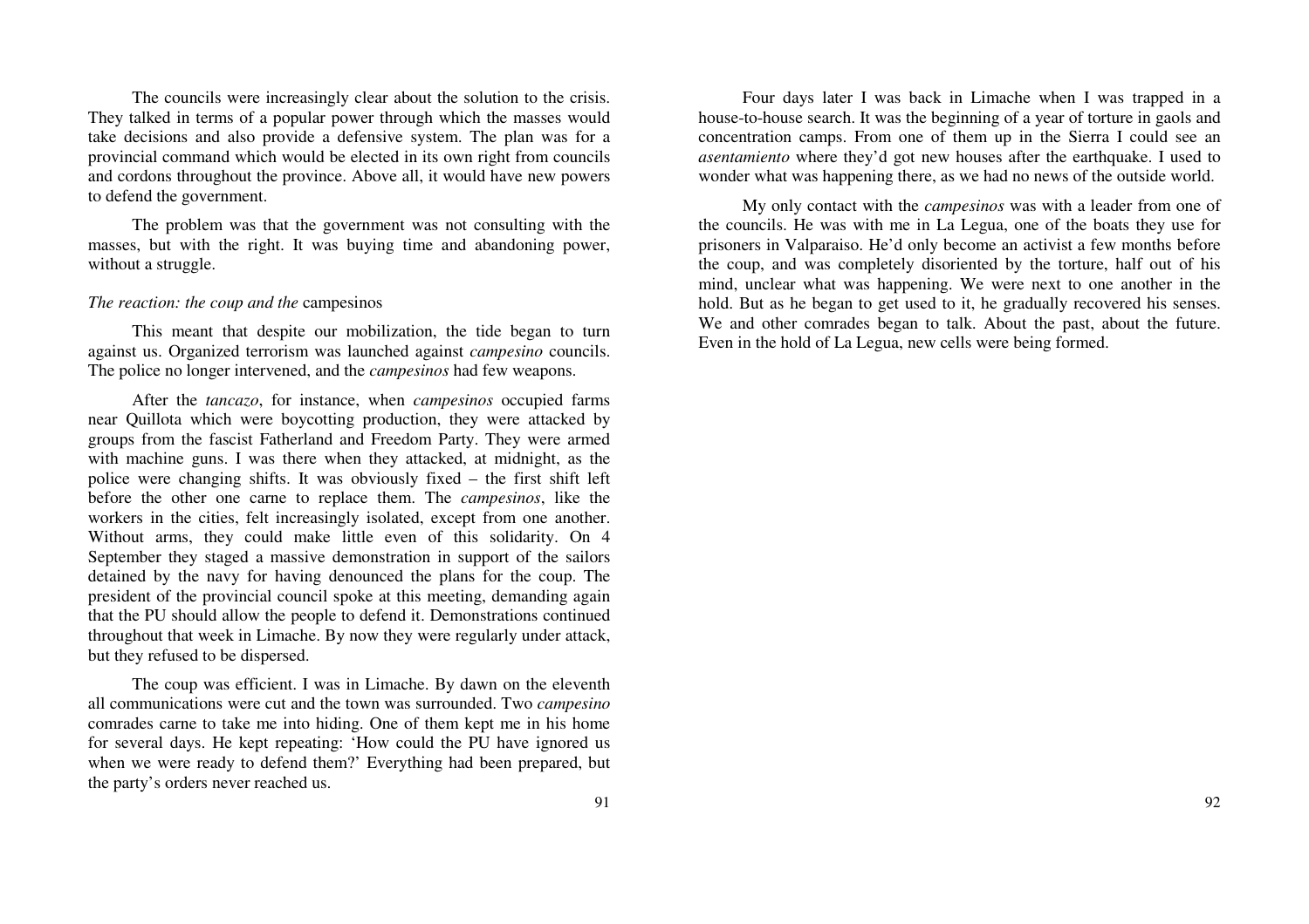The councils were increasingly clear about the solution to the crisis. They talked in terms of a popular power through which the masses would take decisions and also provide a defensive system. The plan was for a provincial command which would be elected in its own right from councils and cordons throughout the province. Above all, it would have new powers to defend the government.

The problem was that the government was not consulting with the masses, but with the right. It was buying time and abandoning power, without a struggle.

### *The reaction: the coup and the* campesinos

This meant that despite our mobilization, the tide began to turn against us. Organized terrorism was launched against *campesino* councils. The police no longer intervened, and the *campesinos* had few weapons.

After the *tancazo*, for instance, when *campesinos* occupied farms near Quillota which were boycotting production, they were attacked by groups from the fascist Fatherland and Freedom Party. They were armed with machine guns. I was there when they attacked, at midnight, as the police were changing shifts. It was obviously fixed – the first shift left before the other one carne to replace them. The *campesinos*, like the workers in the cities, felt increasingly isolated, except from one another. Without arms, they could make little even of this solidarity. On 4 September they staged a massive demonstration in support of the sailors detained by the navy for having denounced the plans for the coup. The president of the provincial council spoke at this meeting, demanding again that the PU should allow the people to defend it. Demonstrations continued throughout that week in Limache. By now they were regularly under attack, but they refused to be dispersed.

The coup was efficient. I was in Limache. By dawn on the eleventh all communications were cut and the town was surrounded. Two *campesino* comrades carne to take me into hiding. One of them kept me in his home for several days. He kept repeating: 'How could the PU have ignored us when we were ready to defend them?' Everything had been prepared, but the party's orders never reached us.

Four days later I was back in Limache when I was trapped in a house-to-house search. It was the beginning of a year of torture in gaols and concentration camps. From one of them up in the Sierra I could see an *asentamiento* where they'd got new houses after the earthquake. I used to wonder what was happening there, as we had no news of the outside world.

My only contact with the *campesinos* was with a leader from one of the councils. He was with me in La Legua, one of the boats they use for prisoners in Valparaiso. He'd only become an activist a few months before the coup, and was completely disoriented by the torture, half out of his mind, unclear what was happening. We were next to one another in the hold. But as he began to get used to it, he gradually recovered his senses. We and other comrades began to talk. About the past, about the future. Even in the hold of La Legua, new cells were being formed.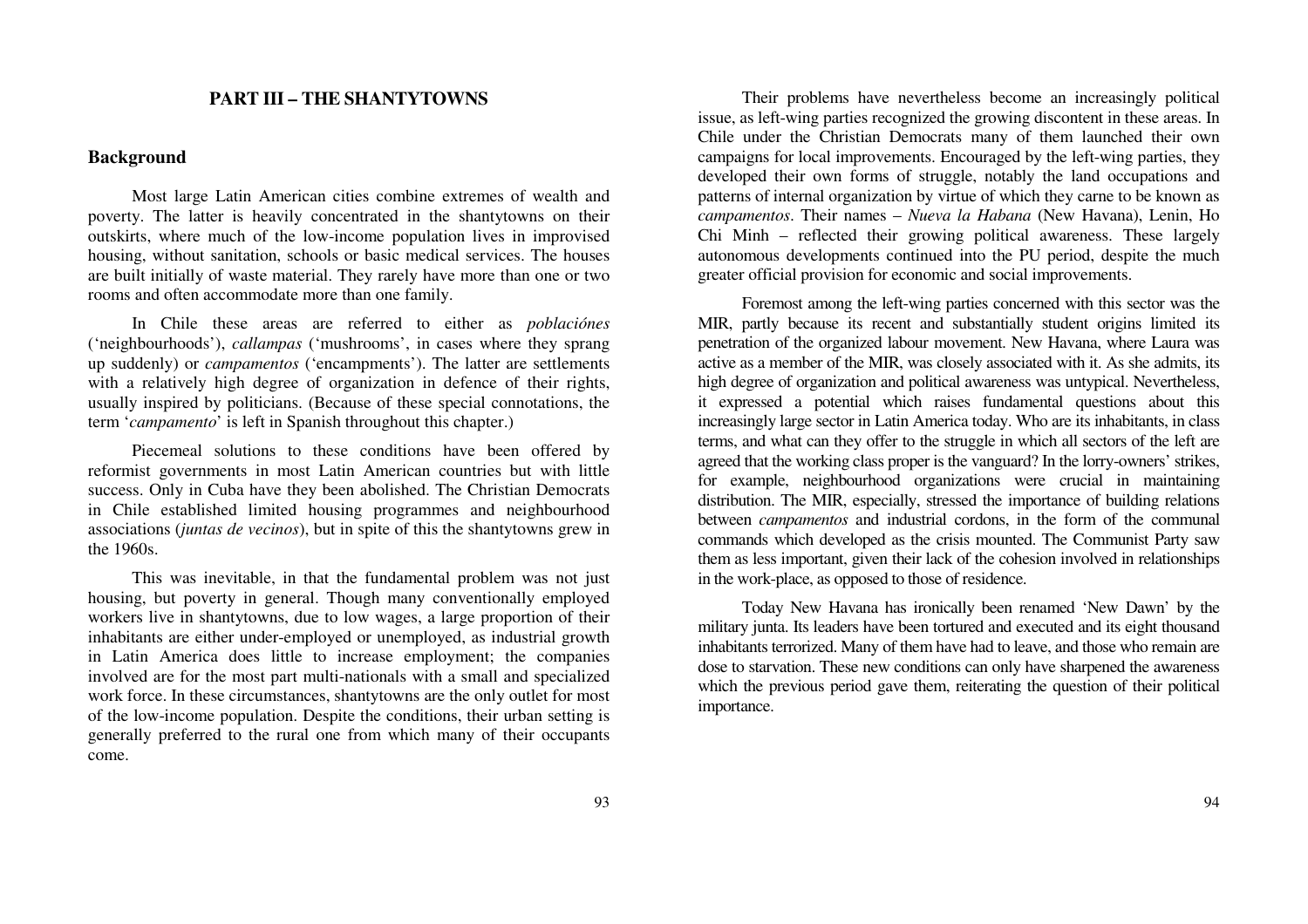# PART III – THE SHANTYTOWNS

## Background

Most large Latin American cities combine extremes of wealth and poverty. The latter is heavily concentrated in the shantytowns on their outskirts, where much of the low-income population lives in improvised housing, without sanitation, schools or basic medical services. The houses are built initially of waste material. They rarely have more than one or two rooms and often accommodate more than one family.

In Chile these areas are referred to either as *poblaciónes* ('neighbourhoods'), *callampas* ('mushrooms', in cases where they sprang up suddenly) or *campamentos* ('encampments'). The latter are settlements with a relatively high degree of organization in defence of their rights, usually inspired by politicians. (Because of these special connotations, the term '*campamento*' is left in Spanish throughout this chapter.)

Piecemeal solutions to these conditions have been offered by reformist governments in most Latin American countries but with little success. Only in Cuba have they been abolished. The Christian Democrats in Chile established limited housing programmes and neighbourhood associations (*juntas de vecinos*), but in spite of this the shantytowns grew in the 1960s.

This was inevitable, in that the fundamental problem was not just housing, but poverty in general. Though many conventionally employed workers live in shantytowns, due to low wages, a large proportion of their inhabitants are either under-employed or unemployed, as industrial growth in Latin America does little to increase employment; the companies involved are for the most part multi-nationals with a small and specialized work force. In these circumstances, shantytowns are the only outlet for most of the low-income population. Despite the conditions, their urban setting is generally preferred to the rural one from which many of their occupants come.

Their problems have nevertheless become an increasingly political issue, as left-wing parties recognized the growing discontent in these areas. In Chile under the Christian Democrats many of them launched their own campaigns for local improvements. Encouraged by the left-wing parties, they developed their own forms of struggle, notably the land occupations and patterns of internal organization by virtue of which they carne to be known as *campamentos*. Their names – *Nueva la Habana* (New Havana), Lenin, Ho Chi Minh – reflected their growing political awareness. These largely autonomous developments continued into the PU period, despite the much greater official provision for economic and social improvements.

Foremost among the left-wing parties concerned with this sector was the MIR, partly because its recent and substantially student origins limited its penetration of the organized labour movement. New Havana, where Laura was active as a member of the MIR, was closely associated with it. As she admits, its high degree of organization and political awareness was untypical. Nevertheless, it expressed a potential which raises fundamental questions about this increasingly large sector in Latin America today. Who are its inhabitants, in class terms, and what can they offer to the struggle in which all sectors of the left are agreed that the working class proper is the vanguard? In the lorry-owners' strikes, for example, neighbourhood organizations were crucial in maintaining distribution. The MIR, especially, stressed the importance of building relations between *campamentos* and industrial cordons, in the form of the communal commands which developed as the crisis mounted. The Communist Party saw them as less important, given their lack of the cohesion involved in relationships in the work-place, as opposed to those of residence.

Today New Havana has ironically been renamed 'New Dawn' by the military junta. Its leaders have been tortured and executed and its eight thousand inhabitants terrorized. Many of them have had to leave, and those who remain are dose to starvation. These new conditions can only have sharpened the awareness which the previous period gave them, reiterating the question of their political importance.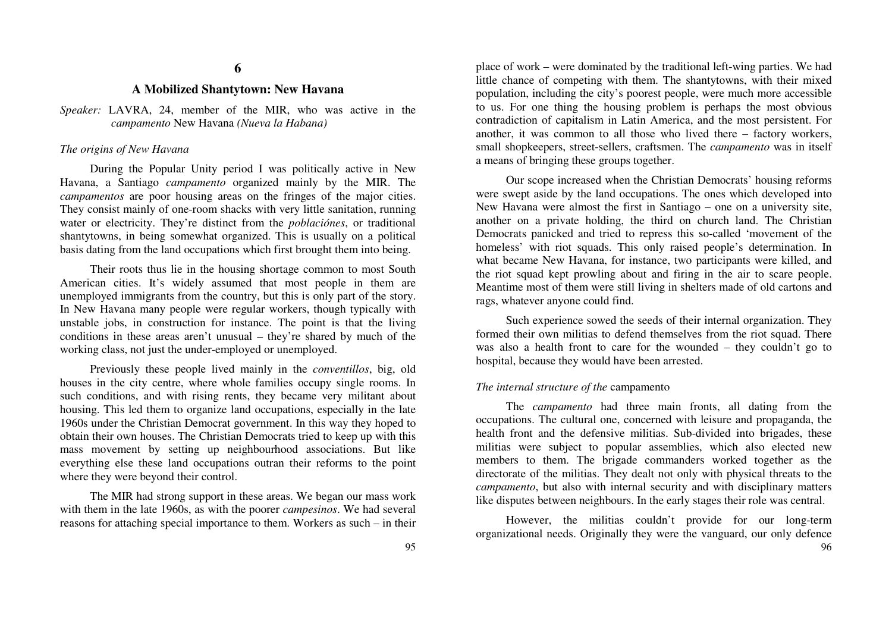# 6

## A Mobilized Shantytown: New Havana

*Speaker:* LAVRA, 24, member of the MIR, who was active in the *campamento* New Havana *(Nueva la Habana)*

### *The origins of New Havana*

During the Popular Unity period I was politically active in New Havana, a Santiago *campamento* organized mainly by the MIR. The *campamentos* are poor housing areas on the fringes of the major cities. They consist mainly of one-room shacks with very little sanitation, running water or electricity. They're distinct from the *poblaciónes*, or traditional shantytowns, in being somewhat organized. This is usually on a political basis dating from the land occupations which first brought them into being.

Their roots thus lie in the housing shortage common to most South American cities. It's widely assumed that most people in them are unemployed immigrants from the country, but this is only part of the story. In New Havana many people were regular workers, though typically with unstable jobs, in construction for instance. The point is that the living conditions in these areas aren't unusual – they're shared by much of the working class, not just the under-employed or unemployed.

Previously these people lived mainly in the *conventillos*, big, old houses in the city centre, where whole families occupy single rooms. In such conditions, and with rising rents, they became very militant about housing. This led them to organize land occupations, especially in the late 1960s under the Christian Democrat government. In this way they hoped to obtain their own houses. The Christian Democrats tried to keep up with this mass movement by setting up neighbourhood associations. But like everything else these land occupations outran their reforms to the point where they were beyond their control.

The MIR had strong support in these areas. We began our mass work with them in the late 1960s, as with the poorer *campesinos*. We had several reasons for attaching special importance to them. Workers as such – in their place of work – were dominated by the traditional left-wing parties. We had little chance of competing with them. The shantytowns, with their mixed population, including the city's poorest people, were much more accessible to us. For one thing the housing problem is perhaps the most obvious contradiction of capitalism in Latin America, and the most persistent. For another, it was common to all those who lived there – factory workers, small shopkeepers, street-sellers, craftsmen. The *campamento* was in itself a means of bringing these groups together.

Our scope increased when the Christian Democrats' housing reforms were swept aside by the land occupations. The ones which developed into New Havana were almost the first in Santiago – one on a university site, another on a private holding, the third on church land. The Christian Democrats panicked and tried to repress this so-called 'movement of the homeless' with riot squads. This only raised people's determination. In what became New Havana, for instance, two participants were killed, and the riot squad kept prowling about and firing in the air to scare people. Meantime most of them were still living in shelters made of old cartons and rags, whatever anyone could find.

Such experience sowed the seeds of their internal organization. They formed their own militias to defend themselves from the riot squad. There was also a health front to care for the wounded – they couldn't go to hospital, because they would have been arrested.

### *The internal structure of the* campamento

The *campamento* had three main fronts, all dating from the occupations. The cultural one, concerned with leisure and propaganda, the health front and the defensive militias. Sub-divided into brigades, these militias were subject to popular assemblies, which also elected new members to them. The brigade commanders worked together as the directorate of the militias. They dealt not only with physical threats to the *campamento*, but also with internal security and with disciplinary matters like disputes between neighbours. In the early stages their role was central.

However, the militias couldn't provide for our long-term organizational needs. Originally they were the vanguard, our only defence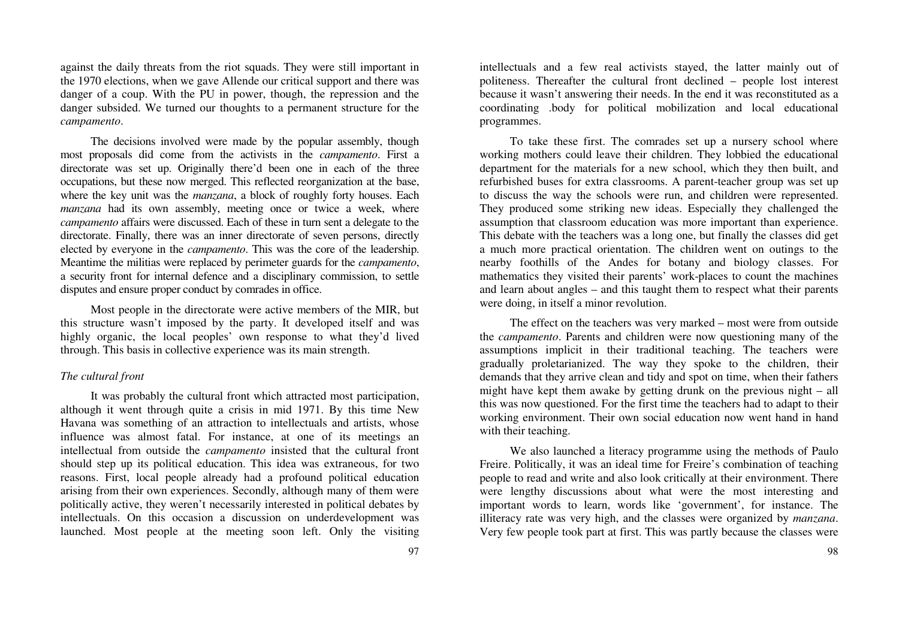against the daily threats from the riot squads. They were still important in the 1970 elections, when we gave Allende our critical support and there was danger of a coup. With the PU in power, though, the repression and the danger subsided. We turned our thoughts to a permanent structure for the *campamento*.

The decisions involved were made by the popular assembly, though most proposals did come from the activists in the *campamento*. First a directorate was set up. Originally there'd been one in each of the three occupations, but these now merged. This reflected reorganization at the base, where the key unit was the *manzana*, a block of roughly forty houses. Each *manzana* had its own assembly, meeting once or twice a week, where *campamento* affairs were discussed. Each of these in turn sent a delegate to the directorate. Finally, there was an inner directorate of seven persons, directly elected by everyone in the *campamento*. This was the core of the leadership. Meantime the militias were replaced by perimeter guards for the *campamento*, a security front for internal defence and a disciplinary commission, to settle disputes and ensure proper conduct by comrades in office.

Most people in the directorate were active members of the MIR, but this structure wasn't imposed by the party. It developed itself and was highly organic, the local peoples' own response to what they'd lived through. This basis in collective experience was its main strength.

*The cultural front*

It was probably the cultural front which attracted most participation, although it went through quite a crisis in mid 1971. By this time New Havana was something of an attraction to intellectuals and artists, whose influence was almost fatal. For instance, at one of its meetings an intellectual from outside the *campamento* insisted that the cultural front should step up its political education. This idea was extraneous, for two reasons. First, local people already had a profound political education arising from their own experiences. Secondly, although many of them were politically active, they weren't necessarily interested in political debates by intellectuals. On this occasion a discussion on underdevelopment was launched. Most people at the meeting soon left. Only the visiting intellectuals and a few real activists stayed, the latter mainly out of politeness. Thereafter the cultural front declined – people lost interest because it wasn't answering their needs. In the end it was reconstituted as a coordinating .body for political mobilization and local educational programmes.

To take these first. The comrades set up a nursery school where working mothers could leave their children. They lobbied the educational department for the materials for a new school, which they then built, and refurbished buses for extra classrooms. A parent-teacher group was set up to discuss the way the schools were run, and children were represented. They produced some striking new ideas. Especially they challenged the assumption that classroom education was more important than experience. This debate with the teachers was a long one, but finally the classes did get a much more practical orientation. The children went on outings to the nearby foothills of the Andes for botany and biology classes. For mathematics they visited their parents' work-places to count the machines and learn about angles – and this taught them to respect what their parents were doing, in itself a minor revolution.

The effect on the teachers was very marked – most were from outside the *campamento*. Parents and children were now questioning many of the assumptions implicit in their traditional teaching. The teachers were gradually proletarianized. The way they spoke to the children, their demands that they arrive clean and tidy and spot on time, when their fathers might have kept them awake by getting drunk on the previous night – all this was now questioned. For the first time the teachers had to adapt to their working environment. Their own social education now went hand in hand with their teaching.

We also launched a literacy programme using the methods of Paulo Freire. Politically, it was an ideal time for Freire's combination of teaching people to read and write and also look critically at their environment. There were lengthy discussions about what were the most interesting and important words to learn, words like 'government', for instance. The illiteracy rate was very high, and the classes were organized by *manzana*. Very few people took part at first. This was partly because the classes were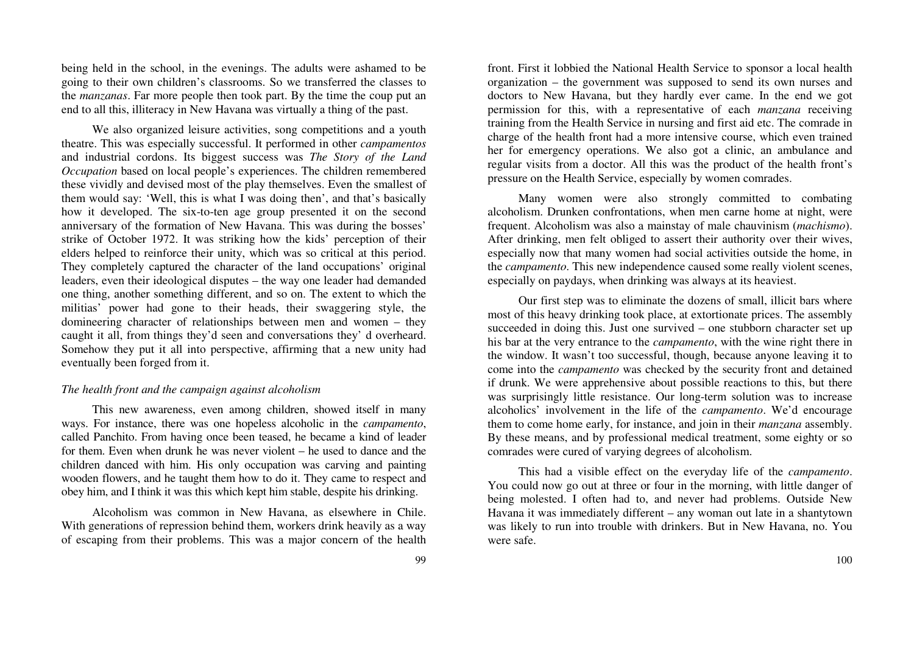being held in the school, in the evenings. The adults were ashamed to be going to their own children's classrooms. So we transferred the classes to the *manzanas*. Far more people then took part. By the time the coup put an end to all this, illiteracy in New Havana was virtually a thing of the past.

We also organized leisure activities, song competitions and a youth theatre. This was especially successful. It performed in other *campamentos* and industrial cordons. Its biggest success was *The Story of the Land Occupation* based on local people's experiences. The children remembered these vividly and devised most of the play themselves. Even the smallest of them would say: 'Well, this is what I was doing then', and that's basically how it developed. The six-to-ten age group presented it on the second anniversary of the formation of New Havana. This was during the bosses' strike of October 1972. It was striking how the kids' perception of their elders helped to reinforce their unity, which was so critical at this period. They completely captured the character of the land occupations' original leaders, even their ideological disputes – the way one leader had demanded one thing, another something different, and so on. The extent to which the militias' power had gone to their heads, their swaggering style, the domineering character of relationships between men and women – they caught it all, from things they'd seen and conversations they' d overheard. Somehow they put it all into perspective, affirming that a new unity had eventually been forged from it.

### *The health front and the campaign against alcoholism*

This new awareness, even among children, showed itself in many ways. For instance, there was one hopeless alcoholic in the *campamento*, called Panchito. From having once been teased, he became a kind of leader for them. Even when drunk he was never violent – he used to dance and the children danced with him. His only occupation was carving and painting wooden flowers, and he taught them how to do it. They came to respect and obey him, and I think it was this which kept him stable, despite his drinking.

Alcoholism was common in New Havana, as elsewhere in Chile. With generations of repression behind them, workers drink heavily as a way of escaping from their problems. This was a major concern of the health front. First it lobbied the National Health Service to sponsor a local health organization – the government was supposed to send its own nurses and doctors to New Havana, but they hardly ever came. In the end we got permission for this, with a representative of each *manzana* receiving training from the Health Service in nursing and first aid etc. The comrade in charge of the health front had a more intensive course, which even trained her for emergency operations. We also got a clinic, an ambulance and regular visits from a doctor. All this was the product of the health front's pressure on the Health Service, especially by women comrades.

Many women were also strongly committed to combating alcoholism. Drunken confrontations, when men carne home at night, were frequent. Alcoholism was also a mainstay of male chauvinism (*machismo*). After drinking, men felt obliged to assert their authority over their wives, especially now that many women had social activities outside the home, in the *campamento*. This new independence caused some really violent scenes, especially on paydays, when drinking was always at its heaviest.

Our first step was to eliminate the dozens of small, illicit bars where most of this heavy drinking took place, at extortionate prices. The assembly succeeded in doing this. Just one survived – one stubborn character set up his bar at the very entrance to the *campamento*, with the wine right there in the window. It wasn't too successful, though, because anyone leaving it to come into the *campamento* was checked by the security front and detained if drunk. We were apprehensive about possible reactions to this, but there was surprisingly little resistance. Our long-term solution was to increase alcoholics' involvement in the life of the *campamento*. We'd encourage them to come home early, for instance, and join in their *manzana* assembly. By these means, and by professional medical treatment, some eighty or so comrades were cured of varying degrees of alcoholism.

This had a visible effect on the everyday life of the *campamento*. You could now go out at three or four in the morning, with little danger of being molested. I often had to, and never had problems. Outside New Havana it was immediately different – any woman out late in a shantytown was likely to run into trouble with drinkers. But in New Havana, no. You were safe.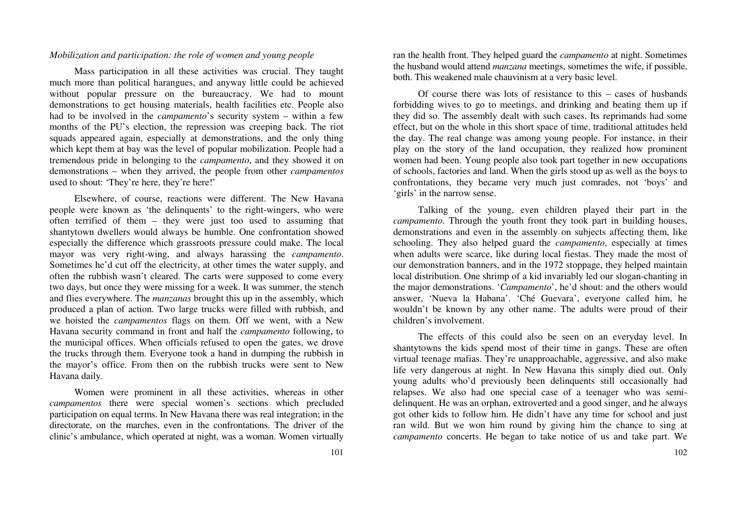*Mobilization and participation: the role of women and young people*

Mass participation in all these activities was crucial. They taught much more than political harangues, and anyway little could be achieved without popular pressure on the bureaucracy. We had to mount demonstrations to get housing materials, health facilities etc. People also had to be involved in the *campamento*'s security system – within a few months of the PU's election, the repression was creeping back. The riot squads appeared again, especially at demonstrations, and the only thing which kept them at bay was the level of popular mobilization. People had a tremendous pride in belonging to the *campamento*, and they showed it on demonstrations – when they arrived, the people from other *campamentos* used to shout: 'They're here, they're here!'

Elsewhere, of course, reactions were different. The New Havana people were known as 'the delinquents' to the right-wingers, who were often terrified of them – they were just too used to assuming that shantytown dwellers would always be humble. One confrontation showed especially the difference which grassroots pressure could make. The local mayor was very right-wing, and always harassing the *campamento*. Sometimes he'd cut off the electricity, at other times the water supply, and often the rubbish wasn't cleared. The carts were supposed to come every two days, but once they were missing for a week. It was summer, the stench and flies everywhere. The *manzanas* brought this up in the assembly, which produced a plan of action. Two large trucks were filled with rubbish, and we hoisted the *campamentos* flags on them. Off we went, with a New Havana security command in front and half the *campamento* following, to the municipal offices. When officials refused to open the gates, we drove the trucks through them. Everyone took a hand in dumping the rubbish in the mayor's office. From then on the rubbish trucks were sent to New Havana daily.

Women were prominent in all these activities, whereas in other *campamentos* there were special women's sections which precluded participation on equal terms. In New Havana there was real integration; in the directorate, on the marches, even in the confrontations. The driver of the clinic's ambulance, which operated at night, was a woman. Women virtually ran the health front. They helped guard the *campamento* at night. Sometimes the husband would attend *manzana* meetings, sometimes the wife, if possible, both. This weakened male chauvinism at a very basic level.

Of course there was lots of resistance to this – cases of husbands forbidding wives to go to meetings, and drinking and beating them up if they did so. The assembly dealt with such cases. Its reprimands had some effect, but on the whole in this short space of time, traditional attitudes held the day. The real change was among young people. For instance, in their play on the story of the land occupation, they realized how prominent women had been. Young people also took part together in new occupations of schools, factories and land. When the girls stood up as well as the boys to confrontations, they became very much just comrades, not 'boys' and 'girls' in the narrow sense.

Talking of the young, even children played their part in the *campamento*. Through the youth front they took part in building houses, demonstrations and even in the assembly on subjects affecting them, like schooling. They also helped guard the *campamento*, especially at times when adults were scarce, like during local fiestas. They made the most of our demonstration banners, and in the 1972 stoppage, they helped maintain local distribution. One shrimp of a kid invariably led our slogan-chanting in the major demonstrations. '*Campamento*', he'd shout: and the others would answer, 'Nueva la Habana'. 'Ché Guevara', everyone called him, he wouldn't be known by any other name. The adults were proud of their children's involvement.

The effects of this could also be seen on an everyday level. In shantytowns the kids spend most of their time in gangs. These are often virtual teenage mafias. They're unapproachable, aggressive, and also make life very dangerous at night. In New Havana this simply died out. Only young adults who'd previously been delinquents still occasionally had relapses. We also had one special case of a teenager who was semi-delinquent. He was an orphan, extroverted and a good singer, and he always got other kids to follow him. He didn't have any time for school and just ran wild. But we won him round by giving him the chance to sing at *campamento* concerts. He began to take notice of us and take part. We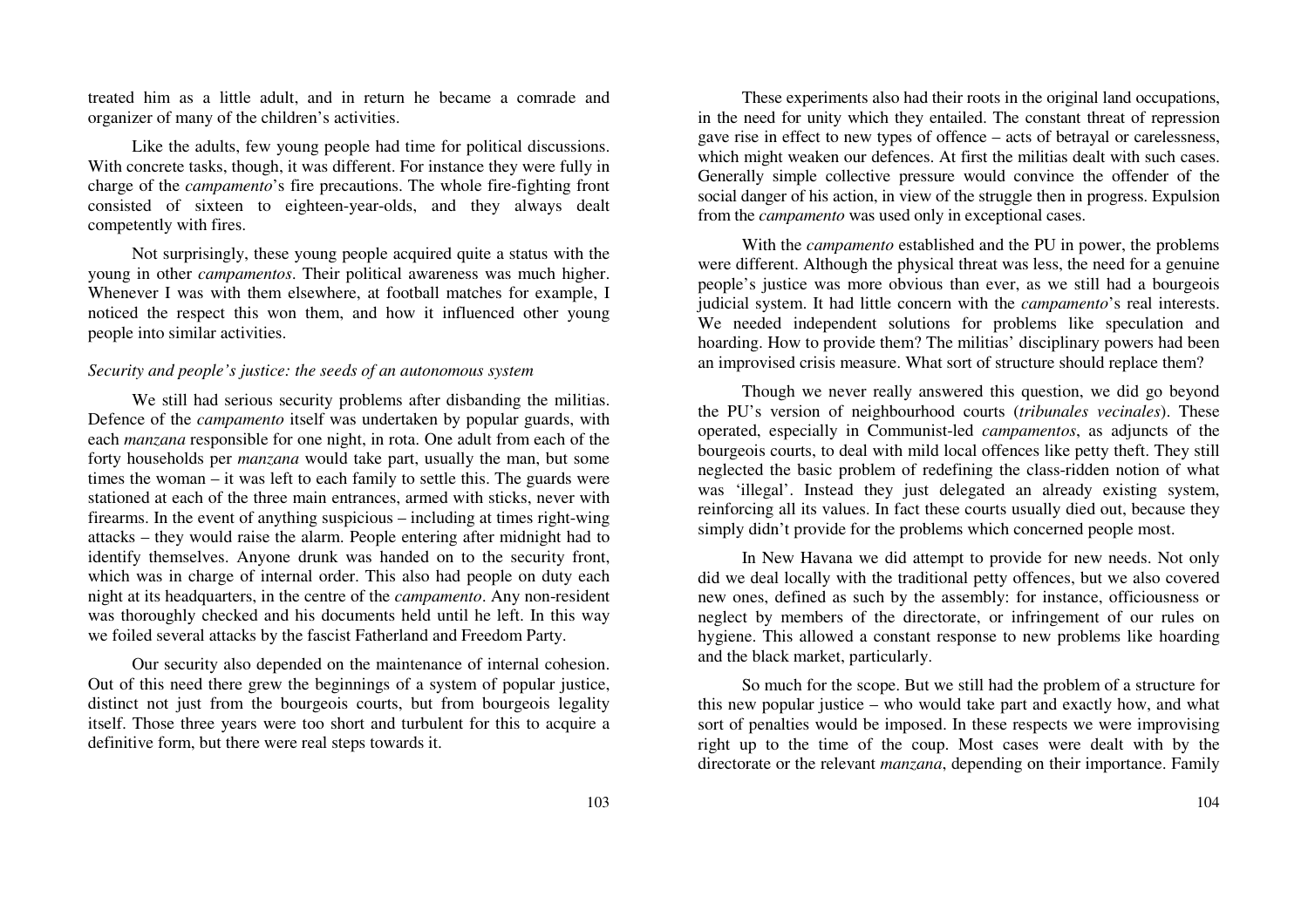treated him as a little adult, and in return he became a comrade and organizer of many of the children's activities.

Like the adults, few young people had time for political discussions. With concrete tasks, though, it was different. For instance they were fully in charge of the *campamento*'s fire precautions. The whole fire-fighting front consisted of sixteen to eighteen-year-olds, and they always dealt competently with fires.

Not surprisingly, these young people acquired quite a status with the young in other *campamentos*. Their political awareness was much higher. Whenever I was with them elsewhere, at football matches for example, I noticed the respect this won them, and how it influenced other young people into similar activities.

### *Security and people's justice: the seeds of an autonomous system*

We still had serious security problems after disbanding the militias. Defence of the *campamento* itself was undertaken by popular guards, with each *manzana* responsible for one night, in rota. One adult from each of the forty households per *manzana* would take part, usually the man, but some times the woman – it was left to each family to settle this. The guards were stationed at each of the three main entrances, armed with sticks, never with firearms. In the event of anything suspicious – including at times right-wing attacks – they would raise the alarm. People entering after midnight had to identify themselves. Anyone drunk was handed on to the security front, which was in charge of internal order. This also had people on duty each night at its headquarters, in the centre of the *campamento*. Any non-resident was thoroughly checked and his documents held until he left. In this way we foiled several attacks by the fascist Fatherland and Freedom Party.

Our security also depended on the maintenance of internal cohesion. Out of this need there grew the beginnings of a system of popular justice, distinct not just from the bourgeois courts, but from bourgeois legality itself. Those three years were too short and turbulent for this to acquire a definitive form, but there were real steps towards it.

These experiments also had their roots in the original land occupations, in the need for unity which they entailed. The constant threat of repression gave rise in effect to new types of offence – acts of betrayal or carelessness, which might weaken our defences. At first the militias dealt with such cases. Generally simple collective pressure would convince the offender of the social danger of his action, in view of the struggle then in progress. Expulsion from the *campamento* was used only in exceptional cases.

With the *campamento* established and the PU in power, the problems were different. Although the physical threat was less, the need for a genuine people's justice was more obvious than ever, as we still had a bourgeois judicial system. It had little concern with the *campamento*'s real interests. We needed independent solutions for problems like speculation and hoarding. How to provide them? The militias' disciplinary powers had been an improvised crisis measure. What sort of structure should replace them?

Though we never really answered this question, we did go beyond the PU's version of neighbourhood courts (*tribunales vecinales*). These operated, especially in Communist-led *campamentos*, as adjuncts of the bourgeois courts, to deal with mild local offences like petty theft. They still neglected the basic problem of redefining the class-ridden notion of what was 'illegal'. Instead they just delegated an already existing system, reinforcing all its values. In fact these courts usually died out, because they simply didn't provide for the problems which concerned people most.

In New Havana we did attempt to provide for new needs. Not only did we deal locally with the traditional petty offences, but we also covered new ones, defined as such by the assembly: for instance, officiousness or neglect by members of the directorate, or infringement of our rules on hygiene. This allowed a constant response to new problems like hoarding and the black market, particularly.

So much for the scope. But we still had the problem of a structure for this new popular justice – who would take part and exactly how, and what sort of penalties would be imposed. In these respects we were improvising right up to the time of the coup. Most cases were dealt with by the directorate or the relevant *manzana*, depending on their importance. Family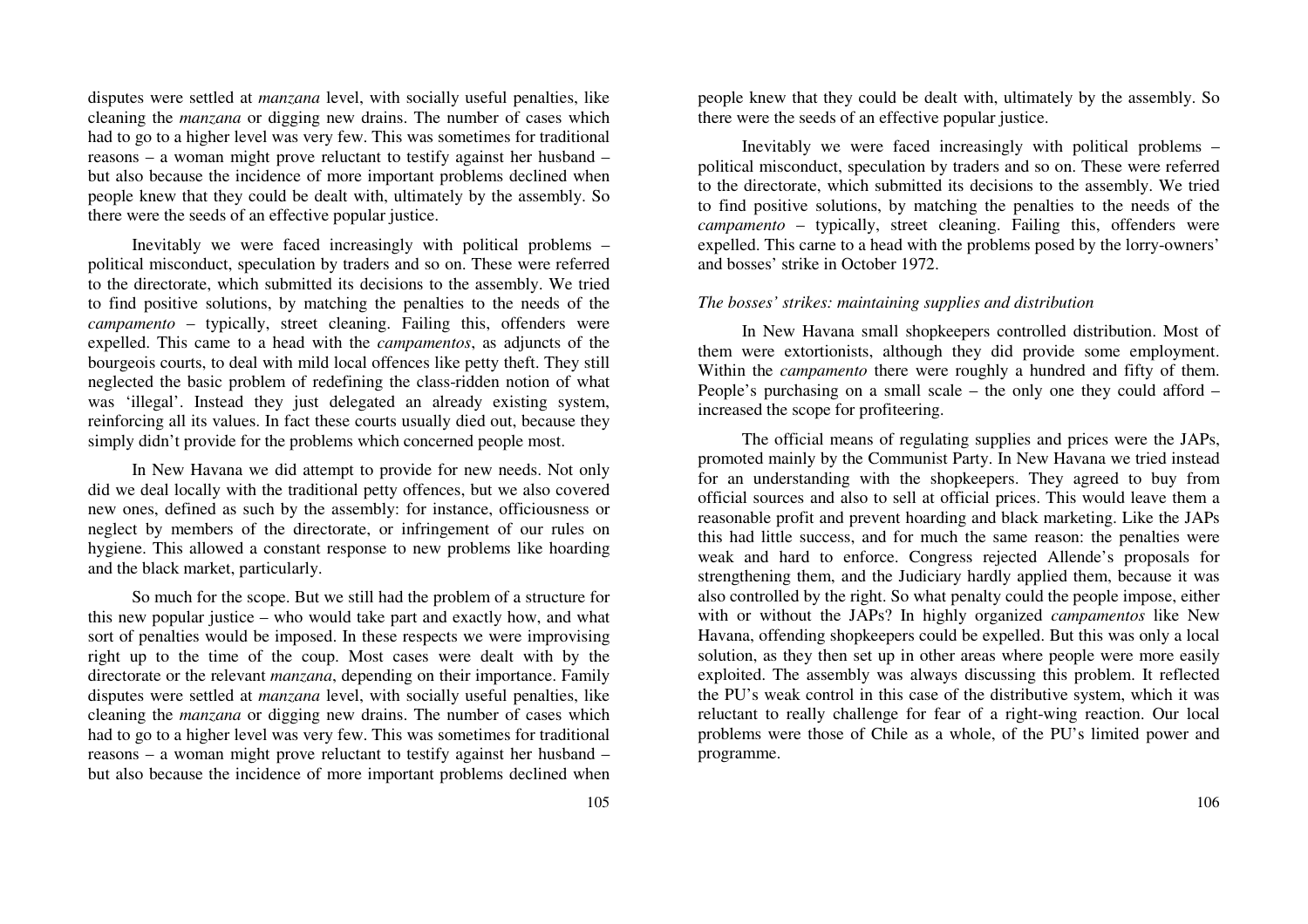disputes were settled at *manzana* level, with socially useful penalties, like cleaning the *manzana* or digging new drains. The number of cases which had to go to a higher level was very few. This was sometimes for traditional reasons – a woman might prove reluctant to testify against her husband – but also because the incidence of more important problems declined when people knew that they could be dealt with, ultimately by the assembly. So there were the seeds of an effective popular justice.

Inevitably we were faced increasingly with political problems – political misconduct, speculation by traders and so on. These were referred to the directorate, which submitted its decisions to the assembly. We tried to find positive solutions, by matching the penalties to the needs of the *campamento* – typically, street cleaning. Failing this, offenders were expelled. This came to a head with the *campamentos*, as adjuncts of the bourgeois courts, to deal with mild local offences like petty theft. They still neglected the basic problem of redefining the class-ridden notion of what was 'illegal'. Instead they just delegated an already existing system, reinforcing all its values. In fact these courts usually died out, because they simply didn't provide for the problems which concerned people most.

In New Havana we did attempt to provide for new needs. Not only did we deal locally with the traditional petty offences, but we also covered new ones, defined as such by the assembly: for instance, officiousness or neglect by members of the directorate, or infringement of our rules on hygiene. This allowed a constant response to new problems like hoarding and the black market, particularly.

So much for the scope. But we still had the problem of a structure for this new popular justice – who would take part and exactly how, and what sort of penalties would be imposed. In these respects we were improvising right up to the time of the coup. Most cases were dealt with by the directorate or the relevant *manzana*, depending on their importance. Family disputes were settled at *manzana* level, with socially useful penalties, like cleaning the *manzana* or digging new drains. The number of cases which had to go to a higher level was very few. This was sometimes for traditional reasons – a woman might prove reluctant to testify against her husband – but also because the incidence of more important problems declined when people knew that they could be dealt with, ultimately by the assembly. So there were the seeds of an effective popular justice.

Inevitably we were faced increasingly with political problems – political misconduct, speculation by traders and so on. These were referred to the directorate, which submitted its decisions to the assembly. We tried to find positive solutions, by matching the penalties to the needs of the *campamento* – typically, street cleaning. Failing this, offenders were expelled. This carne to a head with the problems posed by the lorry-owners' and bosses' strike in October 1972.

*The bosses' strikes: maintaining supplies and distribution*

In New Havana small shopkeepers controlled distribution. Most of them were extortionists, although they did provide some employment. Within the *campamento* there were roughly a hundred and fifty of them. People's purchasing on a small scale – the only one they could afford – increased the scope for profiteering.

The official means of regulating supplies and prices were the JAPs, promoted mainly by the Communist Party. In New Havana we tried instead for an understanding with the shopkeepers. They agreed to buy from official sources and also to sell at official prices. This would leave them a reasonable profit and prevent hoarding and black marketing. Like the JAPs this had little success, and for much the same reason: the penalties were weak and hard to enforce. Congress rejected Allende's proposals for strengthening them, and the Judiciary hardly applied them, because it was also controlled by the right. So what penalty could the people impose, either with or without the JAPs? In highly organized *campamentos* like New Havana, offending shopkeepers could be expelled. But this was only a local solution, as they then set up in other areas where people were more easily exploited. The assembly was always discussing this problem. It reflected the PU's weak control in this case of the distributive system, which it was reluctant to really challenge for fear of a right-wing reaction. Our local problems were those of Chile as a whole, of the PU's limited power and programme.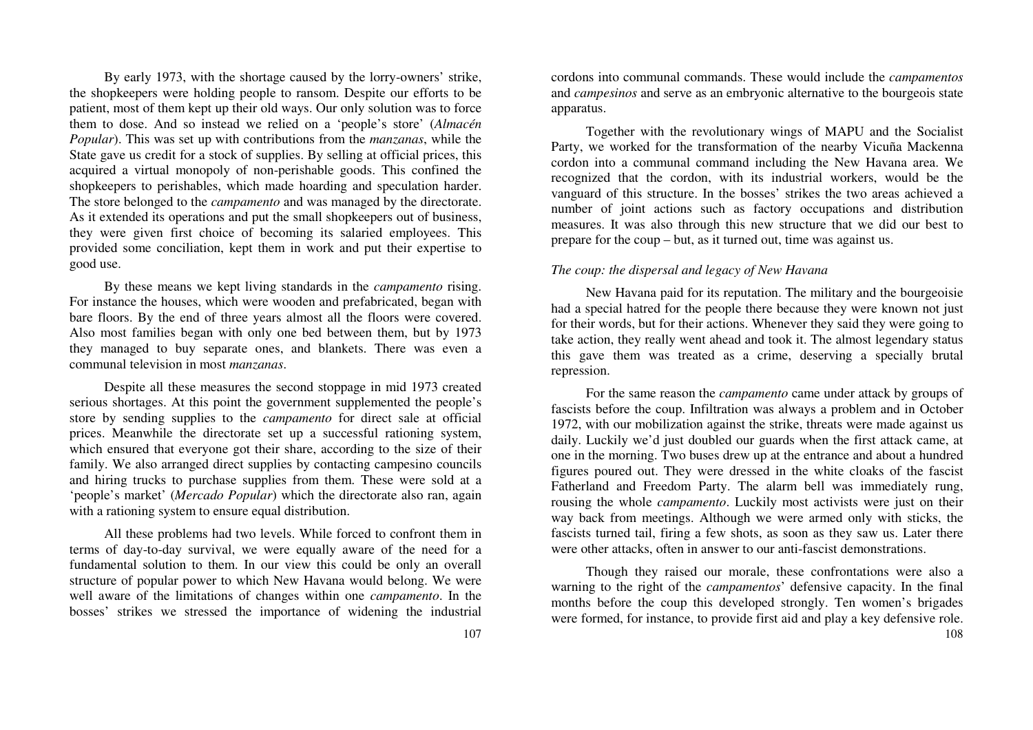By early 1973, with the shortage caused by the lorry-owners' strike, the shopkeepers were holding people to ransom. Despite our efforts to be patient, most of them kept up their old ways. Our only solution was to force them to dose. And so instead we relied on a 'people's store' (*Almacén Popular*). This was set up with contributions from the *manzanas*, while the State gave us credit for a stock of supplies. By selling at official prices, this acquired a virtual monopoly of non-perishable goods. This confined the shopkeepers to perishables, which made hoarding and speculation harder. The store belonged to the *campamento* and was managed by the directorate. As it extended its operations and put the small shopkeepers out of business, they were given first choice of becoming its salaried employees. This provided some conciliation, kept them in work and put their expertise to good use.

By these means we kept living standards in the *campamento* rising. For instance the houses, which were wooden and prefabricated, began with bare floors. By the end of three years almost all the floors were covered. Also most families began with only one bed between them, but by 1973 they managed to buy separate ones, and blankets. There was even a communal television in most *manzanas*.

Despite all these measures the second stoppage in mid 1973 created serious shortages. At this point the government supplemented the people's store by sending supplies to the *campamento* for direct sale at official prices. Meanwhile the directorate set up a successful rationing system, which ensured that everyone got their share, according to the size of their family. We also arranged direct supplies by contacting campesino councils and hiring trucks to purchase supplies from them. These were sold at a 'people's market' (*Mercado Popular*) which the directorate also ran, again with a rationing system to ensure equal distribution.

All these problems had two levels. While forced to confront them in terms of day-to-day survival, we were equally aware of the need for a fundamental solution to them. In our view this could be only an overall structure of popular power to which New Havana would belong. We were well aware of the limitations of changes within one *campamento*. In the bosses' strikes we stressed the importance of widening the industrial cordons into communal commands. These would include the *campamentos* and *campesinos* and serve as an embryonic alternative to the bourgeois state apparatus.

Together with the revolutionary wings of MAPU and the Socialist Party, we worked for the transformation of the nearby Vicuña Mackenna cordon into a communal command including the New Havana area. We recognized that the cordon, with its industrial workers, would be the vanguard of this structure. In the bosses' strikes the two areas achieved a number of joint actions such as factory occupations and distribution measures. It was also through this new structure that we did our best to prepare for the coup – but, as it turned out, time was against us.

*The coup: the dispersal and legacy of New Havana*

New Havana paid for its reputation. The military and the bourgeoisie had a special hatred for the people there because they were known not just for their words, but for their actions. Whenever they said they were going to take action, they really went ahead and took it. The almost legendary status this gave them was treated as a crime, deserving a specially brutal repression.

For the same reason the *campamento* came under attack by groups of fascists before the coup. Infiltration was always a problem and in October 1972, with our mobilization against the strike, threats were made against us daily. Luckily we'd just doubled our guards when the first attack came, at one in the morning. Two buses drew up at the entrance and about a hundred figures poured out. They were dressed in the white cloaks of the fascist Fatherland and Freedom Party. The alarm bell was immediately rung, rousing the whole *campamento*. Luckily most activists were just on their way back from meetings. Although we were armed only with sticks, the fascists turned tail, firing a few shots, as soon as they saw us. Later there were other attacks, often in answer to our anti-fascist demonstrations.

Though they raised our morale, these confrontations were also a warning to the right of the *campamentos*' defensive capacity. In the final months before the coup this developed strongly. Ten women's brigades were formed, for instance, to provide first aid and play a key defensive role.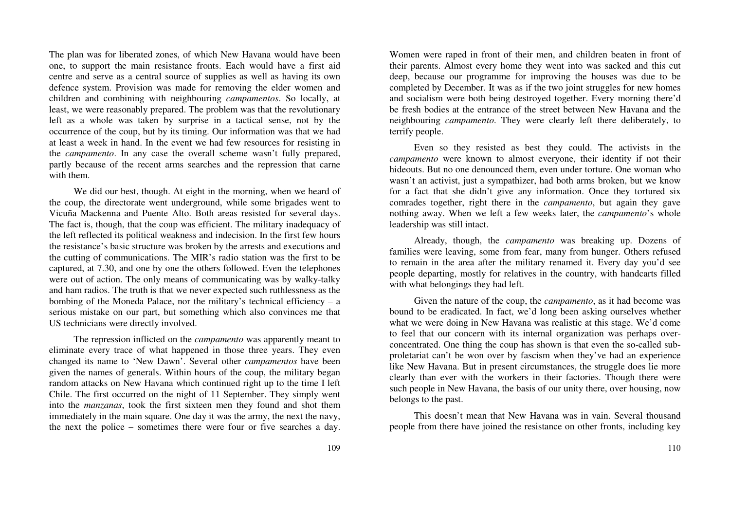The plan was for liberated zones, of which New Havana would have been one, to support the main resistance fronts. Each would have a first aid centre and serve as a central source of supplies as well as having its own defence system. Provision was made for removing the elder women and children and combining with neighbouring *campamentos*. So locally, at least, we were reasonably prepared. The problem was that the revolutionary left as a whole was taken by surprise in a tactical sense, not by the occurrence of the coup, but by its timing. Our information was that we had at least a week in hand. In the event we had few resources for resisting in the *campamento*. In any case the overall scheme wasn't fully prepared, partly because of the recent arms searches and the repression that carne with them.

We did our best, though. At eight in the morning, when we heard of the coup, the directorate went underground, while some brigades went to Vicuña Mackenna and Puente Alto. Both areas resisted for several days. The fact is, though, that the coup was efficient. The military inadequacy of the left reflected its political weakness and indecision. In the first few hours the resistance's basic structure was broken by the arrests and executions and the cutting of communications. The MIR's radio station was the first to be captured, at 7.30, and one by one the others followed. Even the telephones were out of action. The only means of communicating was by walky-talky and ham radios. The truth is that we never expected such ruthlessness as the bombing of the Moneda Palace, nor the military's technical efficiency – a serious mistake on our part, but something which also convinces me that US technicians were directly involved.

The repression inflicted on the *campamento* was apparently meant to eliminate every trace of what happened in those three years. They even changed its name to 'New Dawn'. Several other *campamentos* have been given the names of generals. Within hours of the coup, the military began random attacks on New Havana which continued right up to the time I left Chile. The first occurred on the night of 11 September. They simply went into the *manzanas*, took the first sixteen men they found and shot them immediately in the main square. One day it was the army, the next the navy, the next the police – sometimes there were four or five searches a day. Women were raped in front of their men, and children beaten in front of their parents. Almost every home they went into was sacked and this cut deep, because our programme for improving the houses was due to be completed by December. It was as if the two joint struggles for new homes and socialism were both being destroyed together. Every morning there'd be fresh bodies at the entrance of the street between New Havana and the neighbouring *campamento*. They were clearly left there deliberately, to terrify people.

Even so they resisted as best they could. The activists in the *campamento* were known to almost everyone, their identity if not their hideouts. But no one denounced them, even under torture. One woman who wasn't an activist, just a sympathizer, had both arms broken, but we know for a fact that she didn't give any information. Once they tortured six comrades together, right there in the *campamento*, but again they gave nothing away. When we left a few weeks later, the *campamento*'s whole leadership was still intact.

Already, though, the *campamento* was breaking up. Dozens of families were leaving, some from fear, many from hunger. Others refused to remain in the area after the military renamed it. Every day you'd see people departing, mostly for relatives in the country, with handcarts filled with what belongings they had left.

Given the nature of the coup, the *campamento*, as it had become was bound to be eradicated. In fact, we'd long been asking ourselves whether what we were doing in New Havana was realistic at this stage. We'd come to feel that our concern with its internal organization was perhaps over-concentrated. One thing the coup has shown is that even the so-called sub-proletariat can't be won over by fascism when they've had an experience like New Havana. But in present circumstances, the struggle does lie more clearly than ever with the workers in their factories. Though there were such people in New Havana, the basis of our unity there, over housing, now belongs to the past.

This doesn't mean that New Havana was in vain. Several thousand people from there have joined the resistance on other fronts, including key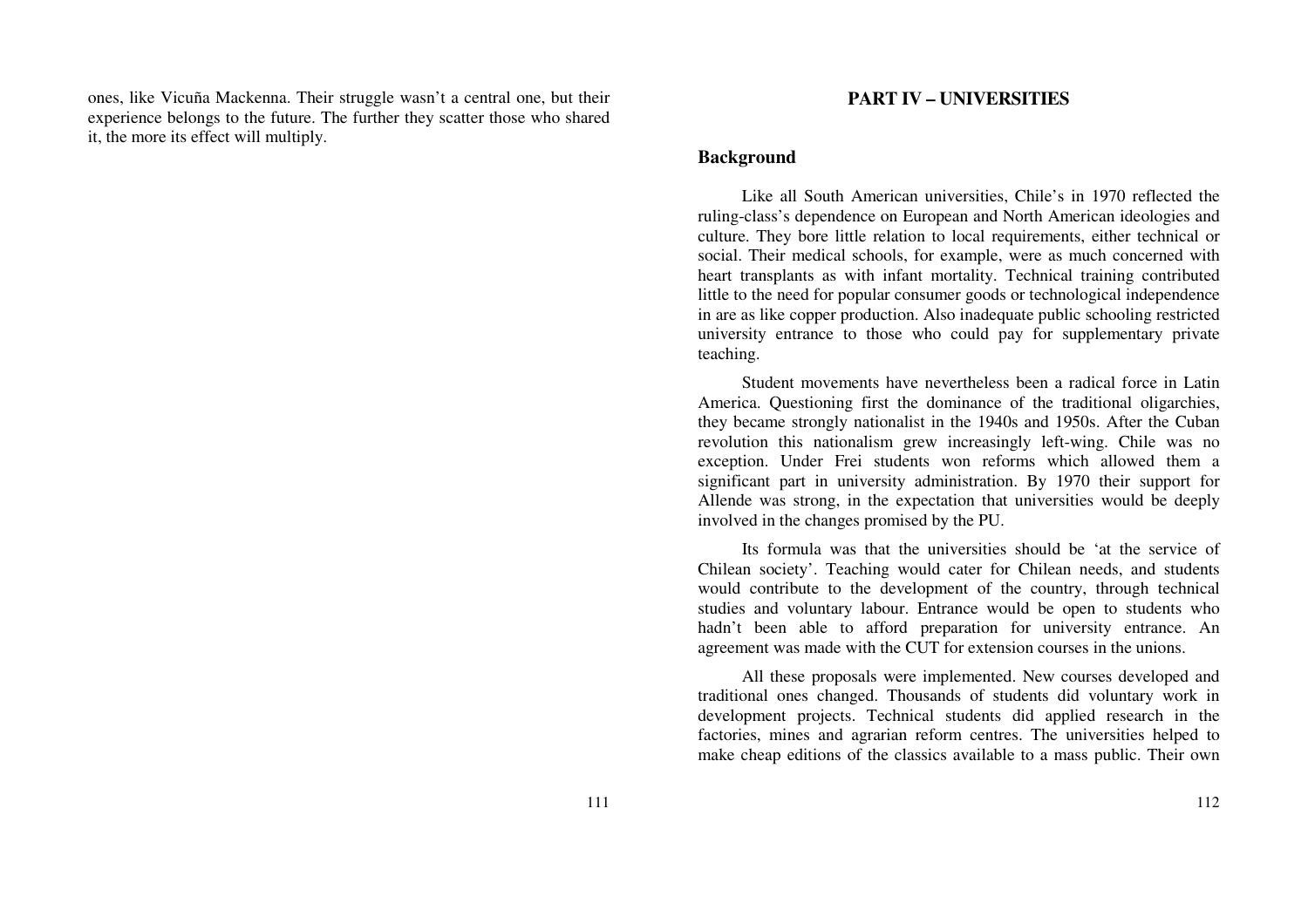ones, like Vicuña Mackenna. Their struggle wasn't a central one, but their experience belongs to the future. The further they scatter those who shared it, the more its effect will multiply.

# PART IV – UNIVERSITIES

## Background

Like all South American universities, Chile's in 1970 reflected the ruling-class's dependence on European and North American ideologies and culture. They bore little relation to local requirements, either technical or social. Their medical schools, for example, were as much concerned with heart transplants as with infant mortality. Technical training contributed little to the need for popular consumer goods or technological independence in are as like copper production. Also inadequate public schooling restricted university entrance to those who could pay for supplementary private teaching.

Student movements have nevertheless been a radical force in Latin America. Questioning first the dominance of the traditional oligarchies, they became strongly nationalist in the 1940s and 1950s. After the Cuban revolution this nationalism grew increasingly left-wing. Chile was no exception. Under Frei students won reforms which allowed them a significant part in university administration. By 1970 their support for Allende was strong, in the expectation that universities would be deeply involved in the changes promised by the PU.

Its formula was that the universities should be 'at the service of Chilean society'. Teaching would cater for Chilean needs, and students would contribute to the development of the country, through technical studies and voluntary labour. Entrance would be open to students who hadn't been able to afford preparation for university entrance. An agreement was made with the CUT for extension courses in the unions.

All these proposals were implemented. New courses developed and traditional ones changed. Thousands of students did voluntary work in development projects. Technical students did applied research in the factories, mines and agrarian reform centres. The universities helped to make cheap editions of the classics available to a mass public. Their own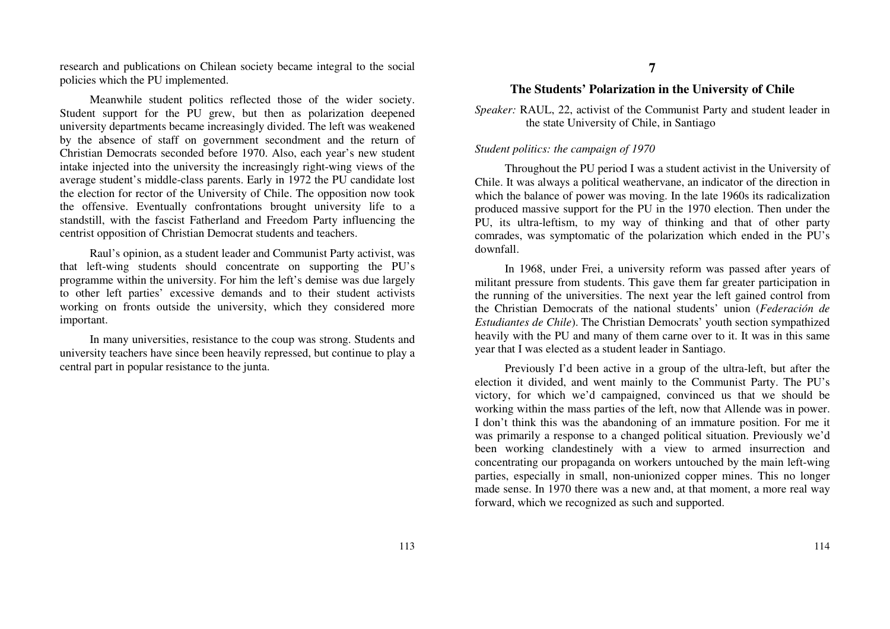research and publications on Chilean society became integral to the social policies which the PU implemented.

Meanwhile student politics reflected those of the wider society. Student support for the PU grew, but then as polarization deepened university departments became increasingly divided. The left was weakened by the absence of staff on government secondment and the return of Christian Democrats seconded before 1970. Also, each year's new student intake injected into the university the increasingly right-wing views of the average student's middle-class parents. Early in 1972 the PU candidate lost the election for rector of the University of Chile. The opposition now took the offensive. Eventually confrontations brought university life to a standstill, with the fascist Fatherland and Freedom Party influencing the centrist opposition of Christian Democrat students and teachers.

Raul's opinion, as a student leader and Communist Party activist, was that left-wing students should concentrate on supporting the PU's programme within the university. For him the left's demise was due largely to other left parties' excessive demands and to their student activists working on fronts outside the university, which they considered more important.

In many universities, resistance to the coup was strong. Students and university teachers have since been heavily repressed, but continue to play a central part in popular resistance to the junta.

# 7

## The Students' Polarization in the University of Chile

*Speaker:* RAUL, 22, activist of the Communist Party and student leader in the state University of Chile, in Santiago

### *Student politics: the campaign of 1970*

Throughout the PU period I was a student activist in the University of Chile. It was always a political weathervane, an indicator of the direction in which the balance of power was moving. In the late 1960s its radicalization produced massive support for the PU in the 1970 election. Then under the PU, its ultra-leftism, to my way of thinking and that of other party comrades, was symptomatic of the polarization which ended in the PU's downfall.

In 1968, under Frei, a university reform was passed after years of militant pressure from students. This gave them far greater participation in the running of the universities. The next year the left gained control from the Christian Democrats of the national students' union (*Federación de Estudiantes de Chile*). The Christian Democrats' youth section sympathized heavily with the PU and many of them carne over to it. It was in this same year that I was elected as a student leader in Santiago.

Previously I'd been active in a group of the ultra-left, but after the election it divided, and went mainly to the Communist Party. The PU's victory, for which we'd campaigned, convinced us that we should be working within the mass parties of the left, now that Allende was in power. I don't think this was the abandoning of an immature position. For me it was primarily a response to a changed political situation. Previously we'd been working clandestinely with a view to armed insurrection and concentrating our propaganda on workers untouched by the main left-wing parties, especially in small, non-unionized copper mines. This no longer made sense. In 1970 there was a new and, at that moment, a more real way forward, which we recognized as such and supported.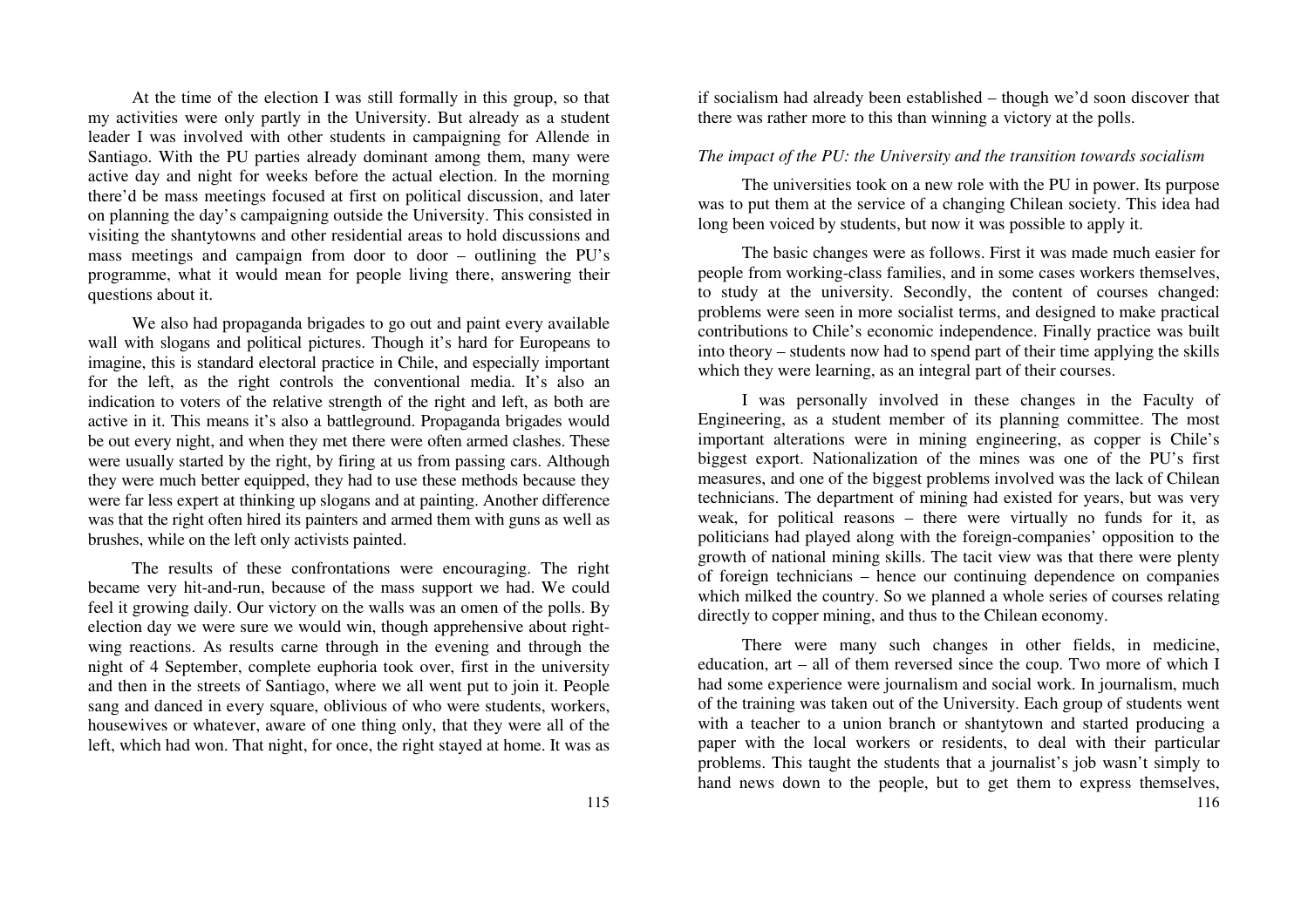At the time of the election I was still formally in this group, so that my activities were only partly in the University. But already as a student leader I was involved with other students in campaigning for Allende in Santiago. With the PU parties already dominant among them, many were active day and night for weeks before the actual election. In the morning there'd be mass meetings focused at first on political discussion, and later on planning the day's campaigning outside the University. This consisted in visiting the shantytowns and other residential areas to hold discussions and mass meetings and campaign from door to door – outlining the PU's programme, what it would mean for people living there, answering their questions about it.

We also had propaganda brigades to go out and paint every available wall with slogans and political pictures. Though it's hard for Europeans to imagine, this is standard electoral practice in Chile, and especially important for the left, as the right controls the conventional media. It's also an indication to voters of the relative strength of the right and left, as both are active in it. This means it's also a battleground. Propaganda brigades would be out every night, and when they met there were often armed clashes. These were usually started by the right, by firing at us from passing cars. Although they were much better equipped, they had to use these methods because they were far less expert at thinking up slogans and at painting. Another difference was that the right often hired its painters and armed them with guns as well as brushes, while on the left only activists painted.

The results of these confrontations were encouraging. The right became very hit-and-run, because of the mass support we had. We could feel it growing daily. Our victory on the walls was an omen of the polls. By election day we were sure we would win, though apprehensive about right-wing reactions. As results carne through in the evening and through the night of 4 September, complete euphoria took over, first in the university and then in the streets of Santiago, where we all went put to join it. People sang and danced in every square, oblivious of who were students, workers, housewives or whatever, aware of one thing only, that they were all of the left, which had won. That night, for once, the right stayed at home. It was as if socialism had already been established – though we'd soon discover that there was rather more to this than winning a victory at the polls.

*The impact of the PU: the University and the transition towards socialism*

The universities took on a new role with the PU in power. Its purpose was to put them at the service of a changing Chilean society. This idea had long been voiced by students, but now it was possible to apply it.

The basic changes were as follows. First it was made much easier for people from working-class families, and in some cases workers themselves, to study at the university. Secondly, the content of courses changed: problems were seen in more socialist terms, and designed to make practical contributions to Chile's economic independence. Finally practice was built into theory – students now had to spend part of their time applying the skills which they were learning, as an integral part of their courses.

I was personally involved in these changes in the Faculty of Engineering, as a student member of its planning committee. The most important alterations were in mining engineering, as copper is Chile's biggest export. Nationalization of the mines was one of the PU's first measures, and one of the biggest problems involved was the lack of Chilean technicians. The department of mining had existed for years, but was very weak, for political reasons – there were virtually no funds for it, as politicians had played along with the foreign-companies' opposition to the growth of national mining skills. The tacit view was that there were plenty of foreign technicians – hence our continuing dependence on companies which milked the country. So we planned a whole series of courses relating directly to copper mining, and thus to the Chilean economy.

There were many such changes in other fields, in medicine, education, art – all of them reversed since the coup. Two more of which I had some experience were journalism and social work. In journalism, much of the training was taken out of the University. Each group of students went with a teacher to a union branch or shantytown and started producing a paper with the local workers or residents, to deal with their particular problems. This taught the students that a journalist's job wasn't simply to hand news down to the people, but to get them to express themselves,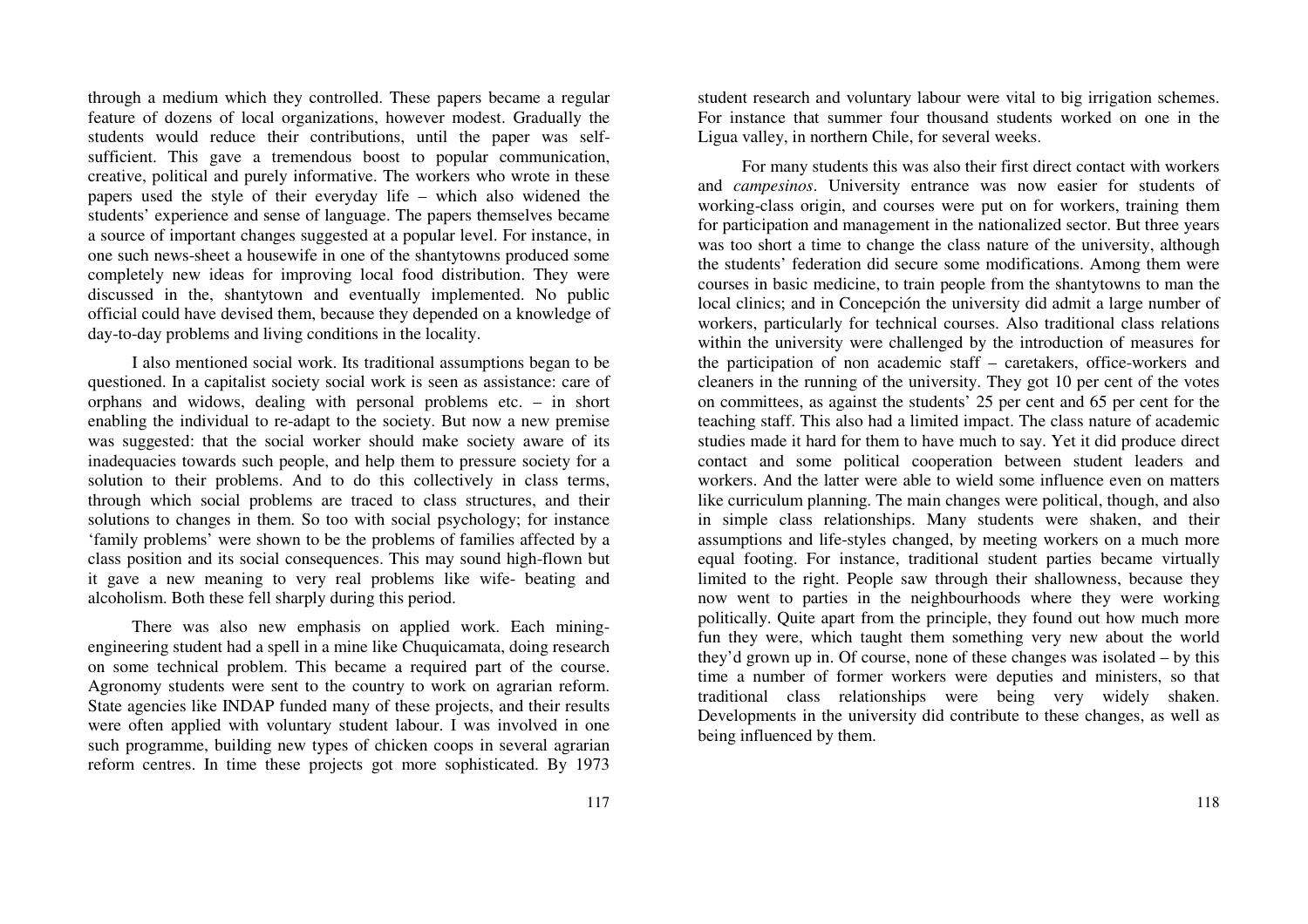through a medium which they controlled. These papers became a regular feature of dozens of local organizations, however modest. Gradually the students would reduce their contributions, until the paper was self-sufficient. This gave a tremendous boost to popular communication, creative, political and purely informative. The workers who wrote in these papers used the style of their everyday life – which also widened the students' experience and sense of language. The papers themselves became a source of important changes suggested at a popular level. For instance, in one such news-sheet a housewife in one of the shantytowns produced some completely new ideas for improving local food distribution. They were discussed in the, shantytown and eventually implemented. No public official could have devised them, because they depended on a knowledge of day-to-day problems and living conditions in the locality.

I also mentioned social work. Its traditional assumptions began to be questioned. In a capitalist society social work is seen as assistance: care of orphans and widows, dealing with personal problems etc. – in short enabling the individual to re-adapt to the society. But now a new premise was suggested: that the social worker should make society aware of its inadequacies towards such people, and help them to pressure society for a solution to their problems. And to do this collectively in class terms, through which social problems are traced to class structures, and their solutions to changes in them. So too with social psychology; for instance 'family problems' were shown to be the problems of families affected by a class position and its social consequences. This may sound high-flown but it gave a new meaning to very real problems like wife- beating and alcoholism. Both these fell sharply during this period.

There was also new emphasis on applied work. Each mining-engineering student had a spell in a mine like Chuquicamata, doing research on some technical problem. This became a required part of the course. Agronomy students were sent to the country to work on agrarian reform. State agencies like INDAP funded many of these projects, and their results were often applied with voluntary student labour. I was involved in one such programme, building new types of chicken coops in several agrarian reform centres. In time these projects got more sophisticated. By 1973 student research and voluntary labour were vital to big irrigation schemes. For instance that summer four thousand students worked on one in the Ligua valley, in northern Chile, for several weeks.

For many students this was also their first direct contact with workers and *campesinos*. University entrance was now easier for students of working-class origin, and courses were put on for workers, training them for participation and management in the nationalized sector. But three years was too short a time to change the class nature of the university, although the students' federation did secure some modifications. Among them were courses in basic medicine, to train people from the shantytowns to man the local clinics; and in Concepción the university did admit a large number of workers, particularly for technical courses. Also traditional class relations within the university were challenged by the introduction of measures for the participation of non academic staff – caretakers, office-workers and cleaners in the running of the university. They got 10 per cent of the votes on committees, as against the students' 25 per cent and 65 per cent for the teaching staff. This also had a limited impact. The class nature of academic studies made it hard for them to have much to say. Yet it did produce direct contact and some political cooperation between student leaders and workers. And the latter were able to wield some influence even on matters like curriculum planning. The main changes were political, though, and also in simple class relationships. Many students were shaken, and their assumptions and life-styles changed, by meeting workers on a much more equal footing. For instance, traditional student parties became virtually limited to the right. People saw through their shallowness, because they now went to parties in the neighbourhoods where they were working politically. Quite apart from the principle, they found out how much more fun they were, which taught them something very new about the world they'd grown up in. Of course, none of these changes was isolated – by this time a number of former workers were deputies and ministers, so that traditional class relationships were being very widely shaken. Developments in the university did contribute to these changes, as well as being influenced by them.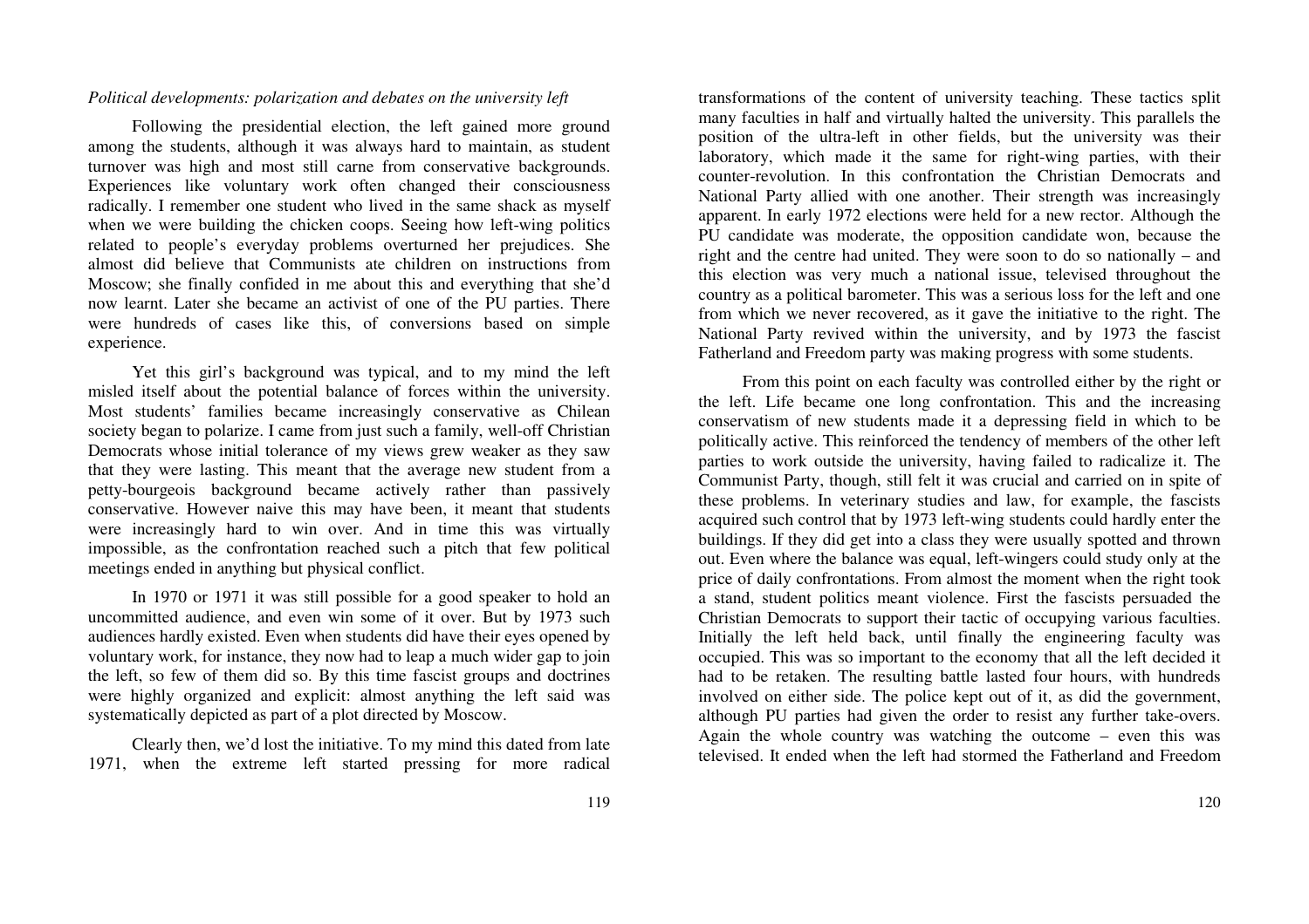*Political developments: polarization and debates on the university left*

Following the presidential election, the left gained more ground among the students, although it was always hard to maintain, as student turnover was high and most still carne from conservative backgrounds. Experiences like voluntary work often changed their consciousness radically. I remember one student who lived in the same shack as myself when we were building the chicken coops. Seeing how left-wing politics related to people's everyday problems overturned her prejudices. She almost did believe that Communists ate children on instructions from Moscow; she finally confided in me about this and everything that she'd now learnt. Later she became an activist of one of the PU parties. There were hundreds of cases like this, of conversions based on simple experience.

Yet this girl's background was typical, and to my mind the left misled itself about the potential balance of forces within the university. Most students' families became increasingly conservative as Chilean society began to polarize. I came from just such a family, well-off Christian Democrats whose initial tolerance of my views grew weaker as they saw that they were lasting. This meant that the average new student from a petty-bourgeois background became actively rather than passively conservative. However naive this may have been, it meant that students were increasingly hard to win over. And in time this was virtually impossible, as the confrontation reached such a pitch that few political meetings ended in anything but physical conflict.

In 1970 or 1971 it was still possible for a good speaker to hold an uncommitted audience, and even win some of it over. But by 1973 such audiences hardly existed. Even when students did have their eyes opened by voluntary work, for instance, they now had to leap a much wider gap to join the left, so few of them did so. By this time fascist groups and doctrines were highly organized and explicit: almost anything the left said was systematically depicted as part of a plot directed by Moscow.

Clearly then, we'd lost the initiative. To my mind this dated from late 1971, when the extreme left started pressing for more radical transformations of the content of university teaching. These tactics split many faculties in half and virtually halted the university. This parallels the position of the ultra-left in other fields, but the university was their laboratory, which made it the same for right-wing parties, with their counter-revolution. In this confrontation the Christian Democrats and National Party allied with one another. Their strength was increasingly apparent. In early 1972 elections were held for a new rector. Although the PU candidate was moderate, the opposition candidate won, because the right and the centre had united. They were soon to do so nationally – and this election was very much a national issue, televised throughout the country as a political barometer. This was a serious loss for the left and one from which we never recovered, as it gave the initiative to the right. The National Party revived within the university, and by 1973 the fascist Fatherland and Freedom party was making progress with some students.

From this point on each faculty was controlled either by the right or the left. Life became one long confrontation. This and the increasing conservatism of new students made it a depressing field in which to be politically active. This reinforced the tendency of members of the other left parties to work outside the university, having failed to radicalize it. The Communist Party, though, still felt it was crucial and carried on in spite of these problems. In veterinary studies and law, for example, the fascists acquired such control that by 1973 left-wing students could hardly enter the buildings. If they did get into a class they were usually spotted and thrown out. Even where the balance was equal, left-wingers could study only at the price of daily confrontations. From almost the moment when the right took a stand, student politics meant violence. First the fascists persuaded the Christian Democrats to support their tactic of occupying various faculties. Initially the left held back, until finally the engineering faculty was occupied. This was so important to the economy that all the left decided it had to be retaken. The resulting battle lasted four hours, with hundreds involved on either side. The police kept out of it, as did the government, although PU parties had given the order to resist any further take-overs. Again the whole country was watching the outcome – even this was televised. It ended when the left had stormed the Fatherland and Freedom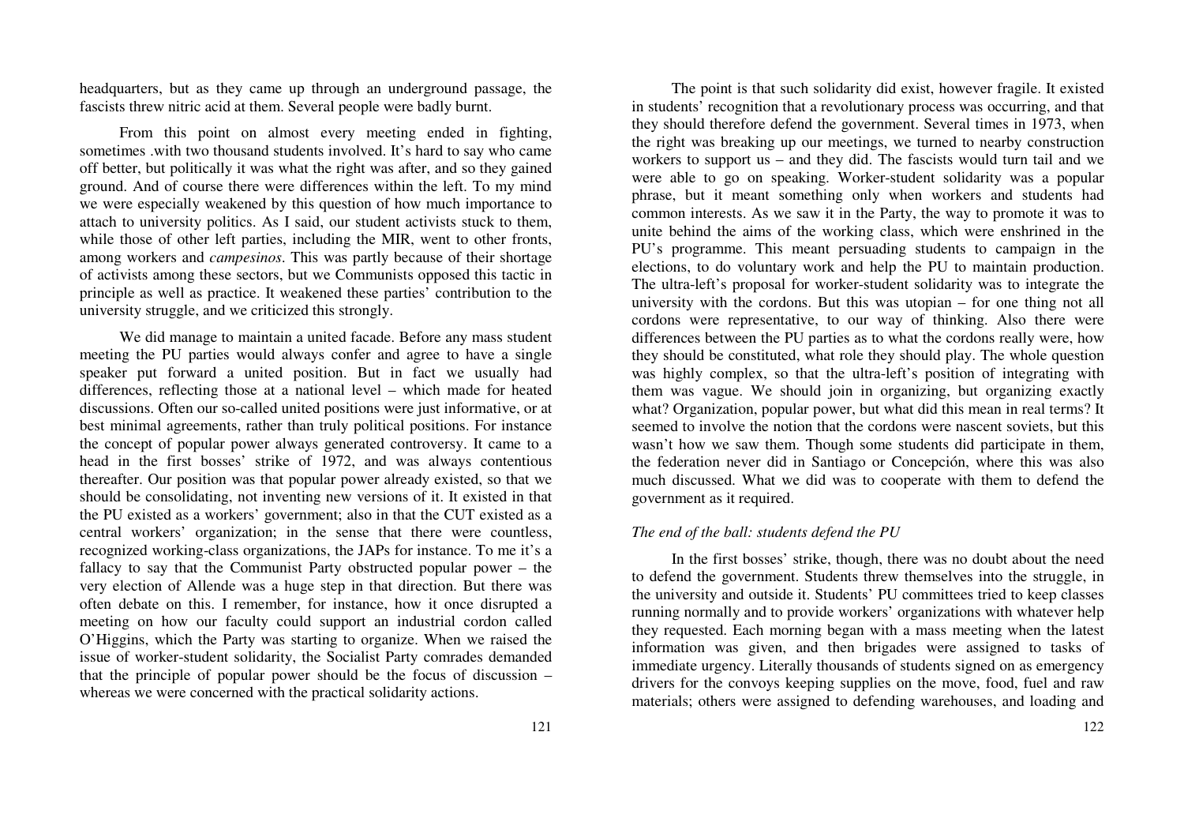headquarters, but as they came up through an underground passage, the fascists threw nitric acid at them. Several people were badly burnt.

From this point on almost every meeting ended in fighting, sometimes .with two thousand students involved. It's hard to say who came off better, but politically it was what the right was after, and so they gained ground. And of course there were differences within the left. To my mind we were especially weakened by this question of how much importance to attach to university politics. As I said, our student activists stuck to them, while those of other left parties, including the MIR, went to other fronts, among workers and *campesinos*. This was partly because of their shortage of activists among these sectors, but we Communists opposed this tactic in principle as well as practice. It weakened these parties' contribution to the university struggle, and we criticized this strongly.

We did manage to maintain a united facade. Before any mass student meeting the PU parties would always confer and agree to have a single speaker put forward a united position. But in fact we usually had differences, reflecting those at a national level – which made for heated discussions. Often our so-called united positions were just informative, or at best minimal agreements, rather than truly political positions. For instance the concept of popular power always generated controversy. It came to a head in the first bosses' strike of 1972, and was always contentious thereafter. Our position was that popular power already existed, so that we should be consolidating, not inventing new versions of it. It existed in that the PU existed as a workers' government; also in that the CUT existed as a central workers' organization; in the sense that there were countless, recognized working-class organizations, the JAPs for instance. To me it's a fallacy to say that the Communist Party obstructed popular power – the very election of Allende was a huge step in that direction. But there was often debate on this. I remember, for instance, how it once disrupted a meeting on how our faculty could support an industrial cordon called O'Higgins, which the Party was starting to organize. When we raised the issue of worker-student solidarity, the Socialist Party comrades demanded that the principle of popular power should be the focus of discussion – whereas we were concerned with the practical solidarity actions.

The point is that such solidarity did exist, however fragile. It existed in students' recognition that a revolutionary process was occurring, and that they should therefore defend the government. Several times in 1973, when the right was breaking up our meetings, we turned to nearby construction workers to support us – and they did. The fascists would turn tail and we were able to go on speaking. Worker-student solidarity was a popular phrase, but it meant something only when workers and students had common interests. As we saw it in the Party, the way to promote it was to unite behind the aims of the working class, which were enshrined in the PU's programme. This meant persuading students to campaign in the elections, to do voluntary work and help the PU to maintain production. The ultra-left's proposal for worker-student solidarity was to integrate the university with the cordons. But this was utopian – for one thing not all cordons were representative, to our way of thinking. Also there were differences between the PU parties as to what the cordons really were, how they should be constituted, what role they should play. The whole question was highly complex, so that the ultra-left's position of integrating with them was vague. We should join in organizing, but organizing exactly what? Organization, popular power, but what did this mean in real terms? It seemed to involve the notion that the cordons were nascent soviets, but this wasn't how we saw them. Though some students did participate in them, the federation never did in Santiago or Concepción, where this was also much discussed. What we did was to cooperate with them to defend the government as it required.

### *The end of the ball: students defend the PU*

In the first bosses' strike, though, there was no doubt about the need to defend the government. Students threw themselves into the struggle, in the university and outside it. Students' PU committees tried to keep classes running normally and to provide workers' organizations with whatever help they requested. Each morning began with a mass meeting when the latest information was given, and then brigades were assigned to tasks of immediate urgency. Literally thousands of students signed on as emergency drivers for the convoys keeping supplies on the move, food, fuel and raw materials; others were assigned to defending warehouses, and loading and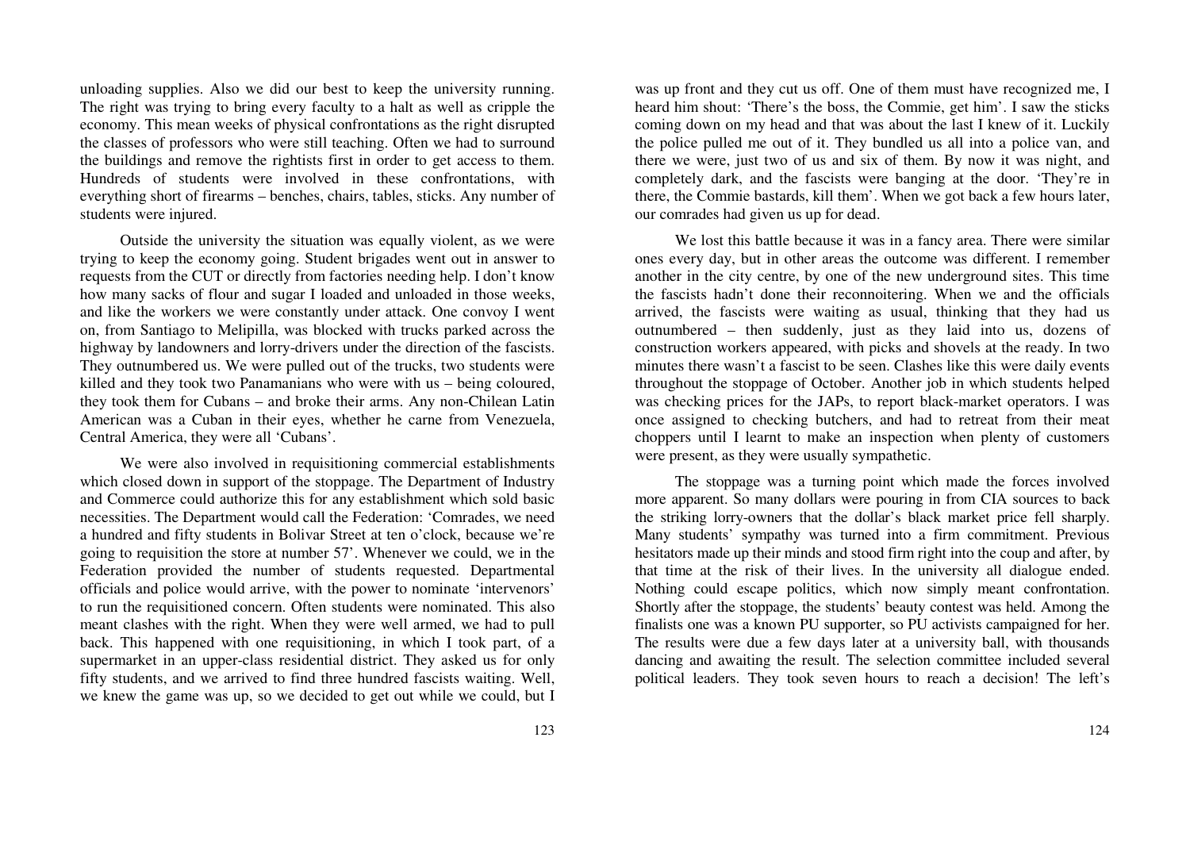unloading supplies. Also we did our best to keep the university running. The right was trying to bring every faculty to a halt as well as cripple the economy. This mean weeks of physical confrontations as the right disrupted the classes of professors who were still teaching. Often we had to surround the buildings and remove the rightists first in order to get access to them. Hundreds of students were involved in these confrontations, with everything short of firearms – benches, chairs, tables, sticks. Any number of students were injured.

Outside the university the situation was equally violent, as we were trying to keep the economy going. Student brigades went out in answer to requests from the CUT or directly from factories needing help. I don't know how many sacks of flour and sugar I loaded and unloaded in those weeks, and like the workers we were constantly under attack. One convoy I went on, from Santiago to Melipilla, was blocked with trucks parked across the highway by landowners and lorry-drivers under the direction of the fascists. They outnumbered us. We were pulled out of the trucks, two students were killed and they took two Panamanians who were with us – being coloured, they took them for Cubans – and broke their arms. Any non-Chilean Latin American was a Cuban in their eyes, whether he carne from Venezuela, Central America, they were all 'Cubans'.

We were also involved in requisitioning commercial establishments which closed down in support of the stoppage. The Department of Industry and Commerce could authorize this for any establishment which sold basic necessities. The Department would call the Federation: 'Comrades, we need a hundred and fifty students in Bolivar Street at ten o'clock, because we're going to requisition the store at number 57'. Whenever we could, we in the Federation provided the number of students requested. Departmental officials and police would arrive, with the power to nominate 'intervenors' to run the requisitioned concern. Often students were nominated. This also meant clashes with the right. When they were well armed, we had to pull back. This happened with one requisitioning, in which I took part, of a supermarket in an upper-class residential district. They asked us for only fifty students, and we arrived to find three hundred fascists waiting. Well, we knew the game was up, so we decided to get out while we could, but I was up front and they cut us off. One of them must have recognized me, I heard him shout: 'There's the boss, the Commie, get him'. I saw the sticks coming down on my head and that was about the last I knew of it. Luckily the police pulled me out of it. They bundled us all into a police van, and there we were, just two of us and six of them. By now it was night, and completely dark, and the fascists were banging at the door. 'They're in there, the Commie bastards, kill them'. When we got back a few hours later, our comrades had given us up for dead.

We lost this battle because it was in a fancy area. There were similar ones every day, but in other areas the outcome was different. I remember another in the city centre, by one of the new underground sites. This time the fascists hadn't done their reconnoitering. When we and the officials arrived, the fascists were waiting as usual, thinking that they had us outnumbered – then suddenly, just as they laid into us, dozens of construction workers appeared, with picks and shovels at the ready. In two minutes there wasn't a fascist to be seen. Clashes like this were daily events throughout the stoppage of October. Another job in which students helped was checking prices for the JAPs, to report black-market operators. I was once assigned to checking butchers, and had to retreat from their meat choppers until I learnt to make an inspection when plenty of customers were present, as they were usually sympathetic.

The stoppage was a turning point which made the forces involved more apparent. So many dollars were pouring in from CIA sources to back the striking lorry-owners that the dollar's black market price fell sharply. Many students' sympathy was turned into a firm commitment. Previous hesitators made up their minds and stood firm right into the coup and after, by that time at the risk of their lives. In the university all dialogue ended. Nothing could escape politics, which now simply meant confrontation. Shortly after the stoppage, the students' beauty contest was held. Among the finalists one was a known PU supporter, so PU activists campaigned for her. The results were due a few days later at a university ball, with thousands dancing and awaiting the result. The selection committee included several political leaders. They took seven hours to reach a decision! The left's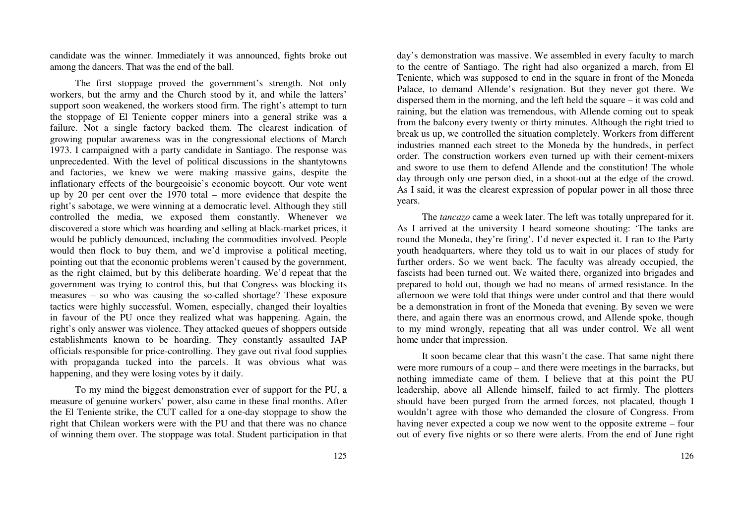candidate was the winner. Immediately it was announced, fights broke out among the dancers. That was the end of the ball.

The first stoppage proved the government's strength. Not only workers, but the army and the Church stood by it, and while the latters' support soon weakened, the workers stood firm. The right's attempt to turn the stoppage of El Teniente copper miners into a general strike was a failure. Not a single factory backed them. The clearest indication of growing popular awareness was in the congressional elections of March 1973. I campaigned with a party candidate in Santiago. The response was unprecedented. With the level of political discussions in the shantytowns and factories, we knew we were making massive gains, despite the inflationary effects of the bourgeoisie's economic boycott. Our vote went up by 20 per cent over the 1970 total – more evidence that despite the right's sabotage, we were winning at a democratic level. Although they still controlled the media, we exposed them constantly. Whenever we discovered a store which was hoarding and selling at black-market prices, it would be publicly denounced, including the commodities involved. People would then flock to buy them, and we'd improvise a political meeting, pointing out that the economic problems weren't caused by the government, as the right claimed, but by this deliberate hoarding. We'd repeat that the government was trying to control this, but that Congress was blocking its measures – so who was causing the so-called shortage? These exposure tactics were highly successful. Women, especially, changed their loyalties in favour of the PU once they realized what was happening. Again, the right's only answer was violence. They attacked queues of shoppers outside establishments known to be hoarding. They constantly assaulted JAP officials responsible for price-controlling. They gave out rival food supplies with propaganda tucked into the parcels. It was obvious what was happening, and they were losing votes by it daily.

To my mind the biggest demonstration ever of support for the PU, a measure of genuine workers' power, also came in these final months. After the El Teniente strike, the CUT called for a one-day stoppage to show the right that Chilean workers were with the PU and that there was no chance of winning them over. The stoppage was total. Student participation in that day's demonstration was massive. We assembled in every faculty to march to the centre of Santiago. The right had also organized a march, from El Teniente, which was supposed to end in the square in front of the Moneda Palace, to demand Allende's resignation. But they never got there. We dispersed them in the morning, and the left held the square – it was cold and raining, but the elation was tremendous, with Allende coming out to speak from the balcony every twenty or thirty minutes. Although the right tried to break us up, we controlled the situation completely. Workers from different industries manned each street to the Moneda by the hundreds, in perfect order. The construction workers even turned up with their cement-mixers and swore to use them to defend Allende and the constitution! The whole day through only one person died, in a shoot-out at the edge of the crowd. As I said, it was the clearest expression of popular power in all those three years.

The *tancazo* came a week later. The left was totally unprepared for it. As I arrived at the university I heard someone shouting: 'The tanks are round the Moneda, they're firing'. I'd never expected it. I ran to the Party youth headquarters, where they told us to wait in our places of study for further orders. So we went back. The faculty was already occupied, the fascists had been turned out. We waited there, organized into brigades and prepared to hold out, though we had no means of armed resistance. In the afternoon we were told that things were under control and that there would be a demonstration in front of the Moneda that evening. By seven we were there, and again there was an enormous crowd, and Allende spoke, though to my mind wrongly, repeating that all was under control. We all went home under that impression.

It soon became clear that this wasn't the case. That same night there were more rumours of a coup – and there were meetings in the barracks, but nothing immediate came of them. I believe that at this point the PU leadership, above all Allende himself, failed to act firmly. The plotters should have been purged from the armed forces, not placated, though I wouldn't agree with those who demanded the closure of Congress. From having never expected a coup we now went to the opposite extreme – four out of every five nights or so there were alerts. From the end of June right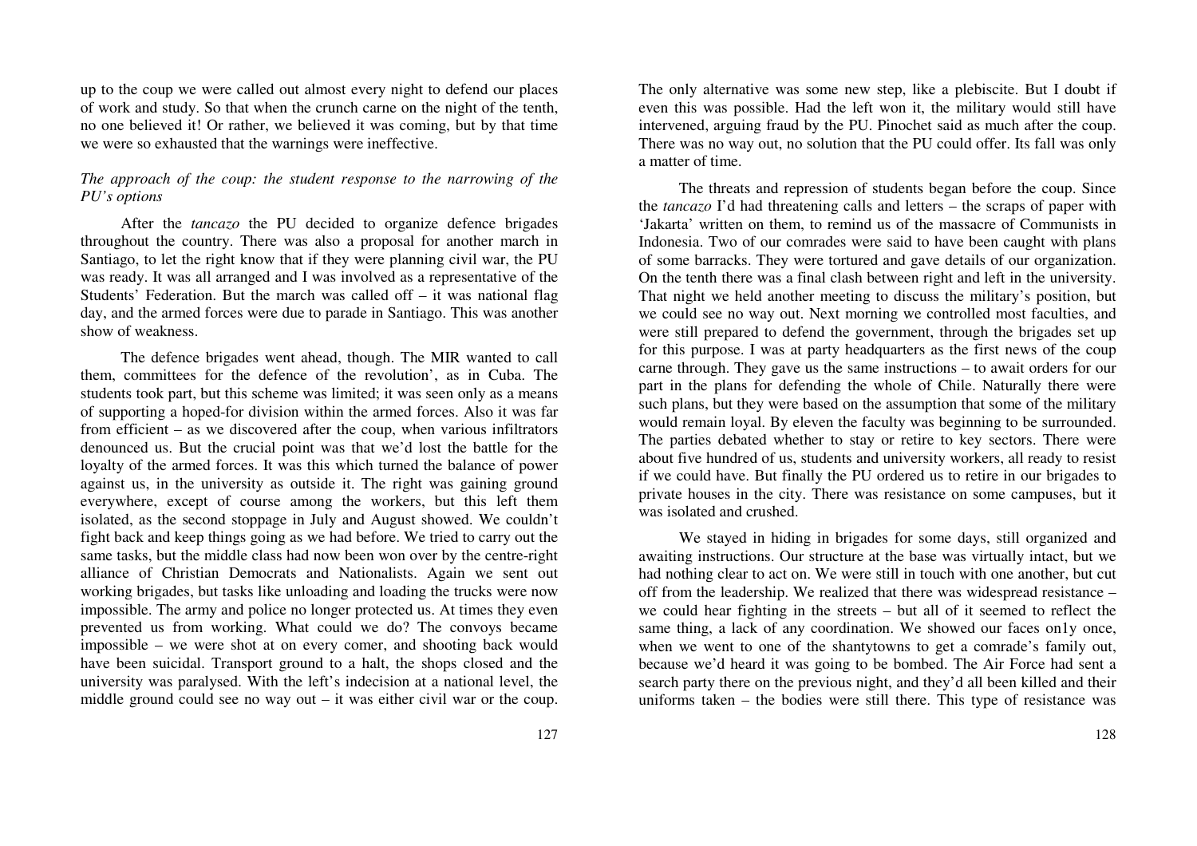up to the coup we were called out almost every night to defend our places of work and study. So that when the crunch carne on the night of the tenth, no one believed it! Or rather, we believed it was coming, but by that time we were so exhausted that the warnings were ineffective.

*The approach of the coup: the student response to the narrowing of the PU's options*

After the *tancazo* the PU decided to organize defence brigades throughout the country. There was also a proposal for another march in Santiago, to let the right know that if they were planning civil war, the PU was ready. It was all arranged and I was involved as a representative of the Students' Federation. But the march was called off – it was national flag day, and the armed forces were due to parade in Santiago. This was another show of weakness.

The defence brigades went ahead, though. The MIR wanted to call them, committees for the defence of the revolution', as in Cuba. The students took part, but this scheme was limited; it was seen only as a means of supporting a hoped-for division within the armed forces. Also it was far from efficient – as we discovered after the coup, when various infiltrators denounced us. But the crucial point was that we'd lost the battle for the loyalty of the armed forces. It was this which turned the balance of power against us, in the university as outside it. The right was gaining ground everywhere, except of course among the workers, but this left them isolated, as the second stoppage in July and August showed. We couldn't fight back and keep things going as we had before. We tried to carry out the same tasks, but the middle class had now been won over by the centre-right alliance of Christian Democrats and Nationalists. Again we sent out working brigades, but tasks like unloading and loading the trucks were now impossible. The army and police no longer protected us. At times they even prevented us from working. What could we do? The convoys became impossible – we were shot at on every comer, and shooting back would have been suicidal. Transport ground to a halt, the shops closed and the university was paralysed. With the left's indecision at a national level, the middle ground could see no way out – it was either civil war or the coup. The only alternative was some new step, like a plebiscite. But I doubt if even this was possible. Had the left won it, the military would still have intervened, arguing fraud by the PU. Pinochet said as much after the coup. There was no way out, no solution that the PU could offer. Its fall was only a matter of time.

The threats and repression of students began before the coup. Since the *tancazo* I'd had threatening calls and letters – the scraps of paper with 'Jakarta' written on them, to remind us of the massacre of Communists in Indonesia. Two of our comrades were said to have been caught with plans of some barracks. They were tortured and gave details of our organization. On the tenth there was a final clash between right and left in the university. That night we held another meeting to discuss the military's position, but we could see no way out. Next morning we controlled most faculties, and were still prepared to defend the government, through the brigades set up for this purpose. I was at party headquarters as the first news of the coup carne through. They gave us the same instructions – to await orders for our part in the plans for defending the whole of Chile. Naturally there were such plans, but they were based on the assumption that some of the military would remain loyal. By eleven the faculty was beginning to be surrounded. The parties debated whether to stay or retire to key sectors. There were about five hundred of us, students and university workers, all ready to resist if we could have. But finally the PU ordered us to retire in our brigades to private houses in the city. There was resistance on some campuses, but it was isolated and crushed.

We stayed in hiding in brigades for some days, still organized and awaiting instructions. Our structure at the base was virtually intact, but we had nothing clear to act on. We were still in touch with one another, but cut off from the leadership. We realized that there was widespread resistance – we could hear fighting in the streets – but all of it seemed to reflect the same thing, a lack of any coordination. We showed our faces on1y once, when we went to one of the shantytowns to get a comrade's family out, because we'd heard it was going to be bombed. The Air Force had sent a search party there on the previous night, and they'd all been killed and their uniforms taken – the bodies were still there. This type of resistance was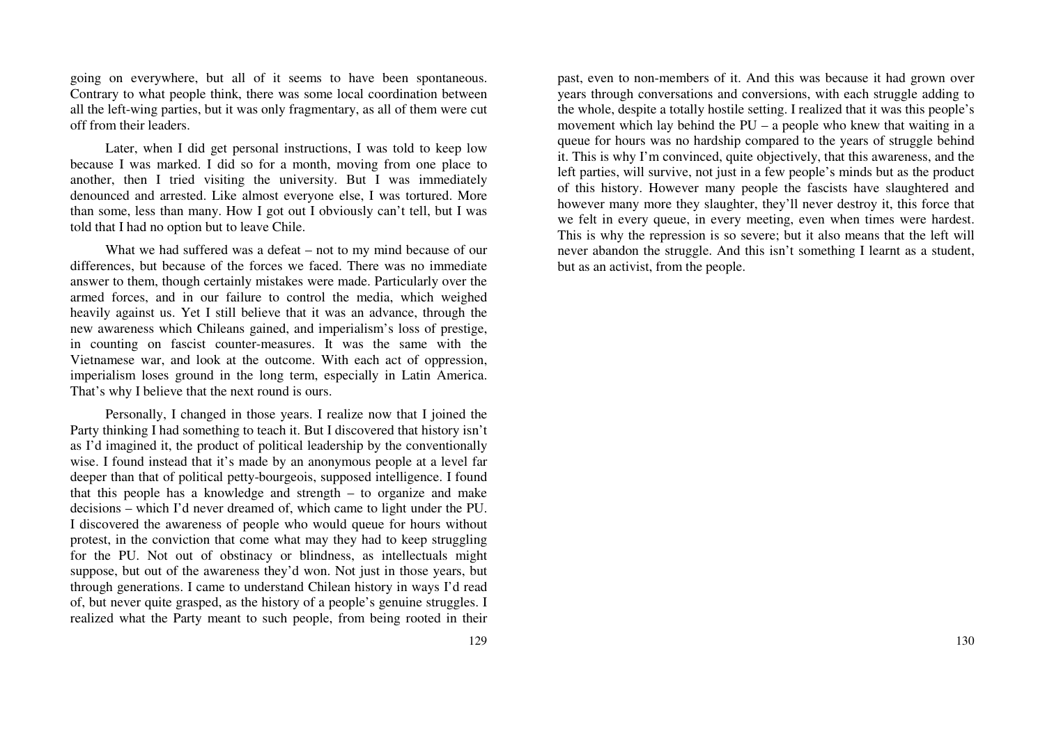going on everywhere, but all of it seems to have been spontaneous. Contrary to what people think, there was some local coordination between all the left-wing parties, but it was only fragmentary, as all of them were cut off from their leaders.

Later, when I did get personal instructions, I was told to keep low because I was marked. I did so for a month, moving from one place to another, then I tried visiting the university. But I was immediately denounced and arrested. Like almost everyone else, I was tortured. More than some, less than many. How I got out I obviously can't tell, but I was told that I had no option but to leave Chile.

What we had suffered was a defeat – not to my mind because of our differences, but because of the forces we faced. There was no immediate answer to them, though certainly mistakes were made. Particularly over the armed forces, and in our failure to control the media, which weighed heavily against us. Yet I still believe that it was an advance, through the new awareness which Chileans gained, and imperialism's loss of prestige, in counting on fascist counter-measures. It was the same with the Vietnamese war, and look at the outcome. With each act of oppression, imperialism loses ground in the long term, especially in Latin America. That's why I believe that the next round is ours.

Personally, I changed in those years. I realize now that I joined the Party thinking I had something to teach it. But I discovered that history isn't as I'd imagined it, the product of political leadership by the conventionally wise. I found instead that it's made by an anonymous people at a level far deeper than that of political petty-bourgeois, supposed intelligence. I found that this people has a knowledge and strength – to organize and make decisions – which I'd never dreamed of, which came to light under the PU. I discovered the awareness of people who would queue for hours without protest, in the conviction that come what may they had to keep struggling for the PU. Not out of obstinacy or blindness, as intellectuals might suppose, but out of the awareness they'd won. Not just in those years, but through generations. I came to understand Chilean history in ways I'd read of, but never quite grasped, as the history of a people's genuine struggles. I realized what the Party meant to such people, from being rooted in their past, even to non-members of it. And this was because it had grown over years through conversations and conversions, with each struggle adding to the whole, despite a totally hostile setting. I realized that it was this people's movement which lay behind the PU – a people who knew that waiting in a queue for hours was no hardship compared to the years of struggle behind it. This is why I'm convinced, quite objectively, that this awareness, and the left parties, will survive, not just in a few people's minds but as the product of this history. However many people the fascists have slaughtered and however many more they slaughter, they'll never destroy it, this force that we felt in every queue, in every meeting, even when times were hardest. This is why the repression is so severe; but it also means that the left will never abandon the struggle. And this isn't something I learnt as a student, but as an activist, from the people.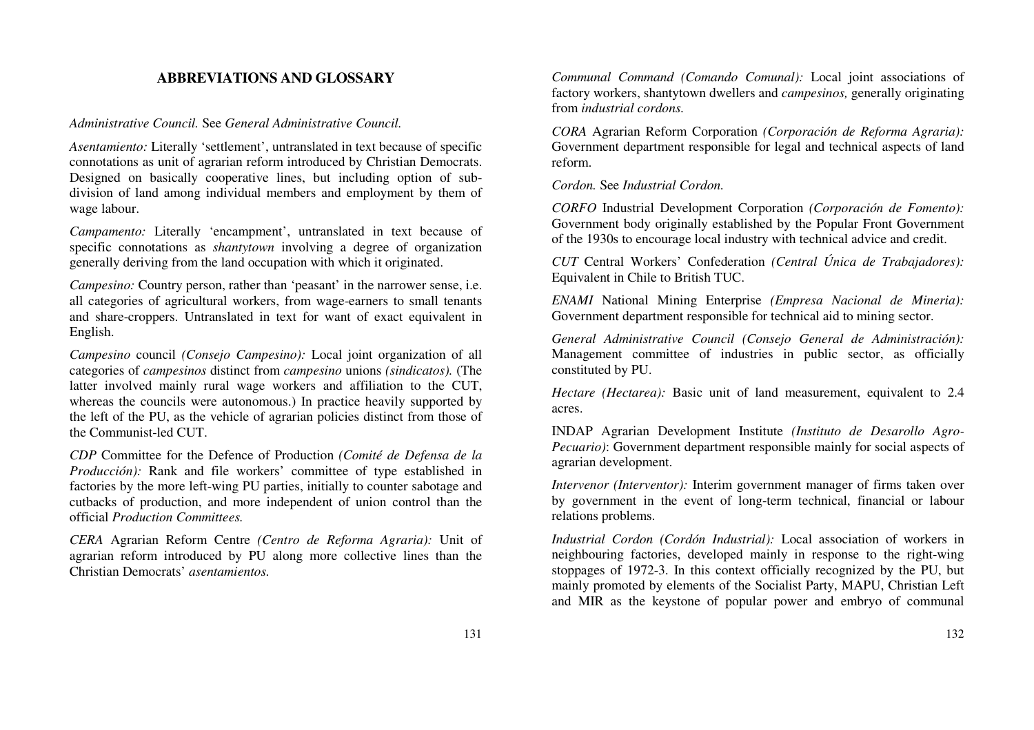## ABBREVIATIONS AND GLOSSARY

*Administrative Council.* See *General Administrative Council.*

*Asentamiento:* Literally 'settlement', untranslated in text because of specific connotations as unit of agrarian reform introduced by Christian Democrats. Designed on basically cooperative lines, but including option of sub-division of land among individual members and employment by them of wage labour.

*Campamento:* Literally 'encampment', untranslated in text because of specific connotations as *shantytown* involving a degree of organization generally deriving from the land occupation with which it originated.

*Campesino:* Country person, rather than 'peasant' in the narrower sense, i.e. all categories of agricultural workers, from wage-earners to small tenants and share-croppers. Untranslated in text for want of exact equivalent in English.

*Campesino* council *(Consejo Campesino):* Local joint organization of all categories of *campesinos* distinct from *campesino* unions *(sindicatos).* (The latter involved mainly rural wage workers and affiliation to the CUT, whereas the councils were autonomous.) In practice heavily supported by the left of the PU, as the vehicle of agrarian policies distinct from those of the Communist-led CUT.

*CDP* Committee for the Defence of Production *(Comité de Defensa de la Producción):* Rank and file workers' committee of type established in factories by the more left-wing PU parties, initially to counter sabotage and cutbacks of production, and more independent of union control than the official *Production Committees.*

*CERA* Agrarian Reform Centre *(Centro de Reforma Agraria):* Unit of agrarian reform introduced by PU along more collective lines than the Christian Democrats' *asentamientos.*

*Communal Command (Comando Comunal):* Local joint associations of factory workers, shantytown dwellers and *campesinos,* generally originating from *industrial cordons.*

*CORA* Agrarian Reform Corporation *(Corporación de Reforma Agraria):* Government department responsible for legal and technical aspects of land reform.

*Cordon.* See *Industrial Cordon.*

*CORFO* Industrial Development Corporation *(Corporación de Fomento):* Government body originally established by the Popular Front Government of the 1930s to encourage local industry with technical advice and credit.

*CUT* Central Workers' Confederation *(Central Única de Trabajadores):* Equivalent in Chile to British TUC.

*ENAMI* National Mining Enterprise *(Empresa Nacional de Mineria):* Government department responsible for technical aid to mining sector.

*General Administrative Council (Consejo General de Administración):* Management committee of industries in public sector, as officially constituted by PU.

*Hectare (Hectarea):* Basic unit of land measurement, equivalent to 2.4 acres.

INDAP Agrarian Development Institute *(Instituto de Desarollo Agro-Pecuario)*: Government department responsible mainly for social aspects of agrarian development.

*Intervenor (Interventor):* Interim government manager of firms taken over by government in the event of long-term technical, financial or labour relations problems.

*Industrial Cordon (Cordón Industrial):* Local association of workers in neighbouring factories, developed mainly in response to the right-wing stoppages of 1972-3. In this context officially recognized by the PU, but mainly promoted by elements of the Socialist Party, MAPU, Christian Left and MIR as the keystone of popular power and embryo of communal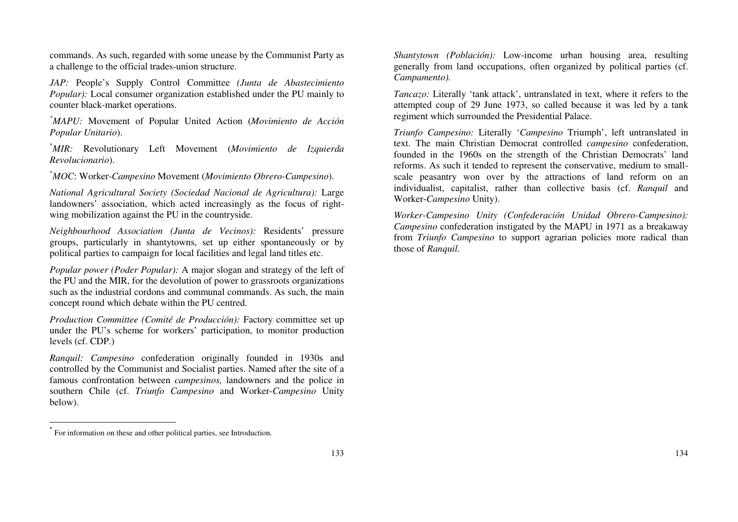commands. As such, regarded with some unease by the Communist Party as a challenge to the official trades-union structure.

*JAP:* People's Supply Control Committee *(Junta de Abastecimiento Popular):* Local consumer organization established under the PU mainly to counter black-market operations.

[*] *MAPU:* Movement of Popular United Action (*Movimiento de Acción Popular Unitario*).

[*] *MIR:* Revolutionary Left Movement (*Movimiento de Izquierda Revolucionario*).

[*] *MOC*: Worker-*Campesino* Movement (*Movimiento Obrero-Campesino*).

*National Agricultural Society (Sociedad Nacional de Agricultura):* Large landowners' association, which acted increasingly as the focus of right-wing mobilization against the PU in the countryside.

*Neighbourhood Association (Junta de Vecinos):* Residents' pressure groups, particularly in shantytowns, set up either spontaneously or by political parties to campaign for local facilities and legal land titles etc.

*Popular power (Poder Popular):* A major slogan and strategy of the left of the PU and the MIR, for the devolution of power to grassroots organizations such as the industrial cordons and communal commands. As such, the main concept round which debate within the PU centred.

*Production Committee (Comité de Producción):* Factory committee set up under the PU's scheme for workers' participation, to monitor production levels (cf. CDP.)

*Ranquil: Campesino* confederation originally founded in 1930s and controlled by the Communist and Socialist parties. Named after the site of a famous confrontation between *campesinos,* landowners and the police in southern Chile (cf. *Triunfo Campesino* and Worker-*Campesino* Unity below).

[*] For information on these and other political parties, see Introduction.

*Shantytown (Población):* Low-income urban housing area, resulting generally from land occupations, often organized by political parties (cf. *Campamento).*

*Tancazo:* Literally 'tank attack', untranslated in text, where it refers to the attempted coup of 29 June 1973, so called because it was led by a tank regiment which surrounded the Presidential Palace.

*Triunfo Campesino:* Literally '*Campesino* Triumph', left untranslated in text. The main Christian Democrat controlled *campesino* confederation, founded in the 1960s on the strength of the Christian Democrats' land reforms. As such it tended to represent the conservative, medium to small-scale peasantry won over by the attractions of land reform on an individualist, capitalist, rather than collective basis (cf. *Ranquil* and Worker-*Campesino* Unity).

*Worker-Campesino Unity (Confederación Unidad Obrero-Campesino): Campesino* confederation instigated by the MAPU in 1971 as a breakaway from *Triunfo Campesino* to support agrarian policies more radical than those of *Ranquil.*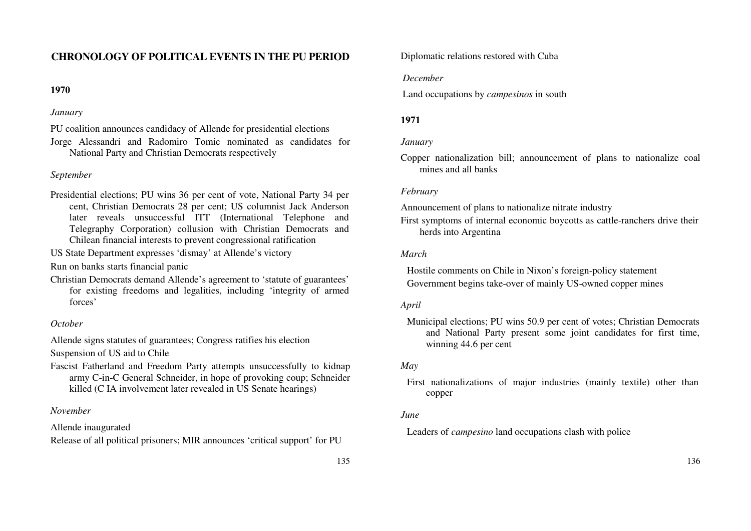## CHRONOLOGY OF POLITICAL EVENTS IN THE PU PERIOD

### 1970

*January*

PU coalition announces candidacy of Allende for presidential elections

Jorge Alessandri and Radomiro Tomic nominated as candidates for National Party and Christian Democrats respectively

*September*

Presidential elections; PU wins 36 per cent of vote, National Party 34 per cent, Christian Democrats 28 per cent; US columnist Jack Anderson later reveals unsuccessful ITT (International Telephone and Telegraphy Corporation) collusion with Christian Democrats and Chilean financial interests to prevent congressional ratification

US State Department expresses 'dismay' at Allende's victory

Run on banks starts financial panic

Christian Democrats demand Allende's agreement to 'statute of guarantees' for existing freedoms and legalities, including 'integrity of armed forces'

*October*

Allende signs statutes of guarantees; Congress ratifies his election

Suspension of US aid to Chile

Fascist Fatherland and Freedom Party attempts unsuccessfully to kidnap army C-in-C General Schneider, in hope of provoking coup; Schneider killed (C IA involvement later revealed in US Senate hearings)

*November*

Allende inaugurated

Release of all political prisoners; MIR announces 'critical support' for PU

Diplomatic relations restored with Cuba

*December*

Land occupations by *campesinos* in south

### 1971

*January*

Copper nationalization bill; announcement of plans to nationalize coal mines and all banks

*February*

Announcement of plans to nationalize nitrate industry

First symptoms of internal economic boycotts as cattle-ranchers drive their herds into Argentina

*March*

Hostile comments on Chile in Nixon's foreign-policy statement

Government begins take-over of mainly US-owned copper mines

*April*

Municipal elections; PU wins 50.9 per cent of votes; Christian Democrats and National Party present some joint candidates for first time, winning 44.6 per cent

*May*

First nationalizations of major industries (mainly textile) other than copper

*June*

Leaders of *campesino* land occupations clash with police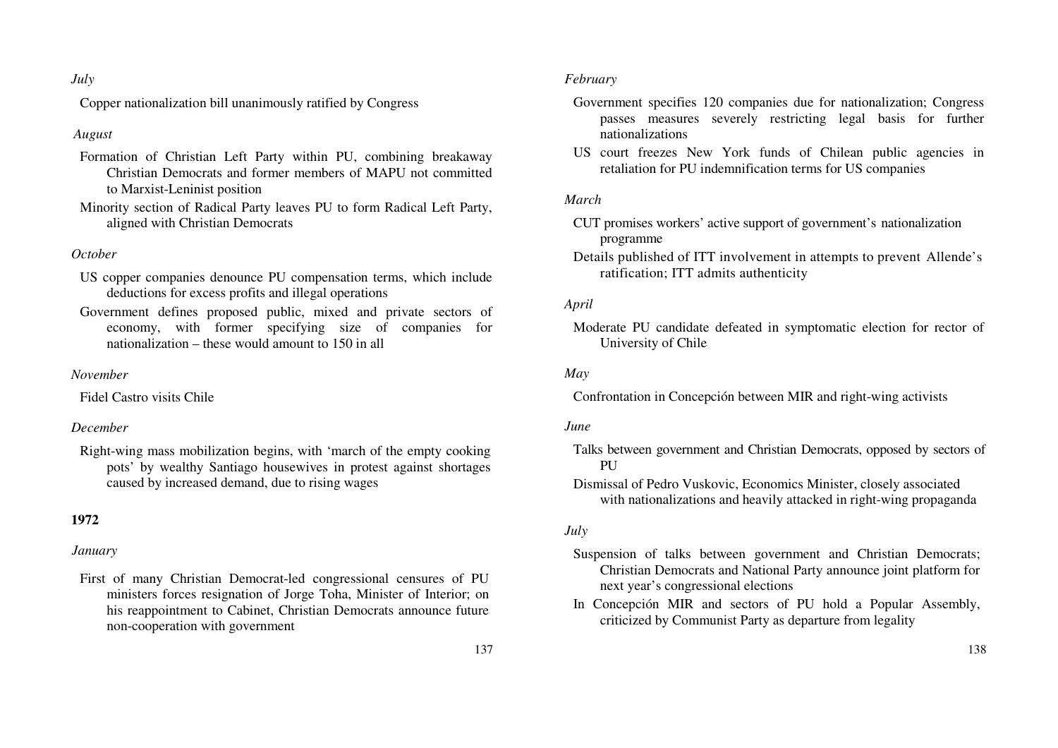*July*

Copper nationalization bill unanimously ratified by Congress

*August*

Formation of Christian Left Party within PU, combining breakaway Christian Democrats and former members of MAPU not committed to Marxist-Leninist position

Minority section of Radical Party leaves PU to form Radical Left Party, aligned with Christian Democrats

*October*

US copper companies denounce PU compensation terms, which include deductions for excess profits and illegal operations

Government defines proposed public, mixed and private sectors of economy, with former specifying size of companies for nationalization – these would amount to 150 in all

*November*

Fidel Castro visits Chile

*December*

Right-wing mass mobilization begins, with 'march of the empty cooking pots' by wealthy Santiago housewives in protest against shortages caused by increased demand, due to rising wages

**1972**

*January*

First of many Christian Democrat-led congressional censures of PU ministers forces resignation of Jorge Toha, Minister of Interior; on his reappointment to Cabinet, Christian Democrats announce future non-cooperation with government

*February*

Government specifies 120 companies due for nationalization; Congress passes measures severely restricting legal basis for further nationalizations

US court freezes New York funds of Chilean public agencies in retaliation for PU indemnification terms for US companies

*March*

CUT promises workers' active support of government's nationalization programme

Details published of ITT involvement in attempts to prevent Allende's ratification; ITT admits authenticity

*April*

Moderate PU candidate defeated in symptomatic election for rector of University of Chile

*May*

Confrontation in Concepción between MIR and right-wing activists

*June*

Talks between government and Christian Democrats, opposed by sectors of PU

Dismissal of Pedro Vuskovic, Economics Minister, closely associated with nationalizations and heavily attacked in right-wing propaganda

*July*

Suspension of talks between government and Christian Democrats; Christian Democrats and National Party announce joint platform for next year's congressional elections

In Concepción MIR and sectors of PU hold a Popular Assembly, criticized by Communist Party as departure from legality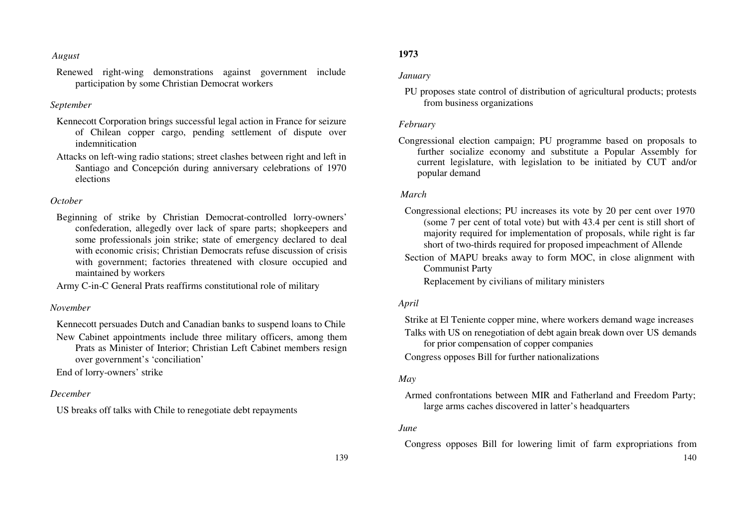*August*

Renewed right-wing demonstrations against government include participation by some Christian Democrat workers

*September*

Kennecott Corporation brings successful legal action in France for seizure of Chilean copper cargo, pending settlement of dispute over indemnitication

Attacks on left-wing radio stations; street clashes between right and left in Santiago and Concepción during anniversary celebrations of 1970 elections

*October*

Beginning of strike by Christian Democrat-controlled lorry-owners' confederation, allegedly over lack of spare parts; shopkeepers and some professionals join strike; state of emergency declared to deal with economic crisis; Christian Democrats refuse discussion of crisis with government; factories threatened with closure occupied and maintained by workers

Army C-in-C General Prats reaffirms constitutional role of military

*November*

Kennecott persuades Dutch and Canadian banks to suspend loans to Chile

New Cabinet appointments include three military officers, among them Prats as Minister of Interior; Christian Left Cabinet members resign over government's 'conciliation'

End of lorry-owners' strike

*December*

US breaks off talks with Chile to renegotiate debt repayments

**1973**

*January*

PU proposes state control of distribution of agricultural products; protests from business organizations

*February*

Congressional election campaign; PU programme based on proposals to further socialize economy and substitute a Popular Assembly for current legislature, with legislation to be initiated by CUT and/or popular demand

*March*

Congressional elections; PU increases its vote by 20 per cent over 1970 (some 7 per cent of total vote) but with 43.4 per cent is still short of majority required for implementation of proposals, while right is far short of two-thirds required for proposed impeachment of Allende

Section of MAPU breaks away to form MOC, in close alignment with Communist Party

Replacement by civilians of military ministers

*April*

Strike at El Teniente copper mine, where workers demand wage increases

Talks with US on renegotiation of debt again break down over US demands for prior compensation of copper companies

Congress opposes Bill for further nationalizations

*May*

Armed confrontations between MIR and Fatherland and Freedom Party; large arms caches discovered in latter's headquarters

*June*

Congress opposes Bill for lowering limit of farm expropriations from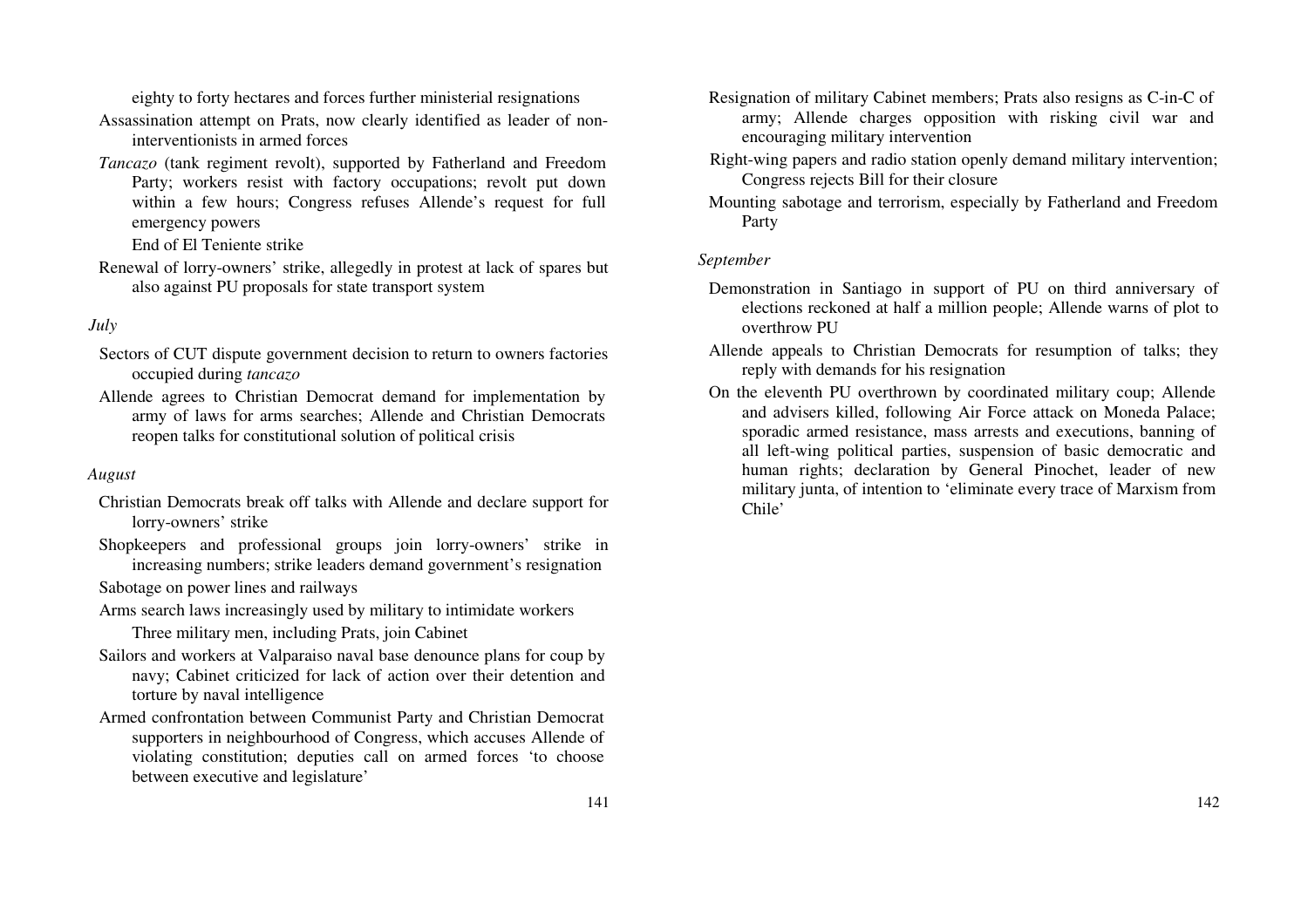eighty to forty hectares and forces further ministerial resignations

Assassination attempt on Prats, now clearly identified as leader of non-interventionists in armed forces

*Tancazo* (tank regiment revolt), supported by Fatherland and Freedom Party; workers resist with factory occupations; revolt put down within a few hours; Congress refuses Allende's request for full emergency powers

End of El Teniente strike

Renewal of lorry-owners' strike, allegedly in protest at lack of spares but also against PU proposals for state transport system

*July*

Sectors of CUT dispute government decision to return to owners factories occupied during *tancazo*

Allende agrees to Christian Democrat demand for implementation by army of laws for arms searches; Allende and Christian Democrats reopen talks for constitutional solution of political crisis

*August*

Christian Democrats break off talks with Allende and declare support for lorry-owners' strike

Shopkeepers and professional groups join lorry-owners' strike in increasing numbers; strike leaders demand government's resignation

Sabotage on power lines and railways

Arms search laws increasingly used by military to intimidate workers

Three military men, including Prats, join Cabinet

Sailors and workers at Valparaiso naval base denounce plans for coup by navy; Cabinet criticized for lack of action over their detention and torture by naval intelligence

Armed confrontation between Communist Party and Christian Democrat supporters in neighbourhood of Congress, which accuses Allende of violating constitution; deputies call on armed forces 'to choose between executive and legislature'

Resignation of military Cabinet members; Prats also resigns as C-in-C of army; Allende charges opposition with risking civil war and encouraging military intervention

Right-wing papers and radio station openly demand military intervention; Congress rejects Bill for their closure

Mounting sabotage and terrorism, especially by Fatherland and Freedom Party

*September*

Demonstration in Santiago in support of PU on third anniversary of elections reckoned at half a million people; Allende warns of plot to overthrow PU

Allende appeals to Christian Democrats for resumption of talks; they reply with demands for his resignation

On the eleventh PU overthrown by coordinated military coup; Allende and advisers killed, following Air Force attack on Moneda Palace; sporadic armed resistance, mass arrests and executions, banning of all left-wing political parties, suspension of basic democratic and human rights; declaration by General Pinochet, leader of new military junta, of intention to 'eliminate every trace of Marxism from Chile'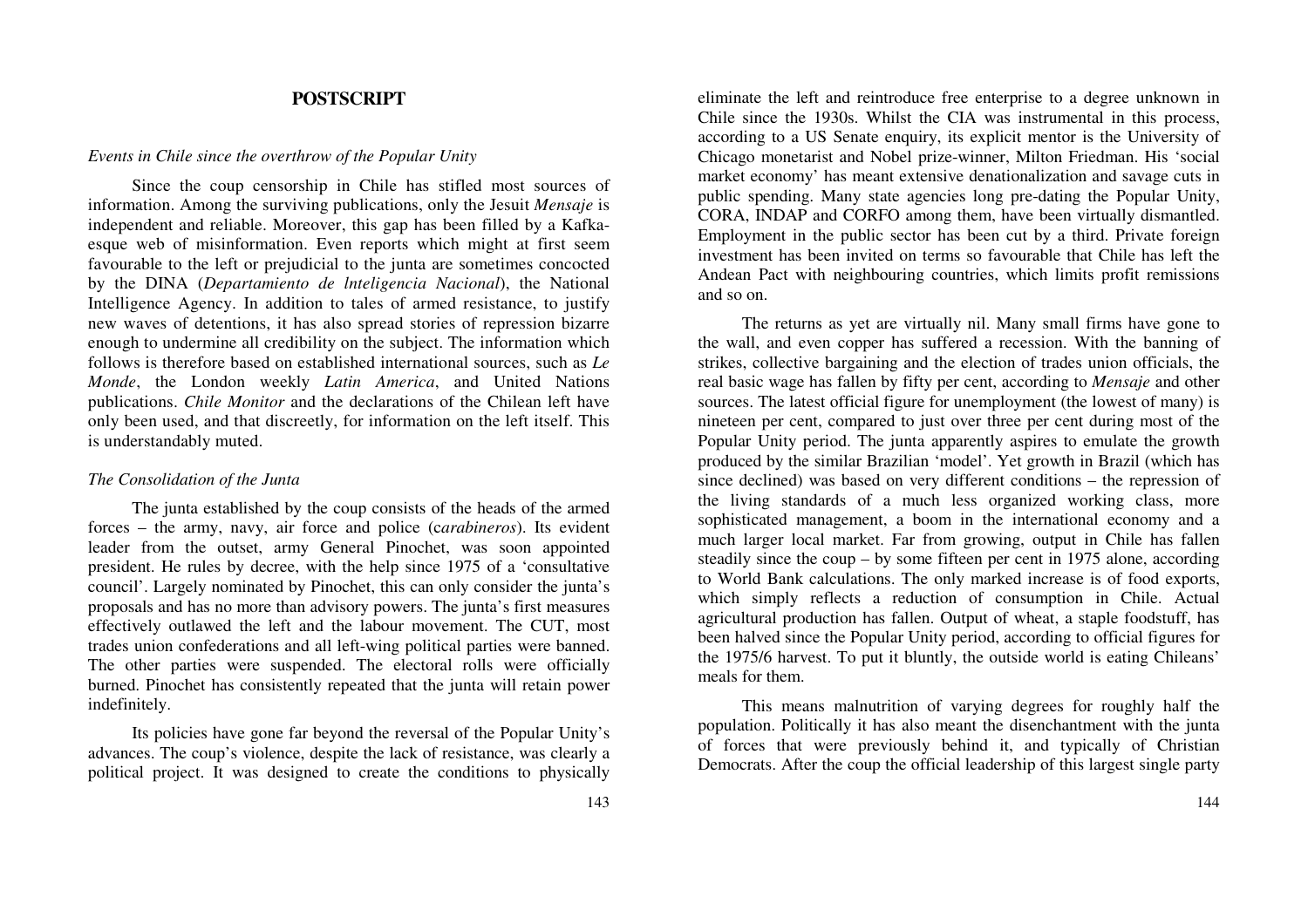## POSTSCRIPT

*Events in Chile since the overthrow of the Popular Unity*

Since the coup censorship in Chile has stifled most sources of information. Among the surviving publications, only the Jesuit *Mensaje* is independent and reliable. Moreover, this gap has been filled by a Kafka-esque web of misinformation. Even reports which might at first seem favourable to the left or prejudicial to the junta are sometimes concocted by the DINA (*Departamiento de lnteligencia Nacional*), the National Intelligence Agency. In addition to tales of armed resistance, to justify new waves of detentions, it has also spread stories of repression bizarre enough to undermine all credibility on the subject. The information which follows is therefore based on established international sources, such as *Le Monde*, the London weekly *Latin America*, and United Nations publications. *Chile Monitor* and the declarations of the Chilean left have only been used, and that discreetly, for information on the left itself. This is understandably muted.

*The Consolidation of the Junta*

The junta established by the coup consists of the heads of the armed forces – the army, navy, air force and police (c*arabineros*). Its evident leader from the outset, army General Pinochet, was soon appointed president. He rules by decree, with the help since 1975 of a 'consultative council'. Largely nominated by Pinochet, this can only consider the junta's proposals and has no more than advisory powers. The junta's first measures effectively outlawed the left and the labour movement. The CUT, most trades union confederations and all left-wing political parties were banned. The other parties were suspended. The electoral rolls were officially burned. Pinochet has consistently repeated that the junta will retain power indefinitely.

Its policies have gone far beyond the reversal of the Popular Unity's advances. The coup's violence, despite the lack of resistance, was clearly a political project. It was designed to create the conditions to physically eliminate the left and reintroduce free enterprise to a degree unknown in Chile since the 1930s. Whilst the CIA was instrumental in this process, according to a US Senate enquiry, its explicit mentor is the University of Chicago monetarist and Nobel prize-winner, Milton Friedman. His 'social market economy' has meant extensive denationalization and savage cuts in public spending. Many state agencies long pre-dating the Popular Unity, CORA, INDAP and CORFO among them, have been virtually dismantled. Employment in the public sector has been cut by a third. Private foreign investment has been invited on terms so favourable that Chile has left the Andean Pact with neighbouring countries, which limits profit remissions and so on.

The returns as yet are virtually nil. Many small firms have gone to the wall, and even copper has suffered a recession. With the banning of strikes, collective bargaining and the election of trades union officials, the real basic wage has fallen by fifty per cent, according to *Mensaje* and other sources. The latest official figure for unemployment (the lowest of many) is nineteen per cent, compared to just over three per cent during most of the Popular Unity period. The junta apparently aspires to emulate the growth produced by the similar Brazilian 'model'. Yet growth in Brazil (which has since declined) was based on very different conditions – the repression of the living standards of a much less organized working class, more sophisticated management, a boom in the international economy and a much larger local market. Far from growing, output in Chile has fallen steadily since the coup – by some fifteen per cent in 1975 alone, according to World Bank calculations. The only marked increase is of food exports, which simply reflects a reduction of consumption in Chile. Actual agricultural production has fallen. Output of wheat, a staple foodstuff, has been halved since the Popular Unity period, according to official figures for the 1975/6 harvest. To put it bluntly, the outside world is eating Chileans' meals for them.

This means malnutrition of varying degrees for roughly half the population. Politically it has also meant the disenchantment with the junta of forces that were previously behind it, and typically of Christian Democrats. After the coup the official leadership of this largest single party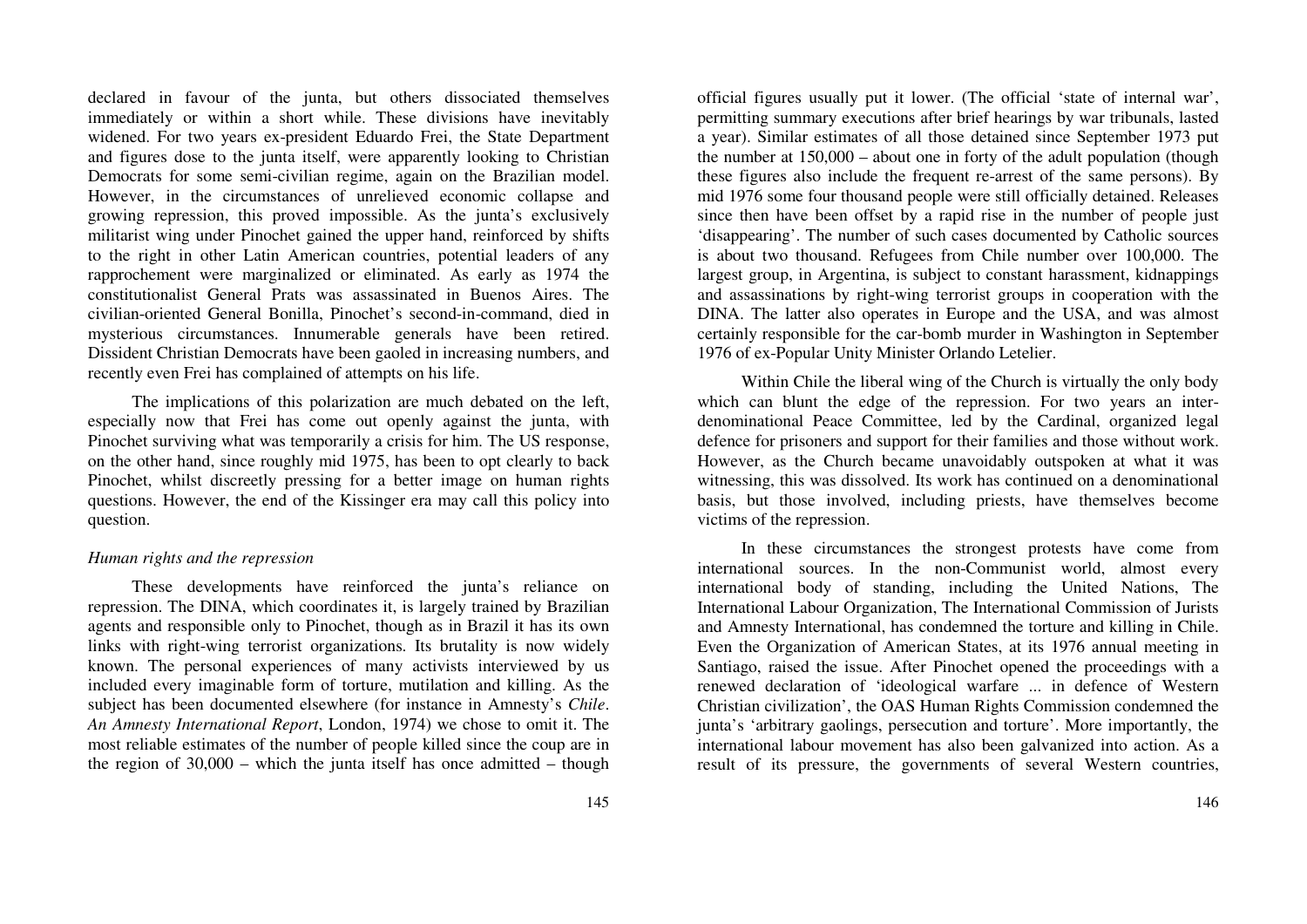declared in favour of the junta, but others dissociated themselves immediately or within a short while. These divisions have inevitably widened. For two years ex-president Eduardo Frei, the State Department and figures dose to the junta itself, were apparently looking to Christian Democrats for some semi-civilian regime, again on the Brazilian model. However, in the circumstances of unrelieved economic collapse and growing repression, this proved impossible. As the junta's exclusively militarist wing under Pinochet gained the upper hand, reinforced by shifts to the right in other Latin American countries, potential leaders of any rapprochement were marginalized or eliminated. As early as 1974 the constitutionalist General Prats was assassinated in Buenos Aires. The civilian-oriented General Bonilla, Pinochet's second-in-command, died in mysterious circumstances. Innumerable generals have been retired. Dissident Christian Democrats have been gaoled in increasing numbers, and recently even Frei has complained of attempts on his life.

The implications of this polarization are much debated on the left, especially now that Frei has come out openly against the junta, with Pinochet surviving what was temporarily a crisis for him. The US response, on the other hand, since roughly mid 1975, has been to opt clearly to back Pinochet, whilst discreetly pressing for a better image on human rights questions. However, the end of the Kissinger era may call this policy into question.

*Human rights and the repression*

These developments have reinforced the junta's reliance on repression. The DINA, which coordinates it, is largely trained by Brazilian agents and responsible only to Pinochet, though as in Brazil it has its own links with right-wing terrorist organizations. Its brutality is now widely known. The personal experiences of many activists interviewed by us included every imaginable form of torture, mutilation and killing. As the subject has been documented elsewhere (for instance in Amnesty's *Chile. An Amnesty International Report*, London, 1974) we chose to omit it. The most reliable estimates of the number of people killed since the coup are in the region of 30,000 – which the junta itself has once admitted – though official figures usually put it lower. (The official 'state of internal war', permitting summary executions after brief hearings by war tribunals, lasted a year). Similar estimates of all those detained since September 1973 put the number at 150,000 – about one in forty of the adult population (though these figures also include the frequent re-arrest of the same persons). By mid 1976 some four thousand people were still officially detained. Releases since then have been offset by a rapid rise in the number of people just 'disappearing'. The number of such cases documented by Catholic sources is about two thousand. Refugees from Chile number over 100,000. The largest group, in Argentina, is subject to constant harassment, kidnappings and assassinations by right-wing terrorist groups in cooperation with the DINA. The latter also operates in Europe and the USA, and was almost certainly responsible for the car-bomb murder in Washington in September 1976 of ex-Popular Unity Minister Orlando Letelier.

Within Chile the liberal wing of the Church is virtually the only body which can blunt the edge of the repression. For two years an inter-denominational Peace Committee, led by the Cardinal, organized legal defence for prisoners and support for their families and those without work. However, as the Church became unavoidably outspoken at what it was witnessing, this was dissolved. Its work has continued on a denominational basis, but those involved, including priests, have themselves become victims of the repression.

In these circumstances the strongest protests have come from international sources. In the non-Communist world, almost every international body of standing, including the United Nations, The International Labour Organization, The International Commission of Jurists and Amnesty International, has condemned the torture and killing in Chile. Even the Organization of American States, at its 1976 annual meeting in Santiago, raised the issue. After Pinochet opened the proceedings with a renewed declaration of 'ideological warfare ... in defence of Western Christian civilization', the OAS Human Rights Commission condemned the junta's 'arbitrary gaolings, persecution and torture'. More importantly, the international labour movement has also been galvanized into action. As a result of its pressure, the governments of several Western countries,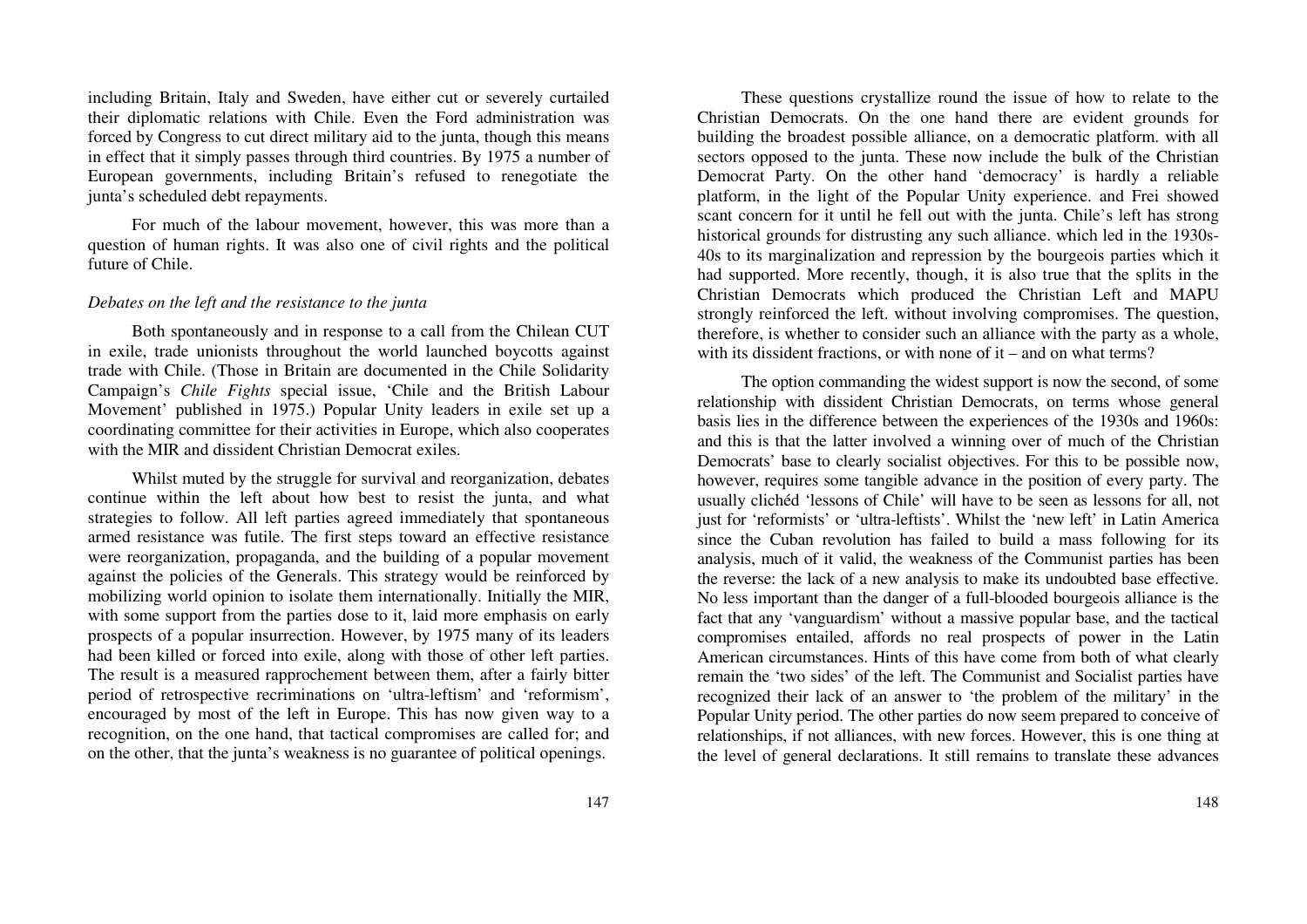including Britain, Italy and Sweden, have either cut or severely curtailed their diplomatic relations with Chile. Even the Ford administration was forced by Congress to cut direct military aid to the junta, though this means in effect that it simply passes through third countries. By 1975 a number of European governments, including Britain's refused to renegotiate the junta's scheduled debt repayments.

For much of the labour movement, however, this was more than a question of human rights. It was also one of civil rights and the political future of Chile.

*Debates on the left and the resistance to the junta*

Both spontaneously and in response to a call from the Chilean CUT in exile, trade unionists throughout the world launched boycotts against trade with Chile. (Those in Britain are documented in the Chile Solidarity Campaign's *Chile Fights* special issue, 'Chile and the British Labour Movement' published in 1975.) Popular Unity leaders in exile set up a coordinating committee for their activities in Europe, which also cooperates with the MIR and dissident Christian Democrat exiles.

Whilst muted by the struggle for survival and reorganization, debates continue within the left about how best to resist the junta, and what strategies to follow. All left parties agreed immediately that spontaneous armed resistance was futile. The first steps toward an effective resistance were reorganization, propaganda, and the building of a popular movement against the policies of the Generals. This strategy would be reinforced by mobilizing world opinion to isolate them internationally. Initially the MIR, with some support from the parties dose to it, laid more emphasis on early prospects of a popular insurrection. However, by 1975 many of its leaders had been killed or forced into exile, along with those of other left parties. The result is a measured rapprochement between them, after a fairly bitter period of retrospective recriminations on 'ultra-leftism' and 'reformism', encouraged by most of the left in Europe. This has now given way to a recognition, on the one hand, that tactical compromises are called for; and on the other, that the junta's weakness is no guarantee of political openings.

These questions crystallize round the issue of how to relate to the Christian Democrats. On the one hand there are evident grounds for building the broadest possible alliance, on a democratic platform. with all sectors opposed to the junta. These now include the bulk of the Christian Democrat Party. On the other hand 'democracy' is hardly a reliable platform, in the light of the Popular Unity experience. and Frei showed scant concern for it until he fell out with the junta. Chile's left has strong historical grounds for distrusting any such alliance. which led in the 1930s-40s to its marginalization and repression by the bourgeois parties which it had supported. More recently, though, it is also true that the splits in the Christian Democrats which produced the Christian Left and MAPU strongly reinforced the left. without involving compromises. The question, therefore, is whether to consider such an alliance with the party as a whole, with its dissident fractions, or with none of it – and on what terms?

The option commanding the widest support is now the second, of some relationship with dissident Christian Democrats, on terms whose general basis lies in the difference between the experiences of the 1930s and 1960s: and this is that the latter involved a winning over of much of the Christian Democrats' base to clearly socialist objectives. For this to be possible now, however, requires some tangible advance in the position of every party. The usually clichéd 'lessons of Chile' will have to be seen as lessons for all, not just for 'reformists' or 'ultra-leftists'. Whilst the 'new left' in Latin America since the Cuban revolution has failed to build a mass following for its analysis, much of it valid, the weakness of the Communist parties has been the reverse: the lack of a new analysis to make its undoubted base effective. No less important than the danger of a full-blooded bourgeois alliance is the fact that any 'vanguardism' without a massive popular base, and the tactical compromises entailed, affords no real prospects of power in the Latin American circumstances. Hints of this have come from both of what clearly remain the 'two sides' of the left. The Communist and Socialist parties have recognized their lack of an answer to 'the problem of the military' in the Popular Unity period. The other parties do now seem prepared to conceive of relationships, if not alliances, with new forces. However, this is one thing at the level of general declarations. It still remains to translate these advances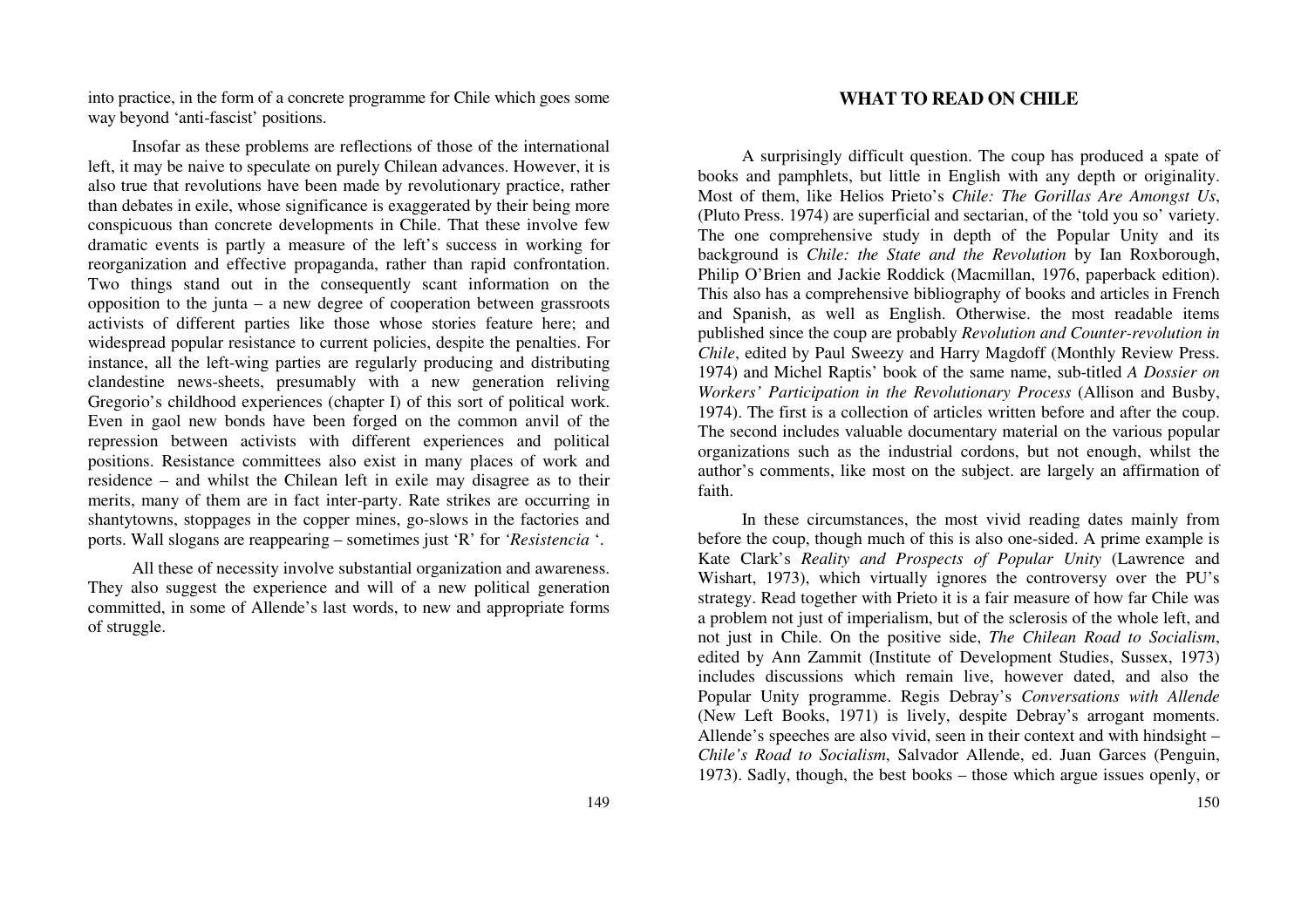into practice, in the form of a concrete programme for Chile which goes some way beyond 'anti-fascist' positions.

Insofar as these problems are reflections of those of the international left, it may be naive to speculate on purely Chilean advances. However, it is also true that revolutions have been made by revolutionary practice, rather than debates in exile, whose significance is exaggerated by their being more conspicuous than concrete developments in Chile. That these involve few dramatic events is partly a measure of the left's success in working for reorganization and effective propaganda, rather than rapid confrontation. Two things stand out in the consequently scant information on the opposition to the junta – a new degree of cooperation between grassroots activists of different parties like those whose stories feature here; and widespread popular resistance to current policies, despite the penalties. For instance, all the left-wing parties are regularly producing and distributing clandestine news-sheets, presumably with a new generation reliving Gregorio's childhood experiences (chapter I) of this sort of political work. Even in gaol new bonds have been forged on the common anvil of the repression between activists with different experiences and political positions. Resistance committees also exist in many places of work and residence – and whilst the Chilean left in exile may disagree as to their merits, many of them are in fact inter-party. Rate strikes are occurring in shantytowns, stoppages in the copper mines, go-slows in the factories and ports. Wall slogans are reappearing – sometimes just 'R' for *'Resistencia* '.

All these of necessity involve substantial organization and awareness. They also suggest the experience and will of a new political generation committed, in some of Allende's last words, to new and appropriate forms of struggle.

## WHAT TO READ ON CHILE

A surprisingly difficult question. The coup has produced a spate of books and pamphlets, but little in English with any depth or originality. Most of them, like Helios Prieto's *Chile: The Gorillas Are Amongst Us*, (Pluto Press. 1974) are superficial and sectarian, of the 'told you so' variety. The one comprehensive study in depth of the Popular Unity and its background is *Chile: the State and the Revolution* by Ian Roxborough, Philip O'Brien and Jackie Roddick (Macmillan, 1976, paperback edition). This also has a comprehensive bibliography of books and articles in French and Spanish, as well as English. Otherwise. the most readable items published since the coup are probably *Revolution and Counter-revolution in Chile*, edited by Paul Sweezy and Harry Magdoff (Monthly Review Press. 1974) and Michel Raptis' book of the same name, sub-titled *A Dossier on Workers' Participation in the Revolutionary Process* (Allison and Busby, 1974). The first is a collection of articles written before and after the coup. The second includes valuable documentary material on the various popular organizations such as the industrial cordons, but not enough, whilst the author's comments, like most on the subject. are largely an affirmation of faith.

In these circumstances, the most vivid reading dates mainly from before the coup, though much of this is also one-sided. A prime example is Kate Clark's *Reality and Prospects of Popular Unity* (Lawrence and Wishart, 1973), which virtually ignores the controversy over the PU's strategy. Read together with Prieto it is a fair measure of how far Chile was a problem not just of imperialism, but of the sclerosis of the whole left, and not just in Chile. On the positive side, *The Chilean Road to Socialism*, edited by Ann Zammit (Institute of Development Studies, Sussex, 1973) includes discussions which remain live, however dated, and also the Popular Unity programme. Regis Debray's *Conversations with Allende* (New Left Books, 1971) is lively, despite Debray's arrogant moments. Allende's speeches are also vivid, seen in their context and with hindsight – *Chile's Road to Socialism*, Salvador Allende, ed. Juan Garces (Penguin, 1973). Sadly, though, the best books – those which argue issues openly, or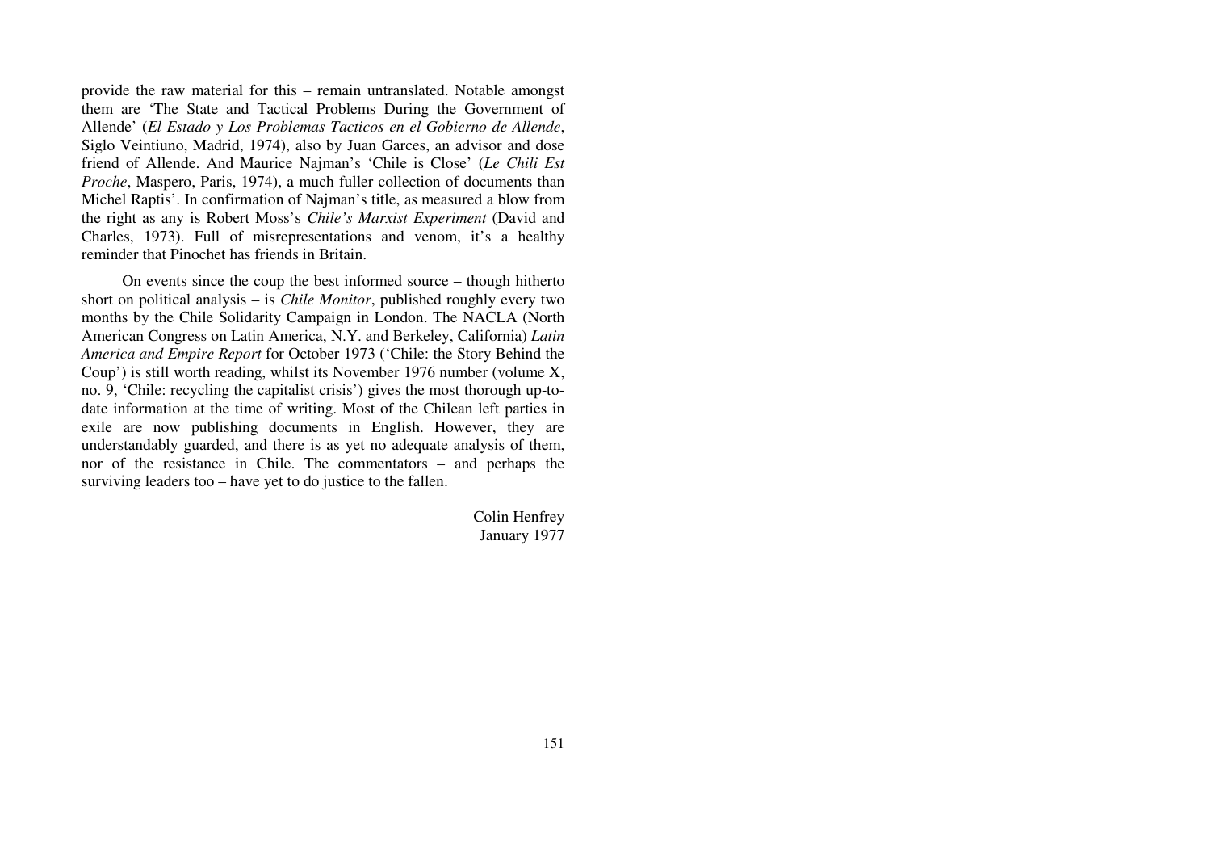provide the raw material for this – remain untranslated. Notable amongst them are 'The State and Tactical Problems During the Government of Allende' (*El Estado y Los Problemas Tacticos en el Gobierno de Allende*, Siglo Veintiuno, Madrid, 1974), also by Juan Garces, an advisor and dose friend of Allende. And Maurice Najman's 'Chile is Close' (*Le Chili Est Proche*, Maspero, Paris, 1974), a much fuller collection of documents than Michel Raptis'. In confirmation of Najman's title, as measured a blow from the right as any is Robert Moss's *Chile's Marxist Experiment* (David and Charles, 1973). Full of misrepresentations and venom, it's a healthy reminder that Pinochet has friends in Britain.

On events since the coup the best informed source – though hitherto short on political analysis – is *Chile Monitor*, published roughly every two months by the Chile Solidarity Campaign in London. The NACLA (North American Congress on Latin America, N.Y. and Berkeley, California) *Latin America and Empire Report* for October 1973 ('Chile: the Story Behind the Coup') is still worth reading, whilst its November 1976 number (volume X, no. 9, 'Chile: recycling the capitalist crisis') gives the most thorough up-to-date information at the time of writing. Most of the Chilean left parties in exile are now publishing documents in English. However, they are understandably guarded, and there is as yet no adequate analysis of them, nor of the resistance in Chile. The commentators – and perhaps the surviving leaders too – have yet to do justice to the fallen.

Colin Henfrey
January 1977